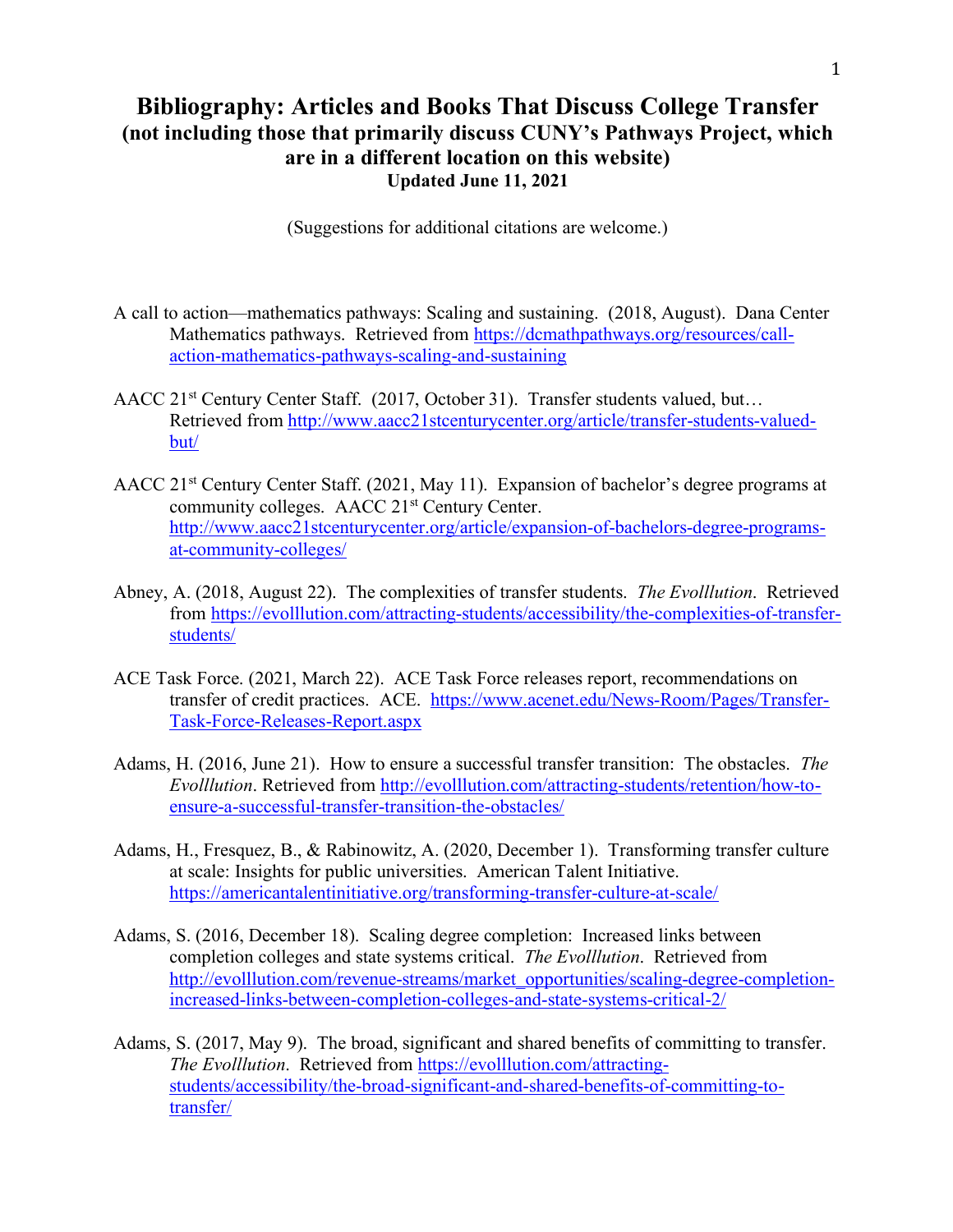# Bibliography: Articles and Books That Discuss College Transfer
## (not including those that primarily discuss CUNY's Pathways Project, which are in a different location on this website)
### Updated June 11, 2021

(Suggestions for additional citations are welcome.)

A call to action—mathematics pathways: Scaling and sustaining. (2018, August). Dana Center Mathematics pathways. Retrieved from https://dcmathpathways.org/resources/call-action-mathematics-pathways-scaling-and-sustaining

AACC 21st Century Center Staff. (2017, October 31). Transfer students valued, but… Retrieved from http://www.aacc21stcenturycenter.org/article/transfer-students-valued-but/

AACC 21st Century Center Staff. (2021, May 11). Expansion of bachelor's degree programs at community colleges. AACC 21st Century Center. http://www.aacc21stcenturycenter.org/article/expansion-of-bachelors-degree-programs-at-community-colleges/

Abney, A. (2018, August 22). The complexities of transfer students. *The Evolllution*. Retrieved from https://evolllution.com/attracting-students/accessibility/the-complexities-of-transfer-students/

ACE Task Force. (2021, March 22). ACE Task Force releases report, recommendations on transfer of credit practices. ACE. https://www.acenet.edu/News-Room/Pages/Transfer-Task-Force-Releases-Report.aspx

Adams, H. (2016, June 21). How to ensure a successful transfer transition: The obstacles. *The Evolllution*. Retrieved from http://evolllution.com/attracting-students/retention/how-to-ensure-a-successful-transfer-transition-the-obstacles/

Adams, H., Fresquez, B., & Rabinowitz, A. (2020, December 1). Transforming transfer culture at scale: Insights for public universities. American Talent Initiative. https://americantalentinitiative.org/transforming-transfer-culture-at-scale/

Adams, S. (2016, December 18). Scaling degree completion: Increased links between completion colleges and state systems critical. *The Evolllution*. Retrieved from http://evolllution.com/revenue-streams/market_opportunities/scaling-degree-completion-increased-links-between-completion-colleges-and-state-systems-critical-2/

Adams, S. (2017, May 9). The broad, significant and shared benefits of committing to transfer. *The Evolllution*. Retrieved from https://evolllution.com/attracting-students/accessibility/the-broad-significant-and-shared-benefits-of-committing-to-transfer/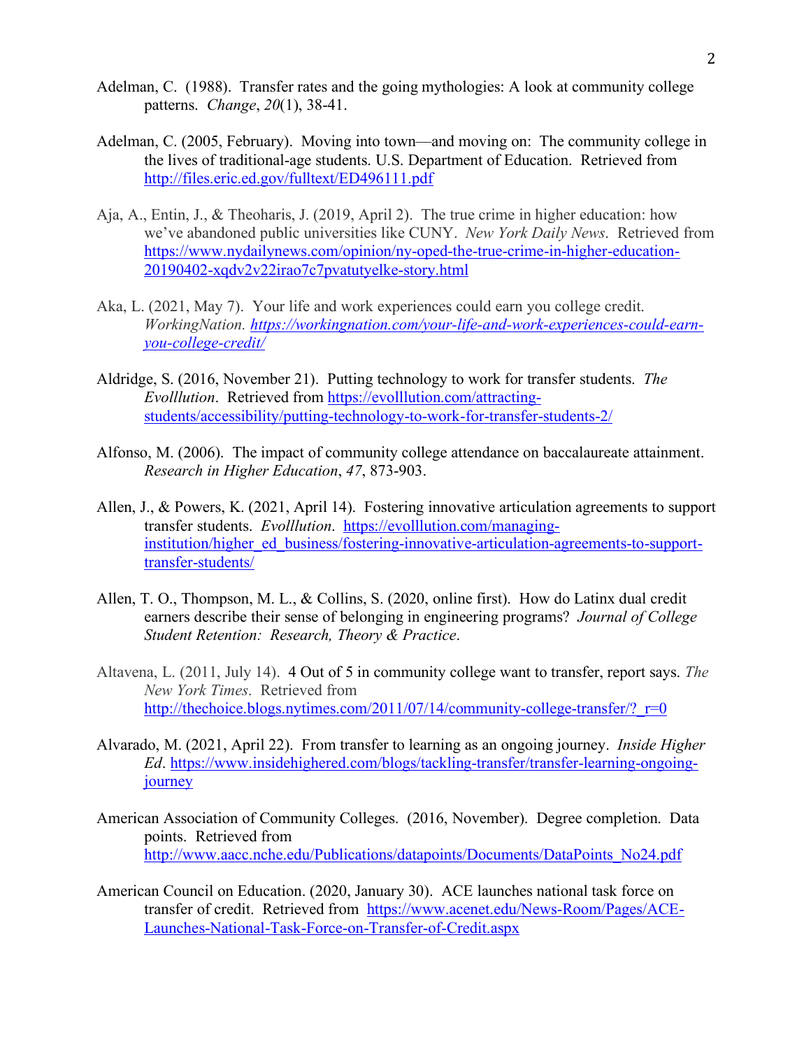Adelman, C. (1988). Transfer rates and the going mythologies: A look at community college patterns. *Change*, *20*(1), 38-41.

Adelman, C. (2005, February). Moving into town—and moving on: The community college in the lives of traditional-age students. U.S. Department of Education. Retrieved from http://files.eric.ed.gov/fulltext/ED496111.pdf

Aja, A., Entin, J., & Theoharis, J. (2019, April 2). The true crime in higher education: how we've abandoned public universities like CUNY. *New York Daily News*. Retrieved from https://www.nydailynews.com/opinion/ny-oped-the-true-crime-in-higher-education-20190402-xqdv2v22irao7c7pvatutyelke-story.html

Aka, L. (2021, May 7). Your life and work experiences could earn you college credit. *WorkingNation. https://workingnation.com/your-life-and-work-experiences-could-earn-you-college-credit/*

Aldridge, S. (2016, November 21). Putting technology to work for transfer students. *The Evolllution*. Retrieved from https://evolllution.com/attracting-students/accessibility/putting-technology-to-work-for-transfer-students-2/

Alfonso, M. (2006). The impact of community college attendance on baccalaureate attainment. *Research in Higher Education*, *47*, 873-903.

Allen, J., & Powers, K. (2021, April 14). Fostering innovative articulation agreements to support transfer students. *Evolllution*. https://evolllution.com/managing-institution/higher_ed_business/fostering-innovative-articulation-agreements-to-support-transfer-students/

Allen, T. O., Thompson, M. L., & Collins, S. (2020, online first). How do Latinx dual credit earners describe their sense of belonging in engineering programs? *Journal of College Student Retention: Research, Theory & Practice*.

Altavena, L. (2011, July 14). 4 Out of 5 in community college want to transfer, report says. *The New York Times*. Retrieved from http://thechoice.blogs.nytimes.com/2011/07/14/community-college-transfer/?_r=0

Alvarado, M. (2021, April 22). From transfer to learning as an ongoing journey. *Inside Higher Ed*. https://www.insidehighered.com/blogs/tackling-transfer/transfer-learning-ongoing-journey

American Association of Community Colleges. (2016, November). Degree completion. Data points. Retrieved from http://www.aacc.nche.edu/Publications/datapoints/Documents/DataPoints_No24.pdf

American Council on Education. (2020, January 30). ACE launches national task force on transfer of credit. Retrieved from https://www.acenet.edu/News-Room/Pages/ACE-Launches-National-Task-Force-on-Transfer-of-Credit.aspx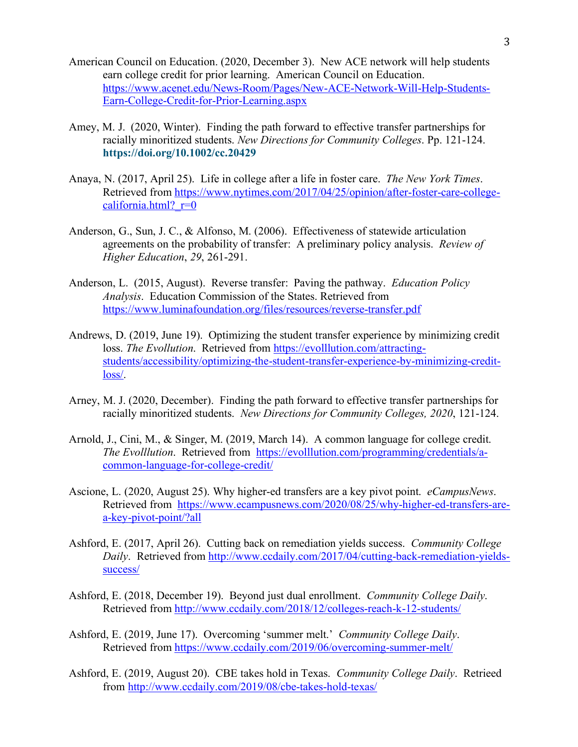American Council on Education. (2020, December 3). New ACE network will help students earn college credit for prior learning. American Council on Education. https://www.acenet.edu/News-Room/Pages/New-ACE-Network-Will-Help-Students-Earn-College-Credit-for-Prior-Learning.aspx

Amey, M. J. (2020, Winter). Finding the path forward to effective transfer partnerships for racially minoritized students. *New Directions for Community Colleges*. Pp. 121-124. **https://doi.org/10.1002/cc.20429**

Anaya, N. (2017, April 25). Life in college after a life in foster care. *The New York Times*. Retrieved from https://www.nytimes.com/2017/04/25/opinion/after-foster-care-college-california.html?_r=0

Anderson, G., Sun, J. C., & Alfonso, M. (2006). Effectiveness of statewide articulation agreements on the probability of transfer: A preliminary policy analysis. *Review of Higher Education*, *29*, 261-291.

Anderson, L. (2015, August). Reverse transfer: Paving the pathway. *Education Policy Analysis*. Education Commission of the States. Retrieved from https://www.luminafoundation.org/files/resources/reverse-transfer.pdf

Andrews, D. (2019, June 19). Optimizing the student transfer experience by minimizing credit loss. *The Evollution*. Retrieved from https://evolllution.com/attracting-students/accessibility/optimizing-the-student-transfer-experience-by-minimizing-credit-loss/.

Arney, M. J. (2020, December). Finding the path forward to effective transfer partnerships for racially minoritized students. *New Directions for Community Colleges, 2020*, 121-124.

Arnold, J., Cini, M., & Singer, M. (2019, March 14). A common language for college credit. *The Evolllution*. Retrieved from https://evolllution.com/programming/credentials/a-common-language-for-college-credit/

Ascione, L. (2020, August 25). Why higher-ed transfers are a key pivot point. *eCampusNews*. Retrieved from https://www.ecampusnews.com/2020/08/25/why-higher-ed-transfers-are-a-key-pivot-point/?all

Ashford, E. (2017, April 26). Cutting back on remediation yields success. *Community College Daily*. Retrieved from http://www.ccdaily.com/2017/04/cutting-back-remediation-yields-success/

Ashford, E. (2018, December 19). Beyond just dual enrollment. *Community College Daily*. Retrieved from http://www.ccdaily.com/2018/12/colleges-reach-k-12-students/

Ashford, E. (2019, June 17). Overcoming 'summer melt.' *Community College Daily*. Retrieved from https://www.ccdaily.com/2019/06/overcoming-summer-melt/

Ashford, E. (2019, August 20). CBE takes hold in Texas. *Community College Daily*. Retrieed from http://www.ccdaily.com/2019/08/cbe-takes-hold-texas/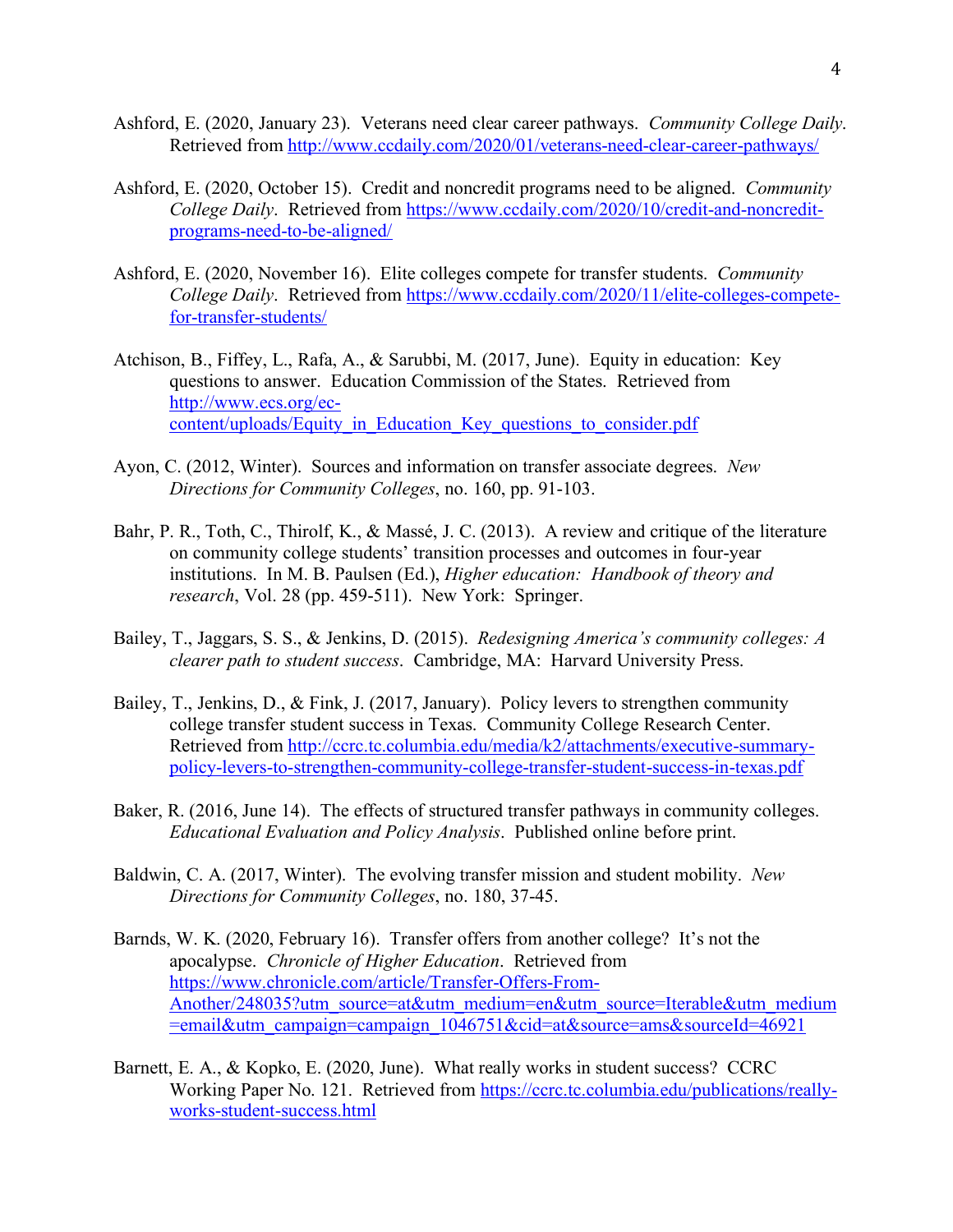Ashford, E. (2020, January 23). Veterans need clear career pathways. *Community College Daily*. Retrieved from http://www.ccdaily.com/2020/01/veterans-need-clear-career-pathways/

Ashford, E. (2020, October 15). Credit and noncredit programs need to be aligned. *Community College Daily*. Retrieved from https://www.ccdaily.com/2020/10/credit-and-noncredit-programs-need-to-be-aligned/

Ashford, E. (2020, November 16). Elite colleges compete for transfer students. *Community College Daily*. Retrieved from https://www.ccdaily.com/2020/11/elite-colleges-compete-for-transfer-students/

Atchison, B., Fiffey, L., Rafa, A., & Sarubbi, M. (2017, June). Equity in education: Key questions to answer. Education Commission of the States. Retrieved from http://www.ecs.org/ec-content/uploads/Equity_in_Education_Key_questions_to_consider.pdf

Ayon, C. (2012, Winter). Sources and information on transfer associate degrees. *New Directions for Community Colleges*, no. 160, pp. 91-103.

Bahr, P. R., Toth, C., Thirolf, K., & Massé, J. C. (2013). A review and critique of the literature on community college students' transition processes and outcomes in four-year institutions. In M. B. Paulsen (Ed.), *Higher education: Handbook of theory and research*, Vol. 28 (pp. 459-511). New York: Springer.

Bailey, T., Jaggars, S. S., & Jenkins, D. (2015). *Redesigning America's community colleges: A clearer path to student success*. Cambridge, MA: Harvard University Press.

Bailey, T., Jenkins, D., & Fink, J. (2017, January). Policy levers to strengthen community college transfer student success in Texas. Community College Research Center. Retrieved from http://ccrc.tc.columbia.edu/media/k2/attachments/executive-summary-policy-levers-to-strengthen-community-college-transfer-student-success-in-texas.pdf

Baker, R. (2016, June 14). The effects of structured transfer pathways in community colleges. *Educational Evaluation and Policy Analysis*. Published online before print.

Baldwin, C. A. (2017, Winter). The evolving transfer mission and student mobility. *New Directions for Community Colleges*, no. 180, 37-45.

Barnds, W. K. (2020, February 16). Transfer offers from another college? It's not the apocalypse. *Chronicle of Higher Education*. Retrieved from https://www.chronicle.com/article/Transfer-Offers-From-Another/248035?utm_source=at&utm_medium=en&utm_source=Iterable&utm_medium=email&utm_campaign=campaign_1046751&cid=at&source=ams&sourceId=46921

Barnett, E. A., & Kopko, E. (2020, June). What really works in student success? CCRC Working Paper No. 121. Retrieved from https://ccrc.tc.columbia.edu/publications/really-works-student-success.html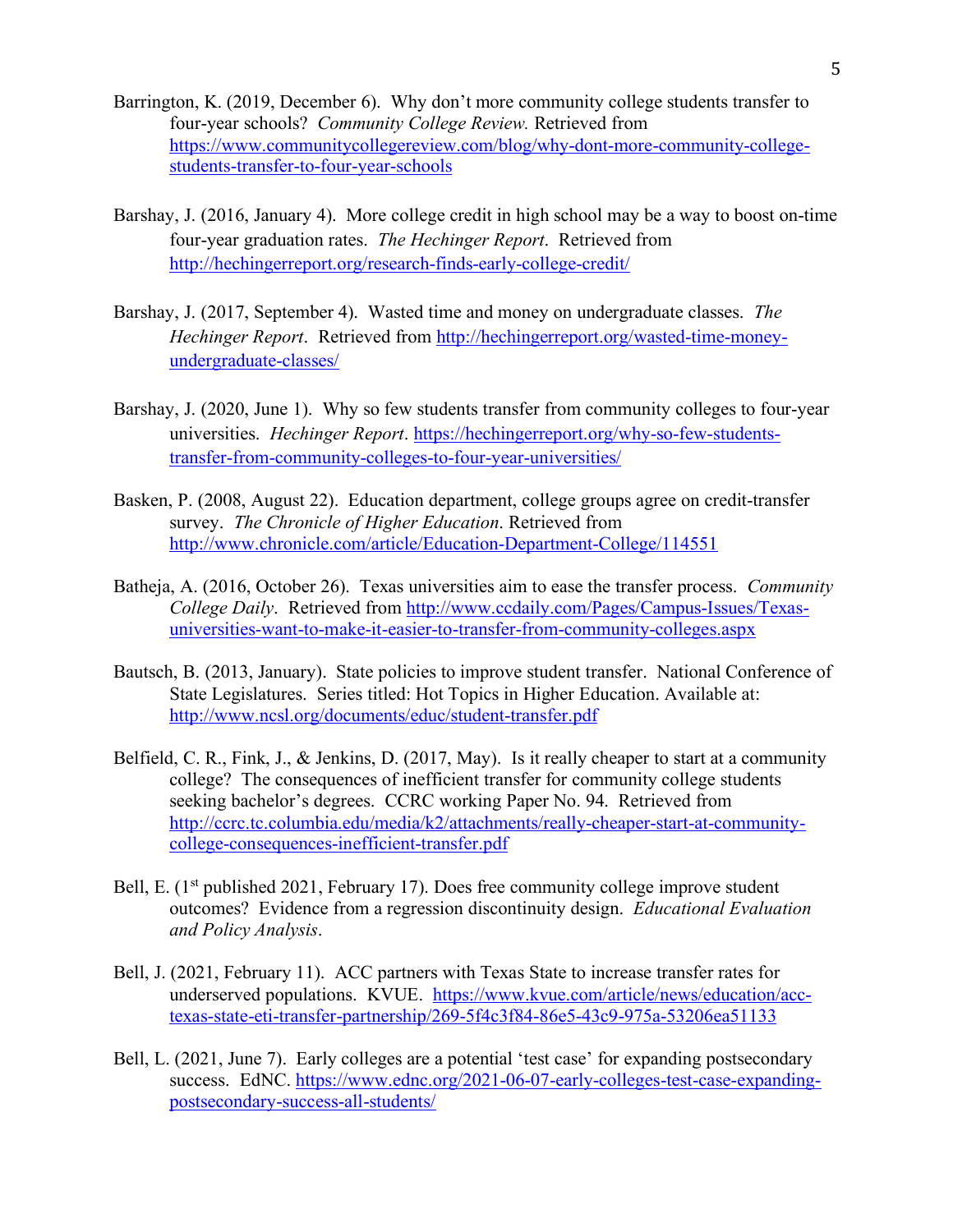Barrington, K. (2019, December 6). Why don't more community college students transfer to four-year schools? *Community College Review.* Retrieved from https://www.communitycollegereview.com/blog/why-dont-more-community-college-students-transfer-to-four-year-schools

Barshay, J. (2016, January 4). More college credit in high school may be a way to boost on-time four-year graduation rates. *The Hechinger Report*. Retrieved from http://hechingerreport.org/research-finds-early-college-credit/

Barshay, J. (2017, September 4). Wasted time and money on undergraduate classes. *The Hechinger Report*. Retrieved from http://hechingerreport.org/wasted-time-money-undergraduate-classes/

Barshay, J. (2020, June 1). Why so few students transfer from community colleges to four-year universities. *Hechinger Report*. https://hechingerreport.org/why-so-few-students-transfer-from-community-colleges-to-four-year-universities/

Basken, P. (2008, August 22). Education department, college groups agree on credit-transfer survey. *The Chronicle of Higher Education*. Retrieved from http://www.chronicle.com/article/Education-Department-College/114551

Batheja, A. (2016, October 26). Texas universities aim to ease the transfer process. *Community College Daily*. Retrieved from http://www.ccdaily.com/Pages/Campus-Issues/Texas-universities-want-to-make-it-easier-to-transfer-from-community-colleges.aspx

Bautsch, B. (2013, January). State policies to improve student transfer. National Conference of State Legislatures. Series titled: Hot Topics in Higher Education. Available at: http://www.ncsl.org/documents/educ/student-transfer.pdf

Belfield, C. R., Fink, J., & Jenkins, D. (2017, May). Is it really cheaper to start at a community college? The consequences of inefficient transfer for community college students seeking bachelor's degrees. CCRC working Paper No. 94. Retrieved from http://ccrc.tc.columbia.edu/media/k2/attachments/really-cheaper-start-at-community-college-consequences-inefficient-transfer.pdf

Bell, E. (1st published 2021, February 17). Does free community college improve student outcomes? Evidence from a regression discontinuity design. *Educational Evaluation and Policy Analysis*.

Bell, J. (2021, February 11). ACC partners with Texas State to increase transfer rates for underserved populations. KVUE. https://www.kvue.com/article/news/education/acc-texas-state-eti-transfer-partnership/269-5f4c3f84-86e5-43c9-975a-53206ea51133

Bell, L. (2021, June 7). Early colleges are a potential 'test case' for expanding postsecondary success. EdNC. https://www.ednc.org/2021-06-07-early-colleges-test-case-expanding-postsecondary-success-all-students/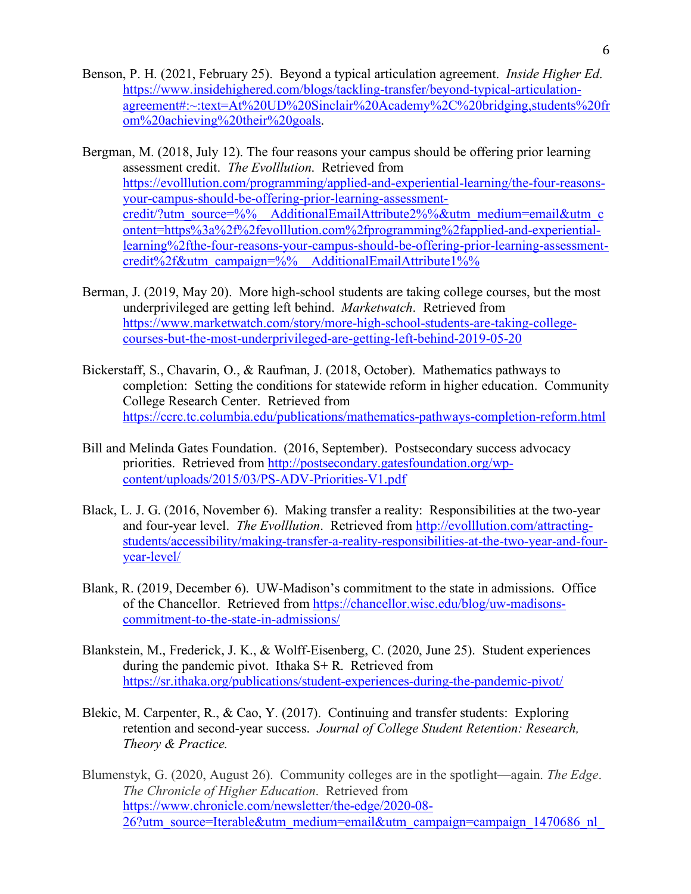Benson, P. H. (2021, February 25). Beyond a typical articulation agreement. *Inside Higher Ed*. https://www.insidehighered.com/blogs/tackling-transfer/beyond-typical-articulation-agreement#:~:text=At%20UD%20Sinclair%20Academy%2C%20bridging,students%20from%20achieving%20their%20goals.

Bergman, M. (2018, July 12). The four reasons your campus should be offering prior learning assessment credit. *The Evolllution*. Retrieved from https://evolllution.com/programming/applied-and-experiential-learning/the-four-reasons-your-campus-should-be-offering-prior-learning-assessment-credit/?utm_source=%%__AdditionalEmailAttribute2%%&utm_medium=email&utm_content=https%3a%2f%2fevolllution.com%2fprogramming%2fapplied-and-experiential-learning%2fthe-four-reasons-your-campus-should-be-offering-prior-learning-assessment-credit%2f&utm_campaign=%%__AdditionalEmailAttribute1%%

Berman, J. (2019, May 20). More high-school students are taking college courses, but the most underprivileged are getting left behind. *Marketwatch*. Retrieved from https://www.marketwatch.com/story/more-high-school-students-are-taking-college-courses-but-the-most-underprivileged-are-getting-left-behind-2019-05-20

Bickerstaff, S., Chavarin, O., & Raufman, J. (2018, October). Mathematics pathways to completion: Setting the conditions for statewide reform in higher education. Community College Research Center. Retrieved from https://ccrc.tc.columbia.edu/publications/mathematics-pathways-completion-reform.html

Bill and Melinda Gates Foundation. (2016, September). Postsecondary success advocacy priorities. Retrieved from http://postsecondary.gatesfoundation.org/wp-content/uploads/2015/03/PS-ADV-Priorities-V1.pdf

Black, L. J. G. (2016, November 6). Making transfer a reality: Responsibilities at the two-year and four-year level. *The Evolllution*. Retrieved from http://evolllution.com/attracting-students/accessibility/making-transfer-a-reality-responsibilities-at-the-two-year-and-four-year-level/

Blank, R. (2019, December 6). UW-Madison's commitment to the state in admissions. Office of the Chancellor. Retrieved from https://chancellor.wisc.edu/blog/uw-madisons-commitment-to-the-state-in-admissions/

Blankstein, M., Frederick, J. K., & Wolff-Eisenberg, C. (2020, June 25). Student experiences during the pandemic pivot. Ithaka S+ R. Retrieved from https://sr.ithaka.org/publications/student-experiences-during-the-pandemic-pivot/

Blekic, M. Carpenter, R., & Cao, Y. (2017). Continuing and transfer students: Exploring retention and second-year success. *Journal of College Student Retention: Research, Theory & Practice.*

Blumenstyk, G. (2020, August 26). Community colleges are in the spotlight—again. *The Edge*. *The Chronicle of Higher Education*. Retrieved from https://www.chronicle.com/newsletter/the-edge/2020-08-26?utm_source=Iterable&utm_medium=email&utm_campaign=campaign_1470686_nl_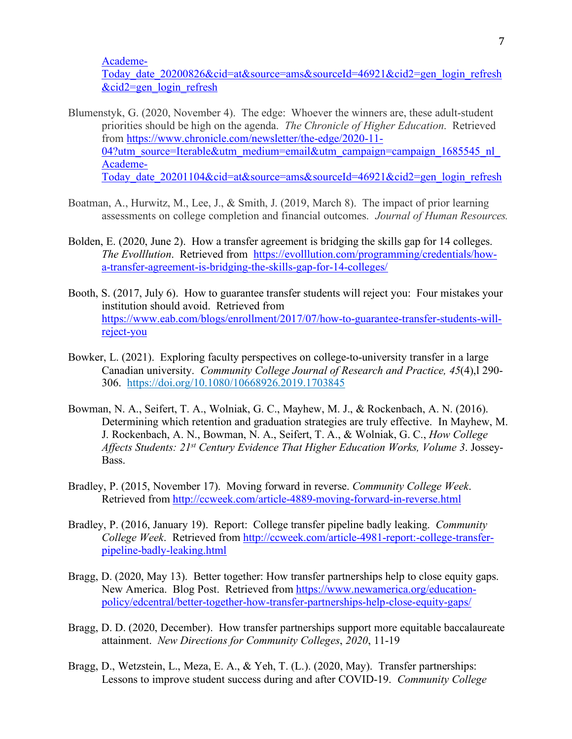Academe-Today_date_20200826&cid=at&source=ams&sourceId=46921&cid2=gen_login_refresh&cid2=gen_login_refresh

Blumenstyk, G. (2020, November 4). The edge: Whoever the winners are, these adult-student priorities should be high on the agenda. *The Chronicle of Higher Education.* Retrieved from https://www.chronicle.com/newsletter/the-edge/2020-11-04?utm_source=Iterable&utm_medium=email&utm_campaign=campaign_1685545_nl_Academe-Today_date_20201104&cid=at&source=ams&sourceId=46921&cid2=gen_login_refresh

Boatman, A., Hurwitz, M., Lee, J., & Smith, J. (2019, March 8). The impact of prior learning assessments on college completion and financial outcomes. *Journal of Human Resources.*

Bolden, E. (2020, June 2). How a transfer agreement is bridging the skills gap for 14 colleges. *The Evolllution*. Retrieved from https://evolllution.com/programming/credentials/how-a-transfer-agreement-is-bridging-the-skills-gap-for-14-colleges/

Booth, S. (2017, July 6). How to guarantee transfer students will reject you: Four mistakes your institution should avoid. Retrieved from https://www.eab.com/blogs/enrollment/2017/07/how-to-guarantee-transfer-students-will-reject-you

Bowker, L. (2021). Exploring faculty perspectives on college-to-university transfer in a large Canadian university. *Community College Journal of Research and Practice, 45*(4),l 290-306. https://doi.org/10.1080/10668926.2019.1703845

Bowman, N. A., Seifert, T. A., Wolniak, G. C., Mayhew, M. J., & Rockenbach, A. N. (2016). Determining which retention and graduation strategies are truly effective. In Mayhew, M. J. Rockenbach, A. N., Bowman, N. A., Seifert, T. A., & Wolniak, G. C., *How College Affects Students: 21st Century Evidence That Higher Education Works, Volume 3*. Jossey-Bass.

Bradley, P. (2015, November 17). Moving forward in reverse. *Community College Week*. Retrieved from http://ccweek.com/article-4889-moving-forward-in-reverse.html

Bradley, P. (2016, January 19). Report: College transfer pipeline badly leaking. *Community College Week*. Retrieved from http://ccweek.com/article-4981-report:-college-transfer-pipeline-badly-leaking.html

Bragg, D. (2020, May 13). Better together: How transfer partnerships help to close equity gaps. New America. Blog Post. Retrieved from https://www.newamerica.org/education-policy/edcentral/better-together-how-transfer-partnerships-help-close-equity-gaps/

Bragg, D. D. (2020, December). How transfer partnerships support more equitable baccalaureate attainment. *New Directions for Community Colleges*, *2020*, 11-19

Bragg, D., Wetzstein, L., Meza, E. A., & Yeh, T. (L.). (2020, May). Transfer partnerships: Lessons to improve student success during and after COVID-19. *Community College*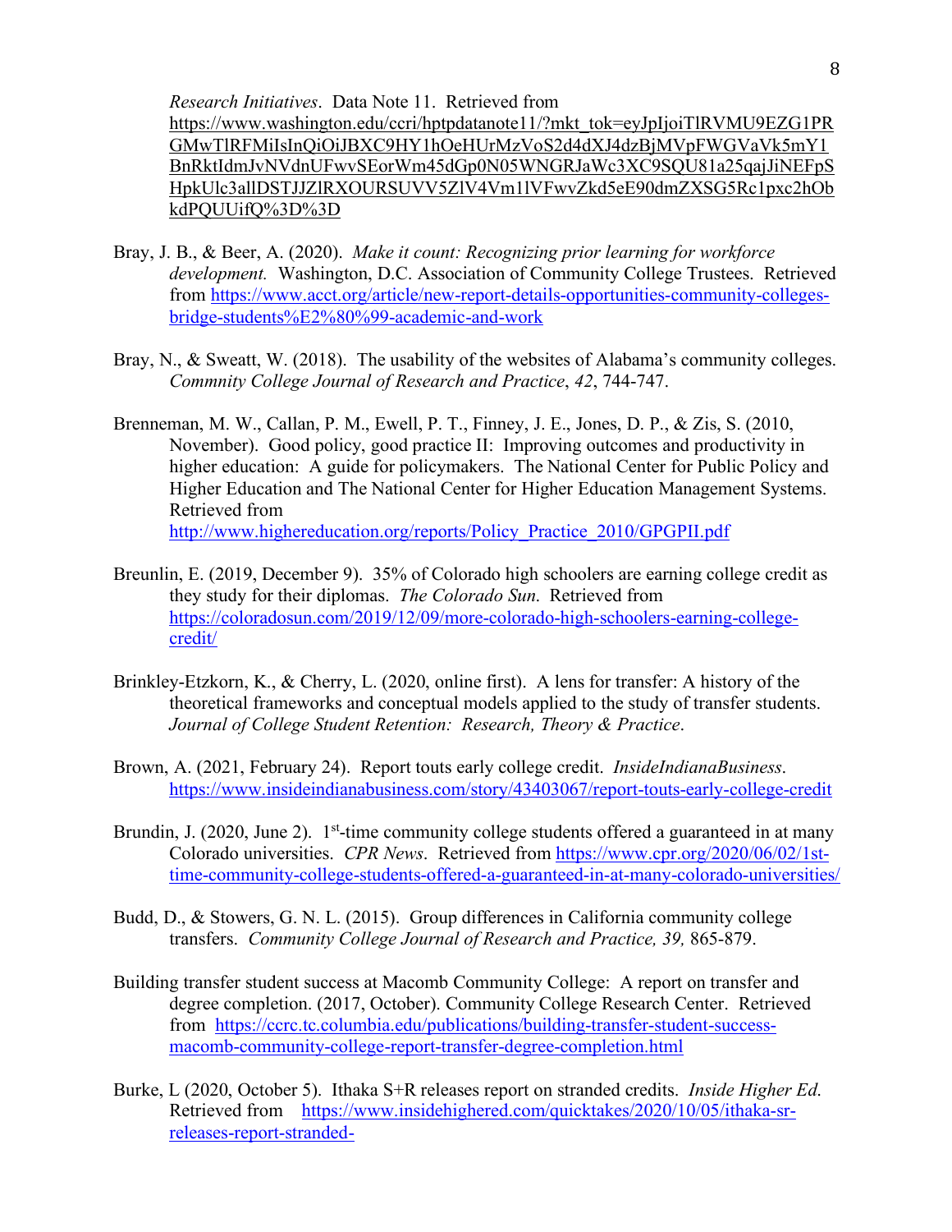*Research Initiatives*. Data Note 11. Retrieved from https://www.washington.edu/ccri/hptpdatanote11/?mkt_tok=eyJpIjoiTlRVMU9EZG1PRGMwTlRFMiIsInQiOiJBXC9HY1hOeHUrMzVoS2d4dXJ4dzBjMVpFWGVaVk5mY1BnRktIdmJvNVdnUFwvSEorWm45dGp0N05WNGRJaWc3XC9SQU81a25qajJiNEFpSHpkUlc3allDSTJJZlRXOURSUVV5ZlV4Vm1lVFwvZkd5eE90dmZXSG5Rc1pxc2hObkdPQUUifQ%3D%3D

Bray, J. B., & Beer, A. (2020). *Make it count: Recognizing prior learning for workforce development.* Washington, D.C. Association of Community College Trustees. Retrieved from https://www.acct.org/article/new-report-details-opportunities-community-colleges-bridge-students%E2%80%99-academic-and-work

Bray, N., & Sweatt, W. (2018). The usability of the websites of Alabama's community colleges. *Commnity College Journal of Research and Practice*, *42*, 744-747.

Brenneman, M. W., Callan, P. M., Ewell, P. T., Finney, J. E., Jones, D. P., & Zis, S. (2010, November). Good policy, good practice II: Improving outcomes and productivity in higher education: A guide for policymakers. The National Center for Public Policy and Higher Education and The National Center for Higher Education Management Systems. Retrieved from http://www.highereducation.org/reports/Policy_Practice_2010/GPGPII.pdf

Breunlin, E. (2019, December 9). 35% of Colorado high schoolers are earning college credit as they study for their diplomas. *The Colorado Sun.* Retrieved from https://coloradosun.com/2019/12/09/more-colorado-high-schoolers-earning-college-credit/

Brinkley-Etzkorn, K., & Cherry, L. (2020, online first). A lens for transfer: A history of the theoretical frameworks and conceptual models applied to the study of transfer students. *Journal of College Student Retention: Research, Theory & Practice*.

Brown, A. (2021, February 24). Report touts early college credit. *InsideIndianaBusiness*. https://www.insideindianabusiness.com/story/43403067/report-touts-early-college-credit

Brundin, J. (2020, June 2). 1st-time community college students offered a guaranteed in at many Colorado universities. *CPR News*. Retrieved from https://www.cpr.org/2020/06/02/1st-time-community-college-students-offered-a-guaranteed-in-at-many-colorado-universities/

Budd, D., & Stowers, G. N. L. (2015). Group differences in California community college transfers. *Community College Journal of Research and Practice, 39,* 865-879.

Building transfer student success at Macomb Community College: A report on transfer and degree completion. (2017, October). Community College Research Center. Retrieved from https://ccrc.tc.columbia.edu/publications/building-transfer-student-success-macomb-community-college-report-transfer-degree-completion.html

Burke, L (2020, October 5). Ithaka S+R releases report on stranded credits. *Inside Higher Ed.* Retrieved from https://www.insidehighered.com/quicktakes/2020/10/05/ithaka-sr-releases-report-stranded-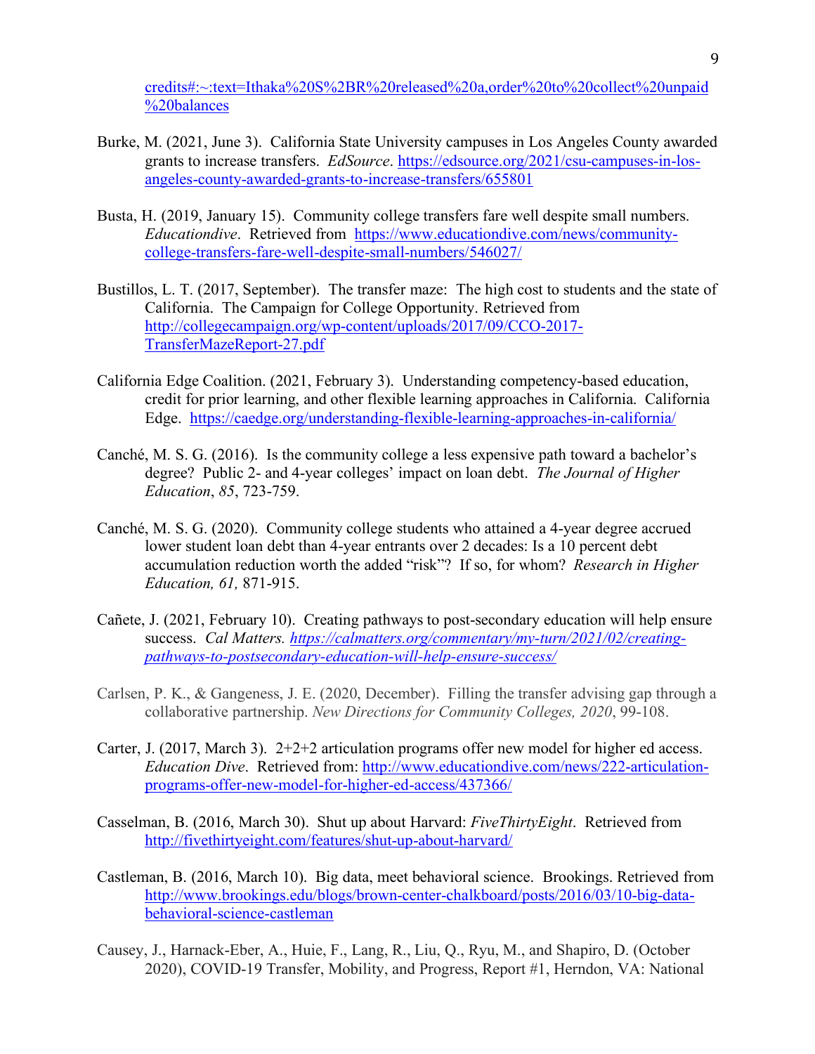credits#:~:text=Ithaka%20S%2BR%20released%20a,order%20to%20collect%20unpaid%20balances

Burke, M. (2021, June 3). California State University campuses in Los Angeles County awarded grants to increase transfers. *EdSource*. https://edsource.org/2021/csu-campuses-in-los-angeles-county-awarded-grants-to-increase-transfers/655801

Busta, H. (2019, January 15). Community college transfers fare well despite small numbers. *Educationdive*. Retrieved from https://www.educationdive.com/news/community-college-transfers-fare-well-despite-small-numbers/546027/

Bustillos, L. T. (2017, September). The transfer maze: The high cost to students and the state of California. The Campaign for College Opportunity. Retrieved from http://collegecampaign.org/wp-content/uploads/2017/09/CCO-2017-TransferMazeReport-27.pdf

California Edge Coalition. (2021, February 3). Understanding competency-based education, credit for prior learning, and other flexible learning approaches in California. California Edge. https://caedge.org/understanding-flexible-learning-approaches-in-california/

Canché, M. S. G. (2016). Is the community college a less expensive path toward a bachelor's degree? Public 2- and 4-year colleges' impact on loan debt. *The Journal of Higher Education*, *85*, 723-759.

Canché, M. S. G. (2020). Community college students who attained a 4-year degree accrued lower student loan debt than 4-year entrants over 2 decades: Is a 10 percent debt accumulation reduction worth the added "risk"? If so, for whom? *Research in Higher Education, 61,* 871-915.

Cañete, J. (2021, February 10). Creating pathways to post-secondary education will help ensure success. *Cal Matters. https://calmatters.org/commentary/my-turn/2021/02/creating-pathways-to-postsecondary-education-will-help-ensure-success/*

Carlsen, P. K., & Gangeness, J. E. (2020, December). Filling the transfer advising gap through a collaborative partnership. *New Directions for Community Colleges, 2020*, 99-108.

Carter, J. (2017, March 3). 2+2+2 articulation programs offer new model for higher ed access. *Education Dive*. Retrieved from: http://www.educationdive.com/news/222-articulation-programs-offer-new-model-for-higher-ed-access/437366/

Casselman, B. (2016, March 30). Shut up about Harvard: *FiveThirtyEight*. Retrieved from http://fivethirtyeight.com/features/shut-up-about-harvard/

Castleman, B. (2016, March 10). Big data, meet behavioral science. Brookings. Retrieved from http://www.brookings.edu/blogs/brown-center-chalkboard/posts/2016/03/10-big-data-behavioral-science-castleman

Causey, J., Harnack-Eber, A., Huie, F., Lang, R., Liu, Q., Ryu, M., and Shapiro, D. (October 2020), COVID-19 Transfer, Mobility, and Progress, Report #1, Herndon, VA: National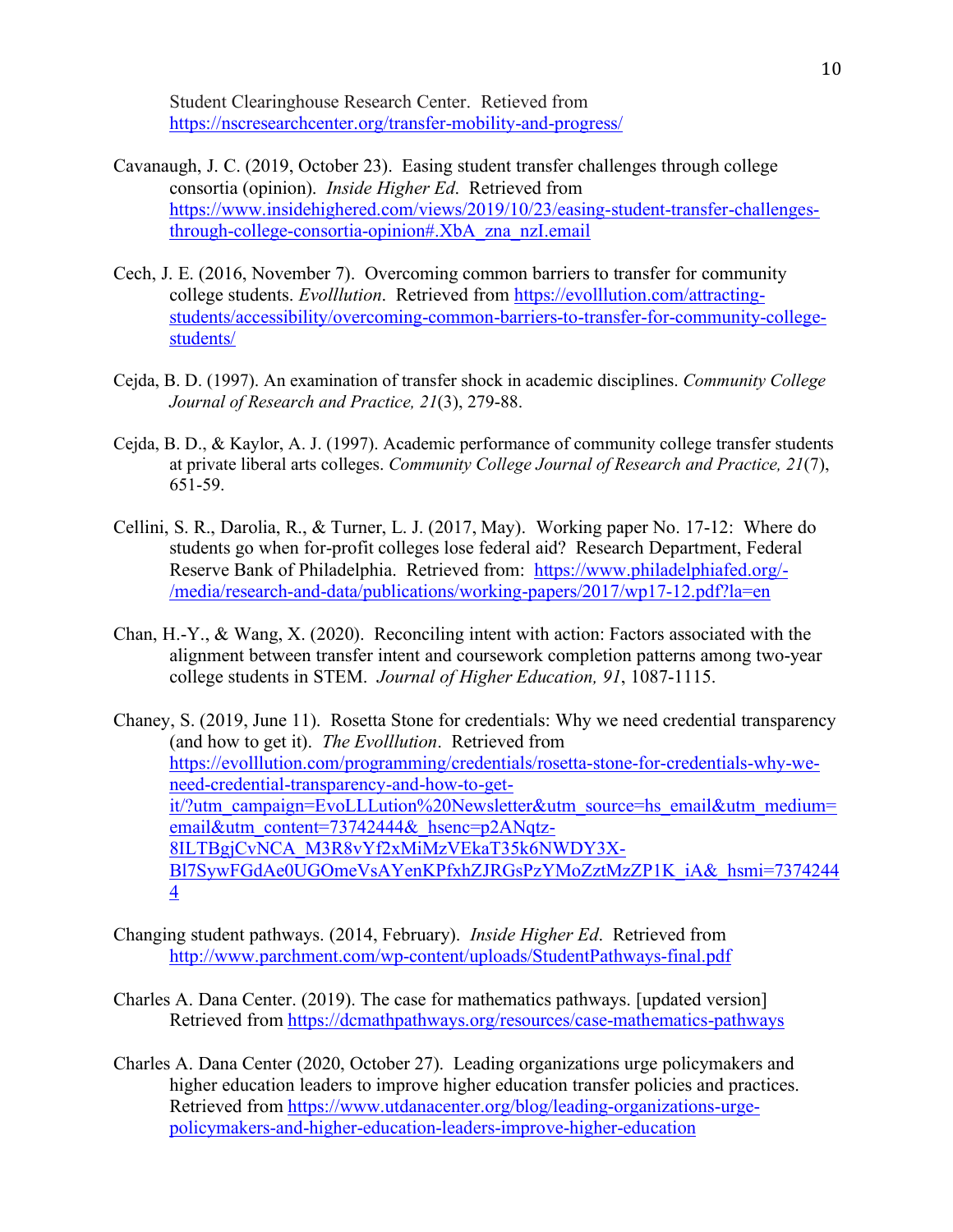Student Clearinghouse Research Center. Retieved from https://nscresearchcenter.org/transfer-mobility-and-progress/

Cavanaugh, J. C. (2019, October 23). Easing student transfer challenges through college consortia (opinion). *Inside Higher Ed*. Retrieved from https://www.insidehighered.com/views/2019/10/23/easing-student-transfer-challenges-through-college-consortia-opinion#.XbA_zna_nzI.email

Cech, J. E. (2016, November 7). Overcoming common barriers to transfer for community college students. *Evolllution*. Retrieved from https://evolllution.com/attracting-students/accessibility/overcoming-common-barriers-to-transfer-for-community-college-students/

Cejda, B. D. (1997). An examination of transfer shock in academic disciplines. *Community College Journal of Research and Practice, 21*(3), 279-88.

Cejda, B. D., & Kaylor, A. J. (1997). Academic performance of community college transfer students at private liberal arts colleges. *Community College Journal of Research and Practice, 21*(7), 651-59.

Cellini, S. R., Darolia, R., & Turner, L. J. (2017, May). Working paper No. 17-12: Where do students go when for-profit colleges lose federal aid? Research Department, Federal Reserve Bank of Philadelphia. Retrieved from: https://www.philadelphiafed.org/-/media/research-and-data/publications/working-papers/2017/wp17-12.pdf?la=en

Chan, H.-Y., & Wang, X. (2020). Reconciling intent with action: Factors associated with the alignment between transfer intent and coursework completion patterns among two-year college students in STEM. *Journal of Higher Education, 91*, 1087-1115.

Chaney, S. (2019, June 11). Rosetta Stone for credentials: Why we need credential transparency (and how to get it). *The Evolllution*. Retrieved from https://evolllution.com/programming/credentials/rosetta-stone-for-credentials-why-we-need-credential-transparency-and-how-to-get-it/?utm_campaign=EvoLLLution%20Newsletter&utm_source=hs_email&utm_medium=email&utm_content=73742444&_hsenc=p2ANqtz-8ILTBgjCvNCA_M3R8vYf2xMiMzVEkaT35k6NWDY3X-Bl7SywFGdAe0UGOmeVsAYenKPfxhZJRGsPzYMoZztMzZP1K_iA&_hsmi=73742444

Changing student pathways. (2014, February). *Inside Higher Ed*. Retrieved from http://www.parchment.com/wp-content/uploads/StudentPathways-final.pdf

Charles A. Dana Center. (2019). The case for mathematics pathways. [updated version] Retrieved from https://dcmathpathways.org/resources/case-mathematics-pathways

Charles A. Dana Center (2020, October 27). Leading organizations urge policymakers and higher education leaders to improve higher education transfer policies and practices. Retrieved from https://www.utdanacenter.org/blog/leading-organizations-urge-policymakers-and-higher-education-leaders-improve-higher-education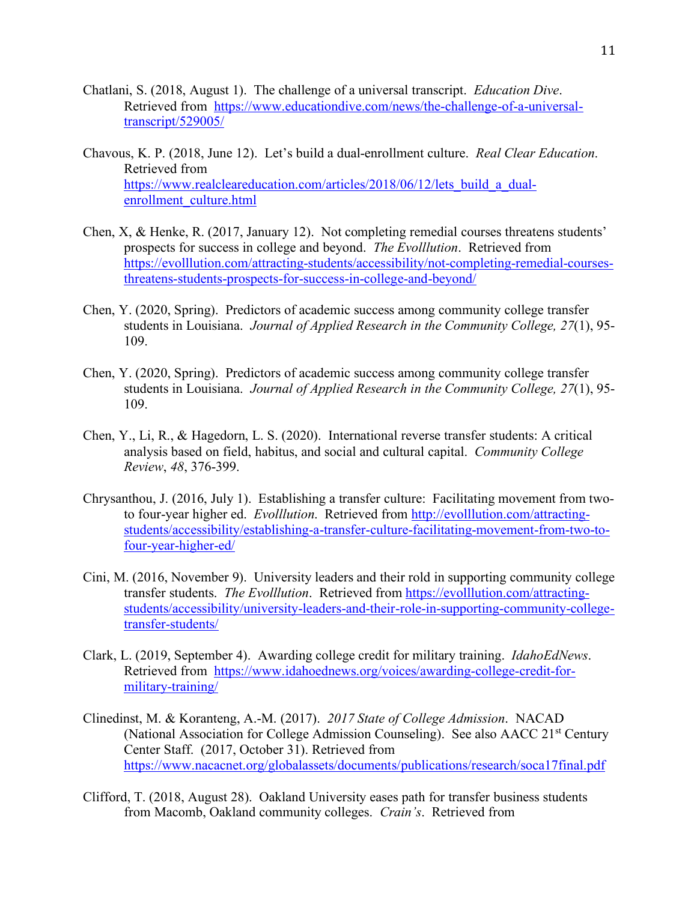Chatlani, S. (2018, August 1). The challenge of a universal transcript. *Education Dive*. Retrieved from https://www.educationdive.com/news/the-challenge-of-a-universal-transcript/529005/

Chavous, K. P. (2018, June 12). Let's build a dual-enrollment culture. *Real Clear Education*. Retrieved from https://www.realcleareducation.com/articles/2018/06/12/lets_build_a_dual-enrollment_culture.html

Chen, X, & Henke, R. (2017, January 12). Not completing remedial courses threatens students' prospects for success in college and beyond. *The Evolllution*. Retrieved from https://evolllution.com/attracting-students/accessibility/not-completing-remedial-courses-threatens-students-prospects-for-success-in-college-and-beyond/

Chen, Y. (2020, Spring). Predictors of academic success among community college transfer students in Louisiana. *Journal of Applied Research in the Community College, 27*(1), 95-109.

Chen, Y. (2020, Spring). Predictors of academic success among community college transfer students in Louisiana. *Journal of Applied Research in the Community College, 27*(1), 95-109.

Chen, Y., Li, R., & Hagedorn, L. S. (2020). International reverse transfer students: A critical analysis based on field, habitus, and social and cultural capital. *Community College Review*, *48*, 376-399.

Chrysanthou, J. (2016, July 1). Establishing a transfer culture: Facilitating movement from two- to four-year higher ed. *Evolllution*. Retrieved from http://evolllution.com/attracting-students/accessibility/establishing-a-transfer-culture-facilitating-movement-from-two-to-four-year-higher-ed/

Cini, M. (2016, November 9). University leaders and their rold in supporting community college transfer students. *The Evolllution*. Retrieved from https://evolllution.com/attracting-students/accessibility/university-leaders-and-their-role-in-supporting-community-college-transfer-students/

Clark, L. (2019, September 4). Awarding college credit for military training. *IdahoEdNews*. Retrieved from https://www.idahoednews.org/voices/awarding-college-credit-for-military-training/

Clinedinst, M. & Koranteng, A.-M. (2017). *2017 State of College Admission*. NACAD (National Association for College Admission Counseling). See also AACC 21st Century Center Staff. (2017, October 31). Retrieved from https://www.nacacnet.org/globalassets/documents/publications/research/soca17final.pdf

Clifford, T. (2018, August 28). Oakland University eases path for transfer business students from Macomb, Oakland community colleges. *Crain's*. Retrieved from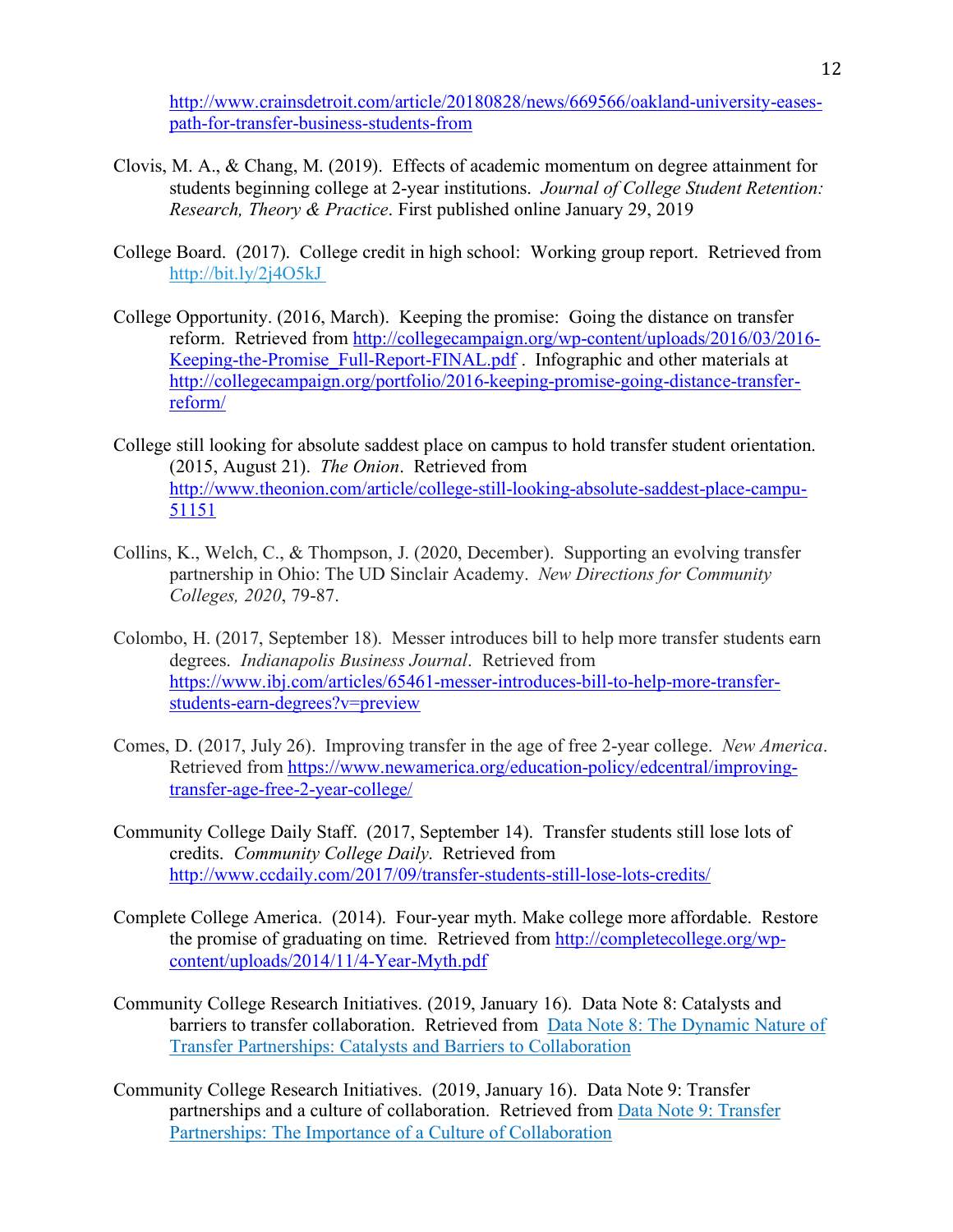http://www.crainsdetroit.com/article/20180828/news/669566/oakland-university-eases-path-for-transfer-business-students-from

Clovis, M. A., & Chang, M. (2019). Effects of academic momentum on degree attainment for students beginning college at 2-year institutions. *Journal of College Student Retention: Research, Theory & Practice*. First published online January 29, 2019

College Board. (2017). College credit in high school: Working group report. Retrieved from http://bit.ly/2j4O5kJ

College Opportunity. (2016, March). Keeping the promise: Going the distance on transfer reform. Retrieved from http://collegecampaign.org/wp-content/uploads/2016/03/2016-Keeping-the-Promise_Full-Report-FINAL.pdf . Infographic and other materials at http://collegecampaign.org/portfolio/2016-keeping-promise-going-distance-transfer-reform/

College still looking for absolute saddest place on campus to hold transfer student orientation. (2015, August 21). *The Onion*. Retrieved from http://www.theonion.com/article/college-still-looking-absolute-saddest-place-campu-51151

Collins, K., Welch, C., & Thompson, J. (2020, December). Supporting an evolving transfer partnership in Ohio: The UD Sinclair Academy. *New Directions for Community Colleges, 2020*, 79-87.

Colombo, H. (2017, September 18). Messer introduces bill to help more transfer students earn degrees. *Indianapolis Business Journal*. Retrieved from https://www.ibj.com/articles/65461-messer-introduces-bill-to-help-more-transfer-students-earn-degrees?v=preview

Comes, D. (2017, July 26). Improving transfer in the age of free 2-year college. *New America*. Retrieved from https://www.newamerica.org/education-policy/edcentral/improving-transfer-age-free-2-year-college/

Community College Daily Staff. (2017, September 14). Transfer students still lose lots of credits. *Community College Daily*. Retrieved from http://www.ccdaily.com/2017/09/transfer-students-still-lose-lots-credits/

Complete College America. (2014). Four-year myth. Make college more affordable. Restore the promise of graduating on time. Retrieved from http://completecollege.org/wp-content/uploads/2014/11/4-Year-Myth.pdf

Community College Research Initiatives. (2019, January 16). Data Note 8: Catalysts and barriers to transfer collaboration. Retrieved from Data Note 8: The Dynamic Nature of Transfer Partnerships: Catalysts and Barriers to Collaboration

Community College Research Initiatives. (2019, January 16). Data Note 9: Transfer partnerships and a culture of collaboration. Retrieved from Data Note 9: Transfer Partnerships: The Importance of a Culture of Collaboration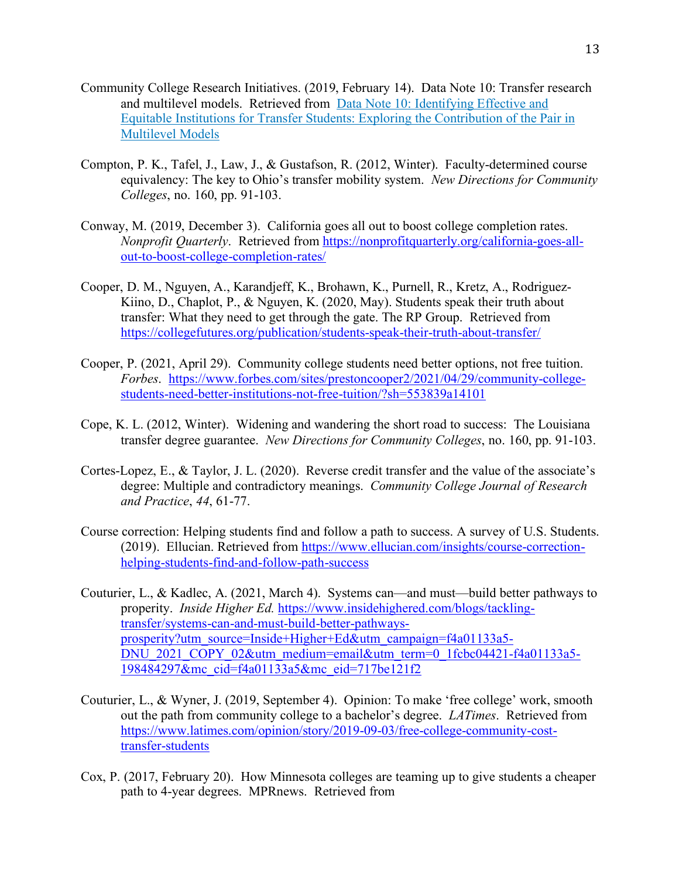Community College Research Initiatives. (2019, February 14). Data Note 10: Transfer research and multilevel models. Retrieved from [Data Note 10: Identifying Effective and Equitable Institutions for Transfer Students: Exploring the Contribution of the Pair in Multilevel Models]

Compton, P. K., Tafel, J., Law, J., & Gustafson, R. (2012, Winter). Faculty-determined course equivalency: The key to Ohio's transfer mobility system. *New Directions for Community Colleges*, no. 160, pp. 91-103.

Conway, M. (2019, December 3). California goes all out to boost college completion rates. *Nonprofit Quarterly*. Retrieved from https://nonprofitquarterly.org/california-goes-all-out-to-boost-college-completion-rates/

Cooper, D. M., Nguyen, A., Karandjeff, K., Brohawn, K., Purnell, R., Kretz, A., Rodriguez-Kiino, D., Chaplot, P., & Nguyen, K. (2020, May). Students speak their truth about transfer: What they need to get through the gate. The RP Group. Retrieved from https://collegefutures.org/publication/students-speak-their-truth-about-transfer/

Cooper, P. (2021, April 29). Community college students need better options, not free tuition. *Forbes*. https://www.forbes.com/sites/prestoncooper2/2021/04/29/community-college-students-need-better-institutions-not-free-tuition/?sh=553839a14101

Cope, K. L. (2012, Winter). Widening and wandering the short road to success: The Louisiana transfer degree guarantee. *New Directions for Community Colleges*, no. 160, pp. 91-103.

Cortes-Lopez, E., & Taylor, J. L. (2020). Reverse credit transfer and the value of the associate's degree: Multiple and contradictory meanings. *Community College Journal of Research and Practice*, *44*, 61-77.

Course correction: Helping students find and follow a path to success. A survey of U.S. Students. (2019). Ellucian. Retrieved from https://www.ellucian.com/insights/course-correction-helping-students-find-and-follow-path-success

Couturier, L., & Kadlec, A. (2021, March 4). Systems can—and must—build better pathways to properity. *Inside Higher Ed.* https://www.insidehighered.com/blogs/tackling-transfer/systems-can-and-must-build-better-pathways-prosperity?utm_source=Inside+Higher+Ed&utm_campaign=f4a01133a5-DNU_2021_COPY_02&utm_medium=email&utm_term=0_1fcbc04421-f4a01133a5-198484297&mc_cid=f4a01133a5&mc_eid=717be121f2

Couturier, L., & Wyner, J. (2019, September 4). Opinion: To make 'free college' work, smooth out the path from community college to a bachelor's degree. *LATimes*. Retrieved from https://www.latimes.com/opinion/story/2019-09-03/free-college-community-cost-transfer-students

Cox, P. (2017, February 20). How Minnesota colleges are teaming up to give students a cheaper path to 4-year degrees. MPRnews. Retrieved from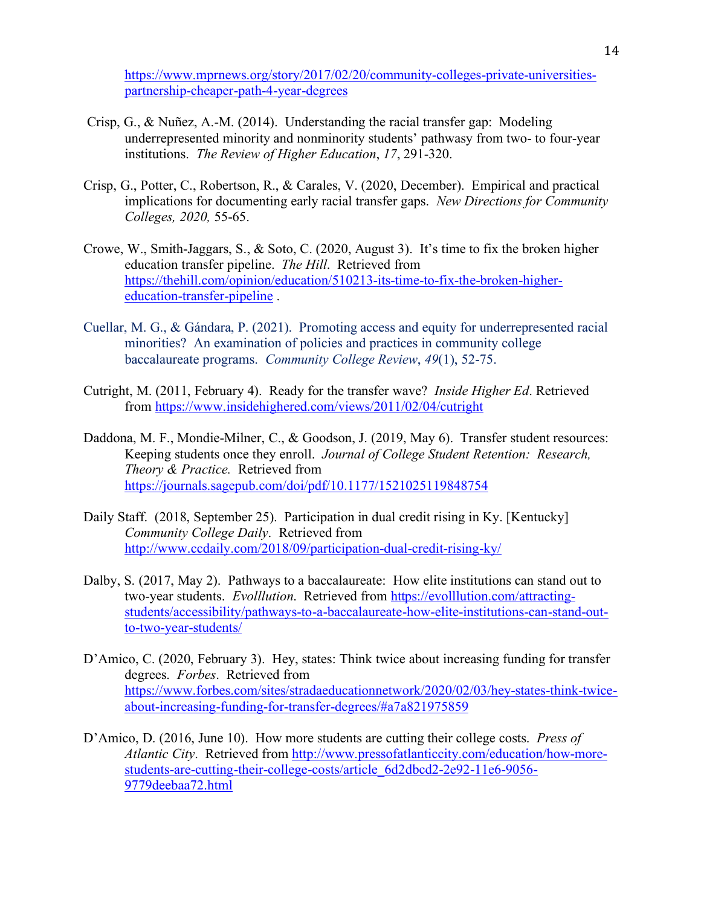https://www.mprnews.org/story/2017/02/20/community-colleges-private-universities-partnership-cheaper-path-4-year-degrees

Crisp, G., & Nuñez, A.-M. (2014). Understanding the racial transfer gap: Modeling underrepresented minority and nonminority students' pathwasy from two- to four-year institutions. *The Review of Higher Education*, *17*, 291-320.

Crisp, G., Potter, C., Robertson, R., & Carales, V. (2020, December). Empirical and practical implications for documenting early racial transfer gaps. *New Directions for Community Colleges, 2020,* 55-65.

Crowe, W., Smith-Jaggars, S., & Soto, C. (2020, August 3). It's time to fix the broken higher education transfer pipeline. *The Hill*. Retrieved from https://thehill.com/opinion/education/510213-its-time-to-fix-the-broken-higher-education-transfer-pipeline .

Cuellar, M. G., & Gándara, P. (2021). Promoting access and equity for underrepresented racial minorities? An examination of policies and practices in community college baccalaureate programs. *Community College Review*, *49*(1), 52-75.

Cutright, M. (2011, February 4). Ready for the transfer wave? *Inside Higher Ed*. Retrieved from https://www.insidehighered.com/views/2011/02/04/cutright

Daddona, M. F., Mondie-Milner, C., & Goodson, J. (2019, May 6). Transfer student resources: Keeping students once they enroll. *Journal of College Student Retention: Research, Theory & Practice.* Retrieved from https://journals.sagepub.com/doi/pdf/10.1177/1521025119848754

Daily Staff. (2018, September 25). Participation in dual credit rising in Ky. [Kentucky] *Community College Daily*. Retrieved from http://www.ccdaily.com/2018/09/participation-dual-credit-rising-ky/

Dalby, S. (2017, May 2). Pathways to a baccalaureate: How elite institutions can stand out to two-year students. *Evolllution.* Retrieved from https://evolllution.com/attracting-students/accessibility/pathways-to-a-baccalaureate-how-elite-institutions-can-stand-out-to-two-year-students/

D'Amico, C. (2020, February 3). Hey, states: Think twice about increasing funding for transfer degrees. *Forbes*. Retrieved from https://www.forbes.com/sites/stradaeducationnetwork/2020/02/03/hey-states-think-twice-about-increasing-funding-for-transfer-degrees/#a7a821975859

D'Amico, D. (2016, June 10). How more students are cutting their college costs. *Press of Atlantic City*. Retrieved from http://www.pressofatlanticcity.com/education/how-more-students-are-cutting-their-college-costs/article_6d2dbcd2-2e92-11e6-9056-9779deebaa72.html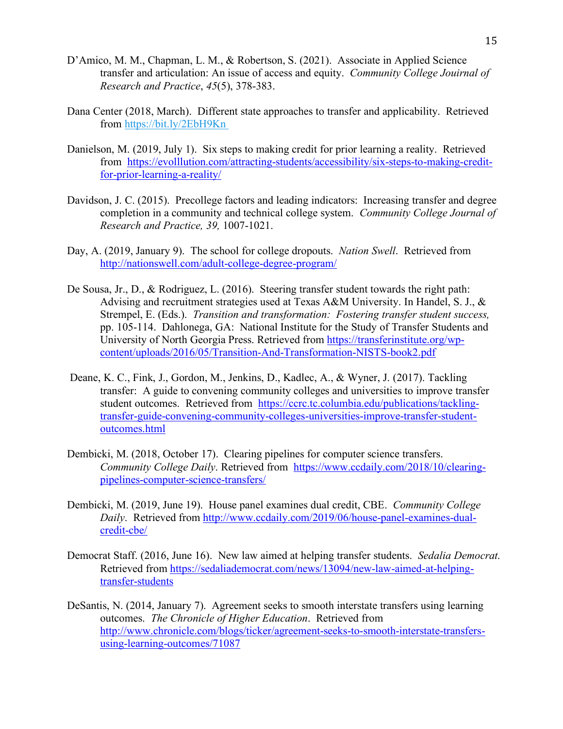D'Amico, M. M., Chapman, L. M., & Robertson, S. (2021). Associate in Applied Science transfer and articulation: An issue of access and equity. *Community College Joinral of Research and Practice*, *45*(5), 378-383.

Dana Center (2018, March). Different state approaches to transfer and applicability. Retrieved from https://bit.ly/2EbH9Kn

Danielson, M. (2019, July 1). Six steps to making credit for prior learning a reality. Retrieved from https://evolllution.com/attracting-students/accessibility/six-steps-to-making-credit-for-prior-learning-a-reality/

Davidson, J. C. (2015). Precollege factors and leading indicators: Increasing transfer and degree completion in a community and technical college system. *Community College Journal of Research and Practice, 39,* 1007-1021.

Day, A. (2019, January 9). The school for college dropouts. *Nation Swell*. Retrieved from http://nationswell.com/adult-college-degree-program/

De Sousa, Jr., D., & Rodriguez, L. (2016). Steering transfer student towards the right path: Advising and recruitment strategies used at Texas A&M University. In Handel, S. J., & Strempel, E. (Eds.). *Transition and transformation: Fostering transfer student success,* pp. 105-114. Dahlonega, GA: National Institute for the Study of Transfer Students and University of North Georgia Press. Retrieved from https://transferinstitute.org/wp-content/uploads/2016/05/Transition-And-Transformation-NISTS-book2.pdf

Deane, K. C., Fink, J., Gordon, M., Jenkins, D., Kadlec, A., & Wyner, J. (2017). Tackling transfer: A guide to convening community colleges and universities to improve transfer student outcomes. Retrieved from https://ccrc.tc.columbia.edu/publications/tackling-transfer-guide-convening-community-colleges-universities-improve-transfer-student-outcomes.html

Dembicki, M. (2018, October 17). Clearing pipelines for computer science transfers. *Community College Daily*. Retrieved from https://www.ccdaily.com/2018/10/clearing-pipelines-computer-science-transfers/

Dembicki, M. (2019, June 19). House panel examines dual credit, CBE. *Community College Daily*. Retrieved from http://www.ccdaily.com/2019/06/house-panel-examines-dual-credit-cbe/

Democrat Staff. (2016, June 16). New law aimed at helping transfer students. *Sedalia Democrat*. Retrieved from https://sedaliademocrat.com/news/13094/new-law-aimed-at-helping-transfer-students

DeSantis, N. (2014, January 7). Agreement seeks to smooth interstate transfers using learning outcomes. *The Chronicle of Higher Education*. Retrieved from http://www.chronicle.com/blogs/ticker/agreement-seeks-to-smooth-interstate-transfers-using-learning-outcomes/71087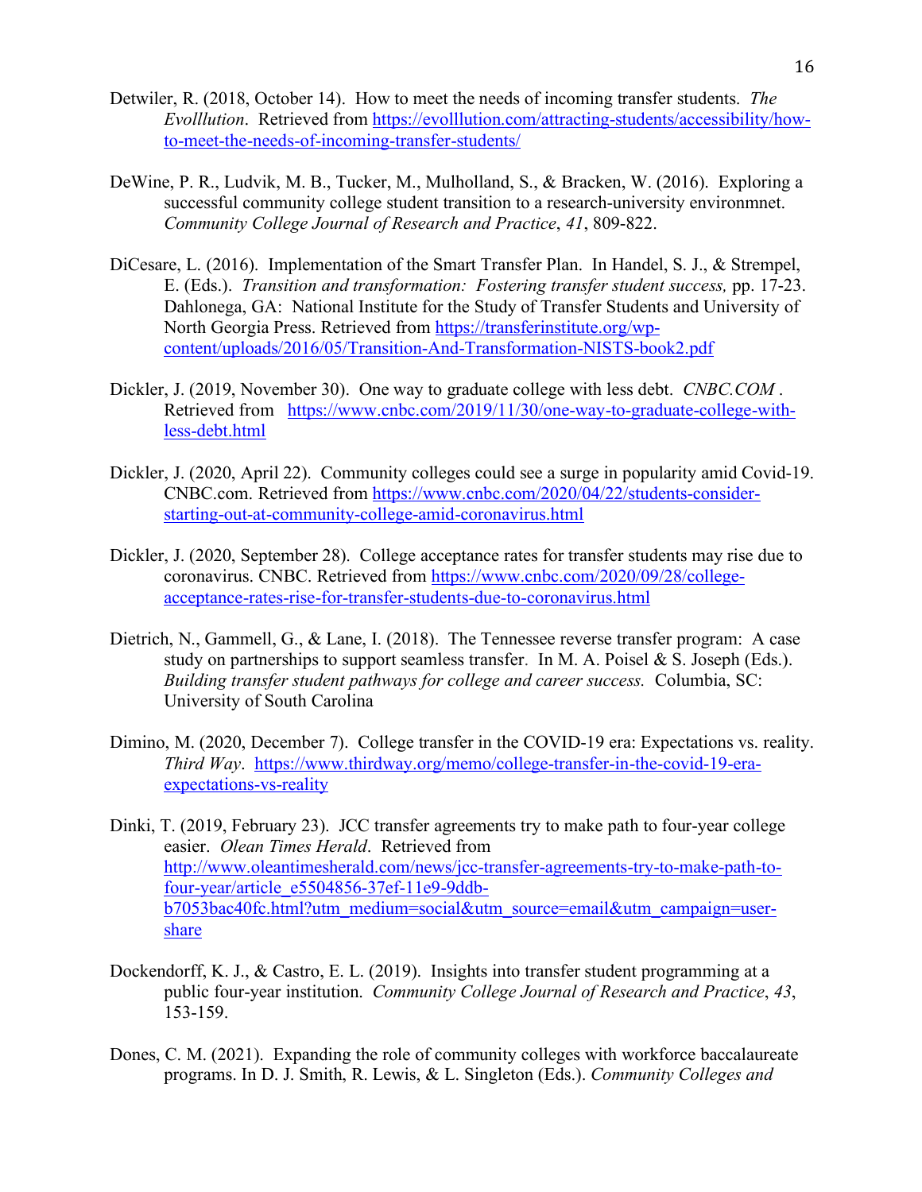Detwiler, R. (2018, October 14). How to meet the needs of incoming transfer students. *The Evolllution*. Retrieved from https://evolllution.com/attracting-students/accessibility/how-to-meet-the-needs-of-incoming-transfer-students/

DeWine, P. R., Ludvik, M. B., Tucker, M., Mulholland, S., & Bracken, W. (2016). Exploring a successful community college student transition to a research-university environmnet. *Community College Journal of Research and Practice*, *41*, 809-822.

DiCesare, L. (2016). Implementation of the Smart Transfer Plan. In Handel, S. J., & Strempel, E. (Eds.). *Transition and transformation: Fostering transfer student success,* pp. 17-23. Dahlonega, GA: National Institute for the Study of Transfer Students and University of North Georgia Press. Retrieved from https://transferinstitute.org/wp-content/uploads/2016/05/Transition-And-Transformation-NISTS-book2.pdf

Dickler, J. (2019, November 30). One way to graduate college with less debt. *CNBC.COM* . Retrieved from https://www.cnbc.com/2019/11/30/one-way-to-graduate-college-with-less-debt.html

Dickler, J. (2020, April 22). Community colleges could see a surge in popularity amid Covid-19. CNBC.com. Retrieved from https://www.cnbc.com/2020/04/22/students-consider-starting-out-at-community-college-amid-coronavirus.html

Dickler, J. (2020, September 28). College acceptance rates for transfer students may rise due to coronavirus. CNBC. Retrieved from https://www.cnbc.com/2020/09/28/college-acceptance-rates-rise-for-transfer-students-due-to-coronavirus.html

Dietrich, N., Gammell, G., & Lane, I. (2018). The Tennessee reverse transfer program: A case study on partnerships to support seamless transfer. In M. A. Poisel & S. Joseph (Eds.). *Building transfer student pathways for college and career success.* Columbia, SC: University of South Carolina

Dimino, M. (2020, December 7). College transfer in the COVID-19 era: Expectations vs. reality. *Third Way*. https://www.thirdway.org/memo/college-transfer-in-the-covid-19-era-expectations-vs-reality

Dinki, T. (2019, February 23). JCC transfer agreements try to make path to four-year college easier. *Olean Times Herald*. Retrieved from http://www.oleantimesherald.com/news/jcc-transfer-agreements-try-to-make-path-to-four-year/article_e5504856-37ef-11e9-9ddb-b7053bac40fc.html?utm_medium=social&utm_source=email&utm_campaign=user-share

Dockendorff, K. J., & Castro, E. L. (2019). Insights into transfer student programming at a public four-year institution. *Community College Journal of Research and Practice*, *43*, 153-159.

Dones, C. M. (2021). Expanding the role of community colleges with workforce baccalaureate programs. In D. J. Smith, R. Lewis, & L. Singleton (Eds.). *Community Colleges and*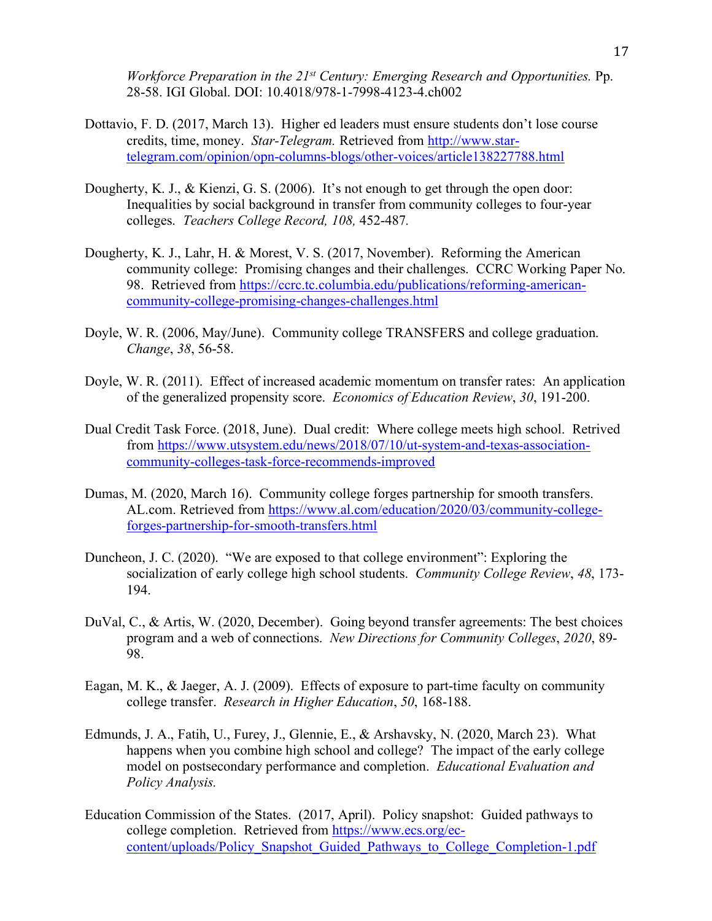*Workforce Preparation in the 21st Century: Emerging Research and Opportunities.* Pp. 28-58. IGI Global. DOI: 10.4018/978-1-7998-4123-4.ch002

Dottavio, F. D. (2017, March 13). Higher ed leaders must ensure students don't lose course credits, time, money. *Star-Telegram.* Retrieved from http://www.star-telegram.com/opinion/opn-columns-blogs/other-voices/article138227788.html

Dougherty, K. J., & Kienzi, G. S. (2006). It's not enough to get through the open door: Inequalities by social background in transfer from community colleges to four-year colleges. *Teachers College Record, 108,* 452-487.

Dougherty, K. J., Lahr, H. & Morest, V. S. (2017, November). Reforming the American community college: Promising changes and their challenges. CCRC Working Paper No. 98. Retrieved from https://ccrc.tc.columbia.edu/publications/reforming-american-community-college-promising-changes-challenges.html

Doyle, W. R. (2006, May/June). Community college TRANSFERS and college graduation. *Change*, *38*, 56-58.

Doyle, W. R. (2011). Effect of increased academic momentum on transfer rates: An application of the generalized propensity score. *Economics of Education Review*, *30*, 191-200.

Dual Credit Task Force. (2018, June). Dual credit: Where college meets high school. Retrived from https://www.utsystem.edu/news/2018/07/10/ut-system-and-texas-association-community-colleges-task-force-recommends-improved

Dumas, M. (2020, March 16). Community college forges partnership for smooth transfers. AL.com. Retrieved from https://www.al.com/education/2020/03/community-college-forges-partnership-for-smooth-transfers.html

Duncheon, J. C. (2020). "We are exposed to that college environment": Exploring the socialization of early college high school students. *Community College Review*, *48*, 173-194.

DuVal, C., & Artis, W. (2020, December). Going beyond transfer agreements: The best choices program and a web of connections. *New Directions for Community Colleges*, *2020*, 89-98.

Eagan, M. K., & Jaeger, A. J. (2009). Effects of exposure to part-time faculty on community college transfer. *Research in Higher Education*, *50*, 168-188.

Edmunds, J. A., Fatih, U., Furey, J., Glennie, E., & Arshavsky, N. (2020, March 23). What happens when you combine high school and college? The impact of the early college model on postsecondary performance and completion. *Educational Evaluation and Policy Analysis.*

Education Commission of the States. (2017, April). Policy snapshot: Guided pathways to college completion. Retrieved from https://www.ecs.org/ec-content/uploads/Policy_Snapshot_Guided_Pathways_to_College_Completion-1.pdf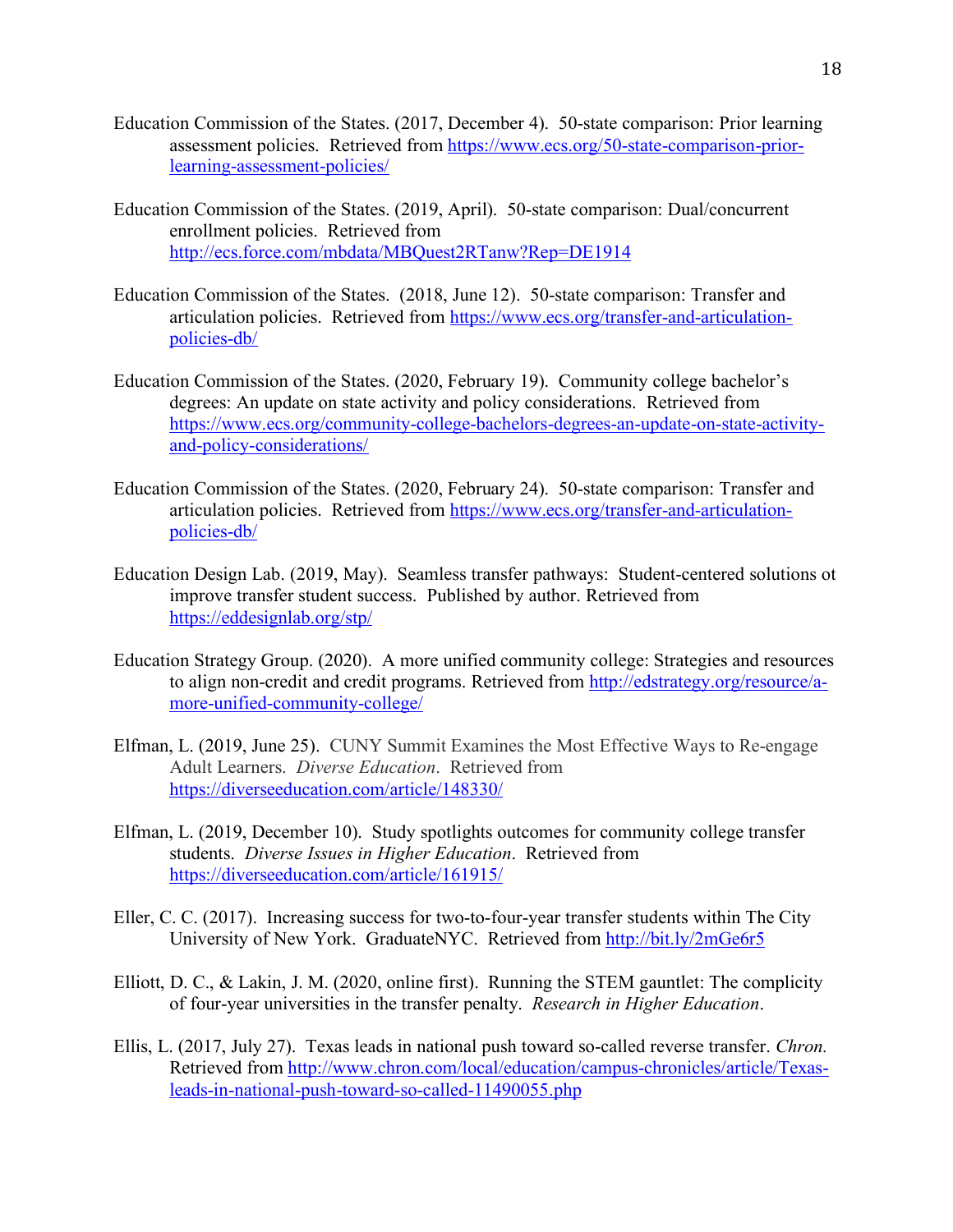Education Commission of the States. (2017, December 4). 50-state comparison: Prior learning assessment policies. Retrieved from [https://www.ecs.org/50-state-comparison-prior-learning-assessment-policies/](https://www.ecs.org/50-state-comparison-prior-learning-assessment-policies/)

Education Commission of the States. (2019, April). 50-state comparison: Dual/concurrent enrollment policies. Retrieved from [http://ecs.force.com/mbdata/MBQuest2RTanw?Rep=DE1914](http://ecs.force.com/mbdata/MBQuest2RTanw?Rep=DE1914)

Education Commission of the States. (2018, June 12). 50-state comparison: Transfer and articulation policies. Retrieved from [https://www.ecs.org/transfer-and-articulation-policies-db/](https://www.ecs.org/transfer-and-articulation-policies-db/)

Education Commission of the States. (2020, February 19). Community college bachelor's degrees: An update on state activity and policy considerations. Retrieved from [https://www.ecs.org/community-college-bachelors-degrees-an-update-on-state-activity-and-policy-considerations/](https://www.ecs.org/community-college-bachelors-degrees-an-update-on-state-activity-and-policy-considerations/)

Education Commission of the States. (2020, February 24). 50-state comparison: Transfer and articulation policies. Retrieved from [https://www.ecs.org/transfer-and-articulation-policies-db/](https://www.ecs.org/transfer-and-articulation-policies-db/)

Education Design Lab. (2019, May). Seamless transfer pathways: Student-centered solutions ot improve transfer student success. Published by author. Retrieved from [https://eddesignlab.org/stp/](https://eddesignlab.org/stp/)

Education Strategy Group. (2020). A more unified community college: Strategies and resources to align non-credit and credit programs. Retrieved from [http://edstrategy.org/resource/a-more-unified-community-college/](http://edstrategy.org/resource/a-more-unified-community-college/)

Elfman, L. (2019, June 25). CUNY Summit Examines the Most Effective Ways to Re-engage Adult Learners. *Diverse Education*. Retrieved from [https://diverseeducation.com/article/148330/](https://diverseeducation.com/article/148330/)

Elfman, L. (2019, December 10). Study spotlights outcomes for community college transfer students. *Diverse Issues in Higher Education*. Retrieved from [https://diverseeducation.com/article/161915/](https://diverseeducation.com/article/161915/)

Eller, C. C. (2017). Increasing success for two-to-four-year transfer students within The City University of New York. GraduateNYC. Retrieved from [http://bit.ly/2mGe6r5](http://bit.ly/2mGe6r5)

Elliott, D. C., & Lakin, J. M. (2020, online first). Running the STEM gauntlet: The complicity of four-year universities in the transfer penalty. *Research in Higher Education*.

Ellis, L. (2017, July 27). Texas leads in national push toward so-called reverse transfer. *Chron.* Retrieved from [http://www.chron.com/local/education/campus-chronicles/article/Texas-leads-in-national-push-toward-so-called-11490055.php](http://www.chron.com/local/education/campus-chronicles/article/Texas-leads-in-national-push-toward-so-called-11490055.php)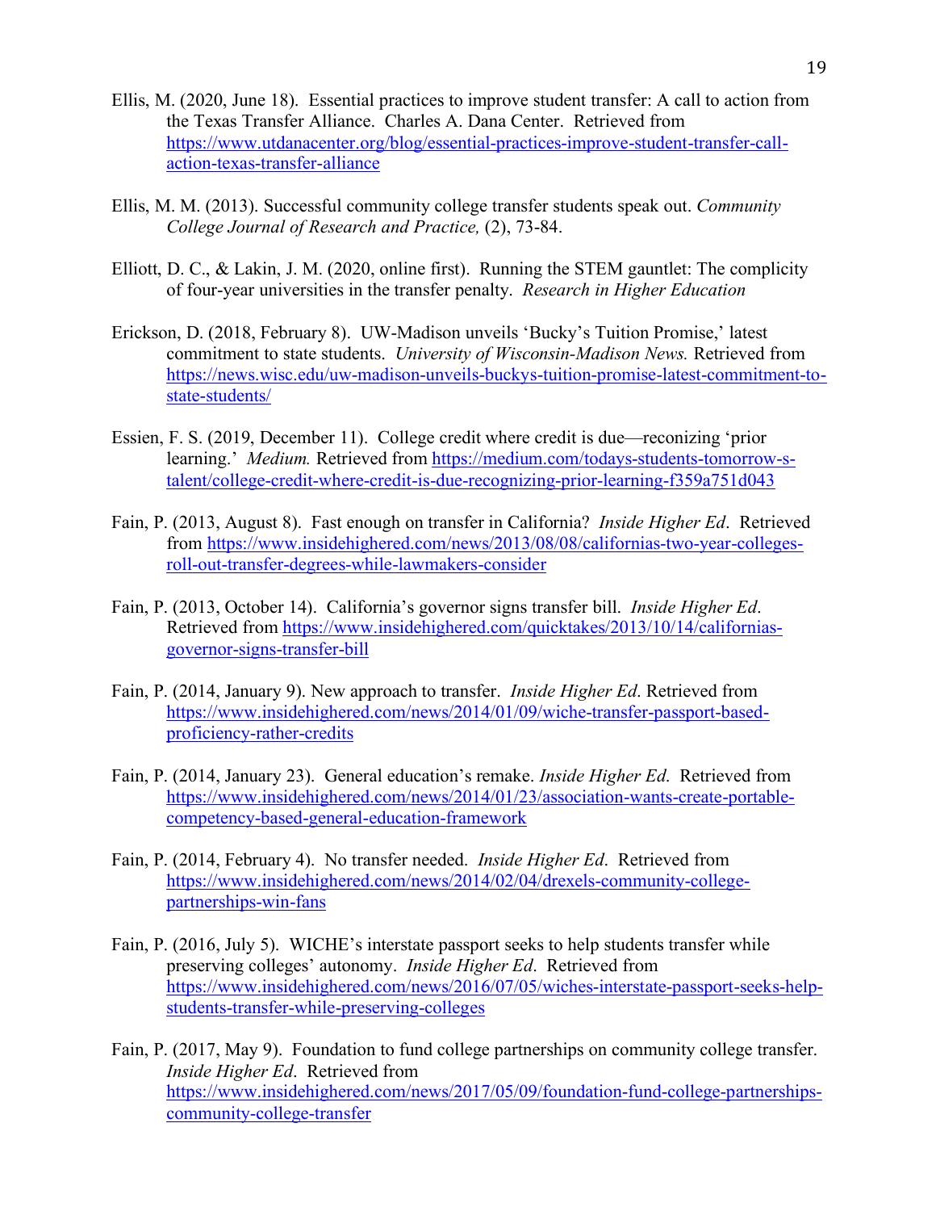Ellis, M. (2020, June 18). Essential practices to improve student transfer: A call to action from the Texas Transfer Alliance. Charles A. Dana Center. Retrieved from https://www.utdanacenter.org/blog/essential-practices-improve-student-transfer-call-action-texas-transfer-alliance

Ellis, M. M. (2013). Successful community college transfer students speak out. *Community College Journal of Research and Practice,* (2), 73-84.

Elliott, D. C., & Lakin, J. M. (2020, online first). Running the STEM gauntlet: The complicity of four-year universities in the transfer penalty. *Research in Higher Education*

Erickson, D. (2018, February 8). UW-Madison unveils 'Bucky's Tuition Promise,' latest commitment to state students. *University of Wisconsin-Madison News.* Retrieved from https://news.wisc.edu/uw-madison-unveils-buckys-tuition-promise-latest-commitment-to-state-students/

Essien, F. S. (2019, December 11). College credit where credit is due—reconizing 'prior learning.' *Medium.* Retrieved from https://medium.com/todays-students-tomorrow-s-talent/college-credit-where-credit-is-due-recognizing-prior-learning-f359a751d043

Fain, P. (2013, August 8). Fast enough on transfer in California? *Inside Higher Ed*. Retrieved from https://www.insidehighered.com/news/2013/08/08/californias-two-year-colleges-roll-out-transfer-degrees-while-lawmakers-consider

Fain, P. (2013, October 14). California's governor signs transfer bill. *Inside Higher Ed*. Retrieved from https://www.insidehighered.com/quicktakes/2013/10/14/californias-governor-signs-transfer-bill

Fain, P. (2014, January 9). New approach to transfer. *Inside Higher Ed*. Retrieved from https://www.insidehighered.com/news/2014/01/09/wiche-transfer-passport-based-proficiency-rather-credits

Fain, P. (2014, January 23). General education's remake. *Inside Higher Ed.* Retrieved from https://www.insidehighered.com/news/2014/01/23/association-wants-create-portable-competency-based-general-education-framework

Fain, P. (2014, February 4). No transfer needed. *Inside Higher Ed*. Retrieved from https://www.insidehighered.com/news/2014/02/04/drexels-community-college-partnerships-win-fans

Fain, P. (2016, July 5). WICHE's interstate passport seeks to help students transfer while preserving colleges' autonomy. *Inside Higher Ed*. Retrieved from https://www.insidehighered.com/news/2016/07/05/wiches-interstate-passport-seeks-help-students-transfer-while-preserving-colleges

Fain, P. (2017, May 9). Foundation to fund college partnerships on community college transfer. *Inside Higher Ed*. Retrieved from https://www.insidehighered.com/news/2017/05/09/foundation-fund-college-partnerships-community-college-transfer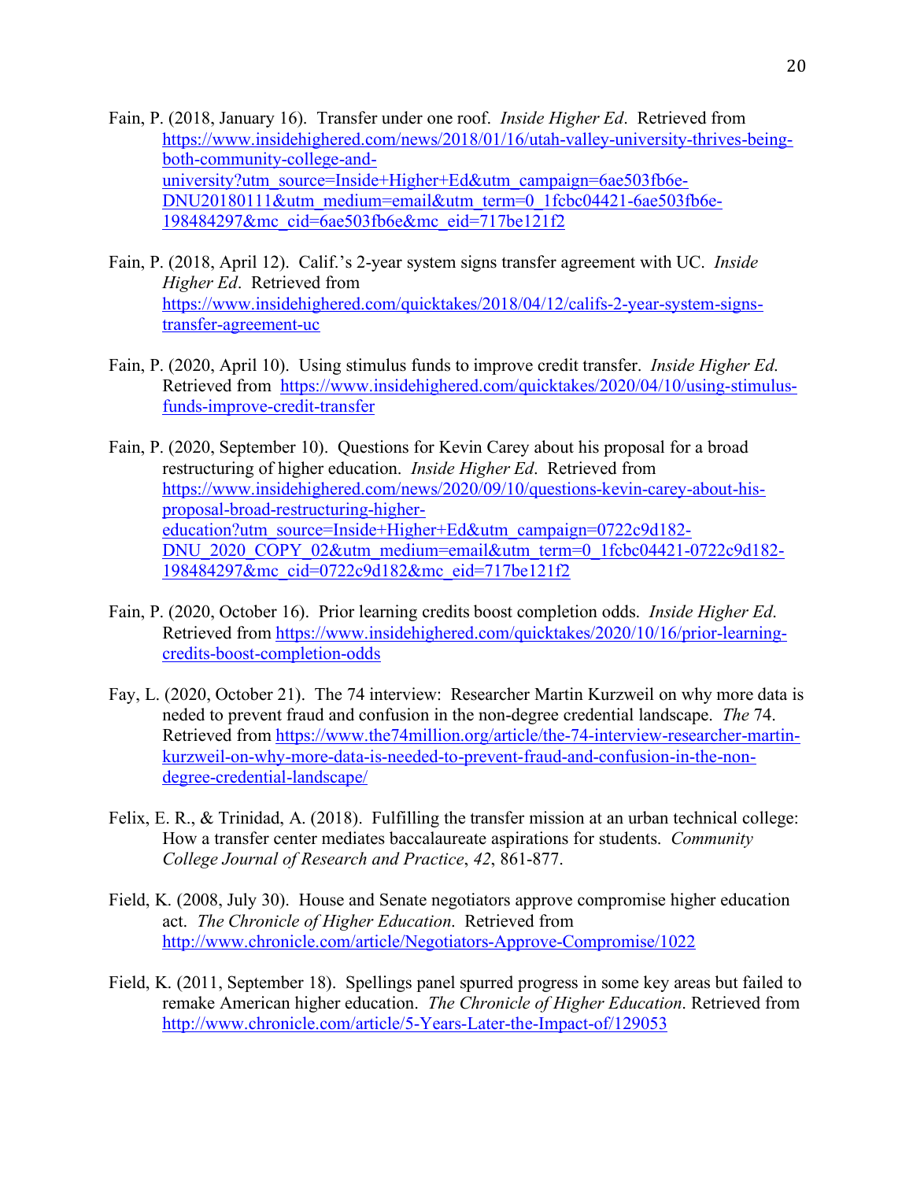Fain, P. (2018, January 16). Transfer under one roof. *Inside Higher Ed*. Retrieved from https://www.insidehighered.com/news/2018/01/16/utah-valley-university-thrives-being-both-community-college-and-university?utm_source=Inside+Higher+Ed&utm_campaign=6ae503fb6e-DNU20180111&utm_medium=email&utm_term=0_1fcbc04421-6ae503fb6e-198484297&mc_cid=6ae503fb6e&mc_eid=717be121f2

Fain, P. (2018, April 12). Calif.'s 2-year system signs transfer agreement with UC. *Inside Higher Ed*. Retrieved from https://www.insidehighered.com/quicktakes/2018/04/12/califs-2-year-system-signs-transfer-agreement-uc

Fain, P. (2020, April 10). Using stimulus funds to improve credit transfer. *Inside Higher Ed*. Retrieved from https://www.insidehighered.com/quicktakes/2020/04/10/using-stimulus-funds-improve-credit-transfer

Fain, P. (2020, September 10). Questions for Kevin Carey about his proposal for a broad restructuring of higher education. *Inside Higher Ed*. Retrieved from https://www.insidehighered.com/news/2020/09/10/questions-kevin-carey-about-his-proposal-broad-restructuring-higher-education?utm_source=Inside+Higher+Ed&utm_campaign=0722c9d182-DNU_2020_COPY_02&utm_medium=email&utm_term=0_1fcbc04421-0722c9d182-198484297&mc_cid=0722c9d182&mc_eid=717be121f2

Fain, P. (2020, October 16). Prior learning credits boost completion odds. *Inside Higher Ed*. Retrieved from https://www.insidehighered.com/quicktakes/2020/10/16/prior-learning-credits-boost-completion-odds

Fay, L. (2020, October 21). The 74 interview: Researcher Martin Kurzweil on why more data is neded to prevent fraud and confusion in the non-degree credential landscape. *The* 74. Retrieved from https://www.the74million.org/article/the-74-interview-researcher-martin-kurzweil-on-why-more-data-is-needed-to-prevent-fraud-and-confusion-in-the-non-degree-credential-landscape/

Felix, E. R., & Trinidad, A. (2018). Fulfilling the transfer mission at an urban technical college: How a transfer center mediates baccalaureate aspirations for students. *Community College Journal of Research and Practice*, *42*, 861-877.

Field, K. (2008, July 30). House and Senate negotiators approve compromise higher education act. *The Chronicle of Higher Education*. Retrieved from http://www.chronicle.com/article/Negotiators-Approve-Compromise/1022

Field, K. (2011, September 18). Spellings panel spurred progress in some key areas but failed to remake American higher education. *The Chronicle of Higher Education*. Retrieved from http://www.chronicle.com/article/5-Years-Later-the-Impact-of/129053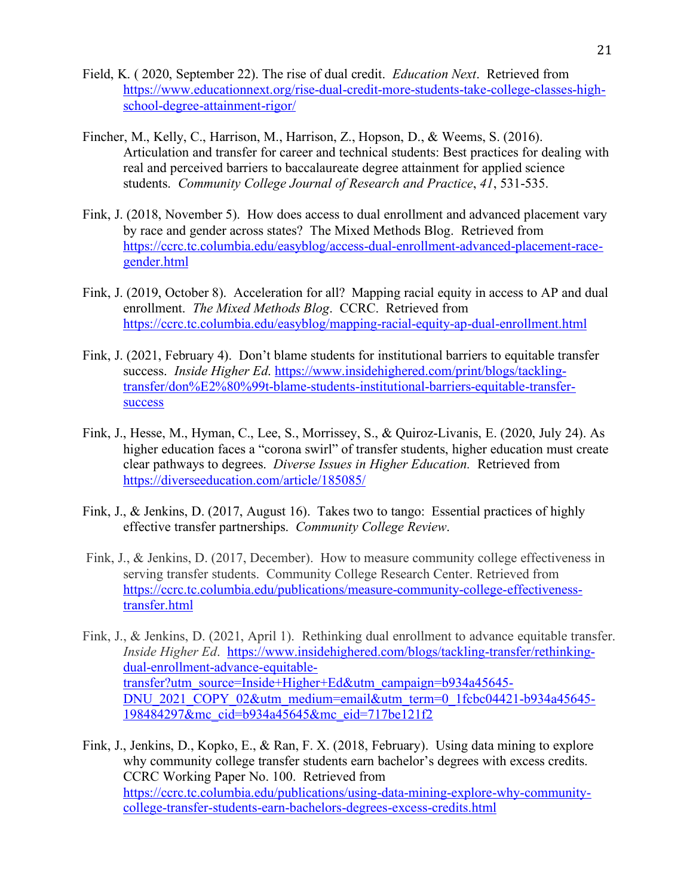Field, K. ( 2020, September 22). The rise of dual credit. *Education Next*. Retrieved from https://www.educationnext.org/rise-dual-credit-more-students-take-college-classes-high-school-degree-attainment-rigor/

Fincher, M., Kelly, C., Harrison, M., Harrison, Z., Hopson, D., & Weems, S. (2016). Articulation and transfer for career and technical students: Best practices for dealing with real and perceived barriers to baccalaureate degree attainment for applied science students. *Community College Journal of Research and Practice*, *41*, 531-535.

Fink, J. (2018, November 5). How does access to dual enrollment and advanced placement vary by race and gender across states? The Mixed Methods Blog. Retrieved from https://ccrc.tc.columbia.edu/easyblog/access-dual-enrollment-advanced-placement-race-gender.html

Fink, J. (2019, October 8). Acceleration for all? Mapping racial equity in access to AP and dual enrollment. *The Mixed Methods Blog*. CCRC. Retrieved from https://ccrc.tc.columbia.edu/easyblog/mapping-racial-equity-ap-dual-enrollment.html

Fink, J. (2021, February 4). Don't blame students for institutional barriers to equitable transfer success. *Inside Higher Ed*. https://www.insidehighered.com/print/blogs/tackling-transfer/don%E2%80%99t-blame-students-institutional-barriers-equitable-transfer-success

Fink, J., Hesse, M., Hyman, C., Lee, S., Morrissey, S., & Quiroz-Livanis, E. (2020, July 24). As higher education faces a "corona swirl" of transfer students, higher education must create clear pathways to degrees. *Diverse Issues in Higher Education.* Retrieved from https://diverseeducation.com/article/185085/

Fink, J., & Jenkins, D. (2017, August 16). Takes two to tango: Essential practices of highly effective transfer partnerships. *Community College Review*.

Fink, J., & Jenkins, D. (2017, December). How to measure community college effectiveness in serving transfer students. Community College Research Center. Retrieved from https://ccrc.tc.columbia.edu/publications/measure-community-college-effectiveness-transfer.html

Fink, J., & Jenkins, D. (2021, April 1). Rethinking dual enrollment to advance equitable transfer. *Inside Higher Ed*. https://www.insidehighered.com/blogs/tackling-transfer/rethinking-dual-enrollment-advance-equitable-transfer?utm_source=Inside+Higher+Ed&utm_campaign=b934a45645-DNU_2021_COPY_02&utm_medium=email&utm_term=0_1fcbc04421-b934a45645-198484297&mc_cid=b934a45645&mc_eid=717be121f2

Fink, J., Jenkins, D., Kopko, E., & Ran, F. X. (2018, February). Using data mining to explore why community college transfer students earn bachelor's degrees with excess credits. CCRC Working Paper No. 100. Retrieved from https://ccrc.tc.columbia.edu/publications/using-data-mining-explore-why-community-college-transfer-students-earn-bachelors-degrees-excess-credits.html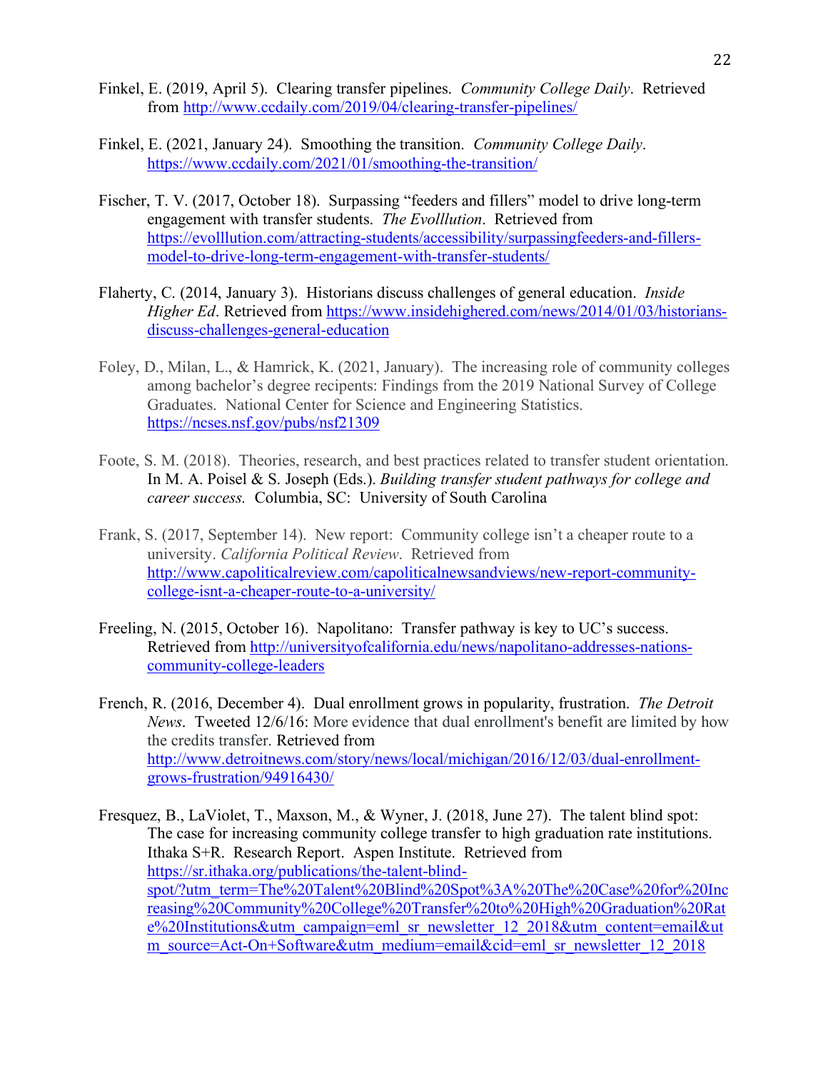Finkel, E. (2019, April 5). Clearing transfer pipelines. *Community College Daily*. Retrieved from http://www.ccdaily.com/2019/04/clearing-transfer-pipelines/

Finkel, E. (2021, January 24). Smoothing the transition. *Community College Daily*. https://www.ccdaily.com/2021/01/smoothing-the-transition/

Fischer, T. V. (2017, October 18). Surpassing "feeders and fillers" model to drive long-term engagement with transfer students. *The Evolllution*. Retrieved from https://evolllution.com/attracting-students/accessibility/surpassingfeeders-and-fillers-model-to-drive-long-term-engagement-with-transfer-students/

Flaherty, C. (2014, January 3). Historians discuss challenges of general education. *Inside Higher Ed*. Retrieved from https://www.insidehighered.com/news/2014/01/03/historians-discuss-challenges-general-education

Foley, D., Milan, L., & Hamrick, K. (2021, January). The increasing role of community colleges among bachelor's degree recipients: Findings from the 2019 National Survey of College Graduates. National Center for Science and Engineering Statistics. https://ncses.nsf.gov/pubs/nsf21309

Foote, S. M. (2018). Theories, research, and best practices related to transfer student orientation. In M. A. Poisel & S. Joseph (Eds.). *Building transfer student pathways for college and career success.* Columbia, SC: University of South Carolina

Frank, S. (2017, September 14). New report: Community college isn't a cheaper route to a university. *California Political Review*. Retrieved from http://www.capoliticalreview.com/capoliticalnewsandviews/new-report-community-college-isnt-a-cheaper-route-to-a-university/

Freeling, N. (2015, October 16). Napolitano: Transfer pathway is key to UC's success. Retrieved from http://universityofcalifornia.edu/news/napolitano-addresses-nations-community-college-leaders

French, R. (2016, December 4). Dual enrollment grows in popularity, frustration. *The Detroit News*. Tweeted 12/6/16: More evidence that dual enrollment's benefit are limited by how the credits transfer. Retrieved from http://www.detroitnews.com/story/news/local/michigan/2016/12/03/dual-enrollment-grows-frustration/94916430/

Fresquez, B., LaViolet, T., Maxson, M., & Wyner, J. (2018, June 27). The talent blind spot: The case for increasing community college transfer to high graduation rate institutions. Ithaka S+R. Research Report. Aspen Institute. Retrieved from https://sr.ithaka.org/publications/the-talent-blind-spot/?utm_term=The%20Talent%20Blind%20Spot%3A%20The%20Case%20for%20Increasing%20Community%20College%20Transfer%20to%20High%20Graduation%20Rate%20Institutions&utm_campaign=eml_sr_newsletter_12_2018&utm_content=email&utm_source=Act-On+Software&utm_medium=email&cid=eml_sr_newsletter_12_2018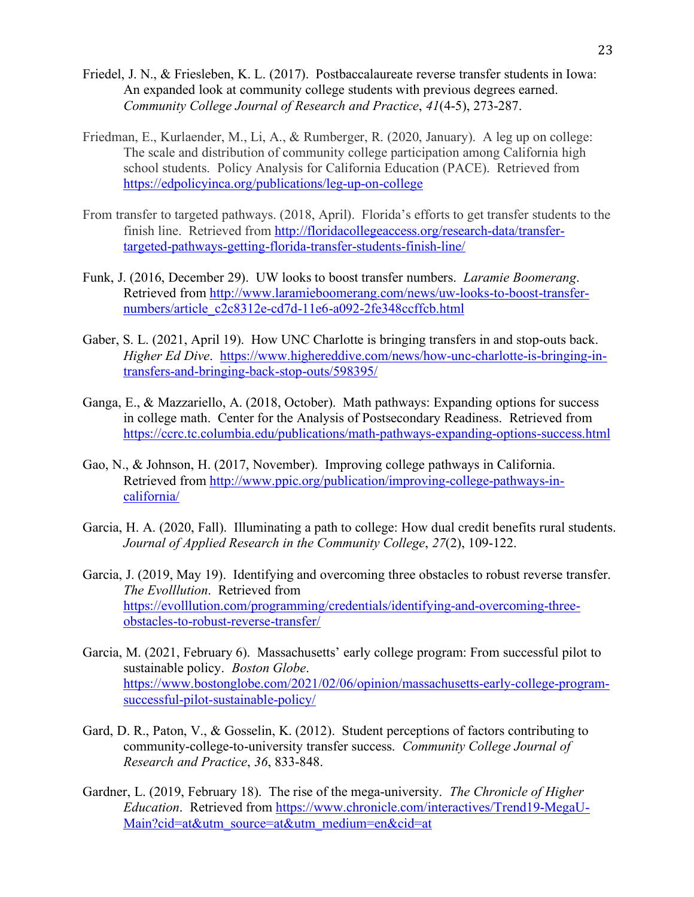Friedel, J. N., & Friesleben, K. L. (2017). Postbaccalaureate reverse transfer students in Iowa: An expanded look at community college students with previous degrees earned. *Community College Journal of Research and Practice*, *41*(4-5), 273-287.

Friedman, E., Kurlaender, M., Li, A., & Rumberger, R. (2020, January). A leg up on college: The scale and distribution of community college participation among California high school students. Policy Analysis for California Education (PACE). Retrieved from https://edpolicyinca.org/publications/leg-up-on-college

From transfer to targeted pathways. (2018, April). Florida's efforts to get transfer students to the finish line. Retrieved from http://floridacollegeaccess.org/research-data/transfer-targeted-pathways-getting-florida-transfer-students-finish-line/

Funk, J. (2016, December 29). UW looks to boost transfer numbers. *Laramie Boomerang*. Retrieved from http://www.laramieboomerang.com/news/uw-looks-to-boost-transfer-numbers/article_c2c8312e-cd7d-11e6-a092-2fe348ccffcb.html

Gaber, S. L. (2021, April 19). How UNC Charlotte is bringing transfers in and stop-outs back. *Higher Ed Dive*. https://www.highereddive.com/news/how-unc-charlotte-is-bringing-in-transfers-and-bringing-back-stop-outs/598395/

Ganga, E., & Mazzariello, A. (2018, October). Math pathways: Expanding options for success in college math. Center for the Analysis of Postsecondary Readiness. Retrieved from https://ccrc.tc.columbia.edu/publications/math-pathways-expanding-options-success.html

Gao, N., & Johnson, H. (2017, November). Improving college pathways in California. Retrieved from http://www.ppic.org/publication/improving-college-pathways-in-california/

Garcia, H. A. (2020, Fall). Illuminating a path to college: How dual credit benefits rural students. *Journal of Applied Research in the Community College*, *27*(2), 109-122.

Garcia, J. (2019, May 19). Identifying and overcoming three obstacles to robust reverse transfer. *The Evolllution*. Retrieved from https://evolllution.com/programming/credentials/identifying-and-overcoming-three-obstacles-to-robust-reverse-transfer/

Garcia, M. (2021, February 6). Massachusetts' early college program: From successful pilot to sustainable policy. *Boston Globe*. https://www.bostonglobe.com/2021/02/06/opinion/massachusetts-early-college-program-successful-pilot-sustainable-policy/

Gard, D. R., Paton, V., & Gosselin, K. (2012). Student perceptions of factors contributing to community-college-to-university transfer success. *Community College Journal of Research and Practice*, *36*, 833-848.

Gardner, L. (2019, February 18). The rise of the mega-university. *The Chronicle of Higher Education*. Retrieved from https://www.chronicle.com/interactives/Trend19-MegaU-Main?cid=at&utm_source=at&utm_medium=en&cid=at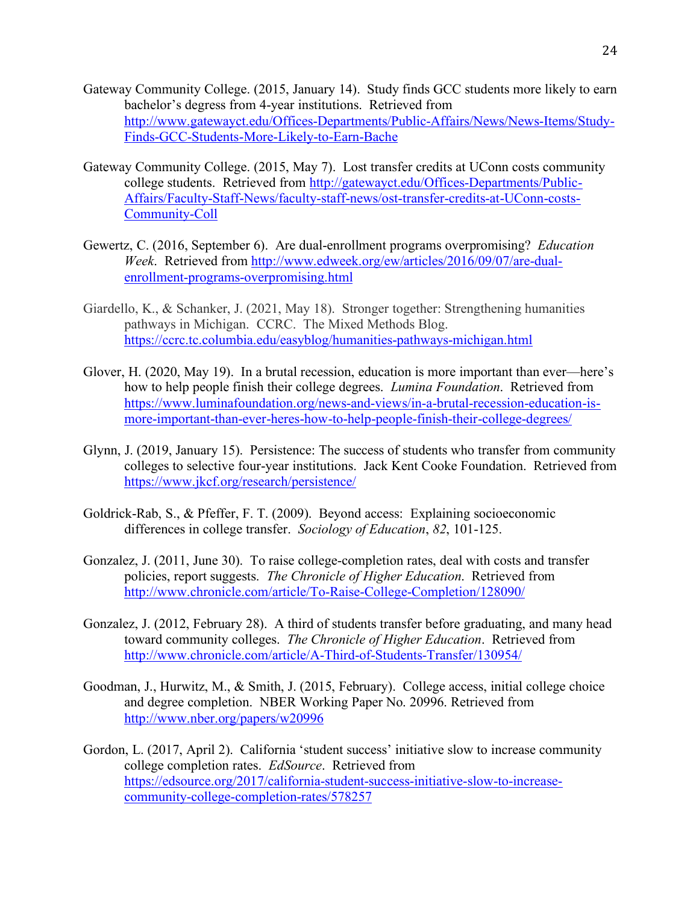Gateway Community College. (2015, January 14). Study finds GCC students more likely to earn bachelor's degress from 4-year institutions. Retrieved from http://www.gatewayct.edu/Offices-Departments/Public-Affairs/News/News-Items/Study-Finds-GCC-Students-More-Likely-to-Earn-Bache

Gateway Community College. (2015, May 7). Lost transfer credits at UConn costs community college students. Retrieved from http://gatewayct.edu/Offices-Departments/Public-Affairs/Faculty-Staff-News/faculty-staff-news/ost-transfer-credits-at-UConn-costs-Community-Coll

Gewertz, C. (2016, September 6). Are dual-enrollment programs overpromising? *Education Week*. Retrieved from http://www.edweek.org/ew/articles/2016/09/07/are-dual-enrollment-programs-overpromising.html

Giardello, K., & Schanker, J. (2021, May 18). Stronger together: Strengthening humanities pathways in Michigan. CCRC. The Mixed Methods Blog. https://ccrc.tc.columbia.edu/easyblog/humanities-pathways-michigan.html

Glover, H. (2020, May 19). In a brutal recession, education is more important than ever—here's how to help people finish their college degrees. *Lumina Foundation*. Retrieved from https://www.luminafoundation.org/news-and-views/in-a-brutal-recession-education-is-more-important-than-ever-heres-how-to-help-people-finish-their-college-degrees/

Glynn, J. (2019, January 15). Persistence: The success of students who transfer from community colleges to selective four-year institutions. Jack Kent Cooke Foundation. Retrieved from https://www.jkcf.org/research/persistence/

Goldrick-Rab, S., & Pfeffer, F. T. (2009). Beyond access: Explaining socioeconomic differences in college transfer. *Sociology of Education*, *82*, 101-125.

Gonzalez, J. (2011, June 30). To raise college-completion rates, deal with costs and transfer policies, report suggests. *The Chronicle of Higher Education*. Retrieved from http://www.chronicle.com/article/To-Raise-College-Completion/128090/

Gonzalez, J. (2012, February 28). A third of students transfer before graduating, and many head toward community colleges. *The Chronicle of Higher Education*. Retrieved from http://www.chronicle.com/article/A-Third-of-Students-Transfer/130954/

Goodman, J., Hurwitz, M., & Smith, J. (2015, February). College access, initial college choice and degree completion. NBER Working Paper No. 20996. Retrieved from http://www.nber.org/papers/w20996

Gordon, L. (2017, April 2). California 'student success' initiative slow to increase community college completion rates. *EdSource*. Retrieved from https://edsource.org/2017/california-student-success-initiative-slow-to-increase-community-college-completion-rates/578257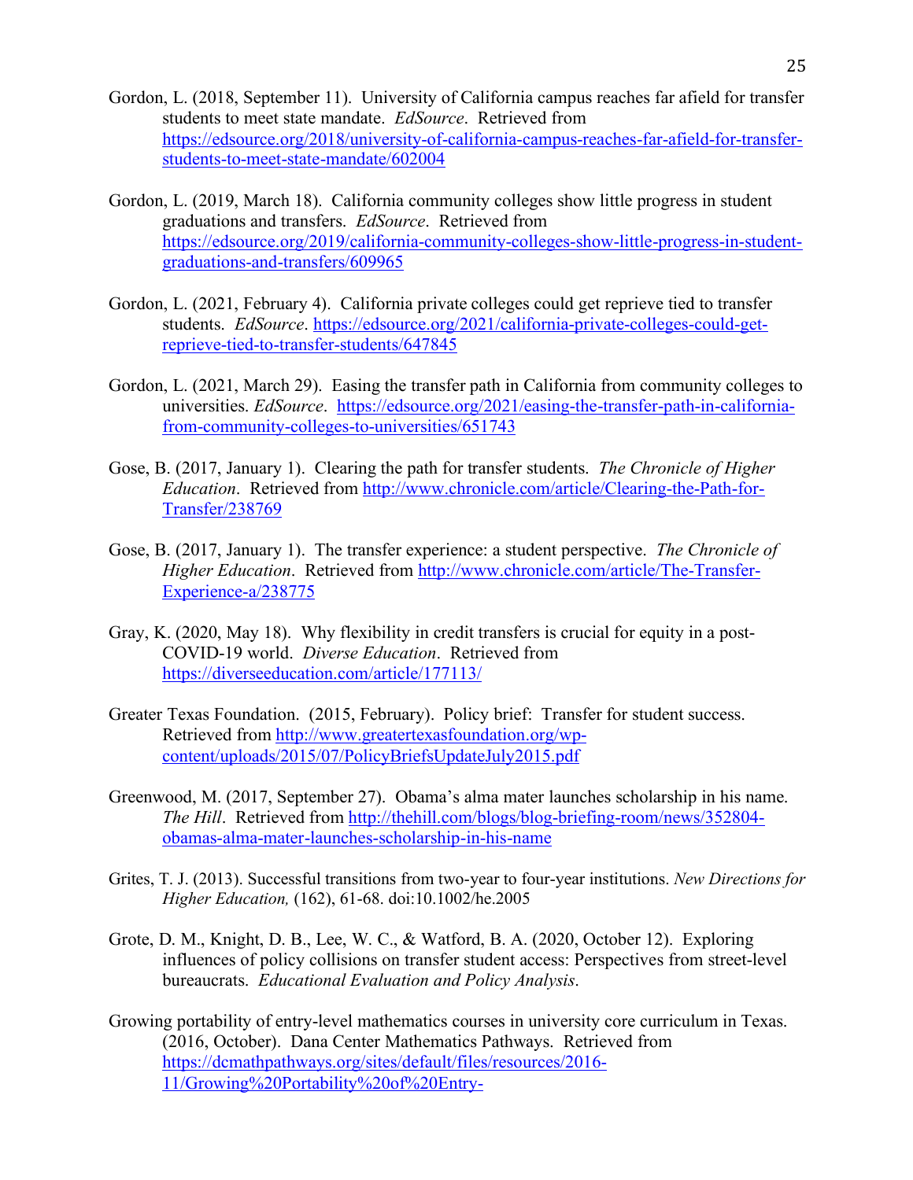Gordon, L. (2018, September 11). University of California campus reaches far afield for transfer students to meet state mandate. *EdSource*. Retrieved from https://edsource.org/2018/university-of-california-campus-reaches-far-afield-for-transfer-students-to-meet-state-mandate/602004

Gordon, L. (2019, March 18). California community colleges show little progress in student graduations and transfers. *EdSource*. Retrieved from https://edsource.org/2019/california-community-colleges-show-little-progress-in-student-graduations-and-transfers/609965

Gordon, L. (2021, February 4). California private colleges could get reprieve tied to transfer students. *EdSource*. https://edsource.org/2021/california-private-colleges-could-get-reprieve-tied-to-transfer-students/647845

Gordon, L. (2021, March 29). Easing the transfer path in California from community colleges to universities. *EdSource*. https://edsource.org/2021/easing-the-transfer-path-in-california-from-community-colleges-to-universities/651743

Gose, B. (2017, January 1). Clearing the path for transfer students. *The Chronicle of Higher Education*. Retrieved from http://www.chronicle.com/article/Clearing-the-Path-for-Transfer/238769

Gose, B. (2017, January 1). The transfer experience: a student perspective. *The Chronicle of Higher Education*. Retrieved from http://www.chronicle.com/article/The-Transfer-Experience-a/238775

Gray, K. (2020, May 18). Why flexibility in credit transfers is crucial for equity in a post-COVID-19 world. *Diverse Education*. Retrieved from https://diverseeducation.com/article/177113/

Greater Texas Foundation. (2015, February). Policy brief: Transfer for student success. Retrieved from http://www.greatertexasfoundation.org/wp-content/uploads/2015/07/PolicyBriefsUpdateJuly2015.pdf

Greenwood, M. (2017, September 27). Obama's alma mater launches scholarship in his name. *The Hill*. Retrieved from http://thehill.com/blogs/blog-briefing-room/news/352804-obamas-alma-mater-launches-scholarship-in-his-name

Grites, T. J. (2013). Successful transitions from two-year to four-year institutions. *New Directions for Higher Education,* (162), 61-68. doi:10.1002/he.2005

Grote, D. M., Knight, D. B., Lee, W. C., & Watford, B. A. (2020, October 12). Exploring influences of policy collisions on transfer student access: Perspectives from street-level bureaucrats. *Educational Evaluation and Policy Analysis*.

Growing portability of entry-level mathematics courses in university core curriculum in Texas. (2016, October). Dana Center Mathematics Pathways. Retrieved from https://dcmathpathways.org/sites/default/files/resources/2016-11/Growing%20Portability%20of%20Entry-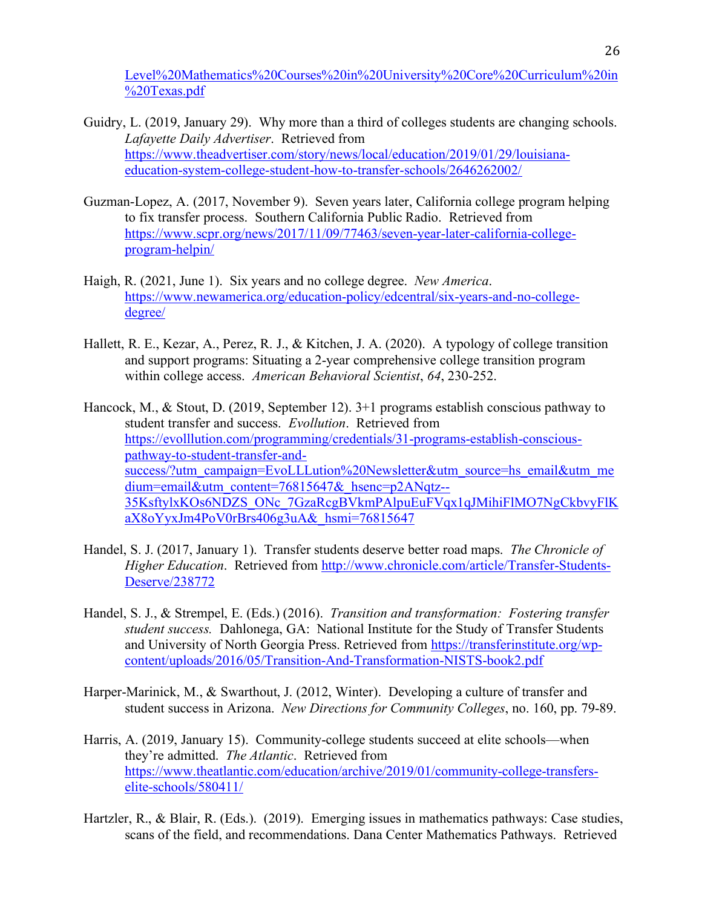Level%20Mathematics%20Courses%20in%20University%20Core%20Curriculum%20in%20Texas.pdf

Guidry, L. (2019, January 29). Why more than a third of colleges students are changing schools. *Lafayette Daily Advertiser*. Retrieved from https://www.theadvertiser.com/story/news/local/education/2019/01/29/louisiana-education-system-college-student-how-to-transfer-schools/2646262002/

Guzman-Lopez, A. (2017, November 9). Seven years later, California college program helping to fix transfer process. Southern California Public Radio. Retrieved from https://www.scpr.org/news/2017/11/09/77463/seven-year-later-california-college-program-helpin/

Haigh, R. (2021, June 1). Six years and no college degree. *New America*. https://www.newamerica.org/education-policy/edcentral/six-years-and-no-college-degree/

Hallett, R. E., Kezar, A., Perez, R. J., & Kitchen, J. A. (2020). A typology of college transition and support programs: Situating a 2-year comprehensive college transition program within college access. *American Behavioral Scientist*, *64*, 230-252.

Hancock, M., & Stout, D. (2019, September 12). 3+1 programs establish conscious pathway to student transfer and success. *Evollution*. Retrieved from https://evolllution.com/programming/credentials/31-programs-establish-conscious-pathway-to-student-transfer-and-success/?utm_campaign=EvoLLLution%20Newsletter&utm_source=hs_email&utm_medium=email&utm_content=76815647&_hsenc=p2ANqtz--35KsftylxKOs6NDZS_ONc_7GzaRcgBVkmPAlpuEuFVqx1qJMihiFlMO7NgCkbvyFlKaX8oYyxJm4PoV0rBrs406g3uA&_hsmi=76815647

Handel, S. J. (2017, January 1). Transfer students deserve better road maps. *The Chronicle of Higher Education*. Retrieved from http://www.chronicle.com/article/Transfer-Students-Deserve/238772

Handel, S. J., & Strempel, E. (Eds.) (2016). *Transition and transformation: Fostering transfer student success.* Dahlonega, GA: National Institute for the Study of Transfer Students and University of North Georgia Press. Retrieved from https://transferinstitute.org/wp-content/uploads/2016/05/Transition-And-Transformation-NISTS-book2.pdf

Harper-Marinick, M., & Swarthout, J. (2012, Winter). Developing a culture of transfer and student success in Arizona. *New Directions for Community Colleges*, no. 160, pp. 79-89.

Harris, A. (2019, January 15). Community-college students succeed at elite schools—when they're admitted. *The Atlantic*. Retrieved from https://www.theatlantic.com/education/archive/2019/01/community-college-transfers-elite-schools/580411/

Hartzler, R., & Blair, R. (Eds.). (2019). Emerging issues in mathematics pathways: Case studies, scans of the field, and recommendations. Dana Center Mathematics Pathways. Retrieved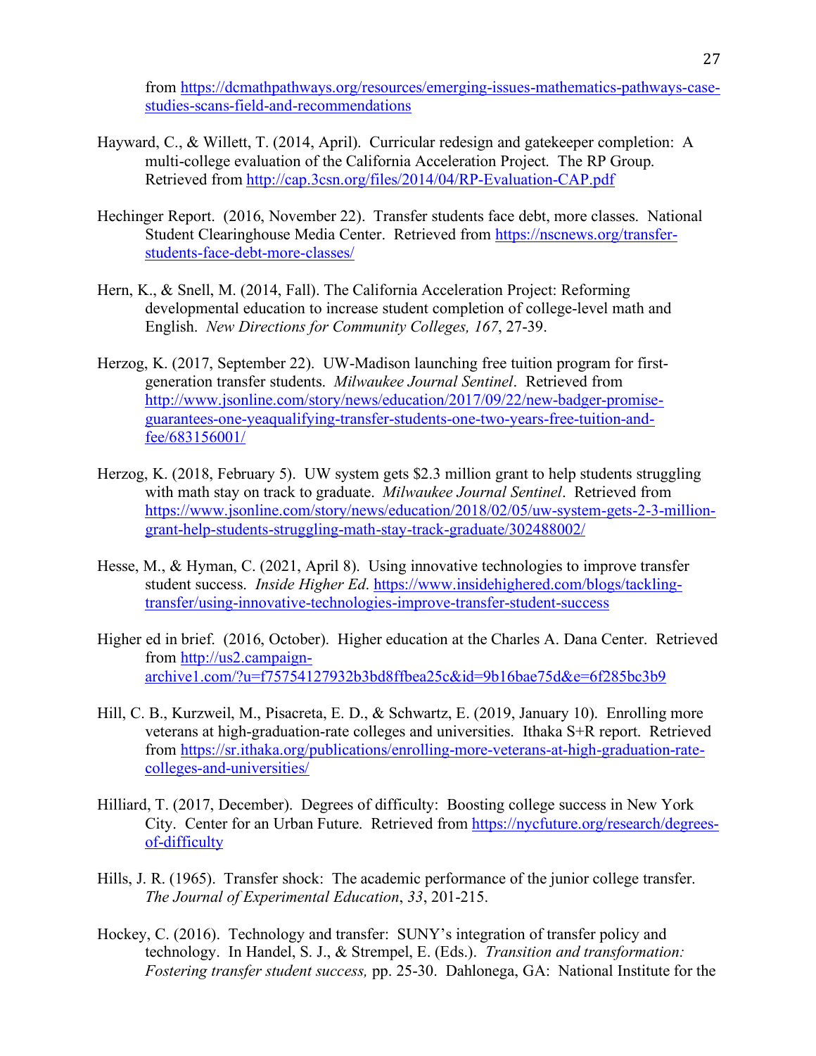from https://dcmathpathways.org/resources/emerging-issues-mathematics-pathways-case-studies-scans-field-and-recommendations

Hayward, C., & Willett, T. (2014, April). Curricular redesign and gatekeeper completion: A multi-college evaluation of the California Acceleration Project. The RP Group. Retrieved from http://cap.3csn.org/files/2014/04/RP-Evaluation-CAP.pdf

Hechinger Report. (2016, November 22). Transfer students face debt, more classes. National Student Clearinghouse Media Center. Retrieved from https://nscnews.org/transfer-students-face-debt-more-classes/

Hern, K., & Snell, M. (2014, Fall). The California Acceleration Project: Reforming developmental education to increase student completion of college-level math and English. *New Directions for Community Colleges, 167*, 27-39.

Herzog, K. (2017, September 22). UW-Madison launching free tuition program for first-generation transfer students. *Milwaukee Journal Sentinel*. Retrieved from http://www.jsonline.com/story/news/education/2017/09/22/new-badger-promise-guarantees-one-yeaqualifying-transfer-students-one-two-years-free-tuition-and-fee/683156001/

Herzog, K. (2018, February 5). UW system gets $2.3 million grant to help students struggling with math stay on track to graduate. *Milwaukee Journal Sentinel*. Retrieved from https://www.jsonline.com/story/news/education/2018/02/05/uw-system-gets-2-3-million-grant-help-students-struggling-math-stay-track-graduate/302488002/

Hesse, M., & Hyman, C. (2021, April 8). Using innovative technologies to improve transfer student success. *Inside Higher Ed*. https://www.insidehighered.com/blogs/tackling-transfer/using-innovative-technologies-improve-transfer-student-success

Higher ed in brief. (2016, October). Higher education at the Charles A. Dana Center. Retrieved from http://us2.campaign-archive1.com/?u=f75754127932b3bd8ffbea25c&id=9b16bae75d&e=6f285bc3b9

Hill, C. B., Kurzweil, M., Pisacreta, E. D., & Schwartz, E. (2019, January 10). Enrolling more veterans at high-graduation-rate colleges and universities. Ithaka S+R report. Retrieved from https://sr.ithaka.org/publications/enrolling-more-veterans-at-high-graduation-rate-colleges-and-universities/

Hilliard, T. (2017, December). Degrees of difficulty: Boosting college success in New York City. Center for an Urban Future. Retrieved from https://nycfuture.org/research/degrees-of-difficulty

Hills, J. R. (1965). Transfer shock: The academic performance of the junior college transfer. *The Journal of Experimental Education*, *33*, 201-215.

Hockey, C. (2016). Technology and transfer: SUNY's integration of transfer policy and technology. In Handel, S. J., & Strempel, E. (Eds.). *Transition and transformation: Fostering transfer student success,* pp. 25-30. Dahlonega, GA: National Institute for the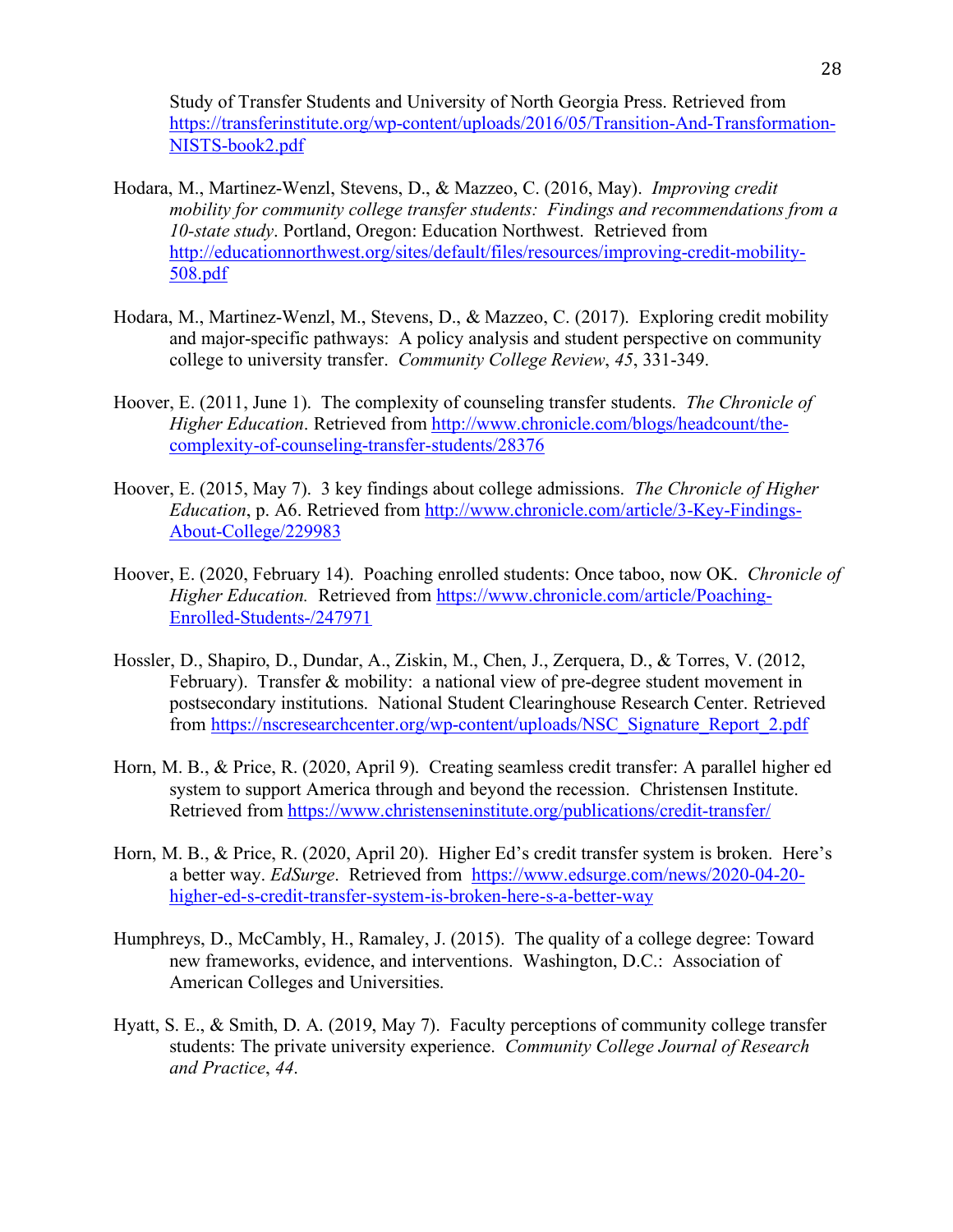Study of Transfer Students and University of North Georgia Press. Retrieved from https://transferinstitute.org/wp-content/uploads/2016/05/Transition-And-Transformation-NISTS-book2.pdf

Hodara, M., Martinez-Wenzl, Stevens, D., & Mazzeo, C. (2016, May). *Improving credit mobility for community college transfer students: Findings and recommendations from a 10-state study*. Portland, Oregon: Education Northwest. Retrieved from http://educationnorthwest.org/sites/default/files/resources/improving-credit-mobility-508.pdf

Hodara, M., Martinez-Wenzl, M., Stevens, D., & Mazzeo, C. (2017). Exploring credit mobility and major-specific pathways: A policy analysis and student perspective on community college to university transfer. *Community College Review*, *45*, 331-349.

Hoover, E. (2011, June 1). The complexity of counseling transfer students. *The Chronicle of Higher Education*. Retrieved from http://www.chronicle.com/blogs/headcount/the-complexity-of-counseling-transfer-students/28376

Hoover, E. (2015, May 7). 3 key findings about college admissions. *The Chronicle of Higher Education*, p. A6. Retrieved from http://www.chronicle.com/article/3-Key-Findings-About-College/229983

Hoover, E. (2020, February 14). Poaching enrolled students: Once taboo, now OK. *Chronicle of Higher Education.* Retrieved from https://www.chronicle.com/article/Poaching-Enrolled-Students-/247971

Hossler, D., Shapiro, D., Dundar, A., Ziskin, M., Chen, J., Zerquera, D., & Torres, V. (2012, February). Transfer & mobility: a national view of pre-degree student movement in postsecondary institutions. National Student Clearinghouse Research Center. Retrieved from https://nscresearchcenter.org/wp-content/uploads/NSC_Signature_Report_2.pdf

Horn, M. B., & Price, R. (2020, April 9). Creating seamless credit transfer: A parallel higher ed system to support America through and beyond the recession. Christensen Institute. Retrieved from https://www.christenseninstitute.org/publications/credit-transfer/

Horn, M. B., & Price, R. (2020, April 20). Higher Ed's credit transfer system is broken. Here's a better way. *EdSurge*. Retrieved from https://www.edsurge.com/news/2020-04-20-higher-ed-s-credit-transfer-system-is-broken-here-s-a-better-way

Humphreys, D., McCambly, H., Ramaley, J. (2015). The quality of a college degree: Toward new frameworks, evidence, and interventions. Washington, D.C.: Association of American Colleges and Universities.

Hyatt, S. E., & Smith, D. A. (2019, May 7). Faculty perceptions of community college transfer students: The private university experience. *Community College Journal of Research and Practice*, *44*.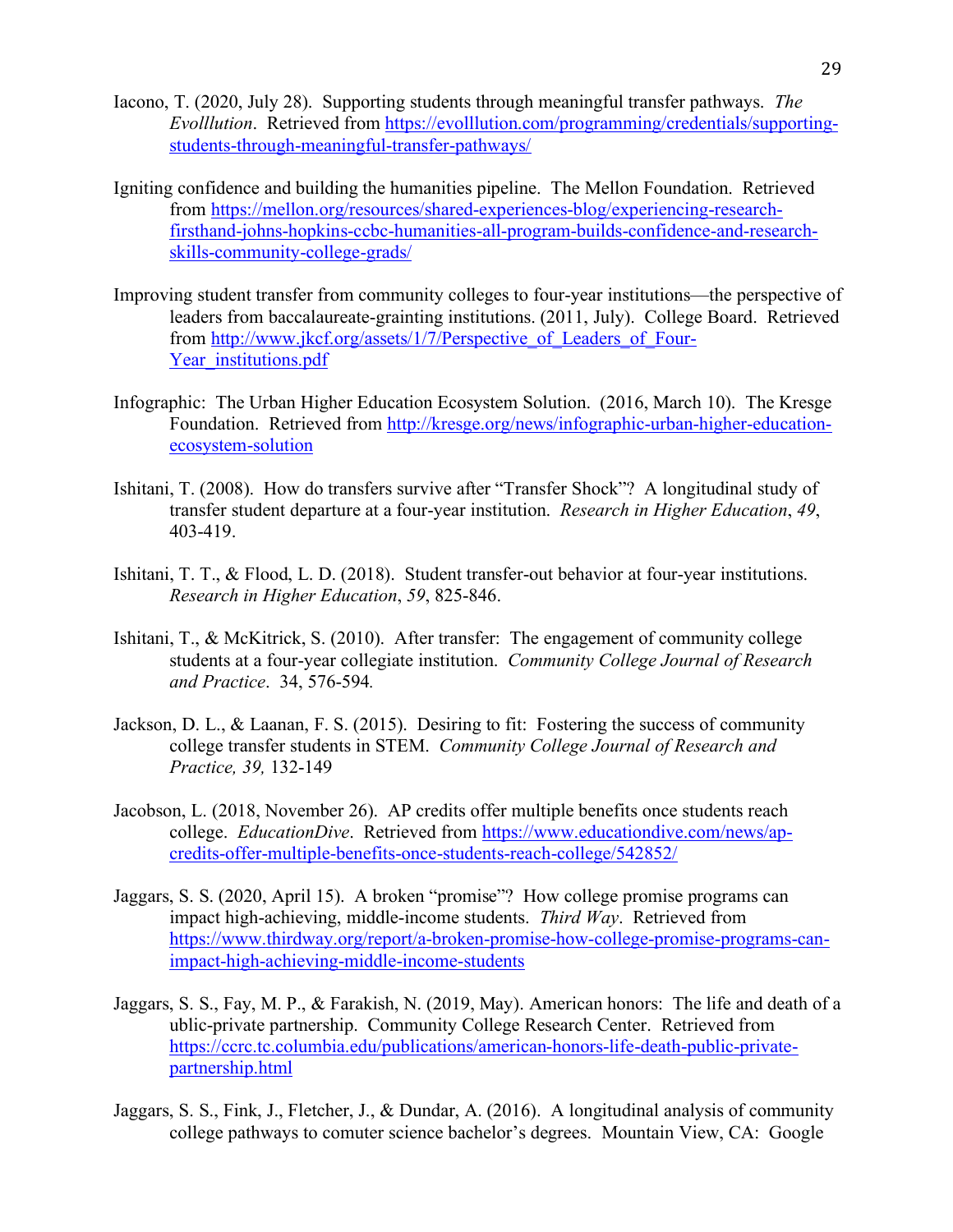Iacono, T. (2020, July 28). Supporting students through meaningful transfer pathways. *The Evolllution*. Retrieved from https://evolllution.com/programming/credentials/supporting-students-through-meaningful-transfer-pathways/

Igniting confidence and building the humanities pipeline. The Mellon Foundation. Retrieved from https://mellon.org/resources/shared-experiences-blog/experiencing-research-firsthand-johns-hopkins-ccbc-humanities-all-program-builds-confidence-and-research-skills-community-college-grads/

Improving student transfer from community colleges to four-year institutions—the perspective of leaders from baccalaureate-grainting institutions. (2011, July). College Board. Retrieved from http://www.jkcf.org/assets/1/7/Perspective_of_Leaders_of_Four-Year_institutions.pdf

Infographic: The Urban Higher Education Ecosystem Solution. (2016, March 10). The Kresge Foundation. Retrieved from http://kresge.org/news/infographic-urban-higher-education-ecosystem-solution

Ishitani, T. (2008). How do transfers survive after "Transfer Shock"? A longitudinal study of transfer student departure at a four-year institution. *Research in Higher Education*, *49*, 403-419.

Ishitani, T. T., & Flood, L. D. (2018). Student transfer-out behavior at four-year institutions. *Research in Higher Education*, *59*, 825-846.

Ishitani, T., & McKitrick, S. (2010). After transfer: The engagement of community college students at a four-year collegiate institution. *Community College Journal of Research and Practice*. 34, 576-594.

Jackson, D. L., & Laanan, F. S. (2015). Desiring to fit: Fostering the success of community college transfer students in STEM. *Community College Journal of Research and Practice, 39,* 132-149

Jacobson, L. (2018, November 26). AP credits offer multiple benefits once students reach college. *EducationDive*. Retrieved from https://www.educationdive.com/news/ap-credits-offer-multiple-benefits-once-students-reach-college/542852/

Jaggars, S. S. (2020, April 15). A broken "promise"? How college promise programs can impact high-achieving, middle-income students. *Third Way*. Retrieved from https://www.thirdway.org/report/a-broken-promise-how-college-promise-programs-can-impact-high-achieving-middle-income-students

Jaggars, S. S., Fay, M. P., & Farakish, N. (2019, May). American honors: The life and death of a ublic-private partnership. Community College Research Center. Retrieved from https://ccrc.tc.columbia.edu/publications/american-honors-life-death-public-private-partnership.html

Jaggars, S. S., Fink, J., Fletcher, J., & Dundar, A. (2016). A longitudinal analysis of community college pathways to comuter science bachelor's degrees. Mountain View, CA: Google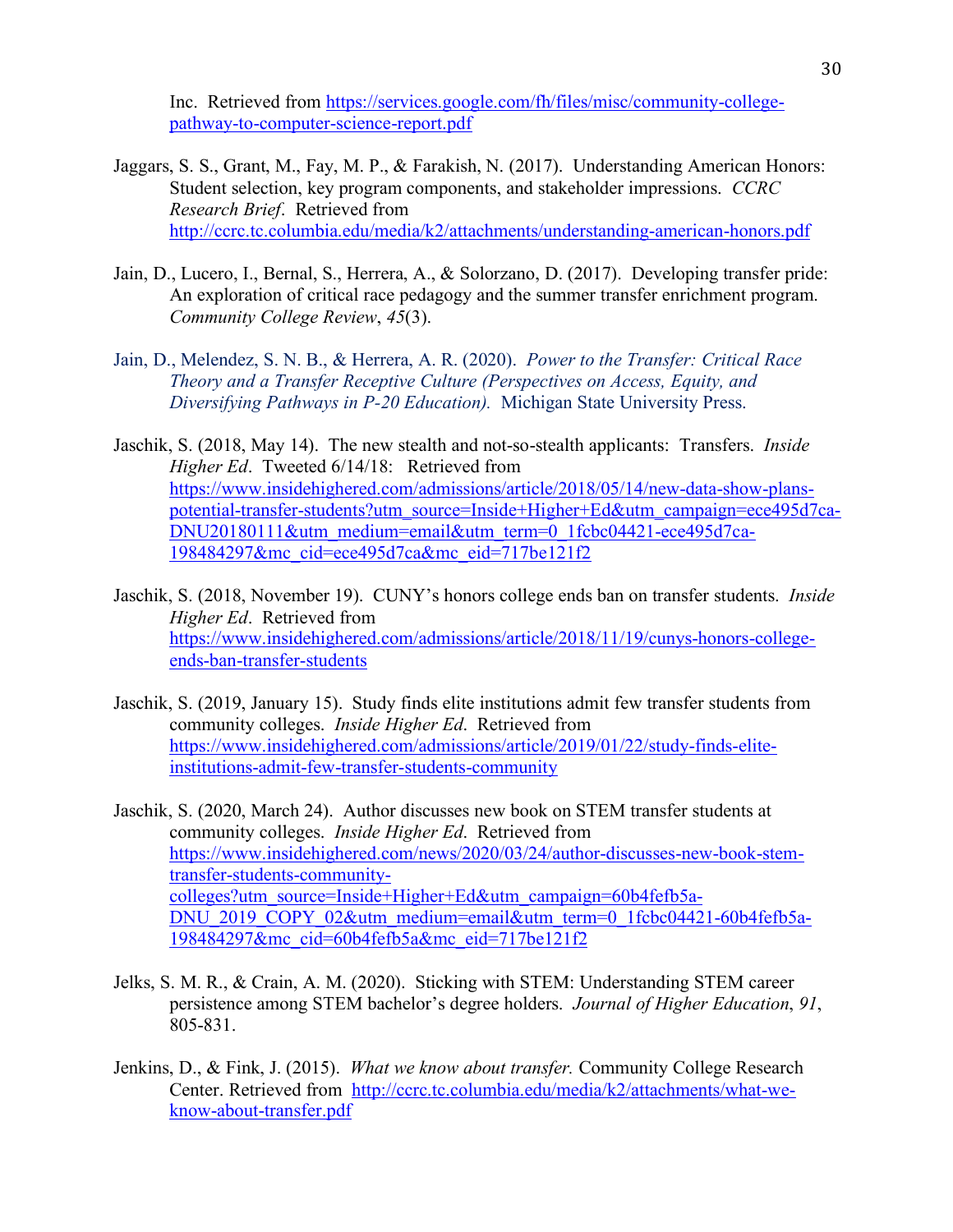Inc. Retrieved from https://services.google.com/fh/files/misc/community-college-pathway-to-computer-science-report.pdf

Jaggars, S. S., Grant, M., Fay, M. P., & Farakish, N. (2017). Understanding American Honors: Student selection, key program components, and stakeholder impressions. *CCRC Research Brief*. Retrieved from http://ccrc.tc.columbia.edu/media/k2/attachments/understanding-american-honors.pdf

Jain, D., Lucero, I., Bernal, S., Herrera, A., & Solorzano, D. (2017). Developing transfer pride: An exploration of critical race pedagogy and the summer transfer enrichment program. *Community College Review*, *45*(3).

Jain, D., Melendez, S. N. B., & Herrera, A. R. (2020). *Power to the Transfer: Critical Race Theory and a Transfer Receptive Culture (Perspectives on Access, Equity, and Diversifying Pathways in P-20 Education).* Michigan State University Press.

Jaschik, S. (2018, May 14). The new stealth and not-so-stealth applicants: Transfers. *Inside Higher Ed*. Tweeted 6/14/18: Retrieved from https://www.insidehighered.com/admissions/article/2018/05/14/new-data-show-plans-potential-transfer-students?utm_source=Inside+Higher+Ed&utm_campaign=ece495d7ca-DNU20180111&utm_medium=email&utm_term=0_1fcbc04421-ece495d7ca-198484297&mc_cid=ece495d7ca&mc_eid=717be121f2

Jaschik, S. (2018, November 19). CUNY's honors college ends ban on transfer students. *Inside Higher Ed*. Retrieved from https://www.insidehighered.com/admissions/article/2018/11/19/cunys-honors-college-ends-ban-transfer-students

Jaschik, S. (2019, January 15). Study finds elite institutions admit few transfer students from community colleges. *Inside Higher Ed*. Retrieved from https://www.insidehighered.com/admissions/article/2019/01/22/study-finds-elite-institutions-admit-few-transfer-students-community

Jaschik, S. (2020, March 24). Author discusses new book on STEM transfer students at community colleges. *Inside Higher Ed*. Retrieved from https://www.insidehighered.com/news/2020/03/24/author-discusses-new-book-stem-transfer-students-community-colleges?utm_source=Inside+Higher+Ed&utm_campaign=60b4fefb5a-DNU_2019_COPY_02&utm_medium=email&utm_term=0_1fcbc04421-60b4fefb5a-198484297&mc_cid=60b4fefb5a&mc_eid=717be121f2

Jelks, S. M. R., & Crain, A. M. (2020). Sticking with STEM: Understanding STEM career persistence among STEM bachelor's degree holders. *Journal of Higher Education*, *91*, 805-831.

Jenkins, D., & Fink, J. (2015). *What we know about transfer.* Community College Research Center. Retrieved from http://ccrc.tc.columbia.edu/media/k2/attachments/what-we-know-about-transfer.pdf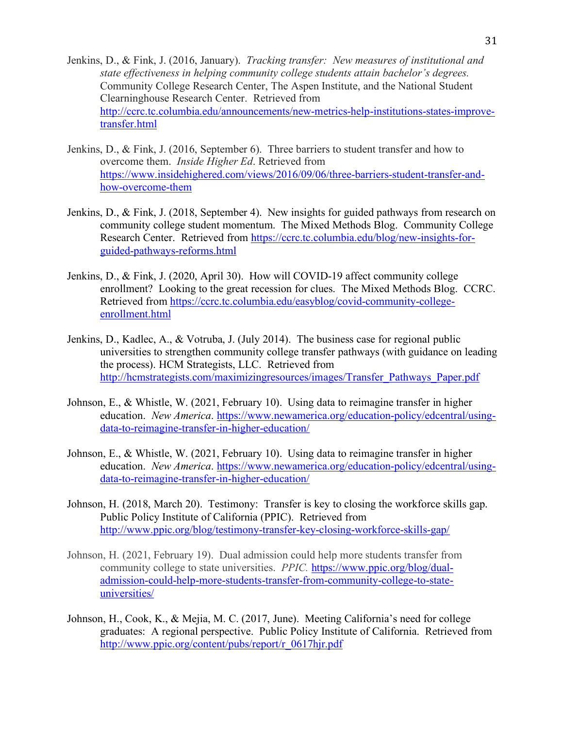Jenkins, D., & Fink, J. (2016, January). *Tracking transfer: New measures of institutional and state effectiveness in helping community college students attain bachelor's degrees.* Community College Research Center, The Aspen Institute, and the National Student Clearninghouse Research Center. Retrieved from http://ccrc.tc.columbia.edu/announcements/new-metrics-help-institutions-states-improve-transfer.html

Jenkins, D., & Fink, J. (2016, September 6). Three barriers to student transfer and how to overcome them. *Inside Higher Ed*. Retrieved from https://www.insidehighered.com/views/2016/09/06/three-barriers-student-transfer-and-how-overcome-them

Jenkins, D., & Fink, J. (2018, September 4). New insights for guided pathways from research on community college student momentum. The Mixed Methods Blog. Community College Research Center. Retrieved from https://ccrc.tc.columbia.edu/blog/new-insights-for-guided-pathways-reforms.html

Jenkins, D., & Fink, J. (2020, April 30). How will COVID-19 affect community college enrollment? Looking to the great recession for clues. The Mixed Methods Blog. CCRC. Retrieved from https://ccrc.tc.columbia.edu/easyblog/covid-community-college-enrollment.html

Jenkins, D., Kadlec, A., & Votruba, J. (July 2014). The business case for regional public universities to strengthen community college transfer pathways (with guidance on leading the process). HCM Strategists, LLC. Retrieved from http://hcmstrategists.com/maximizingresources/images/Transfer_Pathways_Paper.pdf

Johnson, E., & Whistle, W. (2021, February 10). Using data to reimagine transfer in higher education. *New America*. https://www.newamerica.org/education-policy/edcentral/using-data-to-reimagine-transfer-in-higher-education/

Johnson, E., & Whistle, W. (2021, February 10). Using data to reimagine transfer in higher education. *New America*. https://www.newamerica.org/education-policy/edcentral/using-data-to-reimagine-transfer-in-higher-education/

Johnson, H. (2018, March 20). Testimony: Transfer is key to closing the workforce skills gap. Public Policy Institute of California (PPIC). Retrieved from http://www.ppic.org/blog/testimony-transfer-key-closing-workforce-skills-gap/

Johnson, H. (2021, February 19). Dual admission could help more students transfer from community college to state universities. *PPIC.* https://www.ppic.org/blog/dual-admission-could-help-more-students-transfer-from-community-college-to-state-universities/

Johnson, H., Cook, K., & Mejia, M. C. (2017, June). Meeting California's need for college graduates: A regional perspective. Public Policy Institute of California. Retrieved from http://www.ppic.org/content/pubs/report/r_0617hjr.pdf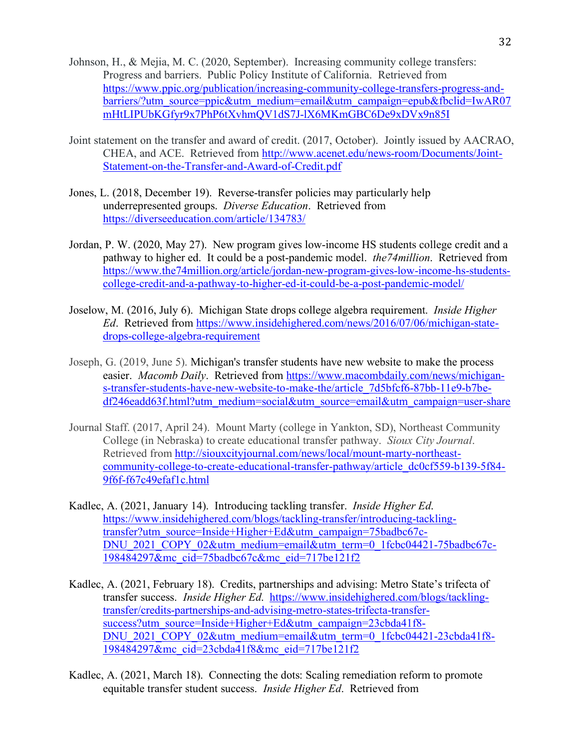Johnson, H., & Mejia, M. C. (2020, September). Increasing community college transfers: Progress and barriers. Public Policy Institute of California. Retrieved from https://www.ppic.org/publication/increasing-community-college-transfers-progress-and-barriers/?utm_source=ppic&utm_medium=email&utm_campaign=epub&fbclid=IwAR07mHtLIPUbKGfyr9x7PhP6tXvhmQV1dS7J-lX6MKmGBC6De9xDVx9n85I

Joint statement on the transfer and award of credit. (2017, October). Jointly issued by AACRAO, CHEA, and ACE. Retrieved from http://www.acenet.edu/news-room/Documents/Joint-Statement-on-the-Transfer-and-Award-of-Credit.pdf

Jones, L. (2018, December 19). Reverse-transfer policies may particularly help underrepresented groups. *Diverse Education*. Retrieved from https://diverseeducation.com/article/134783/

Jordan, P. W. (2020, May 27). New program gives low-income HS students college credit and a pathway to higher ed. It could be a post-pandemic model. *the74million*. Retrieved from https://www.the74million.org/article/jordan-new-program-gives-low-income-hs-students-college-credit-and-a-pathway-to-higher-ed-it-could-be-a-post-pandemic-model/

Joselow, M. (2016, July 6). Michigan State drops college algebra requirement. *Inside Higher Ed*. Retrieved from https://www.insidehighered.com/news/2016/07/06/michigan-state-drops-college-algebra-requirement

Joseph, G. (2019, June 5). Michigan's transfer students have new website to make the process easier. *Macomb Daily*. Retrieved from https://www.macombdaily.com/news/michigan-s-transfer-students-have-new-website-to-make-the/article_7d5bfcf6-87bb-11e9-b7be-df246eadd63f.html?utm_medium=social&utm_source=email&utm_campaign=user-share

Journal Staff. (2017, April 24). Mount Marty (college in Yankton, SD), Northeast Community College (in Nebraska) to create educational transfer pathway. *Sioux City Journal*. Retrieved from http://siouxcityjournal.com/news/local/mount-marty-northeast-community-college-to-create-educational-transfer-pathway/article_dc0cf559-b139-5f84-9f6f-f67c49efaf1c.html

Kadlec, A. (2021, January 14). Introducing tackling transfer. *Inside Higher Ed.* https://www.insidehighered.com/blogs/tackling-transfer/introducing-tackling-transfer?utm_source=Inside+Higher+Ed&utm_campaign=75badbc67c-DNU_2021_COPY_02&utm_medium=email&utm_term=0_1fcbc04421-75badbc67c-198484297&mc_cid=75badbc67c&mc_eid=717be121f2

Kadlec, A. (2021, February 18). Credits, partnerships and advising: Metro State's trifecta of transfer success. *Inside Higher Ed.* https://www.insidehighered.com/blogs/tackling-transfer/credits-partnerships-and-advising-metro-states-trifecta-transfer-success?utm_source=Inside+Higher+Ed&utm_campaign=23cbda41f8-DNU_2021_COPY_02&utm_medium=email&utm_term=0_1fcbc04421-23cbda41f8-198484297&mc_cid=23cbda41f8&mc_eid=717be121f2

Kadlec, A. (2021, March 18). Connecting the dots: Scaling remediation reform to promote equitable transfer student success. *Inside Higher Ed*. Retrieved from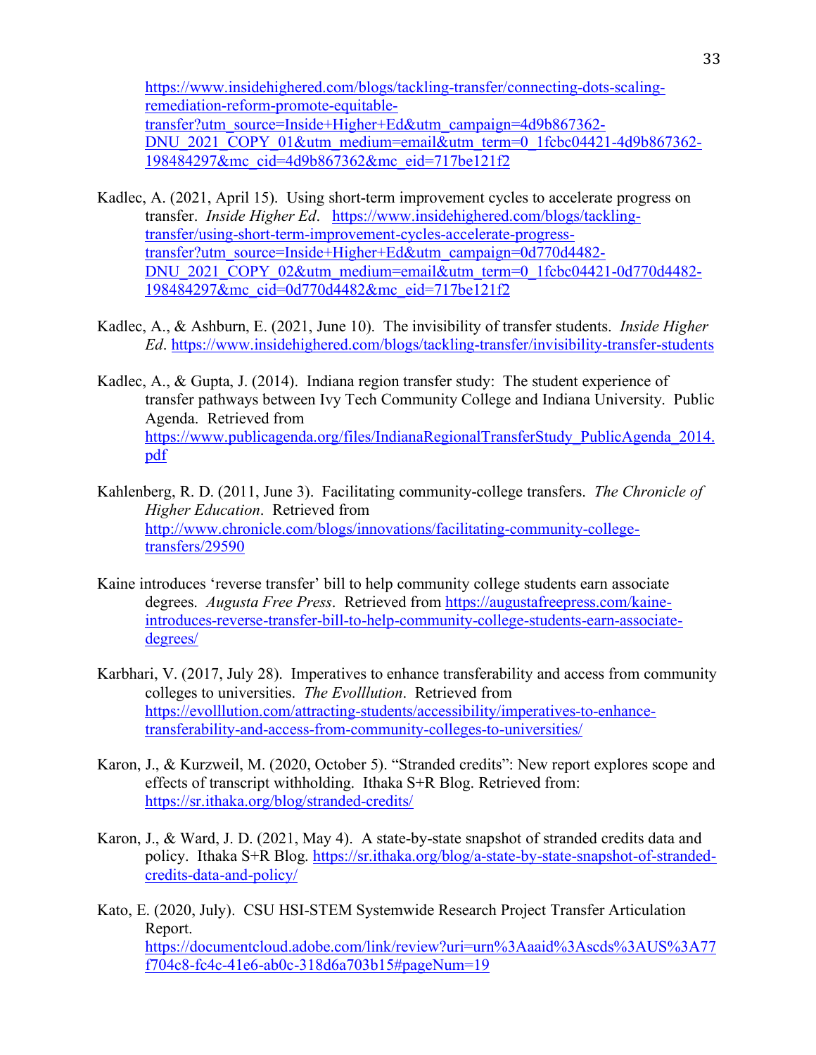https://www.insidehighered.com/blogs/tackling-transfer/connecting-dots-scaling-remediation-reform-promote-equitable-transfer?utm_source=Inside+Higher+Ed&utm_campaign=4d9b867362-DNU_2021_COPY_01&utm_medium=email&utm_term=0_1fcbc04421-4d9b867362-198484297&mc_cid=4d9b867362&mc_eid=717be121f2

Kadlec, A. (2021, April 15). Using short-term improvement cycles to accelerate progress on transfer. *Inside Higher Ed*. https://www.insidehighered.com/blogs/tackling-transfer/using-short-term-improvement-cycles-accelerate-progress-transfer?utm_source=Inside+Higher+Ed&utm_campaign=0d770d4482-DNU_2021_COPY_02&utm_medium=email&utm_term=0_1fcbc04421-0d770d4482-198484297&mc_cid=0d770d4482&mc_eid=717be121f2

Kadlec, A., & Ashburn, E. (2021, June 10). The invisibility of transfer students. *Inside Higher Ed*. https://www.insidehighered.com/blogs/tackling-transfer/invisibility-transfer-students

Kadlec, A., & Gupta, J. (2014). Indiana region transfer study: The student experience of transfer pathways between Ivy Tech Community College and Indiana University. Public Agenda. Retrieved from https://www.publicagenda.org/files/IndianaRegionalTransferStudy_PublicAgenda_2014.pdf

Kahlenberg, R. D. (2011, June 3). Facilitating community-college transfers. *The Chronicle of Higher Education*. Retrieved from http://www.chronicle.com/blogs/innovations/facilitating-community-college-transfers/29590

Kaine introduces 'reverse transfer' bill to help community college students earn associate degrees. *Augusta Free Press*. Retrieved from https://augustafreepress.com/kaine-introduces-reverse-transfer-bill-to-help-community-college-students-earn-associate-degrees/

Karbhari, V. (2017, July 28). Imperatives to enhance transferability and access from community colleges to universities. *The Evolllution*. Retrieved from https://evolllution.com/attracting-students/accessibility/imperatives-to-enhance-transferability-and-access-from-community-colleges-to-universities/

Karon, J., & Kurzweil, M. (2020, October 5). "Stranded credits": New report explores scope and effects of transcript withholding. Ithaka S+R Blog. Retrieved from: https://sr.ithaka.org/blog/stranded-credits/

Karon, J., & Ward, J. D. (2021, May 4). A state-by-state snapshot of stranded credits data and policy. Ithaka S+R Blog. https://sr.ithaka.org/blog/a-state-by-state-snapshot-of-stranded-credits-data-and-policy/

Kato, E. (2020, July). CSU HSI-STEM Systemwide Research Project Transfer Articulation Report. https://documentcloud.adobe.com/link/review?uri=urn%3Aaaid%3Ascds%3AUS%3A77f704c8-fc4c-41e6-ab0c-318d6a703b15#pageNum=19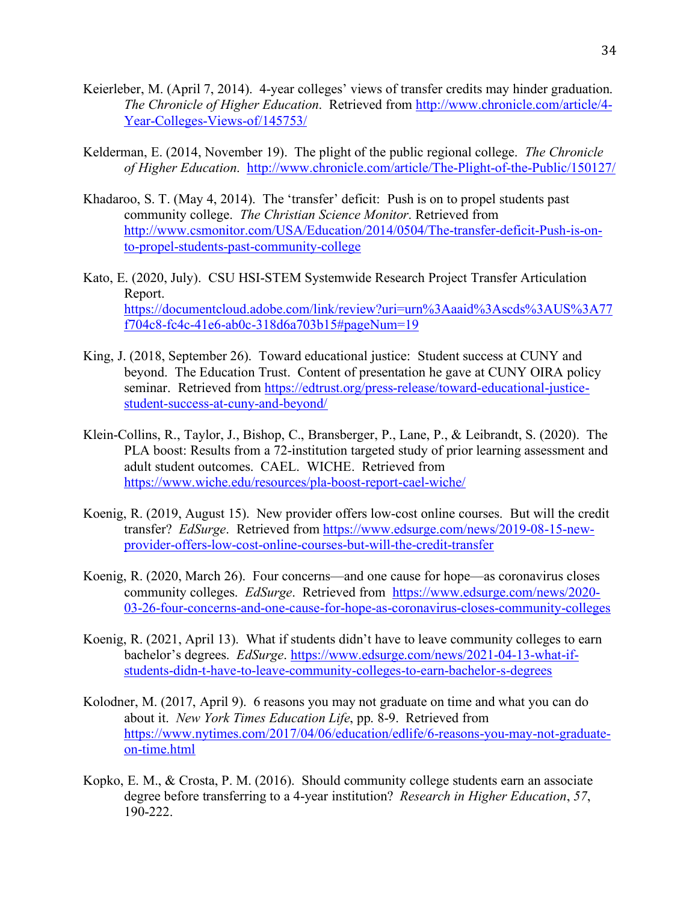Keierleber, M. (April 7, 2014). 4-year colleges' views of transfer credits may hinder graduation. *The Chronicle of Higher Education*. Retrieved from http://www.chronicle.com/article/4-Year-Colleges-Views-of/145753/

Kelderman, E. (2014, November 19). The plight of the public regional college. *The Chronicle of Higher Education*. http://www.chronicle.com/article/The-Plight-of-the-Public/150127/

Khadaroo, S. T. (May 4, 2014). The 'transfer' deficit: Push is on to propel students past community college. *The Christian Science Monitor*. Retrieved from http://www.csmonitor.com/USA/Education/2014/0504/The-transfer-deficit-Push-is-on-to-propel-students-past-community-college

Kato, E. (2020, July). CSU HSI-STEM Systemwide Research Project Transfer Articulation Report. https://documentcloud.adobe.com/link/review?uri=urn%3Aaaid%3Ascds%3AUS%3A77f704c8-fc4c-41e6-ab0c-318d6a703b15#pageNum=19

King, J. (2018, September 26). Toward educational justice: Student success at CUNY and beyond. The Education Trust. Content of presentation he gave at CUNY OIRA policy seminar. Retrieved from https://edtrust.org/press-release/toward-educational-justice-student-success-at-cuny-and-beyond/

Klein-Collins, R., Taylor, J., Bishop, C., Bransberger, P., Lane, P., & Leibrandt, S. (2020). The PLA boost: Results from a 72-institution targeted study of prior learning assessment and adult student outcomes. CAEL. WICHE. Retrieved from https://www.wiche.edu/resources/pla-boost-report-cael-wiche/

Koenig, R. (2019, August 15). New provider offers low-cost online courses. But will the credit transfer? *EdSurge*. Retrieved from https://www.edsurge.com/news/2019-08-15-new-provider-offers-low-cost-online-courses-but-will-the-credit-transfer

Koenig, R. (2020, March 26). Four concerns—and one cause for hope—as coronavirus closes community colleges. *EdSurge*. Retrieved from https://www.edsurge.com/news/2020-03-26-four-concerns-and-one-cause-for-hope-as-coronavirus-closes-community-colleges

Koenig, R. (2021, April 13). What if students didn't have to leave community colleges to earn bachelor's degrees. *EdSurge*. https://www.edsurge.com/news/2021-04-13-what-if-students-didn-t-have-to-leave-community-colleges-to-earn-bachelor-s-degrees

Kolodner, M. (2017, April 9). 6 reasons you may not graduate on time and what you can do about it. *New York Times Education Life*, pp. 8-9. Retrieved from https://www.nytimes.com/2017/04/06/education/edlife/6-reasons-you-may-not-graduate-on-time.html

Kopko, E. M., & Crosta, P. M. (2016). Should community college students earn an associate degree before transferring to a 4-year institution? *Research in Higher Education*, *57*, 190-222.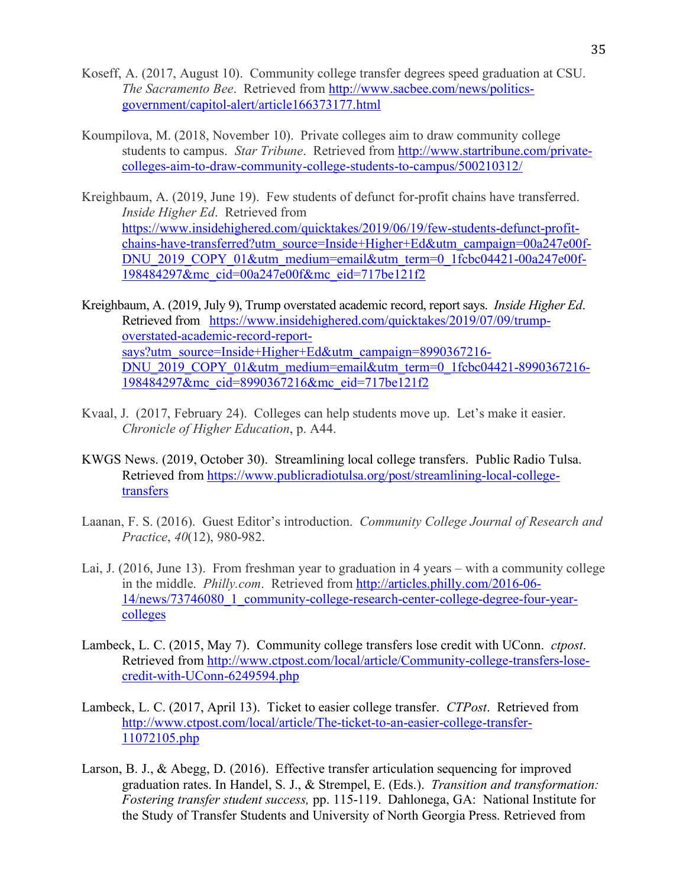Koseff, A. (2017, August 10). Community college transfer degrees speed graduation at CSU. *The Sacramento Bee*. Retrieved from http://www.sacbee.com/news/politics-government/capitol-alert/article166373177.html

Koumpilova, M. (2018, November 10). Private colleges aim to draw community college students to campus. *Star Tribune*. Retrieved from http://www.startribune.com/private-colleges-aim-to-draw-community-college-students-to-campus/500210312/

Kreighbaum, A. (2019, June 19). Few students of defunct for-profit chains have transferred. *Inside Higher Ed*. Retrieved from https://www.insidehighered.com/quicktakes/2019/06/19/few-students-defunct-profit-chains-have-transferred?utm_source=Inside+Higher+Ed&utm_campaign=00a247e00f-DNU_2019_COPY_01&utm_medium=email&utm_term=0_1fcbc04421-00a247e00f-198484297&mc_cid=00a247e00f&mc_eid=717be121f2

Kreighbaum, A. (2019, July 9), Trump overstated academic record, report says. *Inside Higher Ed*. Retrieved from https://www.insidehighered.com/quicktakes/2019/07/09/trump-overstated-academic-record-report-says?utm_source=Inside+Higher+Ed&utm_campaign=8990367216-DNU_2019_COPY_01&utm_medium=email&utm_term=0_1fcbc04421-8990367216-198484297&mc_cid=8990367216&mc_eid=717be121f2

Kvaal, J. (2017, February 24). Colleges can help students move up. Let's make it easier. *Chronicle of Higher Education*, p. A44.

KWGS News. (2019, October 30). Streamlining local college transfers. Public Radio Tulsa. Retrieved from https://www.publicradiotulsa.org/post/streamlining-local-college-transfers

Laanan, F. S. (2016). Guest Editor's introduction. *Community College Journal of Research and Practice*, *40*(12), 980-982.

Lai, J. (2016, June 13). From freshman year to graduation in 4 years – with a community college in the middle. *Philly.com*. Retrieved from http://articles.philly.com/2016-06-14/news/73746080_1_community-college-research-center-college-degree-four-year-colleges

Lambeck, L. C. (2015, May 7). Community college transfers lose credit with UConn. *ctpost*. Retrieved from http://www.ctpost.com/local/article/Community-college-transfers-lose-credit-with-UConn-6249594.php

Lambeck, L. C. (2017, April 13). Ticket to easier college transfer. *CTPost*. Retrieved from http://www.ctpost.com/local/article/The-ticket-to-an-easier-college-transfer-11072105.php

Larson, B. J., & Abegg, D. (2016). Effective transfer articulation sequencing for improved graduation rates. In Handel, S. J., & Strempel, E. (Eds.). *Transition and transformation: Fostering transfer student success,* pp. 115-119. Dahlonega, GA: National Institute for the Study of Transfer Students and University of North Georgia Press. Retrieved from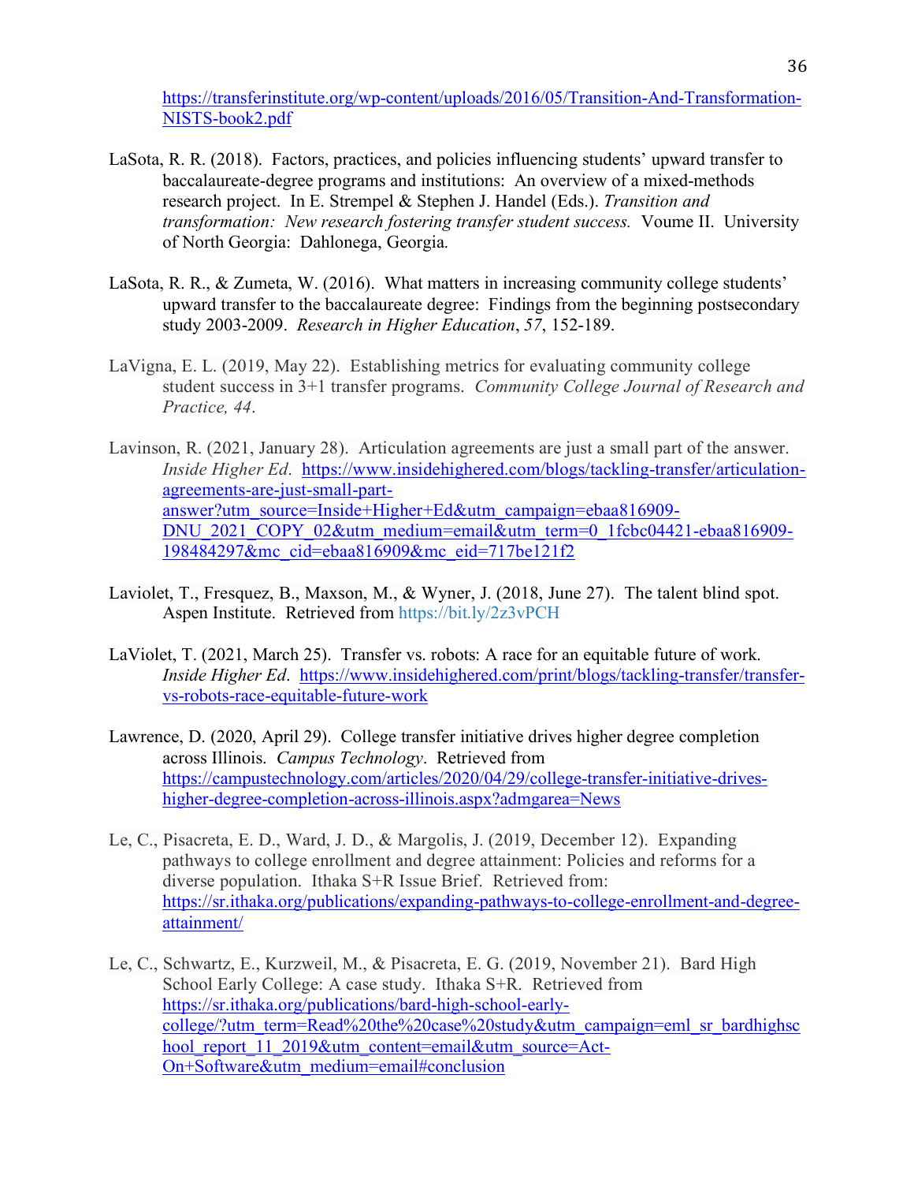https://transferinstitute.org/wp-content/uploads/2016/05/Transition-And-Transformation-NISTS-book2.pdf

LaSota, R. R. (2018). Factors, practices, and policies influencing students' upward transfer to baccalaureate-degree programs and institutions: An overview of a mixed-methods research project. In E. Strempel & Stephen J. Handel (Eds.). *Transition and transformation: New research fostering transfer student success.* Voume II. University of North Georgia: Dahlonega, Georgia.

LaSota, R. R., & Zumeta, W. (2016). What matters in increasing community college students' upward transfer to the baccalaureate degree: Findings from the beginning postsecondary study 2003-2009. *Research in Higher Education*, *57*, 152-189.

LaVigna, E. L. (2019, May 22). Establishing metrics for evaluating community college student success in 3+1 transfer programs. *Community College Journal of Research and Practice, 44*.

Lavinson, R. (2021, January 28). Articulation agreements are just a small part of the answer. *Inside Higher Ed*. https://www.insidehighered.com/blogs/tackling-transfer/articulation-agreements-are-just-small-part-answer?utm_source=Inside+Higher+Ed&utm_campaign=ebaa816909-DNU_2021_COPY_02&utm_medium=email&utm_term=0_1fcbc04421-ebaa816909-198484297&mc_cid=ebaa816909&mc_eid=717be121f2

Laviolet, T., Fresquez, B., Maxson, M., & Wyner, J. (2018, June 27). The talent blind spot. Aspen Institute. Retrieved from https://bit.ly/2z3vPCH

LaViolet, T. (2021, March 25). Transfer vs. robots: A race for an equitable future of work. *Inside Higher Ed*. https://www.insidehighered.com/print/blogs/tackling-transfer/transfer-vs-robots-race-equitable-future-work

Lawrence, D. (2020, April 29). College transfer initiative drives higher degree completion across Illinois. *Campus Technology*. Retrieved from https://campustechnology.com/articles/2020/04/29/college-transfer-initiative-drives-higher-degree-completion-across-illinois.aspx?admgarea=News

Le, C., Pisacreta, E. D., Ward, J. D., & Margolis, J. (2019, December 12). Expanding pathways to college enrollment and degree attainment: Policies and reforms for a diverse population. Ithaka S+R Issue Brief. Retrieved from: https://sr.ithaka.org/publications/expanding-pathways-to-college-enrollment-and-degree-attainment/

Le, C., Schwartz, E., Kurzweil, M., & Pisacreta, E. G. (2019, November 21). Bard High School Early College: A case study. Ithaka S+R. Retrieved from https://sr.ithaka.org/publications/bard-high-school-early-college/?utm_term=Read%20the%20case%20study&utm_campaign=eml_sr_bardhighschool_report_11_2019&utm_content=email&utm_source=Act-On+Software&utm_medium=email#conclusion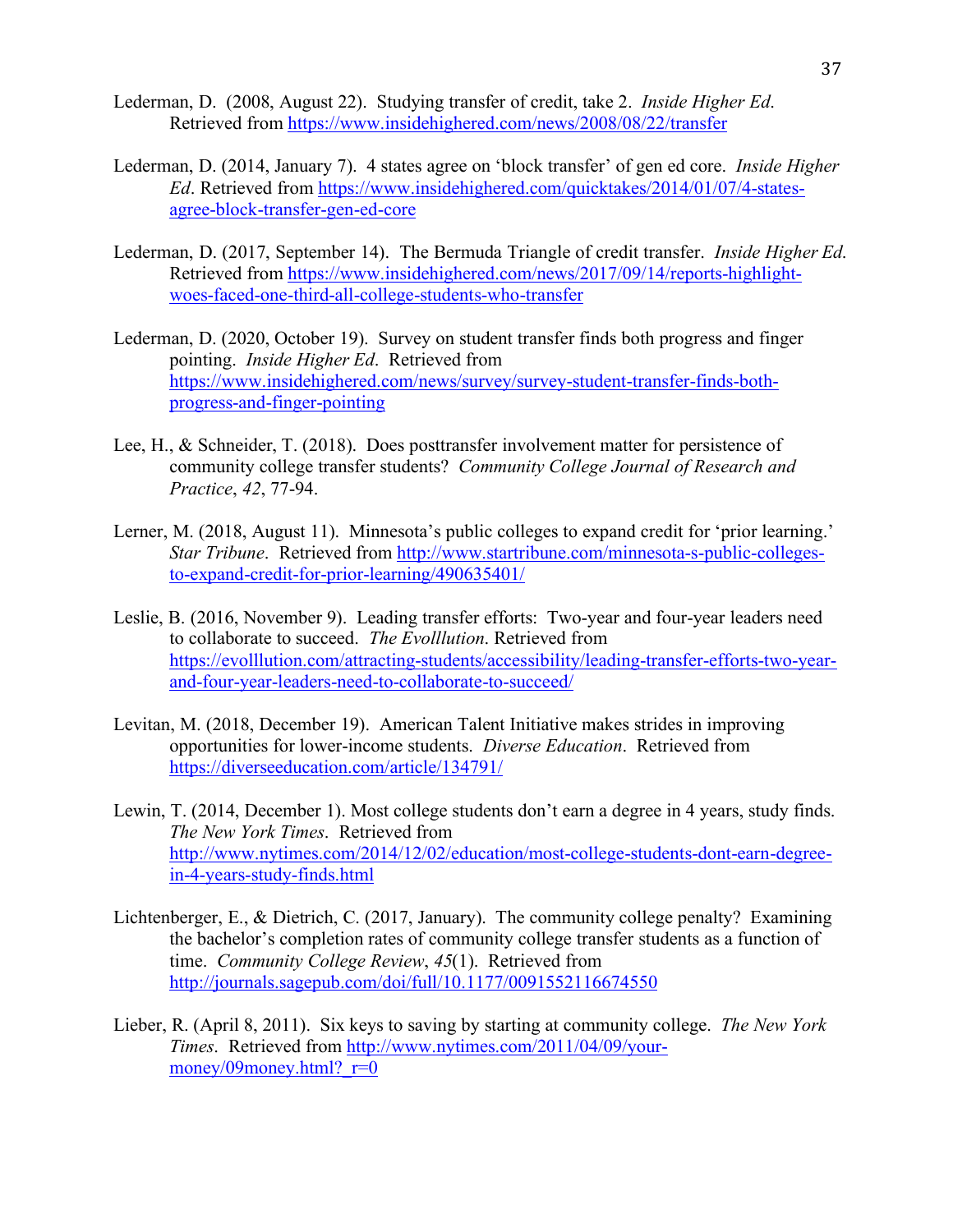Lederman, D. (2008, August 22). Studying transfer of credit, take 2. *Inside Higher Ed*. Retrieved from https://www.insidehighered.com/news/2008/08/22/transfer

Lederman, D. (2014, January 7). 4 states agree on 'block transfer' of gen ed core. *Inside Higher Ed*. Retrieved from https://www.insidehighered.com/quicktakes/2014/01/07/4-states-agree-on-block-transfer-gen-ed-core

Lederman, D. (2017, September 14). The Bermuda Triangle of credit transfer. *Inside Higher Ed*. Retrieved from https://www.insidehighered.com/news/2017/09/14/reports-highlight-woes-faced-one-third-all-college-students-who-transfer

Lederman, D. (2020, October 19). Survey on student transfer finds both progress and finger pointing. *Inside Higher Ed*. Retrieved from https://www.insidehighered.com/news/survey/survey-student-transfer-finds-both-progress-and-finger-pointing

Lee, H., & Schneider, T. (2018). Does posttransfer involvement matter for persistence of community college transfer students? *Community College Journal of Research and Practice*, *42*, 77-94.

Lerner, M. (2018, August 11). Minnesota's public colleges to expand credit for 'prior learning.' *Star Tribune*. Retrieved from http://www.startribune.com/minnesota-s-public-colleges-to-expand-credit-for-prior-learning/490635401/

Leslie, B. (2016, November 9). Leading transfer efforts: Two-year and four-year leaders need to collaborate to succeed. *The Evolllution*. Retrieved from https://evolllution.com/attracting-students/accessibility/leading-transfer-efforts-two-year-and-four-year-leaders-need-to-collaborate-to-succeed/

Levitan, M. (2018, December 19). American Talent Initiative makes strides in improving opportunities for lower-income students. *Diverse Education*. Retrieved from https://diverseeducation.com/article/134791/

Lewin, T. (2014, December 1). Most college students don't earn a degree in 4 years, study finds. *The New York Times*. Retrieved from http://www.nytimes.com/2014/12/02/education/most-college-students-dont-earn-degree-in-4-years-study-finds.html

Lichtenberger, E., & Dietrich, C. (2017, January). The community college penalty? Examining the bachelor's completion rates of community college transfer students as a function of time. *Community College Review*, *45*(1). Retrieved from http://journals.sagepub.com/doi/full/10.1177/0091552116674550

Lieber, R. (April 8, 2011). Six keys to saving by starting at community college. *The New York Times*. Retrieved from http://www.nytimes.com/2011/04/09/your-money/09money.html?_r=0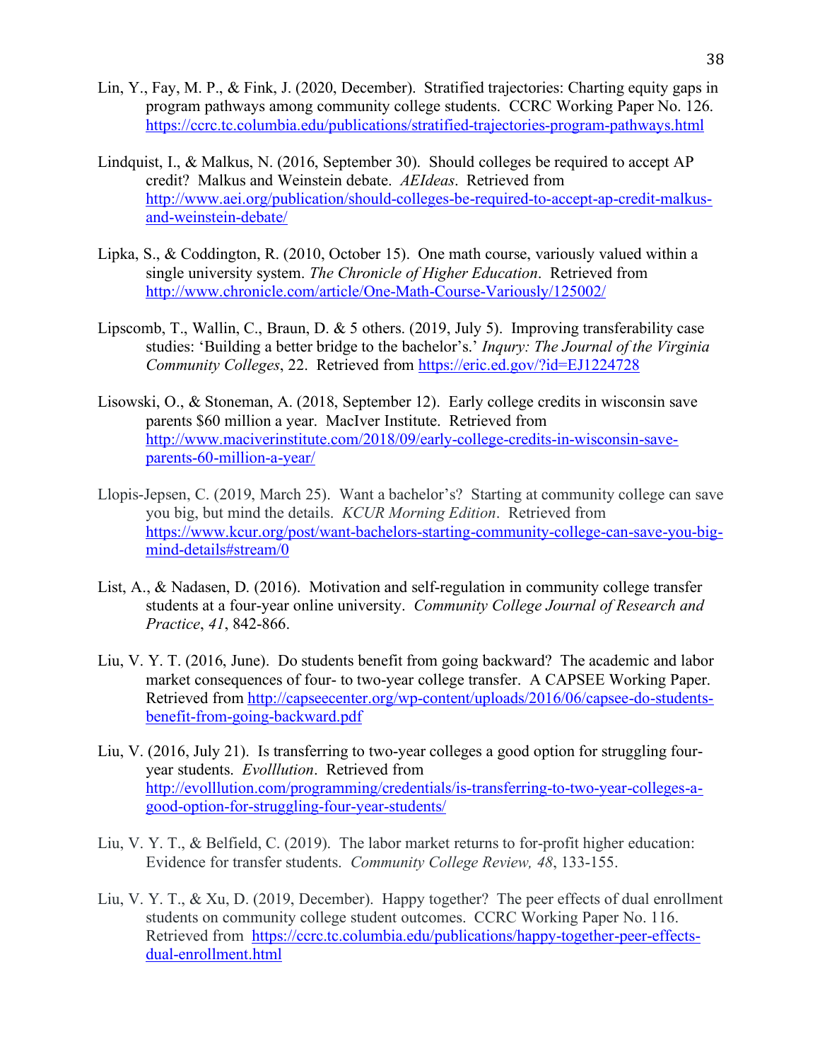Lin, Y., Fay, M. P., & Fink, J. (2020, December). Stratified trajectories: Charting equity gaps in program pathways among community college students. CCRC Working Paper No. 126. https://ccrc.tc.columbia.edu/publications/stratified-trajectories-program-pathways.html

Lindquist, I., & Malkus, N. (2016, September 30). Should colleges be required to accept AP credit? Malkus and Weinstein debate. *AEIdeas*. Retrieved from http://www.aei.org/publication/should-colleges-be-required-to-accept-ap-credit-malkus-and-weinstein-debate/

Lipka, S., & Coddington, R. (2010, October 15). One math course, variously valued within a single university system. *The Chronicle of Higher Education*. Retrieved from http://www.chronicle.com/article/One-Math-Course-Variously/125002/

Lipscomb, T., Wallin, C., Braun, D. & 5 others. (2019, July 5). Improving transferability case studies: 'Building a better bridge to the bachelor's.' *Inqury: The Journal of the Virginia Community Colleges*, 22. Retrieved from https://eric.ed.gov/?id=EJ1224728

Lisowski, O., & Stoneman, A. (2018, September 12). Early college credits in wisconsin save parents $60 million a year. MacIver Institute. Retrieved from http://www.maciverinstitute.com/2018/09/early-college-credits-in-wisconsin-save-parents-60-million-a-year/

Llopis-Jepsen, C. (2019, March 25). Want a bachelor's? Starting at community college can save you big, but mind the details. *KCUR Morning Edition*. Retrieved from https://www.kcur.org/post/want-bachelors-starting-community-college-can-save-you-big-mind-details#stream/0

List, A., & Nadasen, D. (2016). Motivation and self-regulation in community college transfer students at a four-year online university. *Community College Journal of Research and Practice*, *41*, 842-866.

Liu, V. Y. T. (2016, June). Do students benefit from going backward? The academic and labor market consequences of four- to two-year college transfer. A CAPSEE Working Paper. Retrieved from http://capseecenter.org/wp-content/uploads/2016/06/capsee-do-students-benefit-from-going-backward.pdf

Liu, V. (2016, July 21). Is transferring to two-year colleges a good option for struggling four-year students. *Evolllution*. Retrieved from http://evolllution.com/programming/credentials/is-transferring-to-two-year-colleges-a-good-option-for-struggling-four-year-students/

Liu, V. Y. T., & Belfield, C. (2019). The labor market returns to for-profit higher education: Evidence for transfer students. *Community College Review, 48*, 133-155.

Liu, V. Y. T., & Xu, D. (2019, December). Happy together? The peer effects of dual enrollment students on community college student outcomes. CCRC Working Paper No. 116. Retrieved from https://ccrc.tc.columbia.edu/publications/happy-together-peer-effects-dual-enrollment.html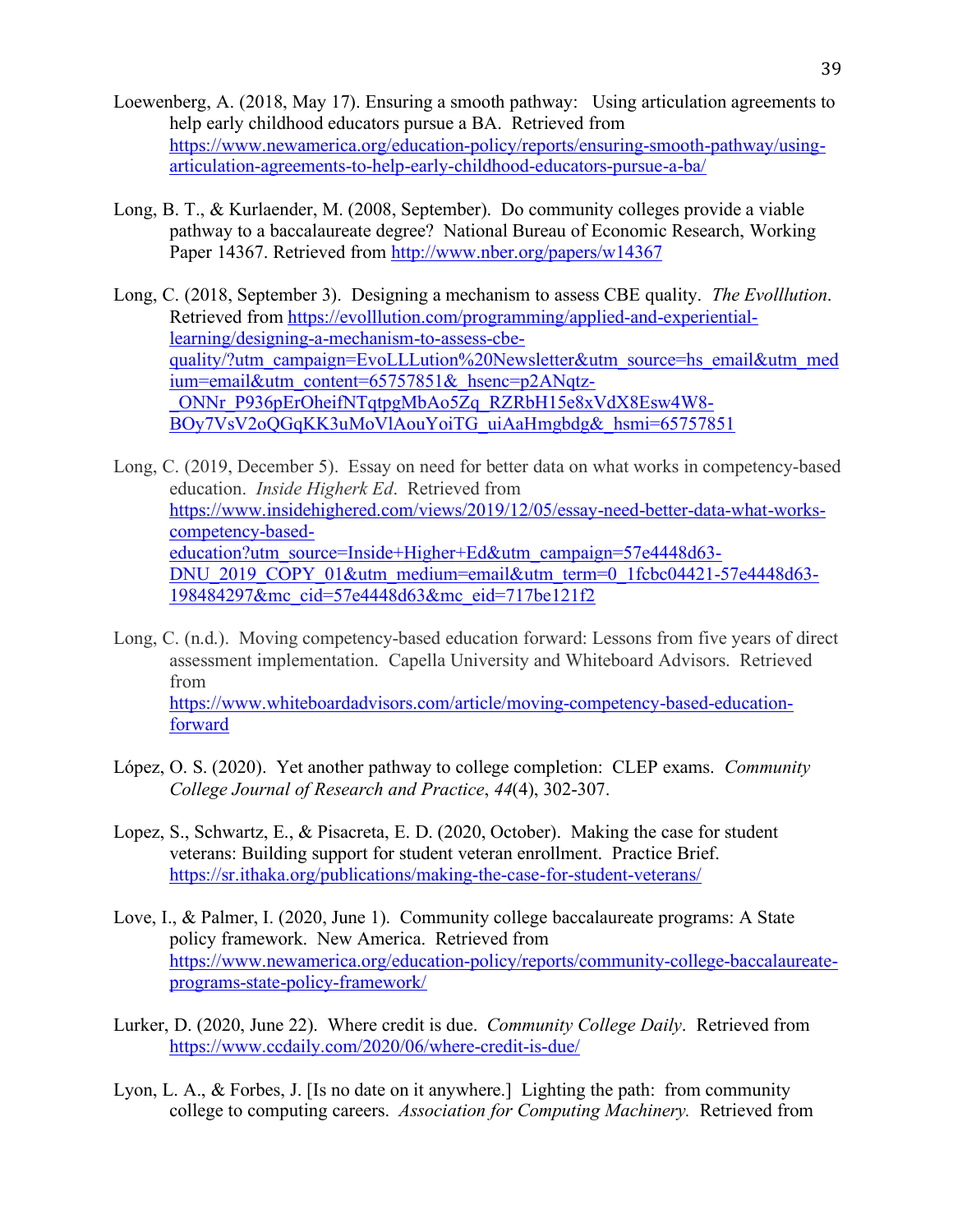Loewenberg, A. (2018, May 17). Ensuring a smooth pathway: Using articulation agreements to help early childhood educators pursue a BA. Retrieved from https://www.newamerica.org/education-policy/reports/ensuring-smooth-pathway/using-articulation-agreements-to-help-early-childhood-educators-pursue-a-ba/

Long, B. T., & Kurlaender, M. (2008, September). Do community colleges provide a viable pathway to a baccalaureate degree? National Bureau of Economic Research, Working Paper 14367. Retrieved from http://www.nber.org/papers/w14367

Long, C. (2018, September 3). Designing a mechanism to assess CBE quality. *The Evolllution*. Retrieved from https://evolllution.com/programming/applied-and-experiential-learning/designing-a-mechanism-to-assess-cbe-quality/?utm_campaign=EvoLLLution%20Newsletter&utm_source=hs_email&utm_medium=email&utm_content=65757851&_hsenc=p2ANqtz-_ONNr_P936pErOheifNTqtpgMbAo5Zq_RZRbH15e8xVdX8Esw4W8-BOy7VsV2oQGqKK3uMoVlAouYoiTG_uiAaHmgbdg&_hsmi=65757851

Long, C. (2019, December 5). Essay on need for better data on what works in competency-based education. *Inside Higherk Ed*. Retrieved from https://www.insidehighered.com/views/2019/12/05/essay-need-better-data-what-works-competency-based-education?utm_source=Inside+Higher+Ed&utm_campaign=57e4448d63-DNU_2019_COPY_01&utm_medium=email&utm_term=0_1fcbc04421-57e4448d63-198484297&mc_cid=57e4448d63&mc_eid=717be121f2

Long, C. (n.d.). Moving competency-based education forward: Lessons from five years of direct assessment implementation. Capella University and Whiteboard Advisors. Retrieved from https://www.whiteboardadvisors.com/article/moving-competency-based-education-forward

López, O. S. (2020). Yet another pathway to college completion: CLEP exams. *Community College Journal of Research and Practice*, *44*(4), 302-307.

Lopez, S., Schwartz, E., & Pisacreta, E. D. (2020, October). Making the case for student veterans: Building support for student veteran enrollment. Practice Brief. https://sr.ithaka.org/publications/making-the-case-for-student-veterans/

Love, I., & Palmer, I. (2020, June 1). Community college baccalaureate programs: A State policy framework. New America. Retrieved from https://www.newamerica.org/education-policy/reports/community-college-baccalaureate-programs-state-policy-framework/

Lurker, D. (2020, June 22). Where credit is due. *Community College Daily*. Retrieved from https://www.ccdaily.com/2020/06/where-credit-is-due/

Lyon, L. A., & Forbes, J. [Is no date on it anywhere.] Lighting the path: from community college to computing careers. *Association for Computing Machinery.* Retrieved from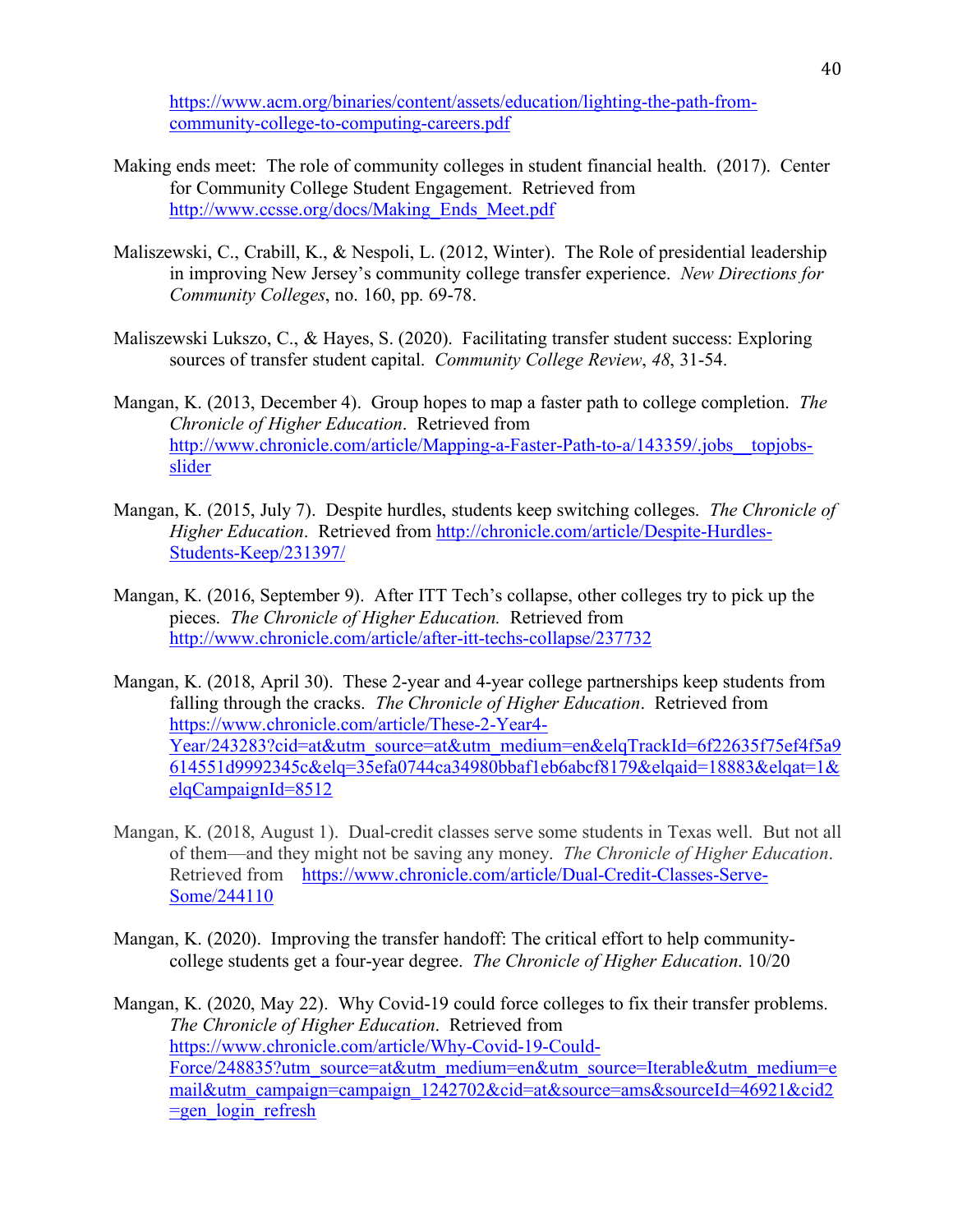https://www.acm.org/binaries/content/assets/education/lighting-the-path-from-community-college-to-computing-careers.pdf

Making ends meet: The role of community colleges in student financial health. (2017). Center for Community College Student Engagement. Retrieved from http://www.ccsse.org/docs/Making_Ends_Meet.pdf

Maliszewski, C., Crabill, K., & Nespoli, L. (2012, Winter). The Role of presidential leadership in improving New Jersey's community college transfer experience. *New Directions for Community Colleges*, no. 160, pp. 69-78.

Maliszewski Lukszo, C., & Hayes, S. (2020). Facilitating transfer student success: Exploring sources of transfer student capital. *Community College Review*, *48*, 31-54.

Mangan, K. (2013, December 4). Group hopes to map a faster path to college completion. *The Chronicle of Higher Education*. Retrieved from http://www.chronicle.com/article/Mapping-a-Faster-Path-to-a/143359/.jobs__topjobs-slider

Mangan, K. (2015, July 7). Despite hurdles, students keep switching colleges. *The Chronicle of Higher Education*. Retrieved from http://chronicle.com/article/Despite-Hurdles-Students-Keep/231397/

Mangan, K. (2016, September 9). After ITT Tech's collapse, other colleges try to pick up the pieces. *The Chronicle of Higher Education.* Retrieved from http://www.chronicle.com/article/after-itt-techs-collapse/237732

Mangan, K. (2018, April 30). These 2-year and 4-year college partnerships keep students from falling through the cracks. *The Chronicle of Higher Education*. Retrieved from https://www.chronicle.com/article/These-2-Year4-Year/243283?cid=at&utm_source=at&utm_medium=en&elqTrackId=6f22635f75ef4f5a9614551d9992345c&elq=35efa0744ca34980bbaf1eb6abcf8179&elqaid=18883&elqat=1&elqCampaignId=8512

Mangan, K. (2018, August 1). Dual-credit classes serve some students in Texas well. But not all of them—and they might not be saving any money. *The Chronicle of Higher Education*. Retrieved from https://www.chronicle.com/article/Dual-Credit-Classes-Serve-Some/244110

Mangan, K. (2020). Improving the transfer handoff: The critical effort to help community-college students get a four-year degree. *The Chronicle of Higher Education.* 10/20

Mangan, K. (2020, May 22). Why Covid-19 could force colleges to fix their transfer problems. *The Chronicle of Higher Education*. Retrieved from https://www.chronicle.com/article/Why-Covid-19-Could-Force/248835?utm_source=at&utm_medium=en&utm_source=Iterable&utm_medium=email&utm_campaign=campaign_1242702&cid=at&source=ams&sourceId=46921&cid2=gen_login_refresh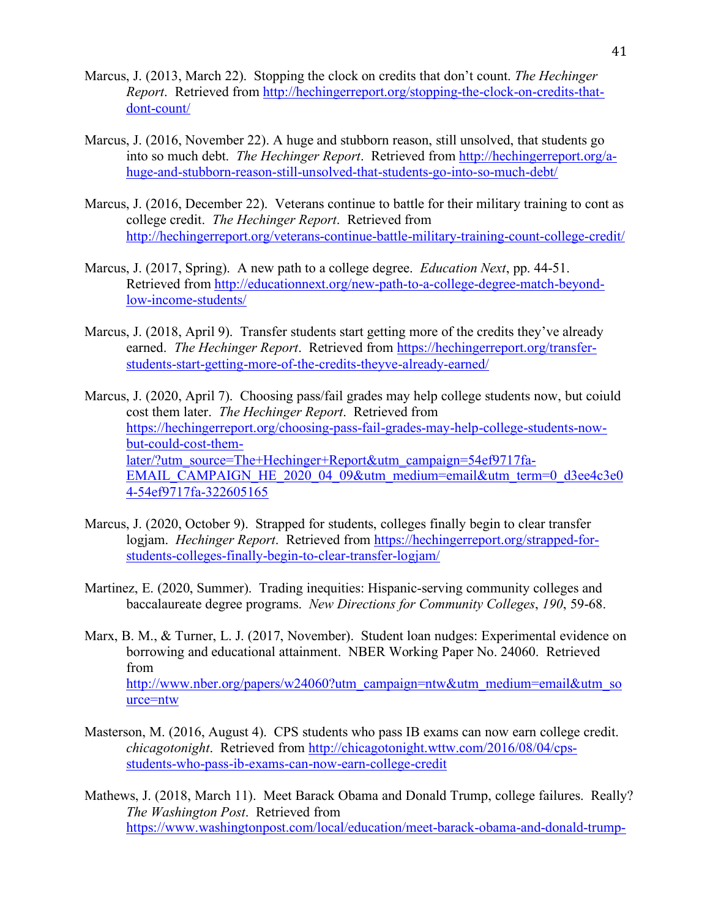Marcus, J. (2013, March 22). Stopping the clock on credits that don't count. *The Hechinger Report*. Retrieved from http://hechingerreport.org/stopping-the-clock-on-credits-that-dont-count/

Marcus, J. (2016, November 22). A huge and stubborn reason, still unsolved, that students go into so much debt. *The Hechinger Report*. Retrieved from http://hechingerreport.org/a-huge-and-stubborn-reason-still-unsolved-that-students-go-into-so-much-debt/

Marcus, J. (2016, December 22). Veterans continue to battle for their military training to cont as college credit. *The Hechinger Report*. Retrieved from http://hechingerreport.org/veterans-continue-battle-military-training-count-college-credit/

Marcus, J. (2017, Spring). A new path to a college degree. *Education Next*, pp. 44-51. Retrieved from http://educationnext.org/new-path-to-a-college-degree-match-beyond-low-income-students/

Marcus, J. (2018, April 9). Transfer students start getting more of the credits they've already earned. *The Hechinger Report*. Retrieved from https://hechingerreport.org/transfer-students-start-getting-more-of-the-credits-theyve-already-earned/

Marcus, J. (2020, April 7). Choosing pass/fail grades may help college students now, but coiuld cost them later. *The Hechinger Report*. Retrieved from https://hechingerreport.org/choosing-pass-fail-grades-may-help-college-students-now-but-could-cost-them-later/?utm_source=The+Hechinger+Report&utm_campaign=54ef9717fa-EMAIL_CAMPAIGN_HE_2020_04_09&utm_medium=email&utm_term=0_d3ee4c3e04-54ef9717fa-322605165

Marcus, J. (2020, October 9). Strapped for students, colleges finally begin to clear transfer logjam. *Hechinger Report*. Retrieved from https://hechingerreport.org/strapped-for-students-colleges-finally-begin-to-clear-transfer-logjam/

Martinez, E. (2020, Summer). Trading inequities: Hispanic-serving community colleges and baccalaureate degree programs. *New Directions for Community Colleges*, *190*, 59-68.

Marx, B. M., & Turner, L. J. (2017, November). Student loan nudges: Experimental evidence on borrowing and educational attainment. NBER Working Paper No. 24060. Retrieved from http://www.nber.org/papers/w24060?utm_campaign=ntw&utm_medium=email&utm_source=ntw

Masterson, M. (2016, August 4). CPS students who pass IB exams can now earn college credit. *chicagotonight*. Retrieved from http://chicagotonight.wttw.com/2016/08/04/cps-students-who-pass-ib-exams-can-now-earn-college-credit

Mathews, J. (2018, March 11). Meet Barack Obama and Donald Trump, college failures. Really? *The Washington Post*. Retrieved from https://www.washingtonpost.com/local/education/meet-barack-obama-and-donald-trump-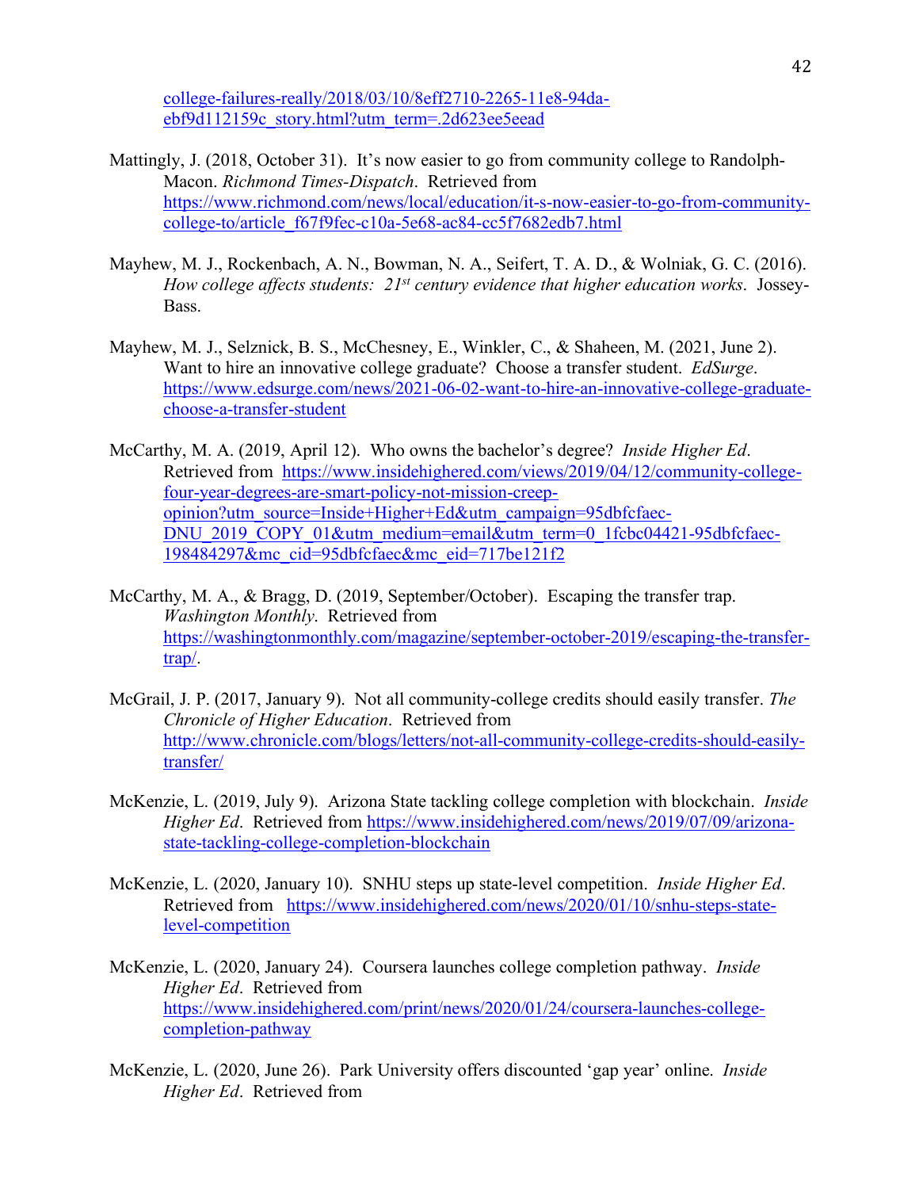college-failures-really/2018/03/10/8eff2710-2265-11e8-94da-ebf9d112159c_story.html?utm_term=.2d623ee5eead

Mattingly, J. (2018, October 31). It's now easier to go from community college to Randolph-Macon. *Richmond Times-Dispatch*. Retrieved from https://www.richmond.com/news/local/education/it-s-now-easier-to-go-from-community-college-to/article_f67f9fec-c10a-5e68-ac84-cc5f7682edb7.html

Mayhew, M. J., Rockenbach, A. N., Bowman, N. A., Seifert, T. A. D., & Wolniak, G. C. (2016). *How college affects students: 21st century evidence that higher education works*. Jossey-Bass.

Mayhew, M. J., Selznick, B. S., McChesney, E., Winkler, C., & Shaheen, M. (2021, June 2). Want to hire an innovative college graduate? Choose a transfer student. *EdSurge*. https://www.edsurge.com/news/2021-06-02-want-to-hire-an-innovative-college-graduate-choose-a-transfer-student

McCarthy, M. A. (2019, April 12). Who owns the bachelor's degree? *Inside Higher Ed*. Retrieved from https://www.insidehighered.com/views/2019/04/12/community-college-four-year-degrees-are-smart-policy-not-mission-creep-opinion?utm_source=Inside+Higher+Ed&utm_campaign=95dbfcfaec-DNU_2019_COPY_01&utm_medium=email&utm_term=0_1fcbc04421-95dbfcfaec-198484297&mc_cid=95dbfcfaec&mc_eid=717be121f2

McCarthy, M. A., & Bragg, D. (2019, September/October). Escaping the transfer trap. *Washington Monthly*. Retrieved from https://washingtonmonthly.com/magazine/september-october-2019/escaping-the-transfer-trap/.

McGrail, J. P. (2017, January 9). Not all community-college credits should easily transfer. *The Chronicle of Higher Education*. Retrieved from http://www.chronicle.com/blogs/letters/not-all-community-college-credits-should-easily-transfer/

McKenzie, L. (2019, July 9). Arizona State tackling college completion with blockchain. *Inside Higher Ed*. Retrieved from https://www.insidehighered.com/news/2019/07/09/arizona-state-tackling-college-completion-blockchain

McKenzie, L. (2020, January 10). SNHU steps up state-level competition. *Inside Higher Ed*. Retrieved from https://www.insidehighered.com/news/2020/01/10/snhu-steps-state-level-competition

McKenzie, L. (2020, January 24). Coursera launches college completion pathway. *Inside Higher Ed*. Retrieved from https://www.insidehighered.com/print/news/2020/01/24/coursera-launches-college-completion-pathway

McKenzie, L. (2020, June 26). Park University offers discounted 'gap year' online. *Inside Higher Ed*. Retrieved from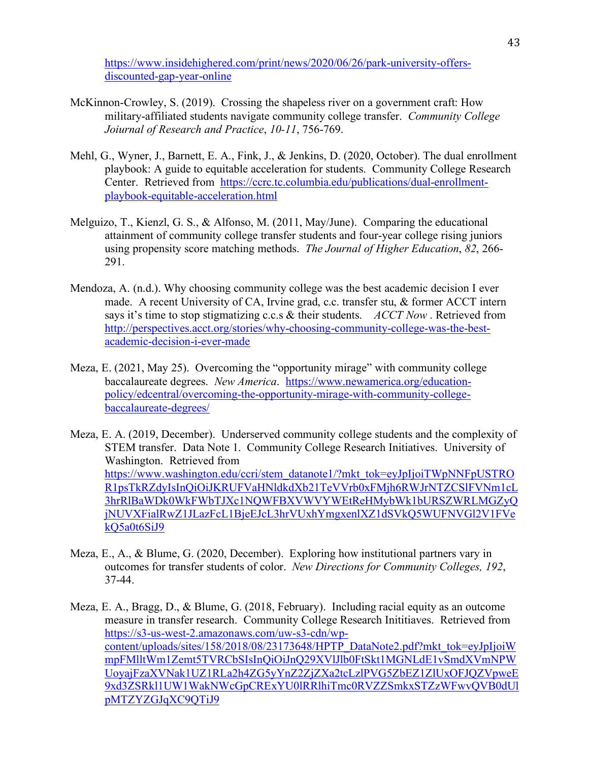https://www.insidehighered.com/print/news/2020/06/26/park-university-offers-discounted-gap-year-online

McKinnon-Crowley, S. (2019). Crossing the shapeless river on a government craft: How military-affiliated students navigate community college transfer. *Community College Joiurnal of Research and Practice*, *10-11*, 756-769.

Mehl, G., Wyner, J., Barnett, E. A., Fink, J., & Jenkins, D. (2020, October). The dual enrollment playbook: A guide to equitable acceleration for students. Community College Research Center. Retrieved from https://ccrc.tc.columbia.edu/publications/dual-enrollment-playbook-equitable-acceleration.html

Melguizo, T., Kienzl, G. S., & Alfonso, M. (2011, May/June). Comparing the educational attainment of community college transfer students and four-year college rising juniors using propensity score matching methods. *The Journal of Higher Education*, *82*, 266-291.

Mendoza, A. (n.d.). Why choosing community college was the best academic decision I ever made. A recent University of CA, Irvine grad, c.c. transfer stu, & former ACCT intern says it's time to stop stigmatizing c.c.s & their students. *ACCT Now* . Retrieved from http://perspectives.acct.org/stories/why-choosing-community-college-was-the-best-academic-decision-i-ever-made

Meza, E. (2021, May 25). Overcoming the "opportunity mirage" with community college baccalaureate degrees. *New America*. https://www.newamerica.org/education-policy/edcentral/overcoming-the-opportunity-mirage-with-community-college-baccalaureate-degrees/

Meza, E. A. (2019, December). Underserved community college students and the complexity of STEM transfer. Data Note 1. Community College Research Initiatives. University of Washington. Retrieved from https://www.washington.edu/ccri/stem_datanote1/?mkt_tok=eyJpIjoiTWpNNFpUSTROR1psTkRZdyIsInQiOiJKRUFVaHNldkdXb21TeVVrb0xFMjh6RWJrNTZCSlFVNm1cL3hrRlBaWDk0WkFWbTJXc1NQWFBXVWVYWEtReHMybWk1bURSZWRLMGZyQjNUVXFialRwZ1JLazFcL1BjeEJcL3hrVUxhYmgxenlXZ1dSVkQ5WUFNVGl2V1FVekQ5a0t6SiJ9

Meza, E., A., & Blume, G. (2020, December). Exploring how institutional partners vary in outcomes for transfer students of color. *New Directions for Community Colleges, 192*, 37-44.

Meza, E. A., Bragg, D., & Blume, G. (2018, February). Including racial equity as an outcome measure in transfer research. Community College Research Inititiaves. Retrieved from https://s3-us-west-2.amazonaws.com/uw-s3-cdn/wp-content/uploads/sites/158/2018/08/23173648/HPTP_DataNote2.pdf?mkt_tok=eyJpIjoiWmpFMlltWm1Zemt5TVRCbSIsInQiOiJnQ29XVlJlb0FtSkt1MGNLdE1vSmdXVmNPWUoyajFzaXVNak1UZ1RLa2h4ZG5yYnZ2ZjZXa2tcLzlPVG5ZbEZ1ZlUxOFJQZVpweE9xd3ZSRkl1UW1WakNWcGpCRExYU0lRRlhiTmc0RVZZSmkxSTZzWFwvQVB0dUlpMTZYZGJqXC9QTiJ9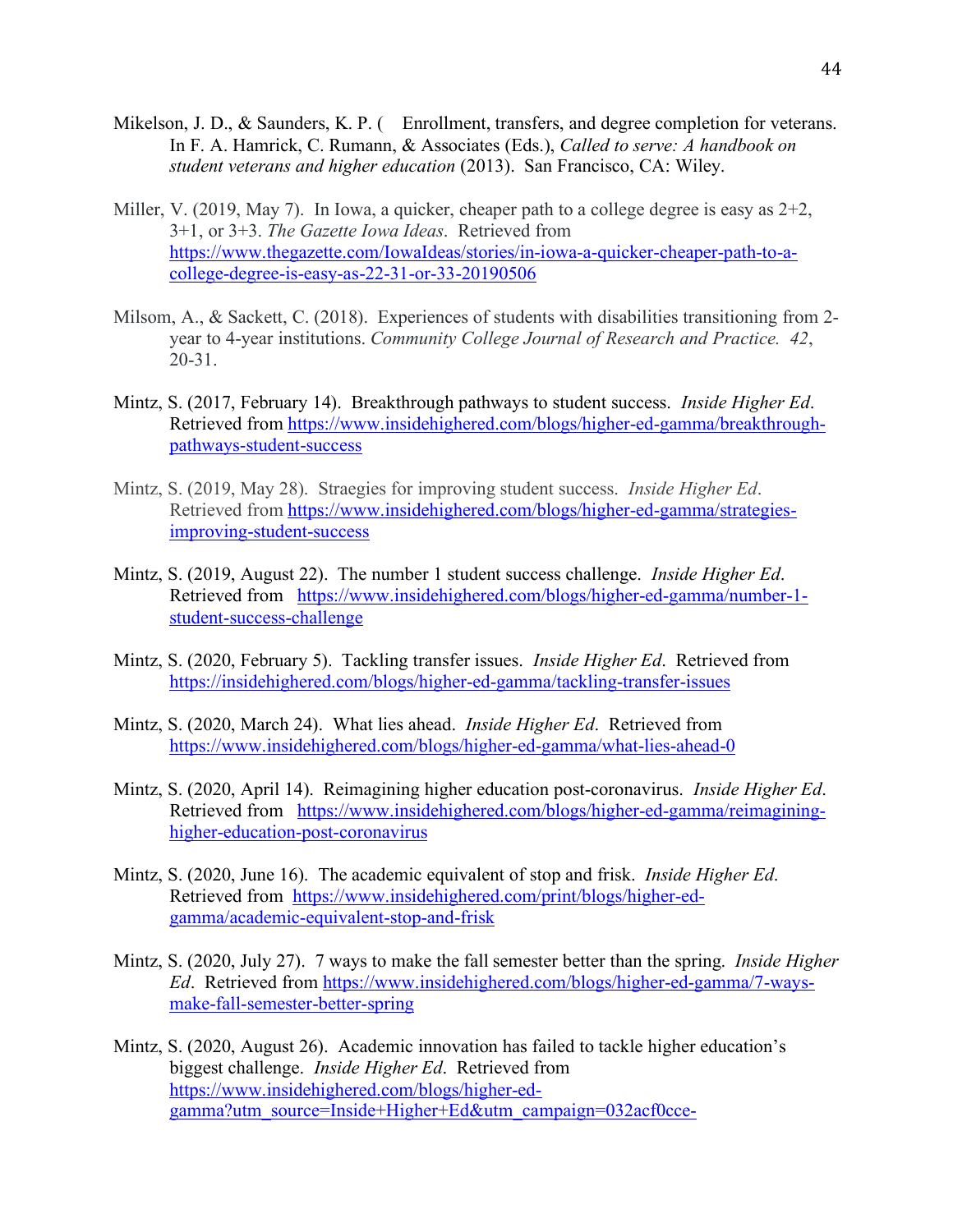Mikelson, J. D., & Saunders, K. P. (    Enrollment, transfers, and degree completion for veterans. In F. A. Hamrick, C. Rumann, & Associates (Eds.), *Called to serve: A handbook on student veterans and higher education* (2013). San Francisco, CA: Wiley.

Miller, V. (2019, May 7). In Iowa, a quicker, cheaper path to a college degree is easy as 2+2, 3+1, or 3+3. *The Gazette Iowa Ideas*. Retrieved from https://www.thegazette.com/IowaIdeas/stories/in-iowa-a-quicker-cheaper-path-to-a-college-degree-is-easy-as-22-31-or-33-20190506

Milsom, A., & Sackett, C. (2018). Experiences of students with disabilities transitioning from 2-year to 4-year institutions. *Community College Journal of Research and Practice. 42*, 20-31.

Mintz, S. (2017, February 14). Breakthrough pathways to student success. *Inside Higher Ed*. Retrieved from https://www.insidehighered.com/blogs/higher-ed-gamma/breakthrough-pathways-student-success

Mintz, S. (2019, May 28). Straegies for improving student success. *Inside Higher Ed*. Retrieved from https://www.insidehighered.com/blogs/higher-ed-gamma/strategies-improving-student-success

Mintz, S. (2019, August 22). The number 1 student success challenge. *Inside Higher Ed*. Retrieved from https://www.insidehighered.com/blogs/higher-ed-gamma/number-1-student-success-challenge

Mintz, S. (2020, February 5). Tackling transfer issues. *Inside Higher Ed*. Retrieved from https://insidehighered.com/blogs/higher-ed-gamma/tackling-transfer-issues

Mintz, S. (2020, March 24). What lies ahead. *Inside Higher Ed*. Retrieved from https://www.insidehighered.com/blogs/higher-ed-gamma/what-lies-ahead-0

Mintz, S. (2020, April 14). Reimagining higher education post-coronavirus. *Inside Higher Ed*. Retrieved from https://www.insidehighered.com/blogs/higher-ed-gamma/reimagining-higher-education-post-coronavirus

Mintz, S. (2020, June 16). The academic equivalent of stop and frisk. *Inside Higher Ed*. Retrieved from https://www.insidehighered.com/print/blogs/higher-ed-gamma/academic-equivalent-stop-and-frisk

Mintz, S. (2020, July 27). 7 ways to make the fall semester better than the spring. *Inside Higher Ed*. Retrieved from https://www.insidehighered.com/blogs/higher-ed-gamma/7-ways-make-fall-semester-better-spring

Mintz, S. (2020, August 26). Academic innovation has failed to tackle higher education's biggest challenge. *Inside Higher Ed*. Retrieved from https://www.insidehighered.com/blogs/higher-ed-gamma?utm_source=Inside+Higher+Ed&utm_campaign=032acf0cce-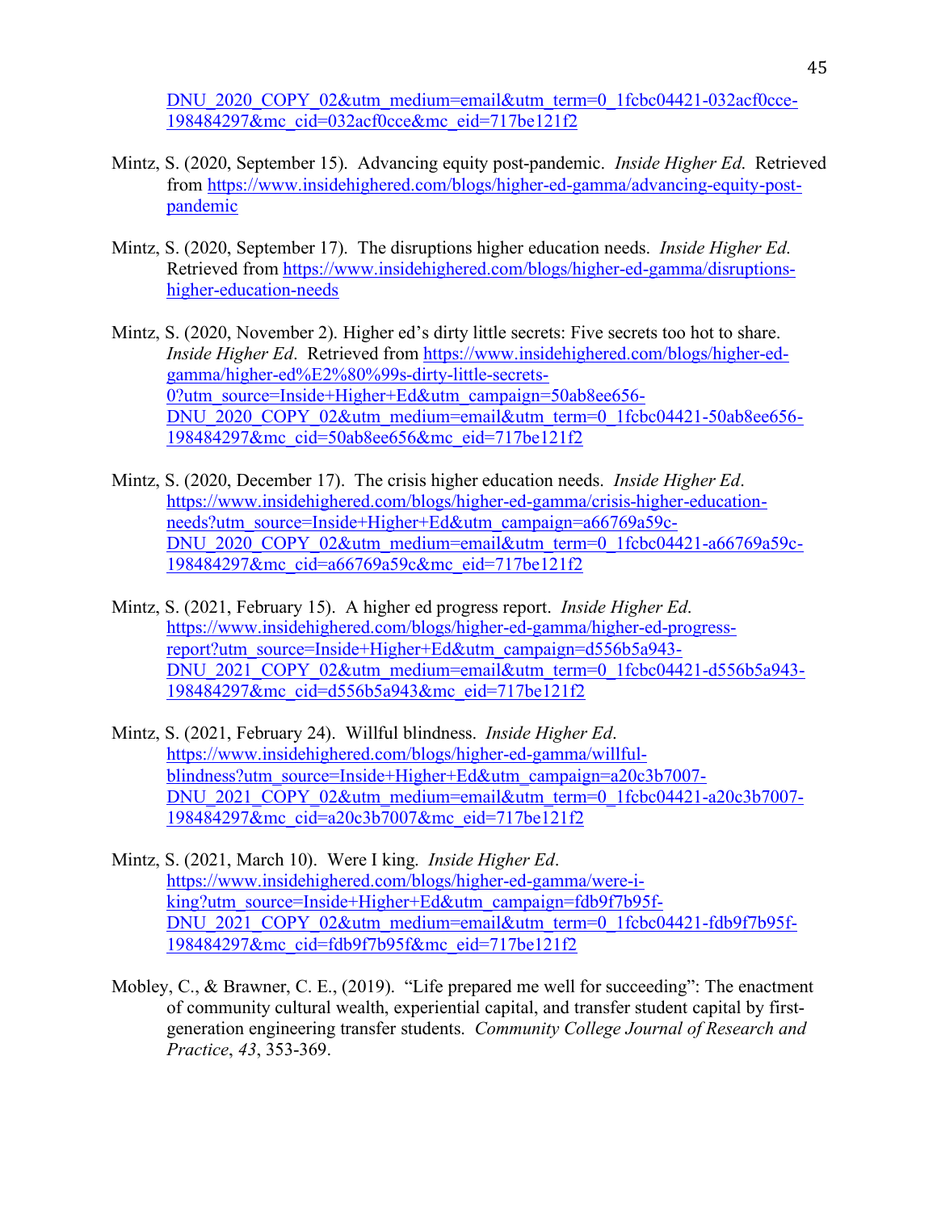DNU_2020_COPY_02&utm_medium=email&utm_term=0_1fcbc04421-032acf0cce-198484297&mc_cid=032acf0cce&mc_eid=717be121f2

Mintz, S. (2020, September 15). Advancing equity post-pandemic. *Inside Higher Ed.* Retrieved from https://www.insidehighered.com/blogs/higher-ed-gamma/advancing-equity-post-pandemic

Mintz, S. (2020, September 17). The disruptions higher education needs. *Inside Higher Ed.* Retrieved from https://www.insidehighered.com/blogs/higher-ed-gamma/disruptions-higher-education-needs

Mintz, S. (2020, November 2). Higher ed's dirty little secrets: Five secrets too hot to share. *Inside Higher Ed*. Retrieved from https://www.insidehighered.com/blogs/higher-ed-gamma/higher-ed%E2%80%99s-dirty-little-secrets-0?utm_source=Inside+Higher+Ed&utm_campaign=50ab8ee656-DNU_2020_COPY_02&utm_medium=email&utm_term=0_1fcbc04421-50ab8ee656-198484297&mc_cid=50ab8ee656&mc_eid=717be121f2

Mintz, S. (2020, December 17). The crisis higher education needs. *Inside Higher Ed*. https://www.insidehighered.com/blogs/higher-ed-gamma/crisis-higher-education-needs?utm_source=Inside+Higher+Ed&utm_campaign=a66769a59c-DNU_2020_COPY_02&utm_medium=email&utm_term=0_1fcbc04421-a66769a59c-198484297&mc_cid=a66769a59c&mc_eid=717be121f2

Mintz, S. (2021, February 15). A higher ed progress report. *Inside Higher Ed*. https://www.insidehighered.com/blogs/higher-ed-gamma/higher-ed-progress-report?utm_source=Inside+Higher+Ed&utm_campaign=d556b5a943-DNU_2021_COPY_02&utm_medium=email&utm_term=0_1fcbc04421-d556b5a943-198484297&mc_cid=d556b5a943&mc_eid=717be121f2

Mintz, S. (2021, February 24). Willful blindness. *Inside Higher Ed*. https://www.insidehighered.com/blogs/higher-ed-gamma/willful-blindness?utm_source=Inside+Higher+Ed&utm_campaign=a20c3b7007-DNU_2021_COPY_02&utm_medium=email&utm_term=0_1fcbc04421-a20c3b7007-198484297&mc_cid=a20c3b7007&mc_eid=717be121f2

Mintz, S. (2021, March 10). Were I king. *Inside Higher Ed*. https://www.insidehighered.com/blogs/higher-ed-gamma/were-i-king?utm_source=Inside+Higher+Ed&utm_campaign=fdb9f7b95f-DNU_2021_COPY_02&utm_medium=email&utm_term=0_1fcbc04421-fdb9f7b95f-198484297&mc_cid=fdb9f7b95f&mc_eid=717be121f2

Mobley, C., & Brawner, C. E., (2019). "Life prepared me well for succeeding": The enactment of community cultural wealth, experiential capital, and transfer student capital by first-generation engineering transfer students. *Community College Journal of Research and Practice*, *43*, 353-369.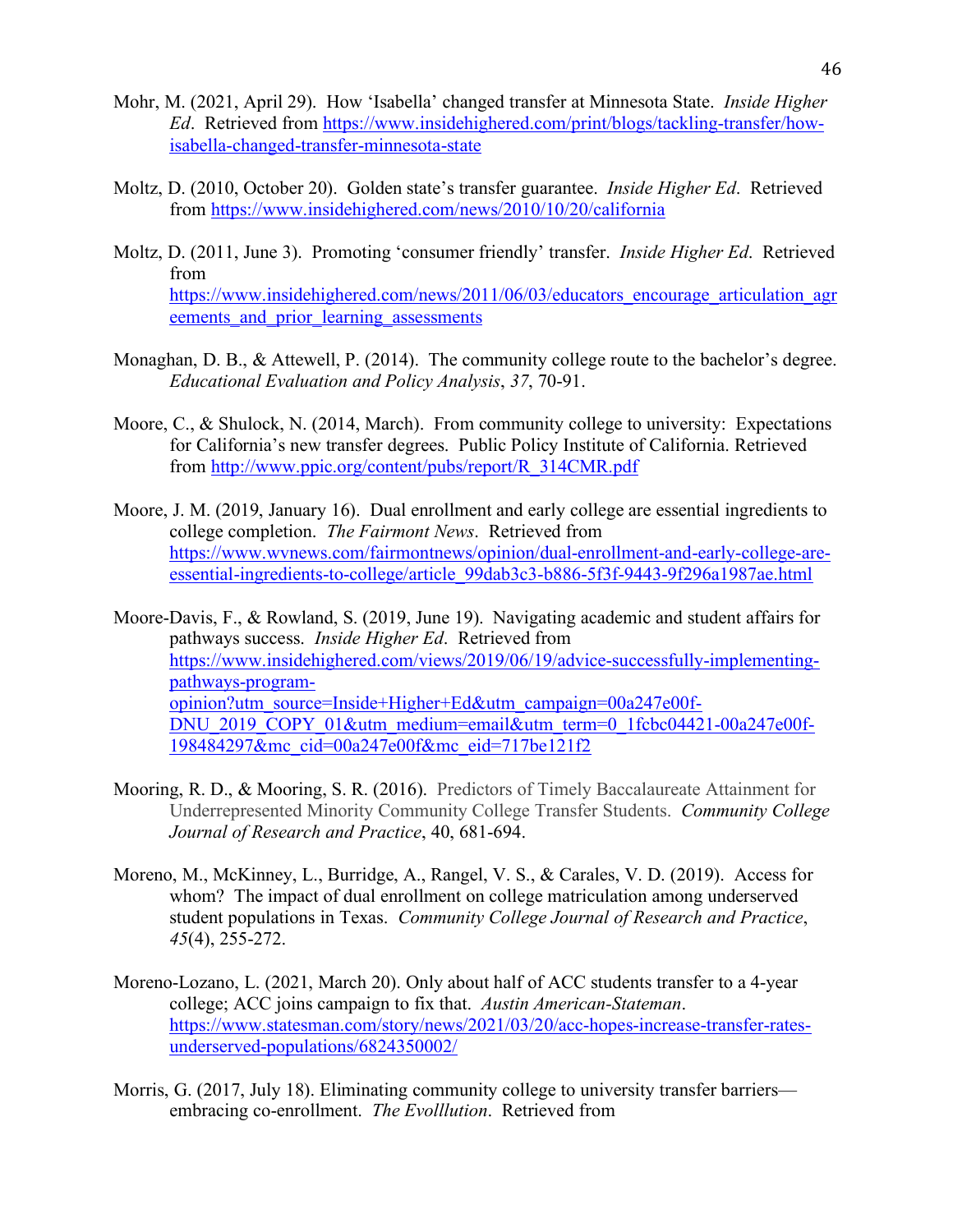Mohr, M. (2021, April 29). How 'Isabella' changed transfer at Minnesota State. *Inside Higher Ed*. Retrieved from https://www.insidehighered.com/print/blogs/tackling-transfer/how-isabella-changed-transfer-minnesota-state

Moltz, D. (2010, October 20). Golden state's transfer guarantee. *Inside Higher Ed*. Retrieved from https://www.insidehighered.com/news/2010/10/20/california

Moltz, D. (2011, June 3). Promoting 'consumer friendly' transfer. *Inside Higher Ed*. Retrieved from https://www.insidehighered.com/news/2011/06/03/educators_encourage_articulation_agreements_and_prior_learning_assessments

Monaghan, D. B., & Attewell, P. (2014). The community college route to the bachelor's degree. *Educational Evaluation and Policy Analysis*, *37*, 70-91.

Moore, C., & Shulock, N. (2014, March). From community college to university: Expectations for California's new transfer degrees. Public Policy Institute of California. Retrieved from http://www.ppic.org/content/pubs/report/R_314CMR.pdf

Moore, J. M. (2019, January 16). Dual enrollment and early college are essential ingredients to college completion. *The Fairmont News*. Retrieved from https://www.wvnews.com/fairmontnews/opinion/dual-enrollment-and-early-college-are-essential-ingredients-to-college/article_99dab3c3-b886-5f3f-9443-9f296a1987ae.html

Moore-Davis, F., & Rowland, S. (2019, June 19). Navigating academic and student affairs for pathways success. *Inside Higher Ed*. Retrieved from https://www.insidehighered.com/views/2019/06/19/advice-successfully-implementing-pathways-program-opinion?utm_source=Inside+Higher+Ed&utm_campaign=00a247e00f-DNU_2019_COPY_01&utm_medium=email&utm_term=0_1fcbc04421-00a247e00f-198484297&mc_cid=00a247e00f&mc_eid=717be121f2

Mooring, R. D., & Mooring, S. R. (2016). Predictors of Timely Baccalaureate Attainment for Underrepresented Minority Community College Transfer Students. *Community College Journal of Research and Practice*, 40, 681-694.

Moreno, M., McKinney, L., Burridge, A., Rangel, V. S., & Carales, V. D. (2019). Access for whom? The impact of dual enrollment on college matriculation among underserved student populations in Texas. *Community College Journal of Research and Practice*, *45*(4), 255-272.

Moreno-Lozano, L. (2021, March 20). Only about half of ACC students transfer to a 4-year college; ACC joins campaign to fix that. *Austin American-Stateman*. https://www.statesman.com/story/news/2021/03/20/acc-hopes-increase-transfer-rates-underserved-populations/6824350002/

Morris, G. (2017, July 18). Eliminating community college to university transfer barriers—embracing co-enrollment. *The Evolllution*. Retrieved from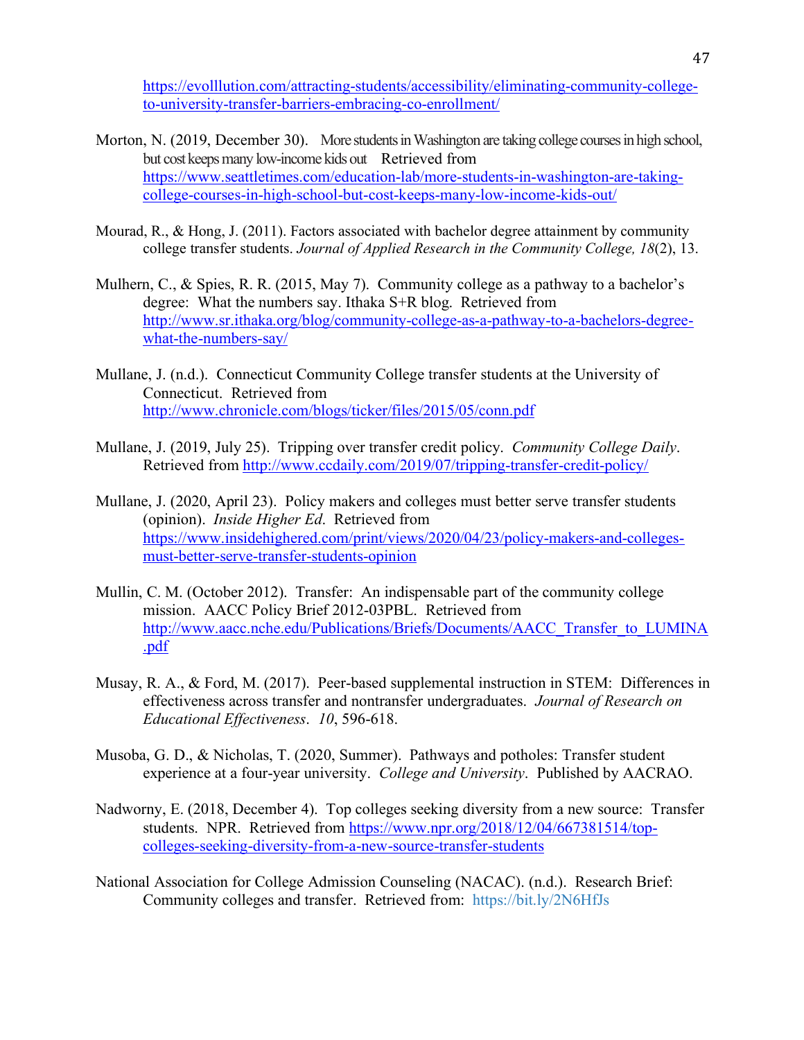https://evolllution.com/attracting-students/accessibility/eliminating-community-college-to-university-transfer-barriers-embracing-co-enrollment/

Morton, N. (2019, December 30). More students in Washington are taking college courses in high school, but cost keeps many low-income kids out Retrieved from https://www.seattletimes.com/education-lab/more-students-in-washington-are-taking-college-courses-in-high-school-but-cost-keeps-many-low-income-kids-out/

Mourad, R., & Hong, J. (2011). Factors associated with bachelor degree attainment by community college transfer students. *Journal of Applied Research in the Community College, 18*(2), 13.

Mulhern, C., & Spies, R. R. (2015, May 7). Community college as a pathway to a bachelor's degree: What the numbers say. Ithaka S+R blog. Retrieved from http://www.sr.ithaka.org/blog/community-college-as-a-pathway-to-a-bachelors-degree-what-the-numbers-say/

Mullane, J. (n.d.). Connecticut Community College transfer students at the University of Connecticut. Retrieved from http://www.chronicle.com/blogs/ticker/files/2015/05/conn.pdf

Mullane, J. (2019, July 25). Tripping over transfer credit policy. *Community College Daily*. Retrieved from http://www.ccdaily.com/2019/07/tripping-transfer-credit-policy/

Mullane, J. (2020, April 23). Policy makers and colleges must better serve transfer students (opinion). *Inside Higher Ed*. Retrieved from https://www.insidehighered.com/print/views/2020/04/23/policy-makers-and-colleges-must-better-serve-transfer-students-opinion

Mullin, C. M. (October 2012). Transfer: An indispensable part of the community college mission. AACC Policy Brief 2012-03PBL. Retrieved from http://www.aacc.nche.edu/Publications/Briefs/Documents/AACC_Transfer_to_LUMINA.pdf

Musay, R. A., & Ford, M. (2017). Peer-based supplemental instruction in STEM: Differences in effectiveness across transfer and nontransfer undergraduates. *Journal of Research on Educational Effectiveness*. *10*, 596-618.

Musoba, G. D., & Nicholas, T. (2020, Summer). Pathways and potholes: Transfer student experience at a four-year university. *College and University*. Published by AACRAO.

Nadworny, E. (2018, December 4). Top colleges seeking diversity from a new source: Transfer students. NPR. Retrieved from https://www.npr.org/2018/12/04/667381514/top-colleges-seeking-diversity-from-a-new-source-transfer-students

National Association for College Admission Counseling (NACAC). (n.d.). Research Brief: Community colleges and transfer. Retrieved from: https://bit.ly/2N6HfJs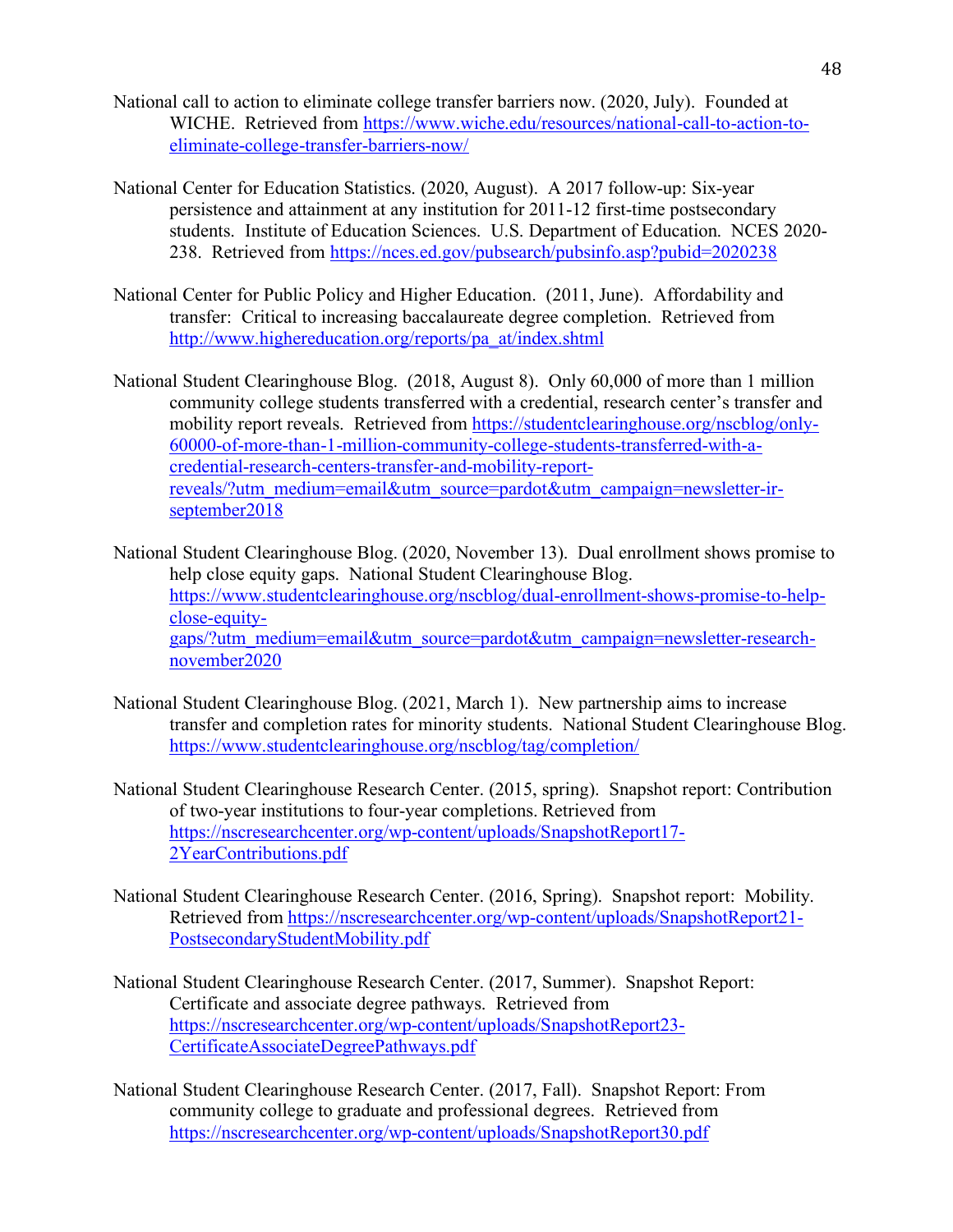National call to action to eliminate college transfer barriers now. (2020, July). Founded at WICHE. Retrieved from https://www.wiche.edu/resources/national-call-to-action-to-eliminate-college-transfer-barriers-now/

National Center for Education Statistics. (2020, August). A 2017 follow-up: Six-year persistence and attainment at any institution for 2011-12 first-time postsecondary students. Institute of Education Sciences. U.S. Department of Education. NCES 2020-238. Retrieved from https://nces.ed.gov/pubsearch/pubsinfo.asp?pubid=2020238

National Center for Public Policy and Higher Education. (2011, June). Affordability and transfer: Critical to increasing baccalaureate degree completion. Retrieved from http://www.highereducation.org/reports/pa_at/index.shtml

National Student Clearinghouse Blog. (2018, August 8). Only 60,000 of more than 1 million community college students transferred with a credential, research center's transfer and mobility report reveals. Retrieved from https://studentclearinghouse.org/nscblog/only-60000-of-more-than-1-million-community-college-students-transferred-with-a-credential-research-centers-transfer-and-mobility-report-reveals/?utm_medium=email&utm_source=pardot&utm_campaign=newsletter-ir-september2018

National Student Clearinghouse Blog. (2020, November 13). Dual enrollment shows promise to help close equity gaps. National Student Clearinghouse Blog. https://www.studentclearinghouse.org/nscblog/dual-enrollment-shows-promise-to-help-close-equity-gaps/?utm_medium=email&utm_source=pardot&utm_campaign=newsletter-research-november2020

National Student Clearinghouse Blog. (2021, March 1). New partnership aims to increase transfer and completion rates for minority students. National Student Clearinghouse Blog. https://www.studentclearinghouse.org/nscblog/tag/completion/

National Student Clearinghouse Research Center. (2015, spring). Snapshot report: Contribution of two-year institutions to four-year completions. Retrieved from https://nscresearchcenter.org/wp-content/uploads/SnapshotReport17-2YearContributions.pdf

National Student Clearinghouse Research Center. (2016, Spring). Snapshot report: Mobility. Retrieved from https://nscresearchcenter.org/wp-content/uploads/SnapshotReport21-PostsecondaryStudentMobility.pdf

National Student Clearinghouse Research Center. (2017, Summer). Snapshot Report: Certificate and associate degree pathways. Retrieved from https://nscresearchcenter.org/wp-content/uploads/SnapshotReport23-CertificateAssociateDegreePathways.pdf

National Student Clearinghouse Research Center. (2017, Fall). Snapshot Report: From community college to graduate and professional degrees. Retrieved from https://nscresearchcenter.org/wp-content/uploads/SnapshotReport30.pdf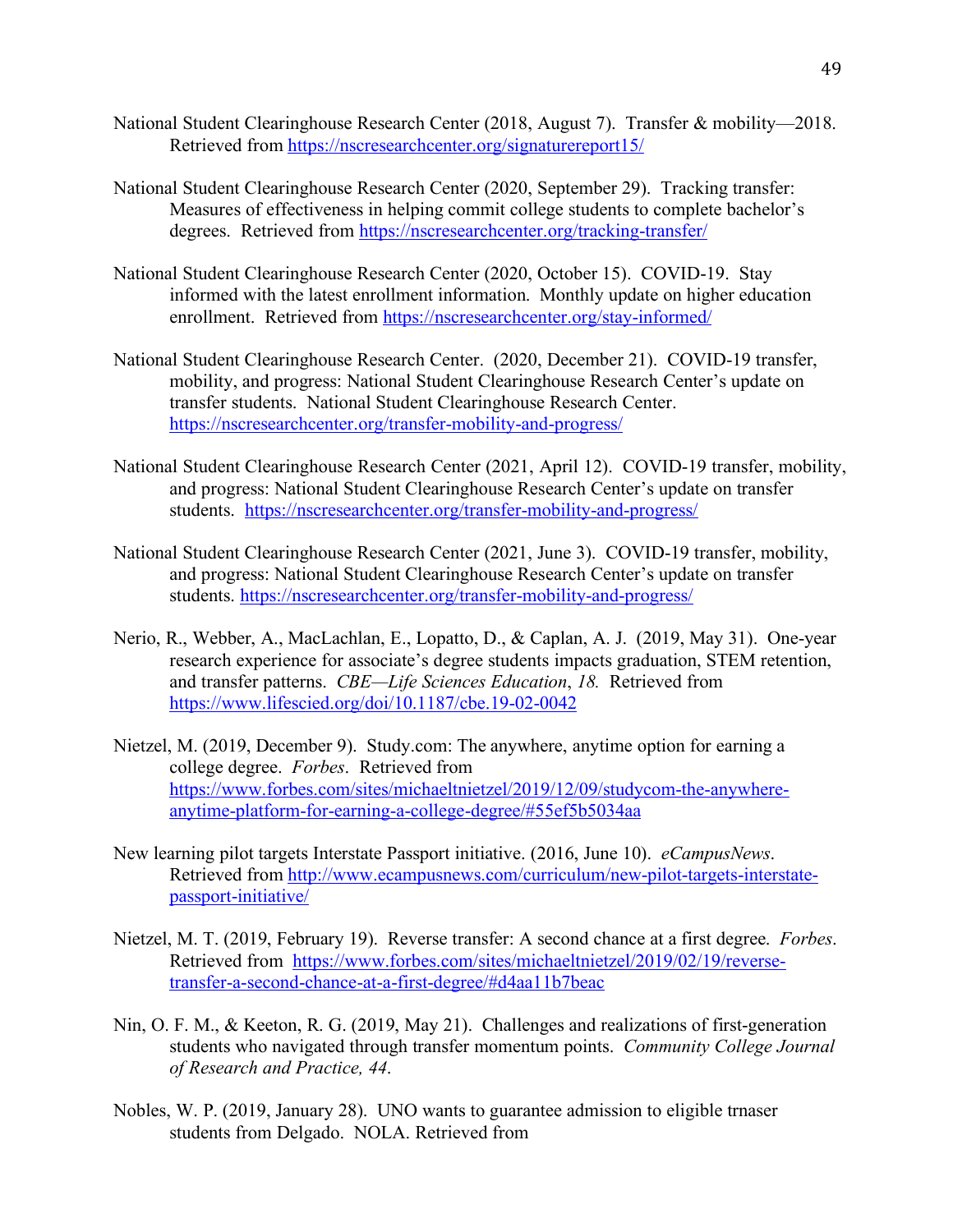National Student Clearinghouse Research Center (2018, August 7). Transfer & mobility—2018. Retrieved from https://nscresearchcenter.org/signaturereport15/

National Student Clearinghouse Research Center (2020, September 29). Tracking transfer: Measures of effectiveness in helping commit college students to complete bachelor's degrees. Retrieved from https://nscresearchcenter.org/tracking-transfer/

National Student Clearinghouse Research Center (2020, October 15). COVID-19. Stay informed with the latest enrollment information. Monthly update on higher education enrollment. Retrieved from https://nscresearchcenter.org/stay-informed/

National Student Clearinghouse Research Center. (2020, December 21). COVID-19 transfer, mobility, and progress: National Student Clearinghouse Research Center's update on transfer students. National Student Clearinghouse Research Center. https://nscresearchcenter.org/transfer-mobility-and-progress/

National Student Clearinghouse Research Center (2021, April 12). COVID-19 transfer, mobility, and progress: National Student Clearinghouse Research Center's update on transfer students. https://nscresearchcenter.org/transfer-mobility-and-progress/

National Student Clearinghouse Research Center (2021, June 3). COVID-19 transfer, mobility, and progress: National Student Clearinghouse Research Center's update on transfer students. https://nscresearchcenter.org/transfer-mobility-and-progress/

Nerio, R., Webber, A., MacLachlan, E., Lopatto, D., & Caplan, A. J. (2019, May 31). One-year research experience for associate's degree students impacts graduation, STEM retention, and transfer patterns. *CBE—Life Sciences Education*, *18.* Retrieved from https://www.lifescied.org/doi/10.1187/cbe.19-02-0042

Nietzel, M. (2019, December 9). Study.com: The anywhere, anytime option for earning a college degree. *Forbes*. Retrieved from https://www.forbes.com/sites/michaeltnietzel/2019/12/09/studycom-the-anywhere-anytime-platform-for-earning-a-college-degree/#55ef5b5034aa

New learning pilot targets Interstate Passport initiative. (2016, June 10). *eCampusNews*. Retrieved from http://www.ecampusnews.com/curriculum/new-pilot-targets-interstate-passport-initiative/

Nietzel, M. T. (2019, February 19). Reverse transfer: A second chance at a first degree. *Forbes*. Retrieved from https://www.forbes.com/sites/michaeltnietzel/2019/02/19/reverse-transfer-a-second-chance-at-a-first-degree/#d4aa11b7beac

Nin, O. F. M., & Keeton, R. G. (2019, May 21). Challenges and realizations of first-generation students who navigated through transfer momentum points. *Community College Journal of Research and Practice, 44*.

Nobles, W. P. (2019, January 28). UNO wants to guarantee admission to eligible trnaser students from Delgado. NOLA. Retrieved from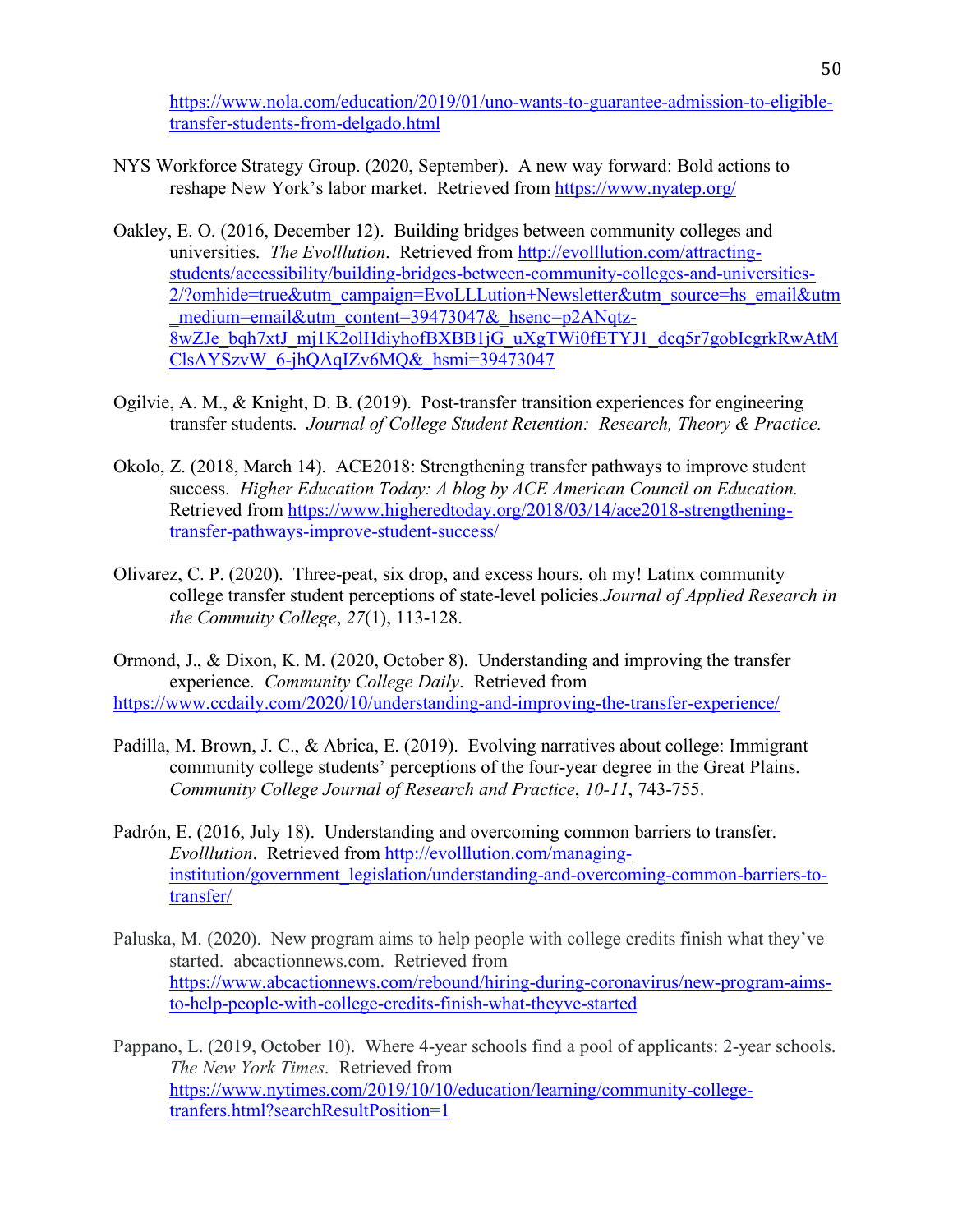https://www.nola.com/education/2019/01/uno-wants-to-guarantee-admission-to-eligible-transfer-students-from-delgado.html

NYS Workforce Strategy Group. (2020, September). A new way forward: Bold actions to reshape New York's labor market. Retrieved from https://www.nyatep.org/

Oakley, E. O. (2016, December 12). Building bridges between community colleges and universities. *The Evolllution*. Retrieved from http://evolllution.com/attracting-students/accessibility/building-bridges-between-community-colleges-and-universities-2/?omhide=true&utm_campaign=EvoLLLution+Newsletter&utm_source=hs_email&utm_medium=email&utm_content=39473047&_hsenc=p2ANqtz-8wZJe_bqh7xtJ_mj1K2olHdiyhofBXBB1jG_uXgTWi0fETYJ1_dcq5r7gobIcgrkRwAtMClsAYSzvW_6-jhQAqIZv6MQ&_hsmi=39473047

Ogilvie, A. M., & Knight, D. B. (2019). Post-transfer transition experiences for engineering transfer students. *Journal of College Student Retention: Research, Theory & Practice.*

Okolo, Z. (2018, March 14). ACE2018: Strengthening transfer pathways to improve student success. *Higher Education Today: A blog by ACE American Council on Education.* Retrieved from https://www.higheredtoday.org/2018/03/14/ace2018-strengthening-transfer-pathways-improve-student-success/

Olivarez, C. P. (2020). Three-peat, six drop, and excess hours, oh my! Latinx community college transfer student perceptions of state-level policies.*Journal of Applied Research in the Commuity College*, *27*(1), 113-128.

Ormond, J., & Dixon, K. M. (2020, October 8). Understanding and improving the transfer experience. *Community College Daily*. Retrieved from https://www.ccdaily.com/2020/10/understanding-and-improving-the-transfer-experience/

Padilla, M. Brown, J. C., & Abrica, E. (2019). Evolving narratives about college: Immigrant community college students' perceptions of the four-year degree in the Great Plains. *Community College Journal of Research and Practice*, *10-11*, 743-755.

Padrón, E. (2016, July 18). Understanding and overcoming common barriers to transfer. *Evolllution*. Retrieved from http://evolllution.com/managing-institution/government_legislation/understanding-and-overcoming-common-barriers-to-transfer/

Paluska, M. (2020). New program aims to help people with college credits finish what they've started. abcactionnews.com. Retrieved from https://www.abcactionnews.com/rebound/hiring-during-coronavirus/new-program-aims-to-help-people-with-college-credits-finish-what-theyve-started

Pappano, L. (2019, October 10). Where 4-year schools find a pool of applicants: 2-year schools. *The New York Times*. Retrieved from https://www.nytimes.com/2019/10/10/education/learning/community-college-tranfers.html?searchResultPosition=1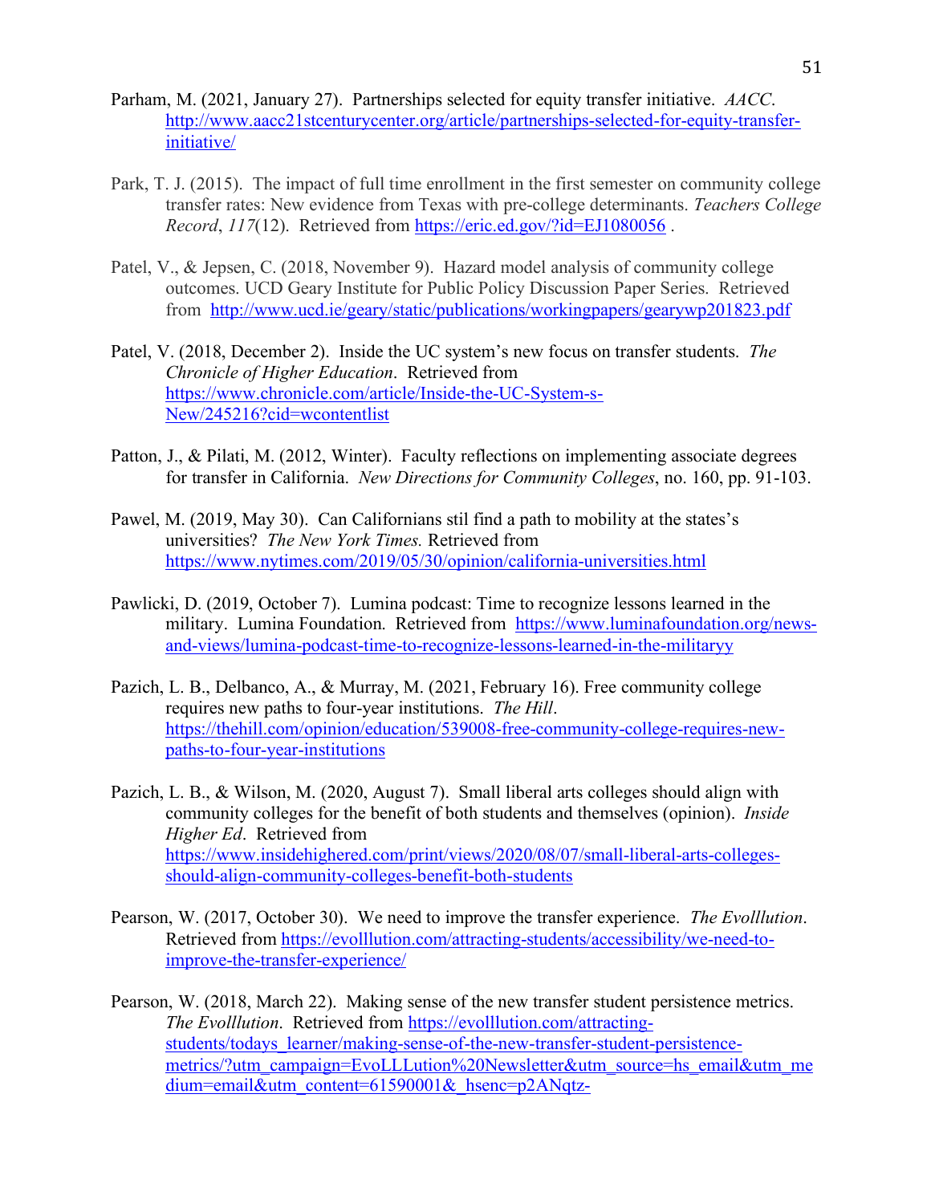Parham, M. (2021, January 27). Partnerships selected for equity transfer initiative. *AACC*. http://www.aacc21stcenturycenter.org/article/partnerships-selected-for-equity-transfer-initiative/

Park, T. J. (2015). The impact of full time enrollment in the first semester on community college transfer rates: New evidence from Texas with pre-college determinants. *Teachers College Record*, *117*(12). Retrieved from https://eric.ed.gov/?id=EJ1080056 .

Patel, V., & Jepsen, C. (2018, November 9). Hazard model analysis of community college outcomes. UCD Geary Institute for Public Policy Discussion Paper Series. Retrieved from http://www.ucd.ie/geary/static/publications/workingpapers/gearywp201823.pdf

Patel, V. (2018, December 2). Inside the UC system's new focus on transfer students. *The Chronicle of Higher Education*. Retrieved from https://www.chronicle.com/article/Inside-the-UC-System-s-New/245216?cid=wcontentlist

Patton, J., & Pilati, M. (2012, Winter). Faculty reflections on implementing associate degrees for transfer in California. *New Directions for Community Colleges*, no. 160, pp. 91-103.

Pawel, M. (2019, May 30). Can Californians stil find a path to mobility at the states's universities? *The New York Times.* Retrieved from https://www.nytimes.com/2019/05/30/opinion/california-universities.html

Pawlicki, D. (2019, October 7). Lumina podcast: Time to recognize lessons learned in the military. Lumina Foundation. Retrieved from https://www.luminafoundation.org/news-and-views/lumina-podcast-time-to-recognize-lessons-learned-in-the-militaryy

Pazich, L. B., Delbanco, A., & Murray, M. (2021, February 16). Free community college requires new paths to four-year institutions. *The Hill*. https://thehill.com/opinion/education/539008-free-community-college-requires-new-paths-to-four-year-institutions

Pazich, L. B., & Wilson, M. (2020, August 7). Small liberal arts colleges should align with community colleges for the benefit of both students and themselves (opinion). *Inside Higher Ed*. Retrieved from https://www.insidehighered.com/print/views/2020/08/07/small-liberal-arts-colleges-should-align-community-colleges-benefit-both-students

Pearson, W. (2017, October 30). We need to improve the transfer experience. *The Evolllution*. Retrieved from https://evolllution.com/attracting-students/accessibility/we-need-to-improve-the-transfer-experience/

Pearson, W. (2018, March 22). Making sense of the new transfer student persistence metrics. *The Evolllution*. Retrieved from https://evolllution.com/attracting-students/todays_learner/making-sense-of-the-new-transfer-student-persistence-metrics/?utm_campaign=EvoLLLution%20Newsletter&utm_source=hs_email&utm_medium=email&utm_content=61590001&_hsenc=p2ANqtz-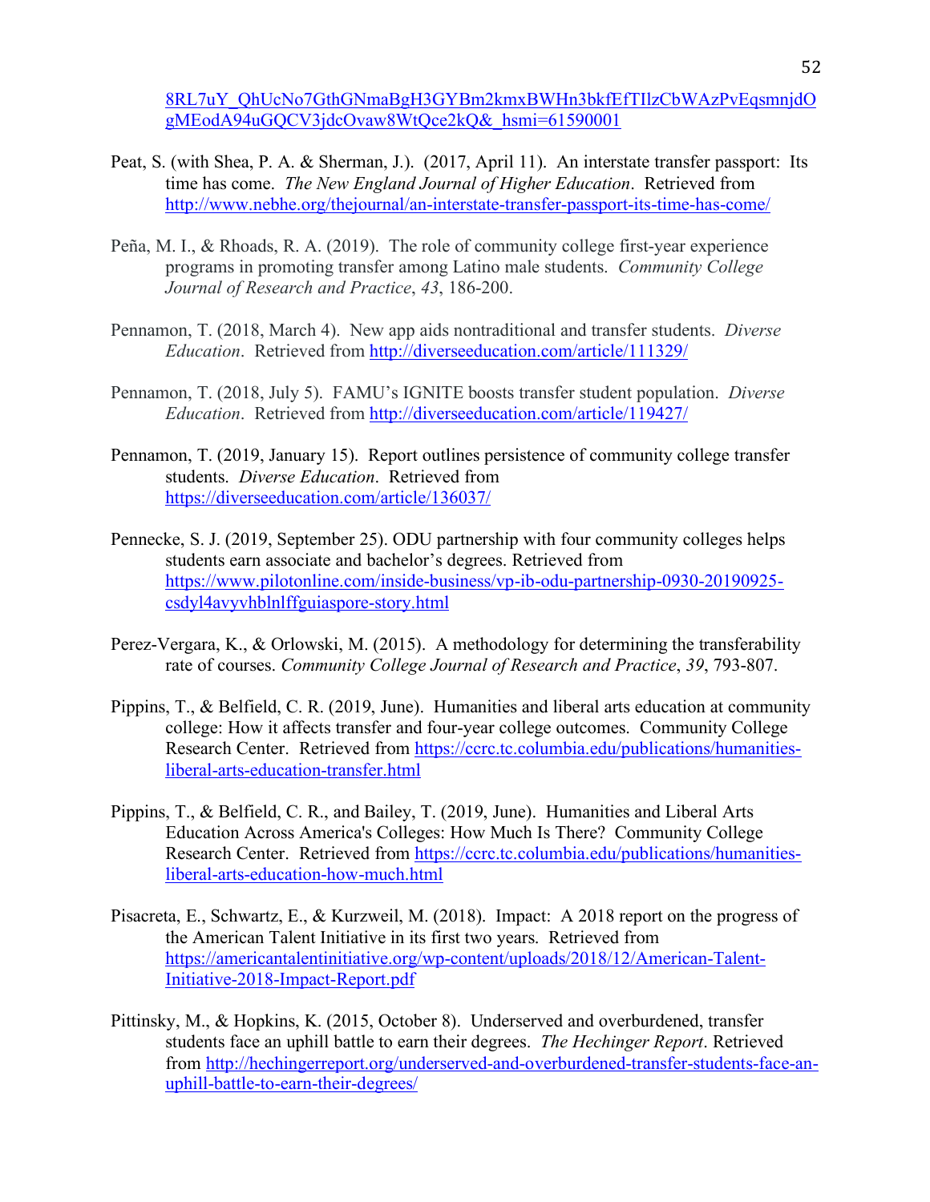8RL7uY_QhUcNo7GthGNmaBgH3GYBm2kmxBWHn3bkfEfTIlzCbWAzPvEqsmnjdOgMEodA94uGQCV3jdcOvaw8WtQce2kQ&_hsmi=61590001

Peat, S. (with Shea, P. A. & Sherman, J.). (2017, April 11). An interstate transfer passport: Its time has come. *The New England Journal of Higher Education*. Retrieved from http://www.nebhe.org/thejournal/an-interstate-transfer-passport-its-time-has-come/

Peña, M. I., & Rhoads, R. A. (2019). The role of community college first-year experience programs in promoting transfer among Latino male students. *Community College Journal of Research and Practice*, *43*, 186-200.

Pennamon, T. (2018, March 4). New app aids nontraditional and transfer students. *Diverse Education*. Retrieved from http://diverseeducation.com/article/111329/

Pennamon, T. (2018, July 5). FAMU's IGNITE boosts transfer student population. *Diverse Education*. Retrieved from http://diverseeducation.com/article/119427/

Pennamon, T. (2019, January 15). Report outlines persistence of community college transfer students. *Diverse Education*. Retrieved from https://diverseeducation.com/article/136037/

Pennecke, S. J. (2019, September 25). ODU partnership with four community colleges helps students earn associate and bachelor's degrees. Retrieved from https://www.pilotonline.com/inside-business/vp-ib-odu-partnership-0930-20190925-csdyl4avyvhblnlffguiaspore-story.html

Perez-Vergara, K., & Orlowski, M. (2015). A methodology for determining the transferability rate of courses. *Community College Journal of Research and Practice*, *39*, 793-807.

Pippins, T., & Belfield, C. R. (2019, June). Humanities and liberal arts education at community college: How it affects transfer and four-year college outcomes. Community College Research Center. Retrieved from https://ccrc.tc.columbia.edu/publications/humanities-liberal-arts-education-transfer.html

Pippins, T., & Belfield, C. R., and Bailey, T. (2019, June). Humanities and Liberal Arts Education Across America's Colleges: How Much Is There? Community College Research Center. Retrieved from https://ccrc.tc.columbia.edu/publications/humanities-liberal-arts-education-how-much.html

Pisacreta, E., Schwartz, E., & Kurzweil, M. (2018). Impact: A 2018 report on the progress of the American Talent Initiative in its first two years. Retrieved from https://americantalentinitiative.org/wp-content/uploads/2018/12/American-Talent-Initiative-2018-Impact-Report.pdf

Pittinsky, M., & Hopkins, K. (2015, October 8). Underserved and overburdened, transfer students face an uphill battle to earn their degrees. *The Hechinger Report*. Retrieved from http://hechingerreport.org/underserved-and-overburdened-transfer-students-face-an-uphill-battle-to-earn-their-degrees/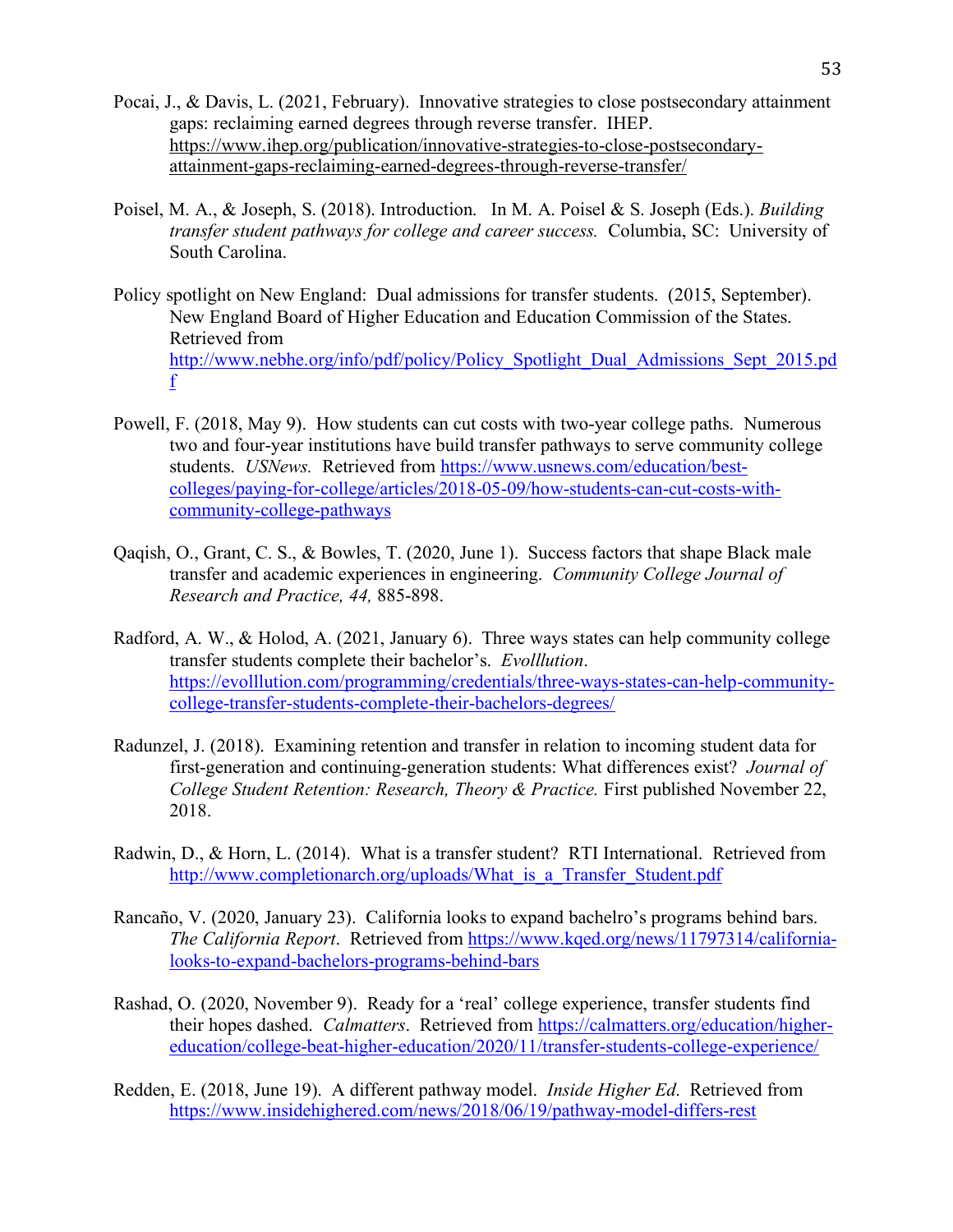Pocai, J., & Davis, L. (2021, February). Innovative strategies to close postsecondary attainment gaps: reclaiming earned degrees through reverse transfer. IHEP. https://www.ihep.org/publication/innovative-strategies-to-close-postsecondary-attainment-gaps-reclaiming-earned-degrees-through-reverse-transfer/

Poisel, M. A., & Joseph, S. (2018). Introduction. In M. A. Poisel & S. Joseph (Eds.). *Building transfer student pathways for college and career success.* Columbia, SC: University of South Carolina.

Policy spotlight on New England: Dual admissions for transfer students. (2015, September). New England Board of Higher Education and Education Commission of the States. Retrieved from http://www.nebhe.org/info/pdf/policy/Policy_Spotlight_Dual_Admissions_Sept_2015.pdf

Powell, F. (2018, May 9). How students can cut costs with two-year college paths. Numerous two and four-year institutions have build transfer pathways to serve community college students. *USNews.* Retrieved from https://www.usnews.com/education/best-colleges/paying-for-college/articles/2018-05-09/how-students-can-cut-costs-with-community-college-pathways

Qaqish, O., Grant, C. S., & Bowles, T. (2020, June 1). Success factors that shape Black male transfer and academic experiences in engineering. *Community College Journal of Research and Practice, 44,* 885-898.

Radford, A. W., & Holod, A. (2021, January 6). Three ways states can help community college transfer students complete their bachelor's. *Evolllution*. https://evolllution.com/programming/credentials/three-ways-states-can-help-community-college-transfer-students-complete-their-bachelors-degrees/

Radunzel, J. (2018). Examining retention and transfer in relation to incoming student data for first-generation and continuing-generation students: What differences exist? *Journal of College Student Retention: Research, Theory & Practice.* First published November 22, 2018.

Radwin, D., & Horn, L. (2014). What is a transfer student? RTI International. Retrieved from http://www.completionarch.org/uploads/What_is_a_Transfer_Student.pdf

Rancaño, V. (2020, January 23). California looks to expand bachelro's programs behind bars. *The California Report*. Retrieved from https://www.kqed.org/news/11797314/california-looks-to-expand-bachelors-programs-behind-bars

Rashad, O. (2020, November 9). Ready for a 'real' college experience, transfer students find their hopes dashed. *Calmatters*. Retrieved from https://calmatters.org/education/higher-education/college-beat-higher-education/2020/11/transfer-students-college-experience/

Redden, E. (2018, June 19). A different pathway model. *Inside Higher Ed*. Retrieved from https://www.insidehighered.com/news/2018/06/19/pathway-model-differs-rest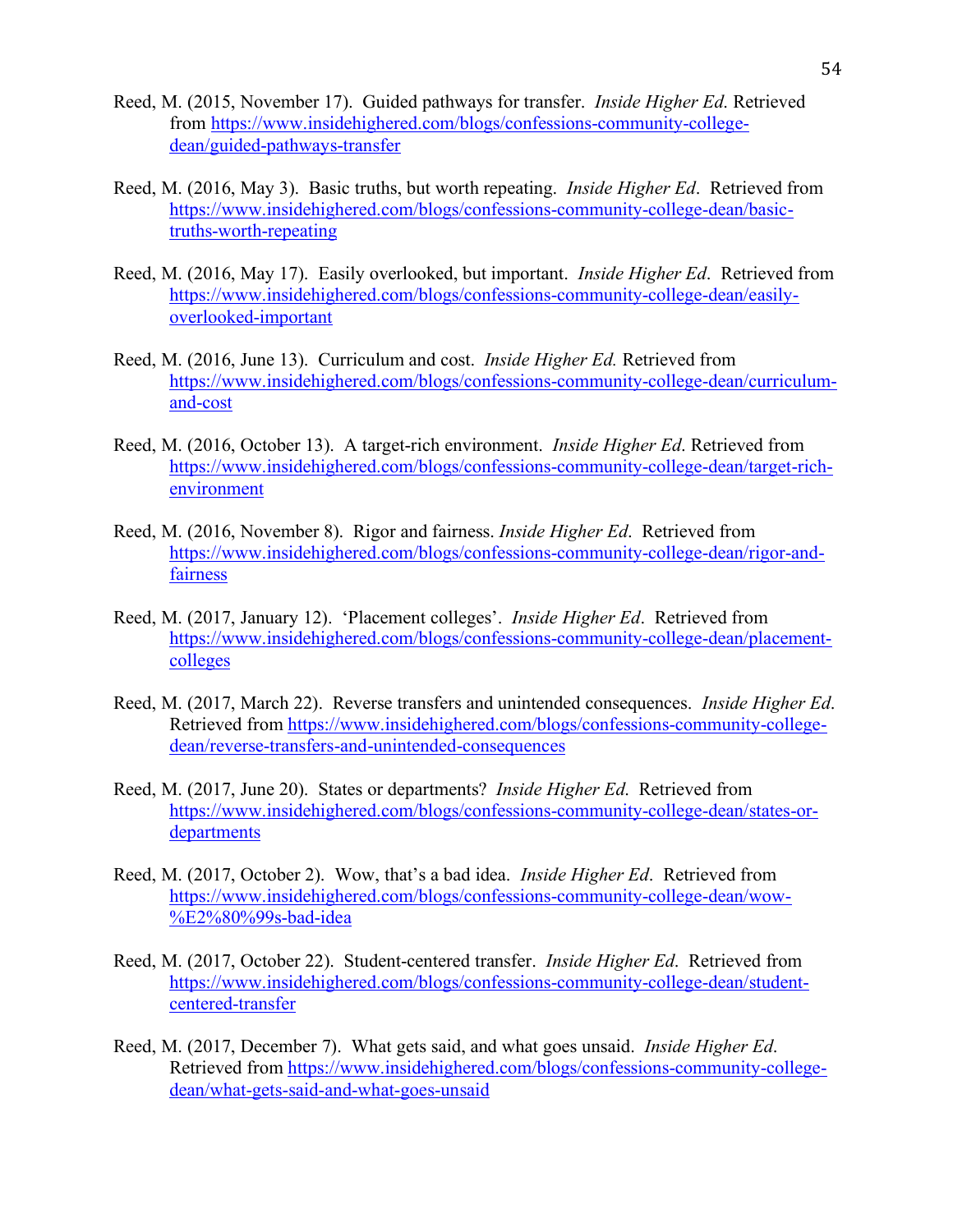Reed, M. (2015, November 17). Guided pathways for transfer. *Inside Higher Ed.* Retrieved from https://www.insidehighered.com/blogs/confessions-community-college-dean/guided-pathways-transfer

Reed, M. (2016, May 3). Basic truths, but worth repeating. *Inside Higher Ed*. Retrieved from https://www.insidehighered.com/blogs/confessions-community-college-dean/basic-truths-worth-repeating

Reed, M. (2016, May 17). Easily overlooked, but important. *Inside Higher Ed*. Retrieved from https://www.insidehighered.com/blogs/confessions-community-college-dean/easily-overlooked-important

Reed, M. (2016, June 13). Curriculum and cost. *Inside Higher Ed.* Retrieved from https://www.insidehighered.com/blogs/confessions-community-college-dean/curriculum-and-cost

Reed, M. (2016, October 13). A target-rich environment. *Inside Higher Ed*. Retrieved from https://www.insidehighered.com/blogs/confessions-community-college-dean/target-rich-environment

Reed, M. (2016, November 8). Rigor and fairness. *Inside Higher Ed*. Retrieved from https://www.insidehighered.com/blogs/confessions-community-college-dean/rigor-and-fairness

Reed, M. (2017, January 12). 'Placement colleges'. *Inside Higher Ed*. Retrieved from https://www.insidehighered.com/blogs/confessions-community-college-dean/placement-colleges

Reed, M. (2017, March 22). Reverse transfers and unintended consequences. *Inside Higher Ed*. Retrieved from https://www.insidehighered.com/blogs/confessions-community-college-dean/reverse-transfers-and-unintended-consequences

Reed, M. (2017, June 20). States or departments? *Inside Higher Ed*. Retrieved from https://www.insidehighered.com/blogs/confessions-community-college-dean/states-or-departments

Reed, M. (2017, October 2). Wow, that's a bad idea. *Inside Higher Ed*. Retrieved from https://www.insidehighered.com/blogs/confessions-community-college-dean/wow-%E2%80%99s-bad-idea

Reed, M. (2017, October 22). Student-centered transfer. *Inside Higher Ed*. Retrieved from https://www.insidehighered.com/blogs/confessions-community-college-dean/student-centered-transfer

Reed, M. (2017, December 7). What gets said, and what goes unsaid. *Inside Higher Ed*. Retrieved from https://www.insidehighered.com/blogs/confessions-community-college-dean/what-gets-said-and-what-goes-unsaid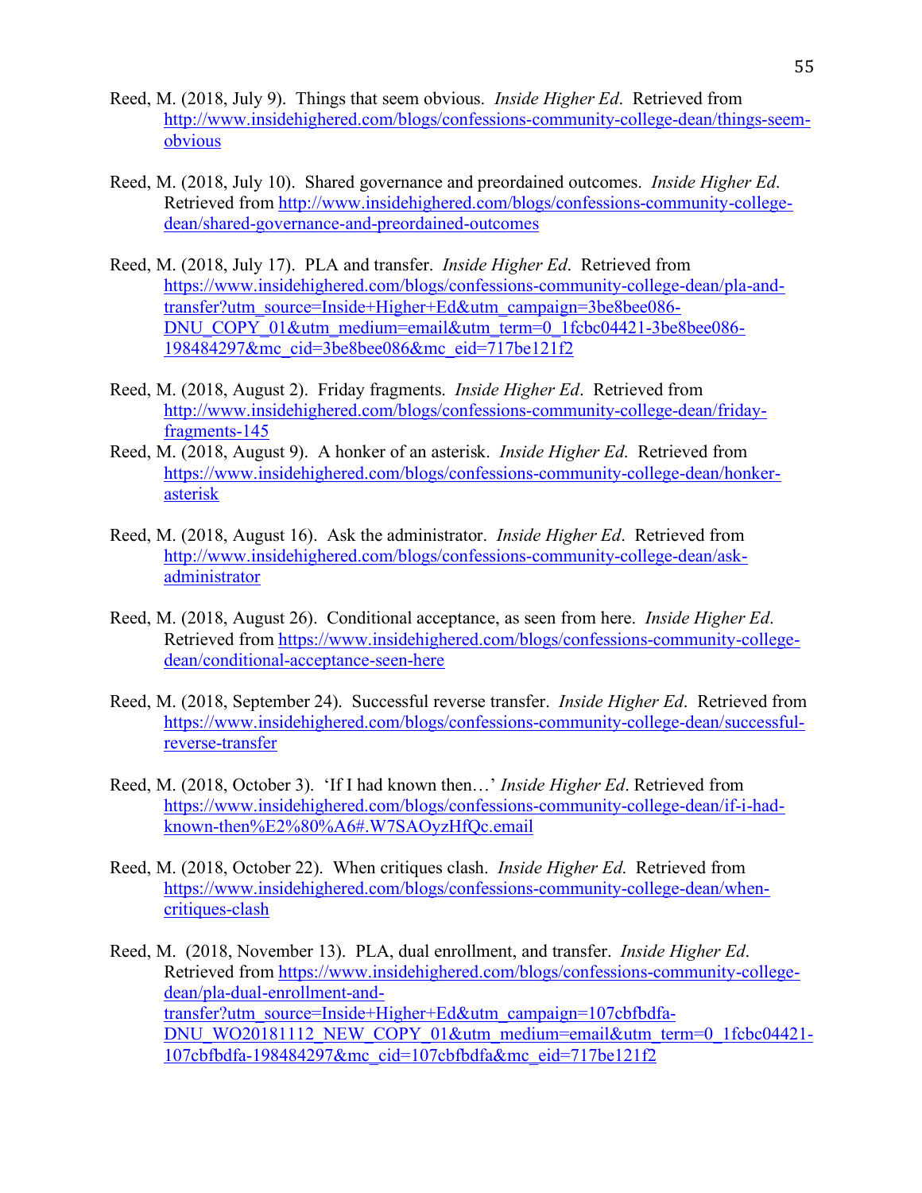Reed, M. (2018, July 9). Things that seem obvious. *Inside Higher Ed*. Retrieved from http://www.insidehighered.com/blogs/confessions-community-college-dean/things-seem-obvious

Reed, M. (2018, July 10). Shared governance and preordained outcomes. *Inside Higher Ed*. Retrieved from http://www.insidehighered.com/blogs/confessions-community-college-dean/shared-governance-and-preordained-outcomes

Reed, M. (2018, July 17). PLA and transfer. *Inside Higher Ed*. Retrieved from https://www.insidehighered.com/blogs/confessions-community-college-dean/pla-and-transfer?utm_source=Inside+Higher+Ed&utm_campaign=3be8bee086-DNU_COPY_01&utm_medium=email&utm_term=0_1fcbc04421-3be8bee086-198484297&mc_cid=3be8bee086&mc_eid=717be121f2

Reed, M. (2018, August 2). Friday fragments. *Inside Higher Ed*. Retrieved from http://www.insidehighered.com/blogs/confessions-community-college-dean/friday-fragments-145

Reed, M. (2018, August 9). A honker of an asterisk. *Inside Higher Ed*. Retrieved from https://www.insidehighered.com/blogs/confessions-community-college-dean/honker-asterisk

Reed, M. (2018, August 16). Ask the administrator. *Inside Higher Ed*. Retrieved from http://www.insidehighered.com/blogs/confessions-community-college-dean/ask-administrator

Reed, M. (2018, August 26). Conditional acceptance, as seen from here. *Inside Higher Ed*. Retrieved from https://www.insidehighered.com/blogs/confessions-community-college-dean/conditional-acceptance-seen-here

Reed, M. (2018, September 24). Successful reverse transfer. *Inside Higher Ed*. Retrieved from https://www.insidehighered.com/blogs/confessions-community-college-dean/successful-reverse-transfer

Reed, M. (2018, October 3). 'If I had known then…' *Inside Higher Ed*. Retrieved from https://www.insidehighered.com/blogs/confessions-community-college-dean/if-i-had-known-then%E2%80%A6#.W7SAOyzHfQc.email

Reed, M. (2018, October 22). When critiques clash. *Inside Higher Ed*. Retrieved from https://www.insidehighered.com/blogs/confessions-community-college-dean/when-critiques-clash

Reed, M. (2018, November 13). PLA, dual enrollment, and transfer. *Inside Higher Ed*. Retrieved from https://www.insidehighered.com/blogs/confessions-community-college-dean/pla-dual-enrollment-and-transfer?utm_source=Inside+Higher+Ed&utm_campaign=107cbfbdfa-DNU_WO20181112_NEW_COPY_01&utm_medium=email&utm_term=0_1fcbc04421-107cbfbdfa-198484297&mc_cid=107cbfbdfa&mc_eid=717be121f2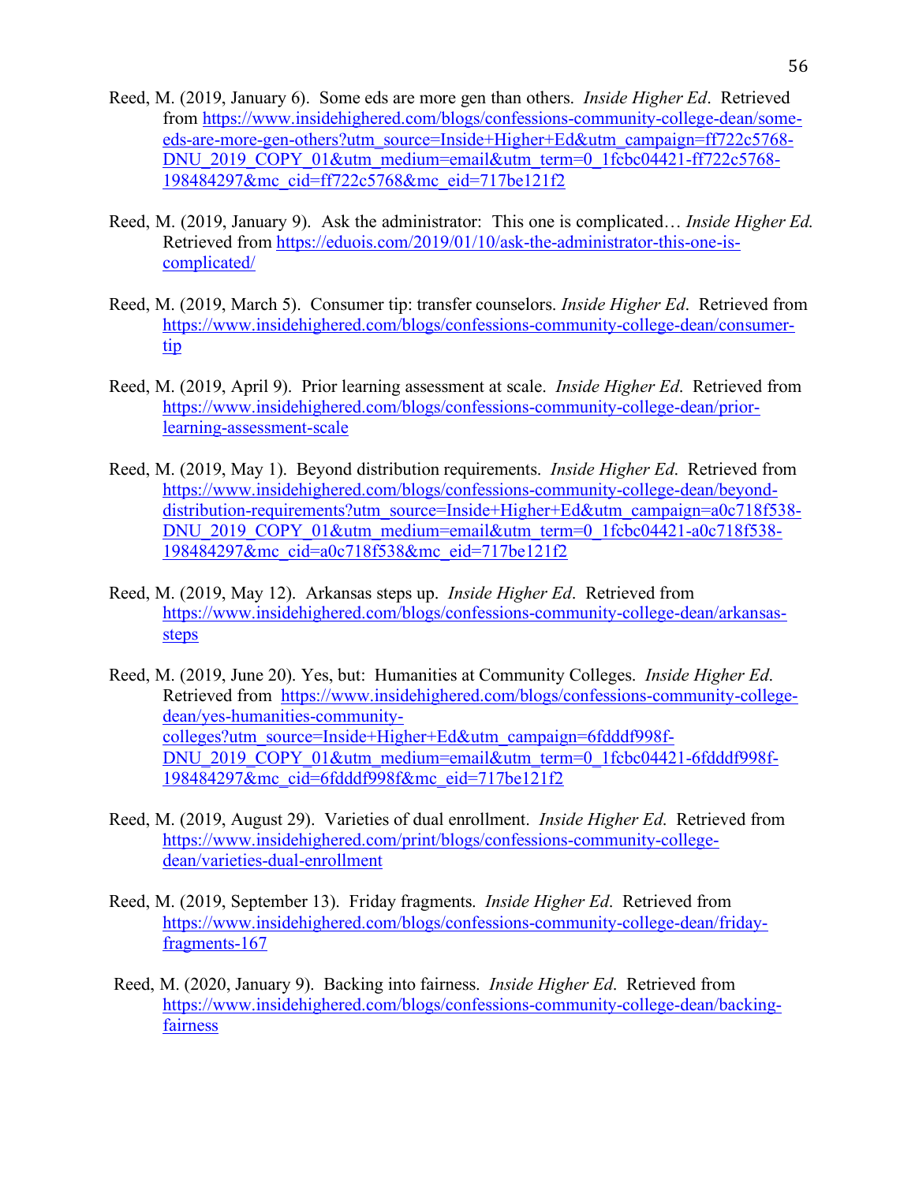Reed, M. (2019, January 6). Some eds are more gen than others. *Inside Higher Ed*. Retrieved from https://www.insidehighered.com/blogs/confessions-community-college-dean/some-eds-are-more-gen-others?utm_source=Inside+Higher+Ed&utm_campaign=ff722c5768-DNU_2019_COPY_01&utm_medium=email&utm_term=0_1fcbc04421-ff722c5768-198484297&mc_cid=ff722c5768&mc_eid=717be121f2

Reed, M. (2019, January 9). Ask the administrator: This one is complicated… *Inside Higher Ed.* Retrieved from https://eduois.com/2019/01/10/ask-the-administrator-this-one-is-complicated/

Reed, M. (2019, March 5). Consumer tip: transfer counselors. *Inside Higher Ed*. Retrieved from https://www.insidehighered.com/blogs/confessions-community-college-dean/consumer-tip

Reed, M. (2019, April 9). Prior learning assessment at scale. *Inside Higher Ed*. Retrieved from https://www.insidehighered.com/blogs/confessions-community-college-dean/prior-learning-assessment-scale

Reed, M. (2019, May 1). Beyond distribution requirements. *Inside Higher Ed*. Retrieved from https://www.insidehighered.com/blogs/confessions-community-college-dean/beyond-distribution-requirements?utm_source=Inside+Higher+Ed&utm_campaign=a0c718f538-DNU_2019_COPY_01&utm_medium=email&utm_term=0_1fcbc04421-a0c718f538-198484297&mc_cid=a0c718f538&mc_eid=717be121f2

Reed, M. (2019, May 12). Arkansas steps up. *Inside Higher Ed*. Retrieved from https://www.insidehighered.com/blogs/confessions-community-college-dean/arkansas-steps

Reed, M. (2019, June 20). Yes, but: Humanities at Community Colleges. *Inside Higher Ed*. Retrieved from https://www.insidehighered.com/blogs/confessions-community-college-dean/yes-humanities-community-colleges?utm_source=Inside+Higher+Ed&utm_campaign=6fdddf998f-DNU_2019_COPY_01&utm_medium=email&utm_term=0_1fcbc04421-6fdddf998f-198484297&mc_cid=6fdddf998f&mc_eid=717be121f2

Reed, M. (2019, August 29). Varieties of dual enrollment. *Inside Higher Ed*. Retrieved from https://www.insidehighered.com/print/blogs/confessions-community-college-dean/varieties-dual-enrollment

Reed, M. (2019, September 13). Friday fragments. *Inside Higher Ed*. Retrieved from https://www.insidehighered.com/blogs/confessions-community-college-dean/friday-fragments-167

Reed, M. (2020, January 9). Backing into fairness. *Inside Higher Ed*. Retrieved from https://www.insidehighered.com/blogs/confessions-community-college-dean/backing-fairness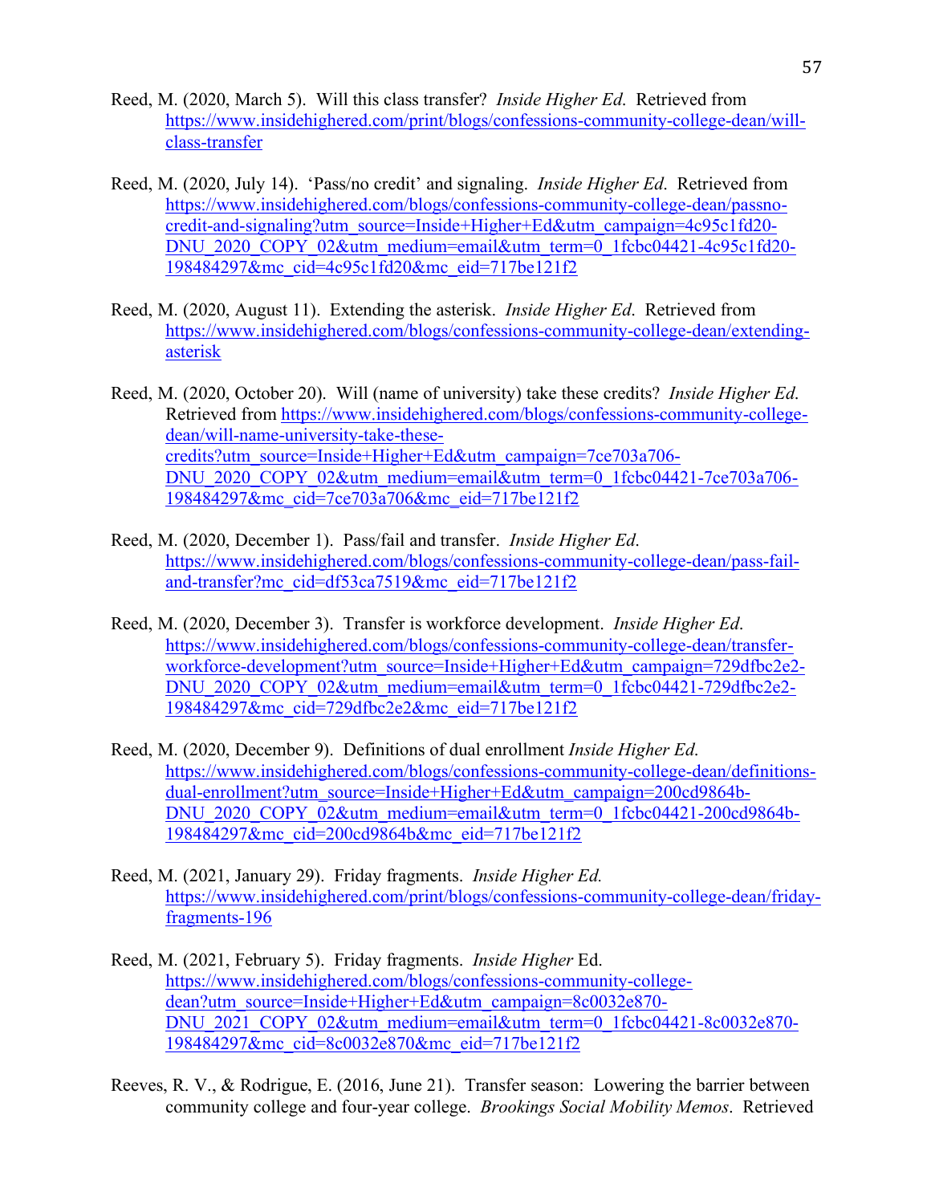Reed, M. (2020, March 5). Will this class transfer? *Inside Higher Ed.* Retrieved from https://www.insidehighered.com/print/blogs/confessions-community-college-dean/will-class-transfer

Reed, M. (2020, July 14). 'Pass/no credit' and signaling. *Inside Higher Ed.* Retrieved from https://www.insidehighered.com/blogs/confessions-community-college-dean/passno-credit-and-signaling?utm_source=Inside+Higher+Ed&utm_campaign=4c95c1fd20-DNU_2020_COPY_02&utm_medium=email&utm_term=0_1fcbc04421-4c95c1fd20-198484297&mc_cid=4c95c1fd20&mc_eid=717be121f2

Reed, M. (2020, August 11). Extending the asterisk. *Inside Higher Ed.* Retrieved from https://www.insidehighered.com/blogs/confessions-community-college-dean/extending-asterisk

Reed, M. (2020, October 20). Will (name of university) take these credits? *Inside Higher Ed.* Retrieved from https://www.insidehighered.com/blogs/confessions-community-college-dean/will-name-university-take-these-credits?utm_source=Inside+Higher+Ed&utm_campaign=7ce703a706-DNU_2020_COPY_02&utm_medium=email&utm_term=0_1fcbc04421-7ce703a706-198484297&mc_cid=7ce703a706&mc_eid=717be121f2

Reed, M. (2020, December 1). Pass/fail and transfer. *Inside Higher Ed.* https://www.insidehighered.com/blogs/confessions-community-college-dean/pass-fail-and-transfer?mc_cid=df53ca7519&mc_eid=717be121f2

Reed, M. (2020, December 3). Transfer is workforce development. *Inside Higher Ed.* https://www.insidehighered.com/blogs/confessions-community-college-dean/transfer-workforce-development?utm_source=Inside+Higher+Ed&utm_campaign=729dfbc2e2-DNU_2020_COPY_02&utm_medium=email&utm_term=0_1fcbc04421-729dfbc2e2-198484297&mc_cid=729dfbc2e2&mc_eid=717be121f2

Reed, M. (2020, December 9). Definitions of dual enrollment *Inside Higher Ed.* https://www.insidehighered.com/blogs/confessions-community-college-dean/definitions-dual-enrollment?utm_source=Inside+Higher+Ed&utm_campaign=200cd9864b-DNU_2020_COPY_02&utm_medium=email&utm_term=0_1fcbc04421-200cd9864b-198484297&mc_cid=200cd9864b&mc_eid=717be121f2

Reed, M. (2021, January 29). Friday fragments. *Inside Higher Ed.* https://www.insidehighered.com/print/blogs/confessions-community-college-dean/friday-fragments-196

Reed, M. (2021, February 5). Friday fragments. *Inside Higher* Ed. https://www.insidehighered.com/blogs/confessions-community-college-dean?utm_source=Inside+Higher+Ed&utm_campaign=8c0032e870-DNU_2021_COPY_02&utm_medium=email&utm_term=0_1fcbc04421-8c0032e870-198484297&mc_cid=8c0032e870&mc_eid=717be121f2

Reeves, R. V., & Rodrigue, E. (2016, June 21). Transfer season: Lowering the barrier between community college and four-year college. *Brookings Social Mobility Memos*. Retrieved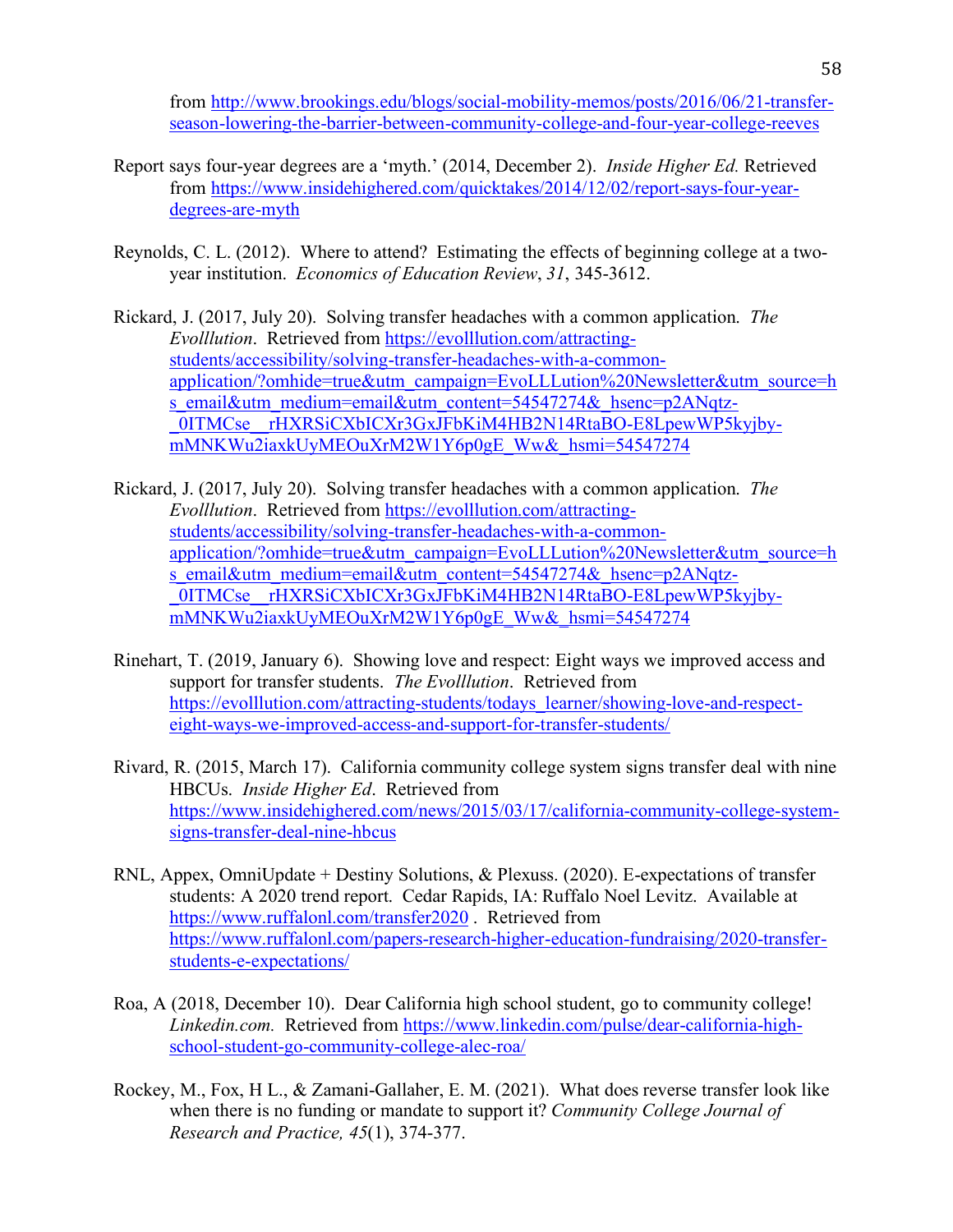from http://www.brookings.edu/blogs/social-mobility-memos/posts/2016/06/21-transfer-season-lowering-the-barrier-between-community-college-and-four-year-college-reeves

Report says four-year degrees are a 'myth.' (2014, December 2). *Inside Higher Ed.* Retrieved from https://www.insidehighered.com/quicktakes/2014/12/02/report-says-four-year-degrees-are-myth

Reynolds, C. L. (2012). Where to attend? Estimating the effects of beginning college at a two-year institution. *Economics of Education Review*, *31*, 345-3612.

Rickard, J. (2017, July 20). Solving transfer headaches with a common application. *The Evolllution*. Retrieved from https://evolllution.com/attracting-students/accessibility/solving-transfer-headaches-with-a-common-application/?omhide=true&utm_campaign=EvoLLLution%20Newsletter&utm_source=hs_email&utm_medium=email&utm_content=54547274&_hsenc=p2ANqtz-_0ITMCse__rHXRSiCXbICXr3GxJFbKiM4HB2N14RtaBO-E8LpewWP5kyjby-mMNKWu2iaxkUyMEOuXrM2W1Y6p0gE_Ww&_hsmi=54547274

Rickard, J. (2017, July 20). Solving transfer headaches with a common application. *The Evolllution*. Retrieved from https://evolllution.com/attracting-students/accessibility/solving-transfer-headaches-with-a-common-application/?omhide=true&utm_campaign=EvoLLLution%20Newsletter&utm_source=hs_email&utm_medium=email&utm_content=54547274&_hsenc=p2ANqtz-_0ITMCse__rHXRSiCXbICXr3GxJFbKiM4HB2N14RtaBO-E8LpewWP5kyjby-mMNKWu2iaxkUyMEOuXrM2W1Y6p0gE_Ww&_hsmi=54547274

Rinehart, T. (2019, January 6). Showing love and respect: Eight ways we improved access and support for transfer students. *The Evolllution*. Retrieved from https://evolllution.com/attracting-students/todays_learner/showing-love-and-respect-eight-ways-we-improved-access-and-support-for-transfer-students/

Rivard, R. (2015, March 17). California community college system signs transfer deal with nine HBCUs. *Inside Higher Ed*. Retrieved from https://www.insidehighered.com/news/2015/03/17/california-community-college-system-signs-transfer-deal-nine-hbcus

RNL, Appex, OmniUpdate + Destiny Solutions, & Plexuss. (2020). E-expectations of transfer students: A 2020 trend report. Cedar Rapids, IA: Ruffalo Noel Levitz. Available at https://www.ruffalonl.com/transfer2020 . Retrieved from https://www.ruffalonl.com/papers-research-higher-education-fundraising/2020-transfer-students-e-expectations/

Roa, A (2018, December 10). Dear California high school student, go to community college! *Linkedin.com.* Retrieved from https://www.linkedin.com/pulse/dear-california-high-school-student-go-community-college-alec-roa/

Rockey, M., Fox, H L., & Zamani-Gallaher, E. M. (2021). What does reverse transfer look like when there is no funding or mandate to support it? *Community College Journal of Research and Practice, 45*(1), 374-377.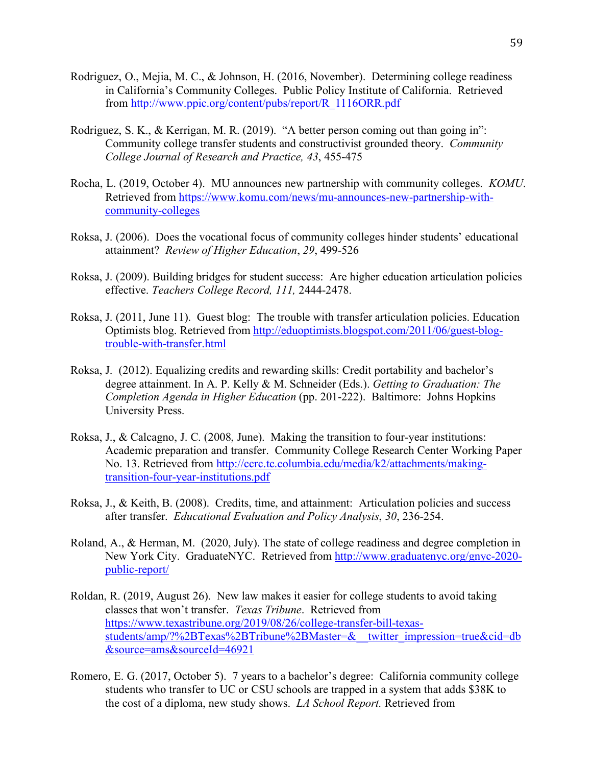Rodriguez, O., Mejia, M. C., & Johnson, H. (2016, November). Determining college readiness in California's Community Colleges. Public Policy Institute of California. Retrieved from http://www.ppic.org/content/pubs/report/R_1116ORR.pdf

Rodriguez, S. K., & Kerrigan, M. R. (2019). "A better person coming out than going in": Community college transfer students and constructivist grounded theory. *Community College Journal of Research and Practice, 43*, 455-475

Rocha, L. (2019, October 4). MU announces new partnership with community colleges. *KOMU*. Retrieved from https://www.komu.com/news/mu-announces-new-partnership-with-community-colleges

Roksa, J. (2006). Does the vocational focus of community colleges hinder students' educational attainment? *Review of Higher Education*, *29*, 499-526

Roksa, J. (2009). Building bridges for student success: Are higher education articulation policies effective. *Teachers College Record, 111,* 2444-2478.

Roksa, J. (2011, June 11). Guest blog: The trouble with transfer articulation policies. Education Optimists blog. Retrieved from http://eduoptimists.blogspot.com/2011/06/guest-blog-trouble-with-transfer.html

Roksa, J. (2012). Equalizing credits and rewarding skills: Credit portability and bachelor's degree attainment. In A. P. Kelly & M. Schneider (Eds.). *Getting to Graduation: The Completion Agenda in Higher Education* (pp. 201-222). Baltimore: Johns Hopkins University Press.

Roksa, J., & Calcagno, J. C. (2008, June). Making the transition to four-year institutions: Academic preparation and transfer. Community College Research Center Working Paper No. 13. Retrieved from http://ccrc.tc.columbia.edu/media/k2/attachments/making-transition-four-year-institutions.pdf

Roksa, J., & Keith, B. (2008). Credits, time, and attainment: Articulation policies and success after transfer. *Educational Evaluation and Policy Analysis*, *30*, 236-254.

Roland, A., & Herman, M. (2020, July). The state of college readiness and degree completion in New York City. GraduateNYC. Retrieved from http://www.graduatenyc.org/gnyc-2020-public-report/

Roldan, R. (2019, August 26). New law makes it easier for college students to avoid taking classes that won't transfer. *Texas Tribune*. Retrieved from https://www.texastribune.org/2019/08/26/college-transfer-bill-texas-students/amp/?%2BTexas%2BTribune%2BMaster=&__twitter_impression=true&cid=db&source=ams&sourceId=46921

Romero, E. G. (2017, October 5). 7 years to a bachelor's degree: California community college students who transfer to UC or CSU schools are trapped in a system that adds $38K to the cost of a diploma, new study shows. *LA School Report.* Retrieved from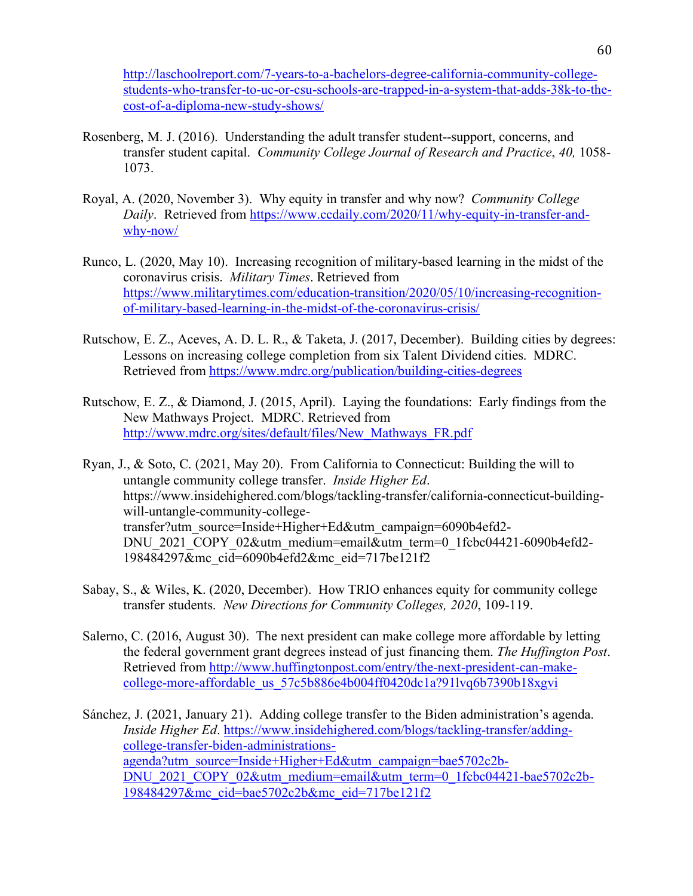http://laschoolreport.com/7-years-to-a-bachelors-degree-california-community-college-students-who-transfer-to-uc-or-csu-schools-are-trapped-in-a-system-that-adds-38k-to-the-cost-of-a-diploma-new-study-shows/

Rosenberg, M. J. (2016). Understanding the adult transfer student--support, concerns, and transfer student capital. *Community College Journal of Research and Practice*, *40,* 1058-1073.

Royal, A. (2020, November 3). Why equity in transfer and why now? *Community College Daily*. Retrieved from https://www.ccdaily.com/2020/11/why-equity-in-transfer-and-why-now/

Runco, L. (2020, May 10). Increasing recognition of military-based learning in the midst of the coronavirus crisis. *Military Times*. Retrieved from https://www.militarytimes.com/education-transition/2020/05/10/increasing-recognition-of-military-based-learning-in-the-midst-of-the-coronavirus-crisis/

Rutschow, E. Z., Aceves, A. D. L. R., & Taketa, J. (2017, December). Building cities by degrees: Lessons on increasing college completion from six Talent Dividend cities. MDRC. Retrieved from https://www.mdrc.org/publication/building-cities-degrees

Rutschow, E. Z., & Diamond, J. (2015, April). Laying the foundations: Early findings from the New Mathways Project. MDRC. Retrieved from http://www.mdrc.org/sites/default/files/New_Mathways_FR.pdf

Ryan, J., & Soto, C. (2021, May 20). From California to Connecticut: Building the will to untangle community college transfer. *Inside Higher Ed*. https://www.insidehighered.com/blogs/tackling-transfer/california-connecticut-building-will-untangle-community-college-transfer?utm_source=Inside+Higher+Ed&utm_campaign=6090b4efd2-DNU_2021_COPY_02&utm_medium=email&utm_term=0_1fcbc04421-6090b4efd2-198484297&mc_cid=6090b4efd2&mc_eid=717be121f2

Sabay, S., & Wiles, K. (2020, December). How TRIO enhances equity for community college transfer students. *New Directions for Community Colleges, 2020*, 109-119.

Salerno, C. (2016, August 30). The next president can make college more affordable by letting the federal government grant degrees instead of just financing them. *The Huffington Post*. Retrieved from http://www.huffingtonpost.com/entry/the-next-president-can-make-college-more-affordable_us_57c5b886e4b004ff0420dc1a?91lvq6b7390b18xgvi

Sánchez, J. (2021, January 21). Adding college transfer to the Biden administration's agenda. *Inside Higher Ed*. https://www.insidehighered.com/blogs/tackling-transfer/adding-college-transfer-biden-administrations-agenda?utm_source=Inside+Higher+Ed&utm_campaign=bae5702c2b-DNU_2021_COPY_02&utm_medium=email&utm_term=0_1fcbc04421-bae5702c2b-198484297&mc_cid=bae5702c2b&mc_eid=717be121f2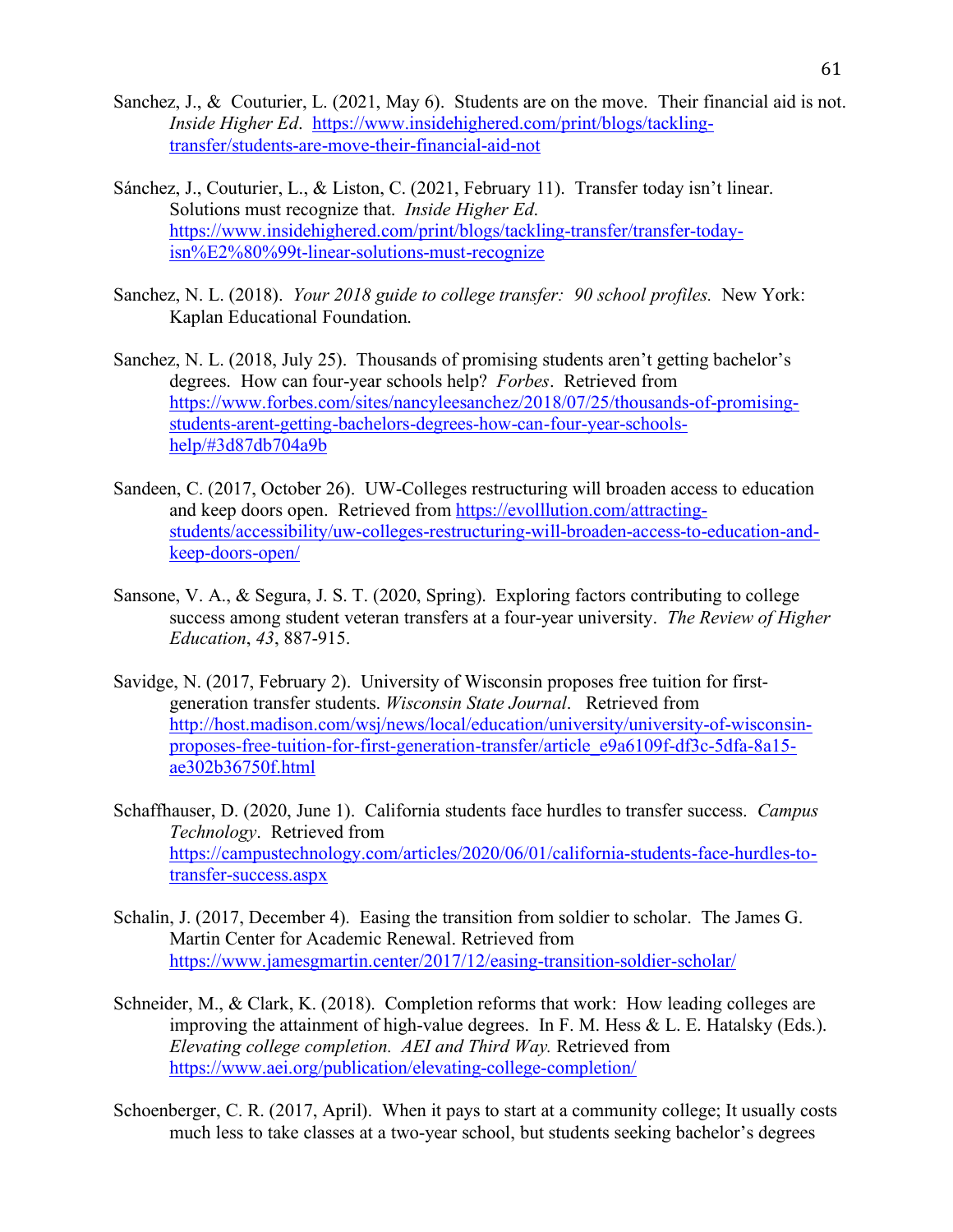Sanchez, J., & Couturier, L. (2021, May 6). Students are on the move. Their financial aid is not. *Inside Higher Ed*. https://www.insidehighered.com/print/blogs/tackling-transfer/students-are-move-their-financial-aid-not

Sánchez, J., Couturier, L., & Liston, C. (2021, February 11). Transfer today isn't linear. Solutions must recognize that. *Inside Higher Ed*. https://www.insidehighered.com/print/blogs/tackling-transfer/transfer-today-isn%E2%80%99t-linear-solutions-must-recognize

Sanchez, N. L. (2018). *Your 2018 guide to college transfer: 90 school profiles.* New York: Kaplan Educational Foundation.

Sanchez, N. L. (2018, July 25). Thousands of promising students aren't getting bachelor's degrees. How can four-year schools help? *Forbes*. Retrieved from https://www.forbes.com/sites/nancyleesanchez/2018/07/25/thousands-of-promising-students-arent-getting-bachelors-degrees-how-can-four-year-schools-help/#3d87db704a9b

Sandeen, C. (2017, October 26). UW-Colleges restructuring will broaden access to education and keep doors open. Retrieved from https://evolllution.com/attracting-students/accessibility/uw-colleges-restructuring-will-broaden-access-to-education-and-keep-doors-open/

Sansone, V. A., & Segura, J. S. T. (2020, Spring). Exploring factors contributing to college success among student veteran transfers at a four-year university. *The Review of Higher Education*, *43*, 887-915.

Savidge, N. (2017, February 2). University of Wisconsin proposes free tuition for first-generation transfer students. *Wisconsin State Journal*. Retrieved from http://host.madison.com/wsj/news/local/education/university/university-of-wisconsin-proposes-free-tuition-for-first-generation-transfer/article_e9a6109f-df3c-5dfa-8a15-ae302b36750f.html

Schaffhauser, D. (2020, June 1). California students face hurdles to transfer success. *Campus Technology*. Retrieved from https://campustechnology.com/articles/2020/06/01/california-students-face-hurdles-to-transfer-success.aspx

Schalin, J. (2017, December 4). Easing the transition from soldier to scholar. The James G. Martin Center for Academic Renewal. Retrieved from https://www.jamesgmartin.center/2017/12/easing-transition-soldier-scholar/

Schneider, M., & Clark, K. (2018). Completion reforms that work: How leading colleges are improving the attainment of high-value degrees. In F. M. Hess & L. E. Hatalsky (Eds.). *Elevating college completion. AEI and Third Way.* Retrieved from https://www.aei.org/publication/elevating-college-completion/

Schoenberger, C. R. (2017, April). When it pays to start at a community college; It usually costs much less to take classes at a two-year school, but students seeking bachelor's degrees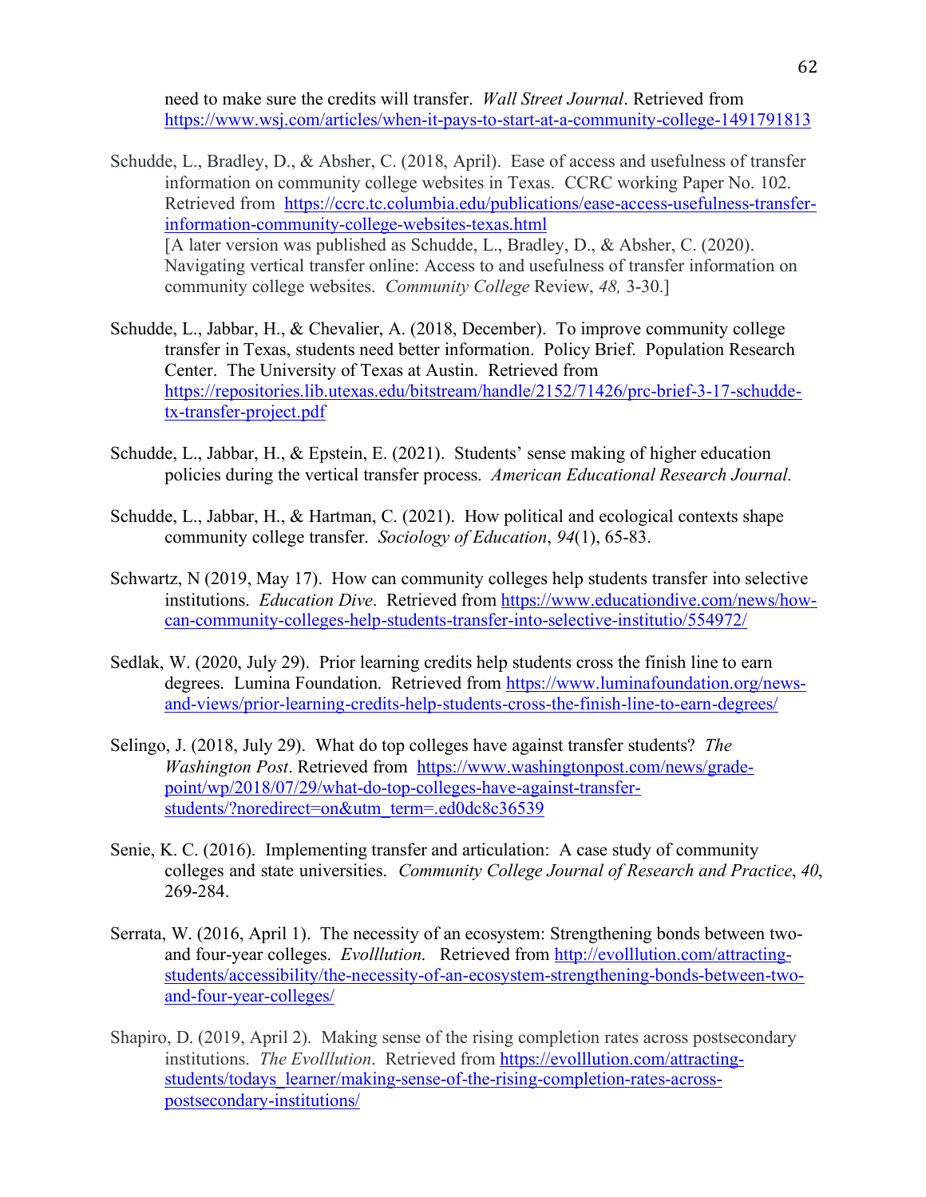need to make sure the credits will transfer. *Wall Street Journal*. Retrieved from https://www.wsj.com/articles/when-it-pays-to-start-at-a-community-college-1491791813

Schudde, L., Bradley, D., & Absher, C. (2018, April). Ease of access and usefulness of transfer information on community college websites in Texas. CCRC working Paper No. 102. Retrieved from https://ccrc.tc.columbia.edu/publications/ease-access-usefulness-transfer-information-community-college-websites-texas.html
[A later version was published as Schudde, L., Bradley, D., & Absher, C. (2020). Navigating vertical transfer online: Access to and usefulness of transfer information on community college websites. *Community College* Review, *48,* 3-30.]

Schudde, L., Jabbar, H., & Chevalier, A. (2018, December). To improve community college transfer in Texas, students need better information. Policy Brief. Population Research Center. The University of Texas at Austin. Retrieved from https://repositories.lib.utexas.edu/bitstream/handle/2152/71426/prc-brief-3-17-schudde-tx-transfer-project.pdf

Schudde, L., Jabbar, H., & Epstein, E. (2021). Students' sense making of higher education policies during the vertical transfer process. *American Educational Research Journal.*

Schudde, L., Jabbar, H., & Hartman, C. (2021). How political and ecological contexts shape community college transfer. *Sociology of Education*, *94*(1), 65-83.

Schwartz, N (2019, May 17). How can community colleges help students transfer into selective institutions. *Education Dive*. Retrieved from https://www.educationdive.com/news/how-can-community-colleges-help-students-transfer-into-selective-institutio/554972/

Sedlak, W. (2020, July 29). Prior learning credits help students cross the finish line to earn degrees. Lumina Foundation. Retrieved from https://www.luminafoundation.org/news-and-views/prior-learning-credits-help-students-cross-the-finish-line-to-earn-degrees/

Selingo, J. (2018, July 29). What do top colleges have against transfer students? *The Washington Post*. Retrieved from https://www.washingtonpost.com/news/grade-point/wp/2018/07/29/what-do-top-colleges-have-against-transfer-students/?noredirect=on&utm_term=.ed0dc8c36539

Senie, K. C. (2016). Implementing transfer and articulation: A case study of community colleges and state universities. *Community College Journal of Research and Practice*, *40*, 269-284.

Serrata, W. (2016, April 1). The necessity of an ecosystem: Strengthening bonds between two-and four-year colleges. *Evolllution*. Retrieved from http://evolllution.com/attracting-students/accessibility/the-necessity-of-an-ecosystem-strengthening-bonds-between-two-and-four-year-colleges/

Shapiro, D. (2019, April 2). Making sense of the rising completion rates across postsecondary institutions. *The Evolllution*. Retrieved from https://evolllution.com/attracting-students/todays_learner/making-sense-of-the-rising-completion-rates-across-postsecondary-institutions/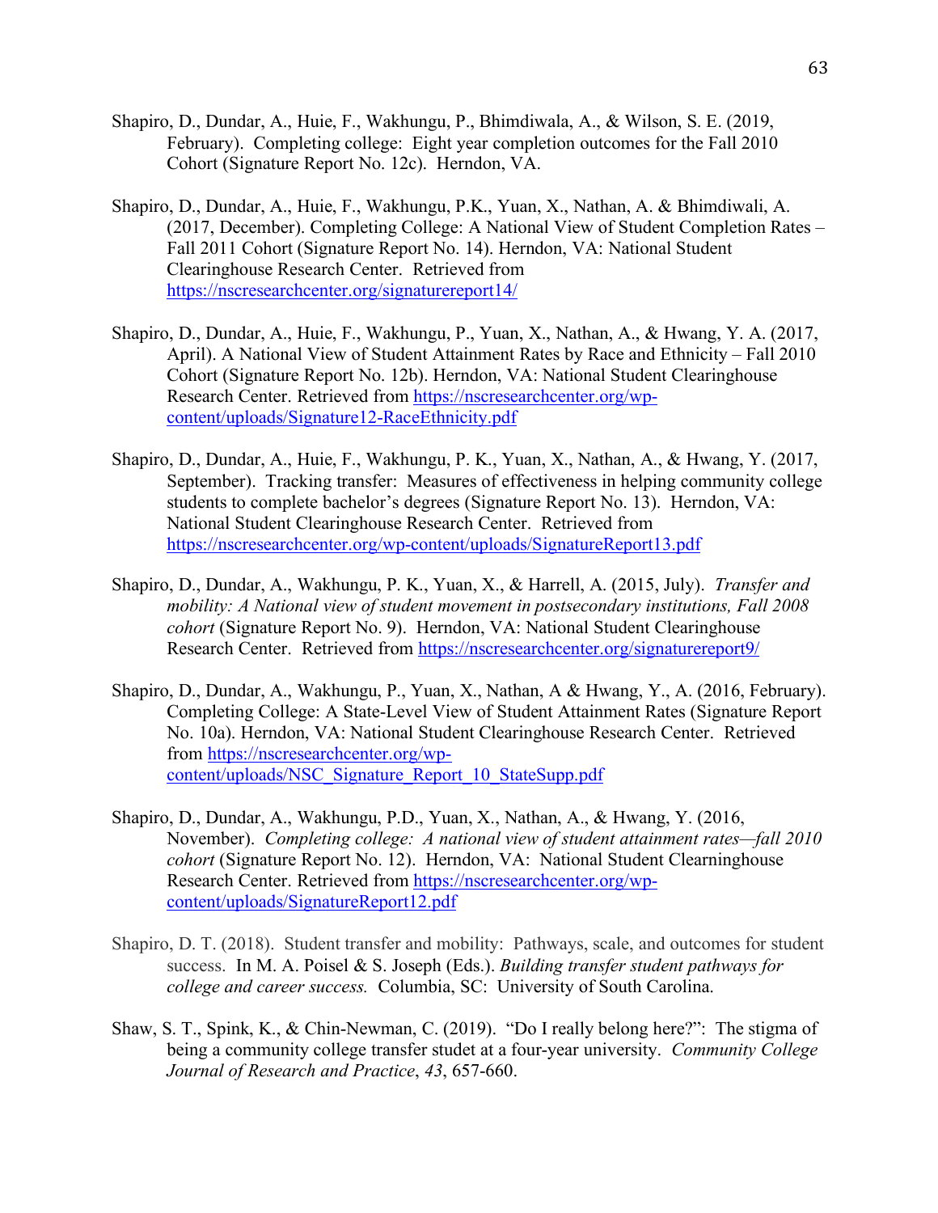Shapiro, D., Dundar, A., Huie, F., Wakhungu, P., Bhimdiwala, A., & Wilson, S. E. (2019, February). Completing college: Eight year completion outcomes for the Fall 2010 Cohort (Signature Report No. 12c). Herndon, VA.

Shapiro, D., Dundar, A., Huie, F., Wakhungu, P.K., Yuan, X., Nathan, A. & Bhimdiwali, A. (2017, December). Completing College: A National View of Student Completion Rates – Fall 2011 Cohort (Signature Report No. 14). Herndon, VA: National Student Clearinghouse Research Center. Retrieved from https://nscresearchcenter.org/signaturereport14/

Shapiro, D., Dundar, A., Huie, F., Wakhungu, P., Yuan, X., Nathan, A., & Hwang, Y. A. (2017, April). A National View of Student Attainment Rates by Race and Ethnicity – Fall 2010 Cohort (Signature Report No. 12b). Herndon, VA: National Student Clearinghouse Research Center. Retrieved from https://nscresearchcenter.org/wp-content/uploads/Signature12-RaceEthnicity.pdf

Shapiro, D., Dundar, A., Huie, F., Wakhungu, P. K., Yuan, X., Nathan, A., & Hwang, Y. (2017, September). Tracking transfer: Measures of effectiveness in helping community college students to complete bachelor's degrees (Signature Report No. 13). Herndon, VA: National Student Clearinghouse Research Center. Retrieved from https://nscresearchcenter.org/wp-content/uploads/SignatureReport13.pdf

Shapiro, D., Dundar, A., Wakhungu, P. K., Yuan, X., & Harrell, A. (2015, July). *Transfer and mobility: A National view of student movement in postsecondary institutions, Fall 2008 cohort* (Signature Report No. 9). Herndon, VA: National Student Clearinghouse Research Center. Retrieved from https://nscresearchcenter.org/signaturereport9/

Shapiro, D., Dundar, A., Wakhungu, P., Yuan, X., Nathan, A & Hwang, Y., A. (2016, February). Completing College: A State-Level View of Student Attainment Rates (Signature Report No. 10a). Herndon, VA: National Student Clearinghouse Research Center. Retrieved from https://nscresearchcenter.org/wp-content/uploads/NSC_Signature_Report_10_StateSupp.pdf

Shapiro, D., Dundar, A., Wakhungu, P.D., Yuan, X., Nathan, A., & Hwang, Y. (2016, November). *Completing college: A national view of student attainment rates—fall 2010 cohort* (Signature Report No. 12). Herndon, VA: National Student Clearninghouse Research Center. Retrieved from https://nscresearchcenter.org/wp-content/uploads/SignatureReport12.pdf

Shapiro, D. T. (2018). Student transfer and mobility: Pathways, scale, and outcomes for student success. In M. A. Poisel & S. Joseph (Eds.). *Building transfer student pathways for college and career success.* Columbia, SC: University of South Carolina.

Shaw, S. T., Spink, K., & Chin-Newman, C. (2019). "Do I really belong here?": The stigma of being a community college transfer studet at a four-year university. *Community College Journal of Research and Practice*, *43*, 657-660.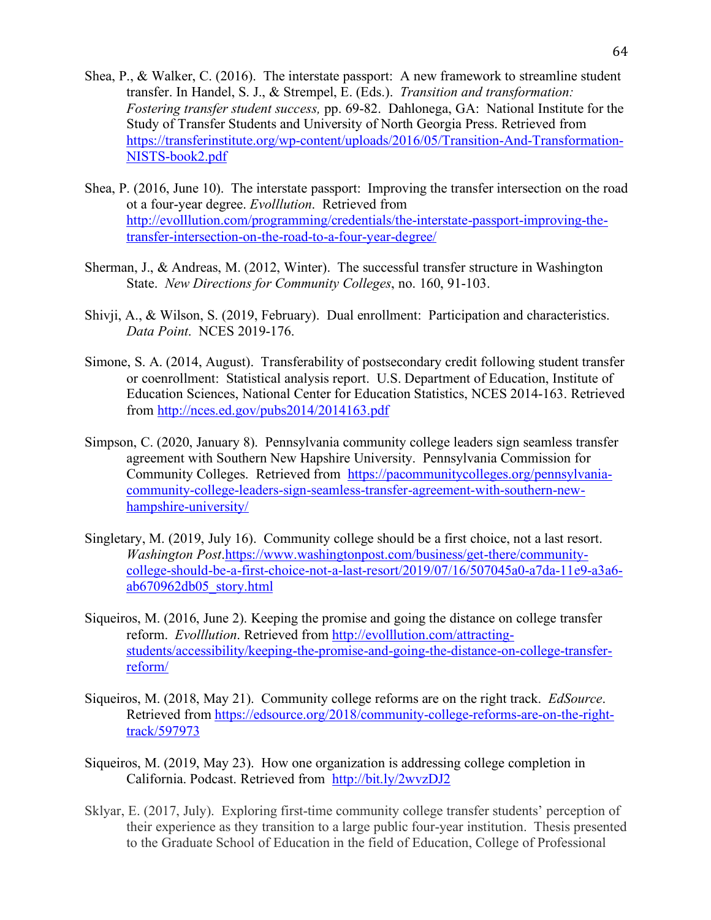Shea, P., & Walker, C. (2016). The interstate passport: A new framework to streamline student transfer. In Handel, S. J., & Strempel, E. (Eds.). *Transition and transformation: Fostering transfer student success,* pp. 69-82. Dahlonega, GA: National Institute for the Study of Transfer Students and University of North Georgia Press. Retrieved from https://transferinstitute.org/wp-content/uploads/2016/05/Transition-And-Transformation-NISTS-book2.pdf

Shea, P. (2016, June 10). The interstate passport: Improving the transfer intersection on the road ot a four-year degree. *Evolllution*. Retrieved from http://evolllution.com/programming/credentials/the-interstate-passport-improving-the-transfer-intersection-on-the-road-to-a-four-year-degree/

Sherman, J., & Andreas, M. (2012, Winter). The successful transfer structure in Washington State. *New Directions for Community Colleges*, no. 160, 91-103.

Shivji, A., & Wilson, S. (2019, February). Dual enrollment: Participation and characteristics. *Data Point*. NCES 2019-176.

Simone, S. A. (2014, August). Transferability of postsecondary credit following student transfer or coenrollment: Statistical analysis report. U.S. Department of Education, Institute of Education Sciences, National Center for Education Statistics, NCES 2014-163. Retrieved from http://nces.ed.gov/pubs2014/2014163.pdf

Simpson, C. (2020, January 8). Pennsylvania community college leaders sign seamless transfer agreement with Southern New Hapshire University. Pennsylvania Commission for Community Colleges. Retrieved from https://pacommunitycolleges.org/pennsylvania-community-college-leaders-sign-seamless-transfer-agreement-with-southern-new-hampshire-university/

Singletary, M. (2019, July 16). Community college should be a first choice, not a last resort. *Washington Post*.https://www.washingtonpost.com/business/get-there/community-college-should-be-a-first-choice-not-a-last-resort/2019/07/16/507045a0-a7da-11e9-a3a6-ab670962db05_story.html

Siqueiros, M. (2016, June 2). Keeping the promise and going the distance on college transfer reform. *Evolllution*. Retrieved from http://evolllution.com/attracting-students/accessibility/keeping-the-promise-and-going-the-distance-on-college-transfer-reform/

Siqueiros, M. (2018, May 21). Community college reforms are on the right track. *EdSource*. Retrieved from https://edsource.org/2018/community-college-reforms-are-on-the-right-track/597973

Siqueiros, M. (2019, May 23). How one organization is addressing college completion in California. Podcast. Retrieved from http://bit.ly/2wvzDJ2

Sklyar, E. (2017, July). Exploring first-time community college transfer students' perception of their experience as they transition to a large public four-year institution. Thesis presented to the Graduate School of Education in the field of Education, College of Professional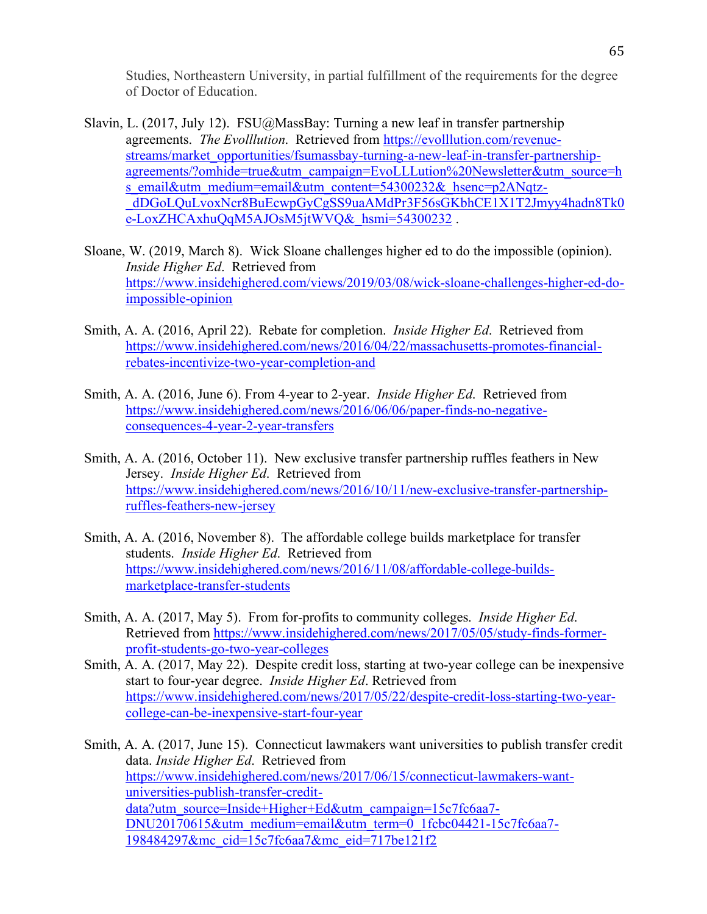Studies, Northeastern University, in partial fulfillment of the requirements for the degree of Doctor of Education.

Slavin, L. (2017, July 12). FSU@MassBay: Turning a new leaf in transfer partnership agreements. *The Evolllution*. Retrieved from https://evolllution.com/revenue-streams/market_opportunities/fsumassbay-turning-a-new-leaf-in-transfer-partnership-agreements/?omhide=true&utm_campaign=EvoLLLution%20Newsletter&utm_source=hs_email&utm_medium=email&utm_content=54300232&_hsenc=p2ANqtz-_dDGoLQuLvoxNcr8BuEcwpGyCgSS9uaAMdPr3F56sGKbhCE1X1T2Jmyy4hadn8Tk0e-LoxZHCAxhuQqM5AJOsM5jtWVQ&_hsmi=54300232 .

Sloane, W. (2019, March 8). Wick Sloane challenges higher ed to do the impossible (opinion). *Inside Higher Ed*. Retrieved from https://www.insidehighered.com/views/2019/03/08/wick-sloane-challenges-higher-ed-do-impossible-opinion

Smith, A. A. (2016, April 22). Rebate for completion. *Inside Higher Ed*. Retrieved from https://www.insidehighered.com/news/2016/04/22/massachusetts-promotes-financial-rebates-incentivize-two-year-completion-and

Smith, A. A. (2016, June 6). From 4-year to 2-year. *Inside Higher Ed*. Retrieved from https://www.insidehighered.com/news/2016/06/06/paper-finds-no-negative-consequences-4-year-2-year-transfers

Smith, A. A. (2016, October 11). New exclusive transfer partnership ruffles feathers in New Jersey. *Inside Higher Ed*. Retrieved from https://www.insidehighered.com/news/2016/10/11/new-exclusive-transfer-partnership-ruffles-feathers-new-jersey

Smith, A. A. (2016, November 8). The affordable college builds marketplace for transfer students. *Inside Higher Ed*. Retrieved from https://www.insidehighered.com/news/2016/11/08/affordable-college-builds-marketplace-transfer-students

Smith, A. A. (2017, May 5). From for-profits to community colleges. *Inside Higher Ed*. Retrieved from https://www.insidehighered.com/news/2017/05/05/study-finds-former-profit-students-go-two-year-colleges

Smith, A. A. (2017, May 22). Despite credit loss, starting at two-year college can be inexpensive start to four-year degree. *Inside Higher Ed*. Retrieved from https://www.insidehighered.com/news/2017/05/22/despite-credit-loss-starting-two-year-college-can-be-inexpensive-start-four-year

Smith, A. A. (2017, June 15). Connecticut lawmakers want universities to publish transfer credit data. *Inside Higher Ed*. Retrieved from https://www.insidehighered.com/news/2017/06/15/connecticut-lawmakers-want-universities-publish-transfer-credit-data?utm_source=Inside+Higher+Ed&utm_campaign=15c7fc6aa7-DNU20170615&utm_medium=email&utm_term=0_1fcbc04421-15c7fc6aa7-198484297&mc_cid=15c7fc6aa7&mc_eid=717be121f2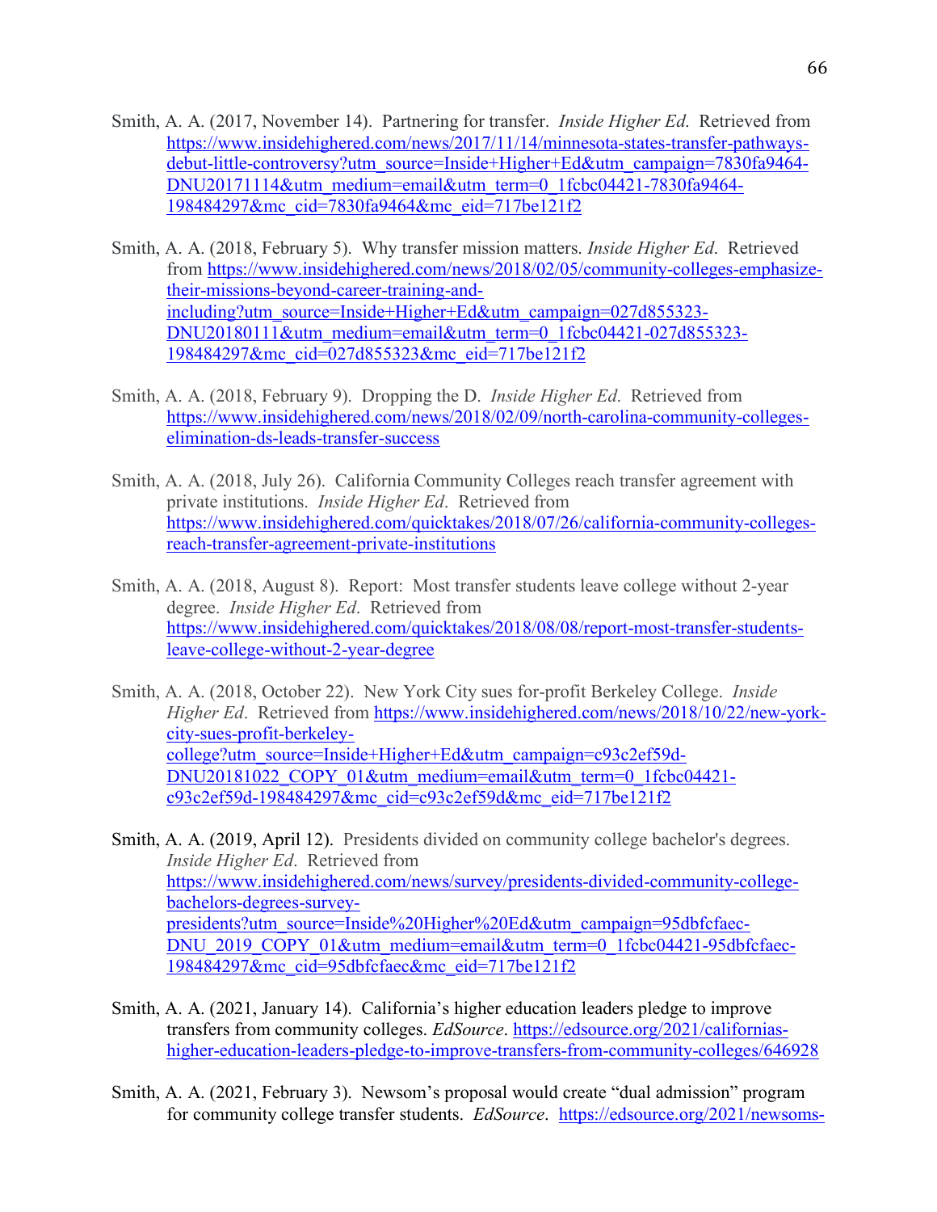Smith, A. A. (2017, November 14). Partnering for transfer. *Inside Higher Ed*. Retrieved from https://www.insidehighered.com/news/2017/11/14/minnesota-states-transfer-pathways-debut-little-controversy?utm_source=Inside+Higher+Ed&utm_campaign=7830fa9464-DNU20171114&utm_medium=email&utm_term=0_1fcbc04421-7830fa9464-198484297&mc_cid=7830fa9464&mc_eid=717be121f2

Smith, A. A. (2018, February 5). Why transfer mission matters. *Inside Higher Ed*. Retrieved from https://www.insidehighered.com/news/2018/02/05/community-colleges-emphasize-their-missions-beyond-career-training-and-including?utm_source=Inside+Higher+Ed&utm_campaign=027d855323-DNU20180111&utm_medium=email&utm_term=0_1fcbc04421-027d855323-198484297&mc_cid=027d855323&mc_eid=717be121f2

Smith, A. A. (2018, February 9). Dropping the D. *Inside Higher Ed*. Retrieved from https://www.insidehighered.com/news/2018/02/09/north-carolina-community-colleges-elimination-ds-leads-transfer-success

Smith, A. A. (2018, July 26). California Community Colleges reach transfer agreement with private institutions. *Inside Higher Ed*. Retrieved from https://www.insidehighered.com/quicktakes/2018/07/26/california-community-colleges-reach-transfer-agreement-private-institutions

Smith, A. A. (2018, August 8). Report: Most transfer students leave college without 2-year degree. *Inside Higher Ed*. Retrieved from https://www.insidehighered.com/quicktakes/2018/08/08/report-most-transfer-students-leave-college-without-2-year-degree

Smith, A. A. (2018, October 22). New York City sues for-profit Berkeley College. *Inside Higher Ed*. Retrieved from https://www.insidehighered.com/news/2018/10/22/new-york-city-sues-profit-berkeley-college?utm_source=Inside+Higher+Ed&utm_campaign=c93c2ef59d-DNU20181022_COPY_01&utm_medium=email&utm_term=0_1fcbc04421-c93c2ef59d-198484297&mc_cid=c93c2ef59d&mc_eid=717be121f2

Smith, A. A. (2019, April 12). Presidents divided on community college bachelor's degrees. *Inside Higher Ed*. Retrieved from https://www.insidehighered.com/news/survey/presidents-divided-community-college-bachelors-degrees-survey-presidents?utm_source=Inside%20Higher%20Ed&utm_campaign=95dbfcfaec-DNU_2019_COPY_01&utm_medium=email&utm_term=0_1fcbc04421-95dbfcfaec-198484297&mc_cid=95dbfcfaec&mc_eid=717be121f2

Smith, A. A. (2021, January 14). California's higher education leaders pledge to improve transfers from community colleges. *EdSource*. https://edsource.org/2021/californias-higher-education-leaders-pledge-to-improve-transfers-from-community-colleges/646928

Smith, A. A. (2021, February 3). Newsom's proposal would create "dual admission" program for community college transfer students. *EdSource*. https://edsource.org/2021/newsoms-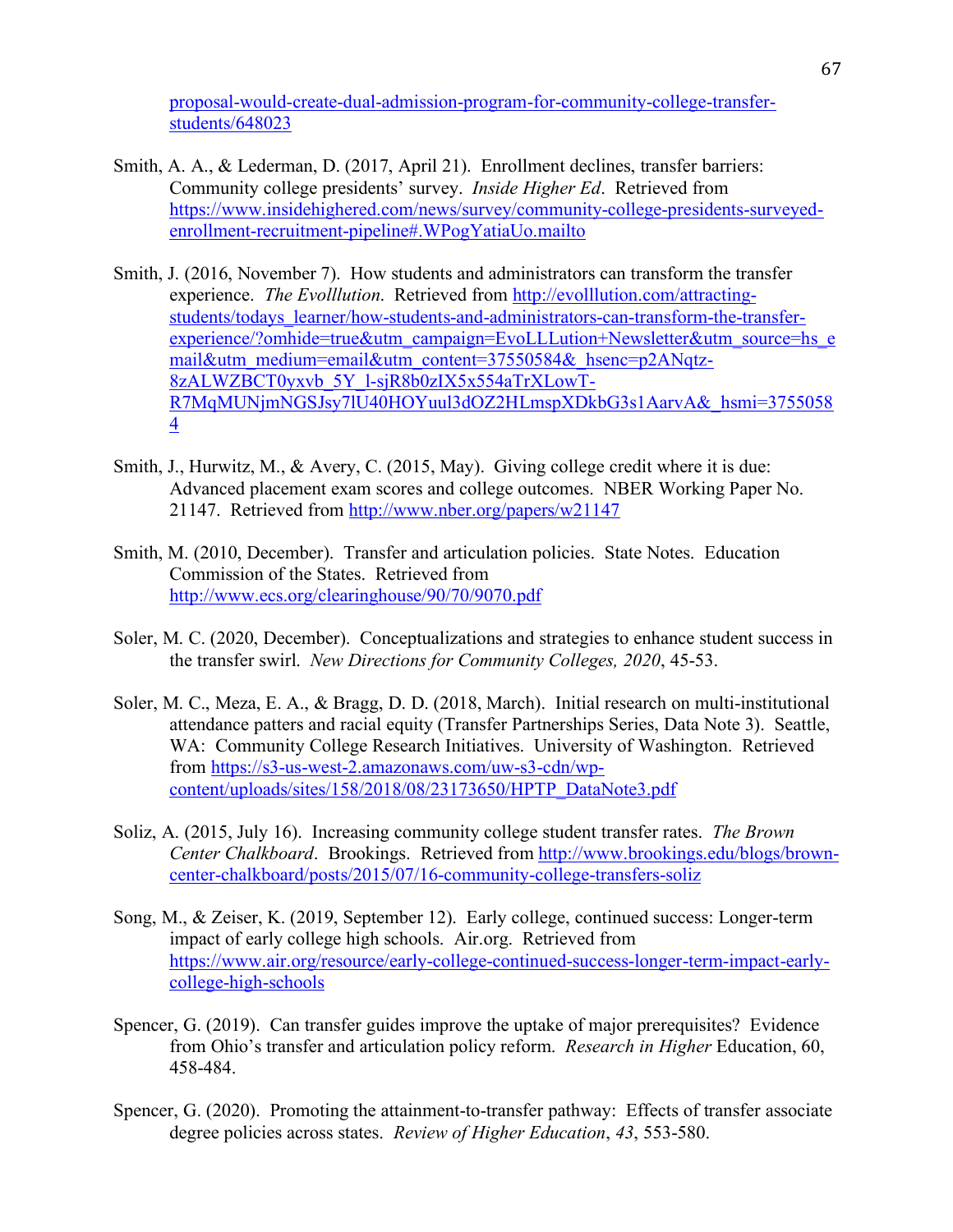proposal-would-create-dual-admission-program-for-community-college-transfer-students/648023

Smith, A. A., & Lederman, D. (2017, April 21). Enrollment declines, transfer barriers: Community college presidents' survey. *Inside Higher Ed*. Retrieved from https://www.insidehighered.com/news/survey/community-college-presidents-surveyed-enrollment-recruitment-pipeline#.WPogYatiaUo.mailto

Smith, J. (2016, November 7). How students and administrators can transform the transfer experience. *The Evolllution*. Retrieved from http://evolllution.com/attracting-students/todays_learner/how-students-and-administrators-can-transform-the-transfer-experience/?omhide=true&utm_campaign=EvoLLLution+Newsletter&utm_source=hs_email&utm_medium=email&utm_content=37550584&_hsenc=p2ANqtz-8zALWZBCT0yxvb_5Y_l-sjR8b0zIX5x554aTrXLowT-R7MqMUNjmNGSJsy7lU40HOYuul3dOZ2HLmspXDkbG3s1AarvA&_hsmi=37550584

Smith, J., Hurwitz, M., & Avery, C. (2015, May). Giving college credit where it is due: Advanced placement exam scores and college outcomes. NBER Working Paper No. 21147. Retrieved from http://www.nber.org/papers/w21147

Smith, M. (2010, December). Transfer and articulation policies. State Notes. Education Commission of the States. Retrieved from http://www.ecs.org/clearinghouse/90/70/9070.pdf

Soler, M. C. (2020, December). Conceptualizations and strategies to enhance student success in the transfer swirl. *New Directions for Community Colleges, 2020*, 45-53.

Soler, M. C., Meza, E. A., & Bragg, D. D. (2018, March). Initial research on multi-institutional attendance patters and racial equity (Transfer Partnerships Series, Data Note 3). Seattle, WA: Community College Research Initiatives. University of Washington. Retrieved from https://s3-us-west-2.amazonaws.com/uw-s3-cdn/wp-content/uploads/sites/158/2018/08/23173650/HPTP_DataNote3.pdf

Soliz, A. (2015, July 16). Increasing community college student transfer rates. *The Brown Center Chalkboard*. Brookings. Retrieved from http://www.brookings.edu/blogs/brown-center-chalkboard/posts/2015/07/16-community-college-transfers-soliz

Song, M., & Zeiser, K. (2019, September 12). Early college, continued success: Longer-term impact of early college high schools. Air.org. Retrieved from https://www.air.org/resource/early-college-continued-success-longer-term-impact-early-college-high-schools

Spencer, G. (2019). Can transfer guides improve the uptake of major prerequisites? Evidence from Ohio's transfer and articulation policy reform. *Research in Higher* Education, 60, 458-484.

Spencer, G. (2020). Promoting the attainment-to-transfer pathway: Effects of transfer associate degree policies across states. *Review of Higher Education*, *43*, 553-580.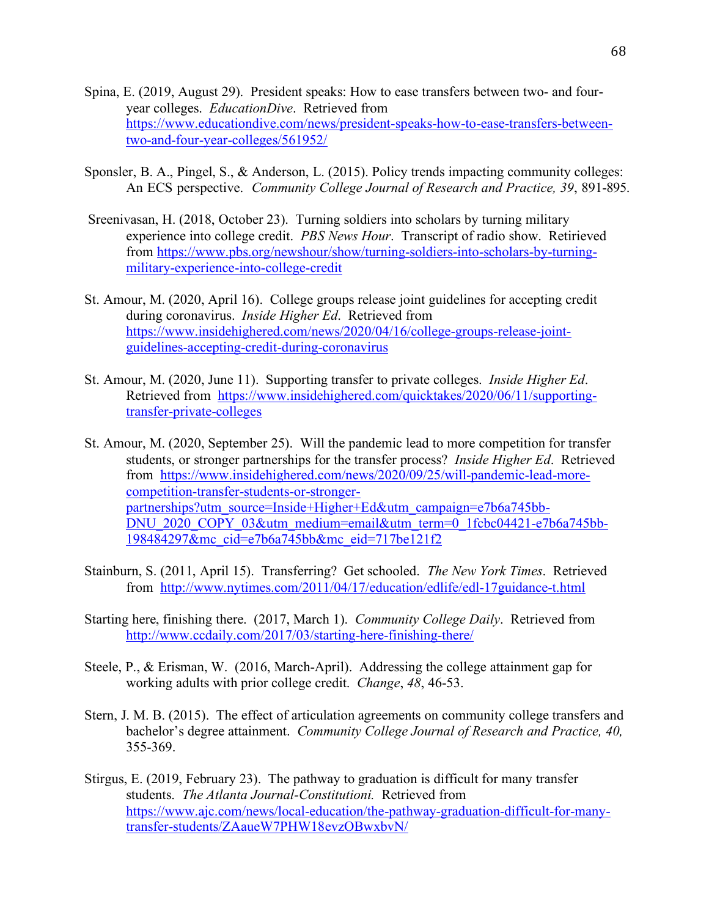Spina, E. (2019, August 29). President speaks: How to ease transfers between two- and four-year colleges. *EducationDive*. Retrieved from https://www.educationdive.com/news/president-speaks-how-to-ease-transfers-between-two-and-four-year-colleges/561952/

Sponsler, B. A., Pingel, S., & Anderson, L. (2015). Policy trends impacting community colleges: An ECS perspective. *Community College Journal of Research and Practice, 39*, 891-895.

Sreenivasan, H. (2018, October 23). Turning soldiers into scholars by turning military experience into college credit. *PBS News Hour*. Transcript of radio show. Retirieved from https://www.pbs.org/newshour/show/turning-soldiers-into-scholars-by-turning-military-experience-into-college-credit

St. Amour, M. (2020, April 16). College groups release joint guidelines for accepting credit during coronavirus. *Inside Higher Ed*. Retrieved from https://www.insidehighered.com/news/2020/04/16/college-groups-release-joint-guidelines-accepting-credit-during-coronavirus

St. Amour, M. (2020, June 11). Supporting transfer to private colleges. *Inside Higher Ed*. Retrieved from https://www.insidehighered.com/quicktakes/2020/06/11/supporting-transfer-private-colleges

St. Amour, M. (2020, September 25). Will the pandemic lead to more competition for transfer students, or stronger partnerships for the transfer process? *Inside Higher Ed*. Retrieved from https://www.insidehighered.com/news/2020/09/25/will-pandemic-lead-more-competition-transfer-students-or-stronger-partnerships?utm_source=Inside+Higher+Ed&utm_campaign=e7b6a745bb-DNU_2020_COPY_03&utm_medium=email&utm_term=0_1fcbc04421-e7b6a745bb-198484297&mc_cid=e7b6a745bb&mc_eid=717be121f2

Stainburn, S. (2011, April 15). Transferring? Get schooled. *The New York Times*. Retrieved from http://www.nytimes.com/2011/04/17/education/edlife/edl-17guidance-t.html

Starting here, finishing there. (2017, March 1). *Community College Daily*. Retrieved from http://www.ccdaily.com/2017/03/starting-here-finishing-there/

Steele, P., & Erisman, W. (2016, March-April). Addressing the college attainment gap for working adults with prior college credit. *Change*, *48*, 46-53.

Stern, J. M. B. (2015). The effect of articulation agreements on community college transfers and bachelor's degree attainment. *Community College Journal of Research and Practice, 40,* 355-369.

Stirgus, E. (2019, February 23). The pathway to graduation is difficult for many transfer students. *The Atlanta Journal-Constitutioni.* Retrieved from https://www.ajc.com/news/local-education/the-pathway-graduation-difficult-for-many-transfer-students/ZAaueW7PHW18evzOBwxbvN/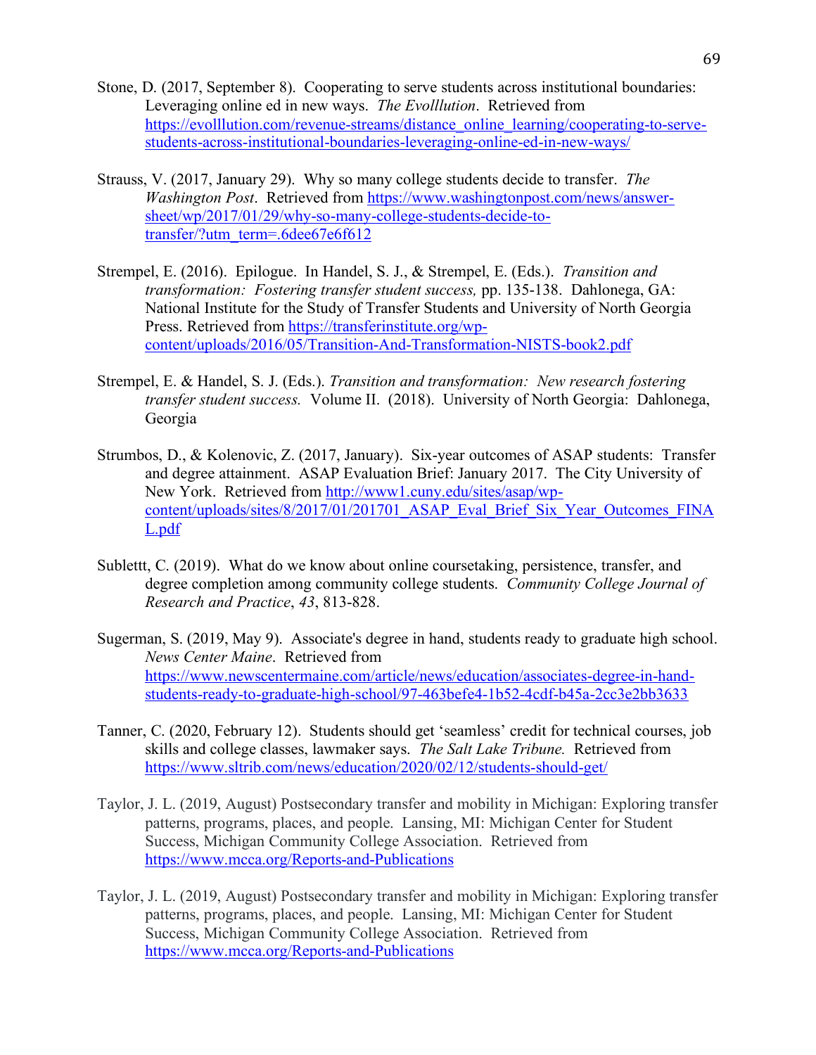Stone, D. (2017, September 8). Cooperating to serve students across institutional boundaries: Leveraging online ed in new ways. *The Evolllution*. Retrieved from https://evolllution.com/revenue-streams/distance_online_learning/cooperating-to-serve-students-across-institutional-boundaries-leveraging-online-ed-in-new-ways/

Strauss, V. (2017, January 29). Why so many college students decide to transfer. *The Washington Post*. Retrieved from https://www.washingtonpost.com/news/answer-sheet/wp/2017/01/29/why-so-many-college-students-decide-to-transfer/?utm_term=.6dee67e6f612

Strempel, E. (2016). Epilogue. In Handel, S. J., & Strempel, E. (Eds.). *Transition and transformation: Fostering transfer student success,* pp. 135-138. Dahlonega, GA: National Institute for the Study of Transfer Students and University of North Georgia Press. Retrieved from https://transferinstitute.org/wp-content/uploads/2016/05/Transition-And-Transformation-NISTS-book2.pdf

Strempel, E. & Handel, S. J. (Eds.). *Transition and transformation: New research fostering transfer student success.* Volume II. (2018). University of North Georgia: Dahlonega, Georgia

Strumbos, D., & Kolenovic, Z. (2017, January). Six-year outcomes of ASAP students: Transfer and degree attainment. ASAP Evaluation Brief: January 2017. The City University of New York. Retrieved from http://www1.cuny.edu/sites/asap/wp-content/uploads/sites/8/2017/01/201701_ASAP_Eval_Brief_Six_Year_Outcomes_FINAL.pdf

Sublettt, C. (2019). What do we know about online coursetaking, persistence, transfer, and degree completion among community college students. *Community College Journal of Research and Practice*, *43*, 813-828.

Sugerman, S. (2019, May 9). Associate's degree in hand, students ready to graduate high school. *News Center Maine*. Retrieved from https://www.newscentermaine.com/article/news/education/associates-degree-in-hand-students-ready-to-graduate-high-school/97-463befe4-1b52-4cdf-b45a-2cc3e2bb3633

Tanner, C. (2020, February 12). Students should get 'seamless' credit for technical courses, job skills and college classes, lawmaker says. *The Salt Lake Tribune.* Retrieved from https://www.sltrib.com/news/education/2020/02/12/students-should-get/

Taylor, J. L. (2019, August) Postsecondary transfer and mobility in Michigan: Exploring transfer patterns, programs, places, and people. Lansing, MI: Michigan Center for Student Success, Michigan Community College Association. Retrieved from https://www.mcca.org/Reports-and-Publications

Taylor, J. L. (2019, August) Postsecondary transfer and mobility in Michigan: Exploring transfer patterns, programs, places, and people. Lansing, MI: Michigan Center for Student Success, Michigan Community College Association. Retrieved from https://www.mcca.org/Reports-and-Publications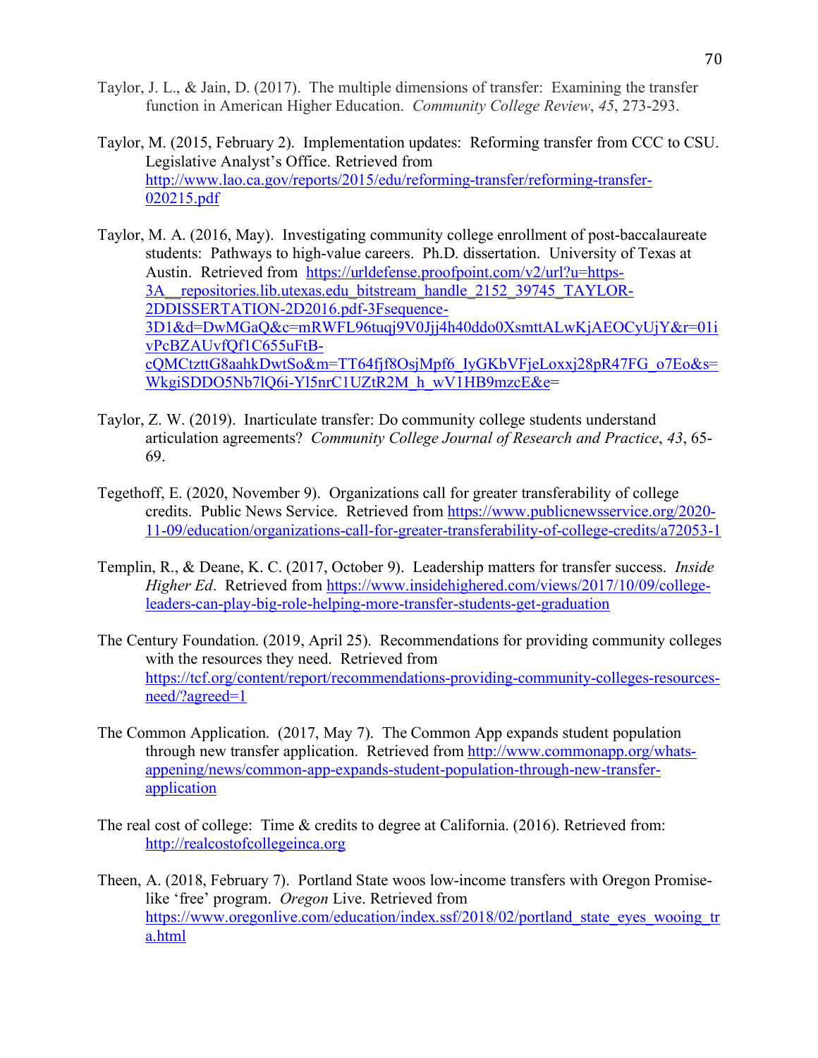Taylor, J. L., & Jain, D. (2017). The multiple dimensions of transfer: Examining the transfer function in American Higher Education. *Community College Review*, *45*, 273-293.

Taylor, M. (2015, February 2). Implementation updates: Reforming transfer from CCC to CSU. Legislative Analyst's Office. Retrieved from http://www.lao.ca.gov/reports/2015/edu/reforming-transfer/reforming-transfer-020215.pdf

Taylor, M. A. (2016, May). Investigating community college enrollment of post-baccalaureate students: Pathways to high-value careers. Ph.D. dissertation. University of Texas at Austin. Retrieved from https://urldefense.proofpoint.com/v2/url?u=https-3A__repositories.lib.utexas.edu_bitstream_handle_2152_39745_TAYLOR-2DDISSERTATION-2D2016.pdf-3Fsequence-3D1&d=DwMGaQ&c=mRWFL96tuqj9V0Jjj4h40ddo0XsmttALwKjAEOCyUjY&r=01ivPcBZAUvfQf1C655uFtB-cQMCtzttG8aahkDwtSo&m=TT64fjf8OsjMpf6_IyGKbVFjeLoxxj28pR47FG_o7Eo&s=WkgiSDDO5Nb7lQ6i-Yl5nrC1UZtR2M_h_wV1HB9mzcE&e=

Taylor, Z. W. (2019). Inarticulate transfer: Do community college students understand articulation agreements? *Community College Journal of Research and Practice*, *43*, 65-69.

Tegethoff, E. (2020, November 9). Organizations call for greater transferability of college credits. Public News Service. Retrieved from https://www.publicnewsservice.org/2020-11-09/education/organizations-call-for-greater-transferability-of-college-credits/a72053-1

Templin, R., & Deane, K. C. (2017, October 9). Leadership matters for transfer success. *Inside Higher Ed*. Retrieved from https://www.insidehighered.com/views/2017/10/09/college-leaders-can-play-big-role-helping-more-transfer-students-get-graduation

The Century Foundation. (2019, April 25). Recommendations for providing community colleges with the resources they need. Retrieved from https://tcf.org/content/report/recommendations-providing-community-colleges-resources-need/?agreed=1

The Common Application. (2017, May 7). The Common App expands student population through new transfer application. Retrieved from http://www.commonapp.org/whats-appening/news/common-app-expands-student-population-through-new-transfer-application

The real cost of college: Time & credits to degree at California. (2016). Retrieved from: http://realcostofcollegeinca.org

Theen, A. (2018, February 7). Portland State woos low-income transfers with Oregon Promise-like 'free' program. *Oregon* Live. Retrieved from https://www.oregonlive.com/education/index.ssf/2018/02/portland_state_eyes_wooing_tra.html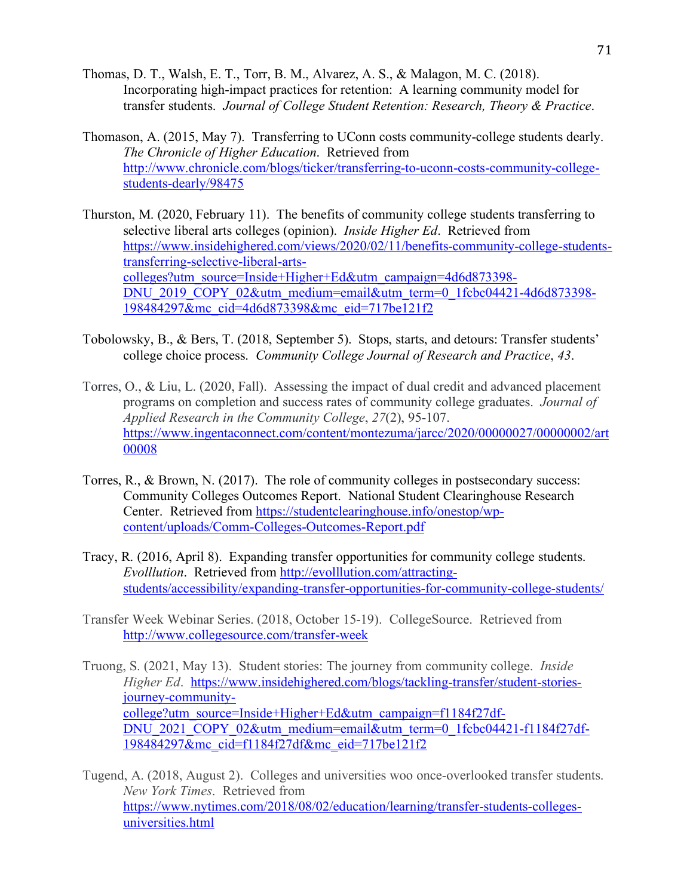Thomas, D. T., Walsh, E. T., Torr, B. M., Alvarez, A. S., & Malagon, M. C. (2018). Incorporating high-impact practices for retention: A learning community model for transfer students. *Journal of College Student Retention: Research, Theory & Practice*.

Thomason, A. (2015, May 7). Transferring to UConn costs community-college students dearly. *The Chronicle of Higher Education*. Retrieved from http://www.chronicle.com/blogs/ticker/transferring-to-uconn-costs-community-college-students-dearly/98475

Thurston, M. (2020, February 11). The benefits of community college students transferring to selective liberal arts colleges (opinion). *Inside Higher Ed*. Retrieved from https://www.insidehighered.com/views/2020/02/11/benefits-community-college-students-transferring-selective-liberal-arts-colleges?utm_source=Inside+Higher+Ed&utm_campaign=4d6d873398-DNU_2019_COPY_02&utm_medium=email&utm_term=0_1fcbc04421-4d6d873398-198484297&mc_cid=4d6d873398&mc_eid=717be121f2

Tobolowsky, B., & Bers, T. (2018, September 5). Stops, starts, and detours: Transfer students' college choice process. *Community College Journal of Research and Practice*, *43*.

Torres, O., & Liu, L. (2020, Fall). Assessing the impact of dual credit and advanced placement programs on completion and success rates of community college graduates. *Journal of Applied Research in the Community College*, *27*(2), 95-107. https://www.ingentaconnect.com/content/montezuma/jarcc/2020/00000027/00000002/art00008

Torres, R., & Brown, N. (2017). The role of community colleges in postsecondary success: Community Colleges Outcomes Report. National Student Clearinghouse Research Center. Retrieved from https://studentclearinghouse.info/onestop/wp-content/uploads/Comm-Colleges-Outcomes-Report.pdf

Tracy, R. (2016, April 8). Expanding transfer opportunities for community college students. *Evolllution*. Retrieved from http://evolllution.com/attracting-students/accessibility/expanding-transfer-opportunities-for-community-college-students/

Transfer Week Webinar Series. (2018, October 15-19). CollegeSource. Retrieved from http://www.collegesource.com/transfer-week

Truong, S. (2021, May 13). Student stories: The journey from community college. *Inside Higher Ed*. https://www.insidehighered.com/blogs/tackling-transfer/student-stories-journey-community-college?utm_source=Inside+Higher+Ed&utm_campaign=f1184f27df-DNU_2021_COPY_02&utm_medium=email&utm_term=0_1fcbc04421-f1184f27df-198484297&mc_cid=f1184f27df&mc_eid=717be121f2

Tugend, A. (2018, August 2). Colleges and universities woo once-overlooked transfer students. *New York Times*. Retrieved from https://www.nytimes.com/2018/08/02/education/learning/transfer-students-colleges-universities.html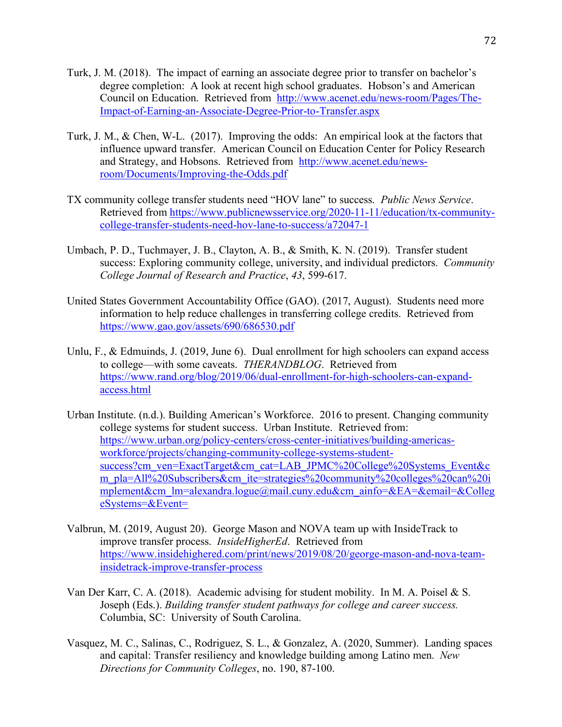Turk, J. M. (2018). The impact of earning an associate degree prior to transfer on bachelor's degree completion: A look at recent high school graduates. Hobson's and American Council on Education. Retrieved from http://www.acenet.edu/news-room/Pages/The-Impact-of-Earning-an-Associate-Degree-Prior-to-Transfer.aspx

Turk, J. M., & Chen, W-L. (2017). Improving the odds: An empirical look at the factors that influence upward transfer. American Council on Education Center for Policy Research and Strategy, and Hobsons. Retrieved from http://www.acenet.edu/news-room/Documents/Improving-the-Odds.pdf

TX community college transfer students need "HOV lane" to success. *Public News Service*. Retrieved from https://www.publicnewsservice.org/2020-11-11/education/tx-community-college-transfer-students-need-hov-lane-to-success/a72047-1

Umbach, P. D., Tuchmayer, J. B., Clayton, A. B., & Smith, K. N. (2019). Transfer student success: Exploring community college, university, and individual predictors. *Community College Journal of Research and Practice*, *43*, 599-617.

United States Government Accountability Office (GAO). (2017, August). Students need more information to help reduce challenges in transferring college credits. Retrieved from https://www.gao.gov/assets/690/686530.pdf

Unlu, F., & Edmuinds, J. (2019, June 6). Dual enrollment for high schoolers can expand access to college—with some caveats. *THERANDBLOG*. Retrieved from https://www.rand.org/blog/2019/06/dual-enrollment-for-high-schoolers-can-expand-access.html

Urban Institute. (n.d.). Building American's Workforce. 2016 to present. Changing community college systems for student success. Urban Institute. Retrieved from: https://www.urban.org/policy-centers/cross-center-initiatives/building-americas-workforce/projects/changing-community-college-systems-student-success?cm_ven=ExactTarget&cm_cat=LAB_JPMC%20College%20Systems_Event&cm_pla=All%20Subscribers&cm_ite=strategies%20community%20colleges%20can%20implement&cm_lm=alexandra.logue@mail.cuny.edu&cm_ainfo=&EA=&email=&CollegeSystems=&Event=

Valbrun, M. (2019, August 20). George Mason and NOVA team up with InsideTrack to improve transfer process. *InsideHigherEd*. Retrieved from https://www.insidehighered.com/print/news/2019/08/20/george-mason-and-nova-team-insidetrack-improve-transfer-process

Van Der Karr, C. A. (2018). Academic advising for student mobility. In M. A. Poisel & S. Joseph (Eds.). *Building transfer student pathways for college and career success.* Columbia, SC: University of South Carolina.

Vasquez, M. C., Salinas, C., Rodriguez, S. L., & Gonzalez, A. (2020, Summer). Landing spaces and capital: Transfer resiliency and knowledge building among Latino men. *New Directions for Community Colleges*, no. 190, 87-100.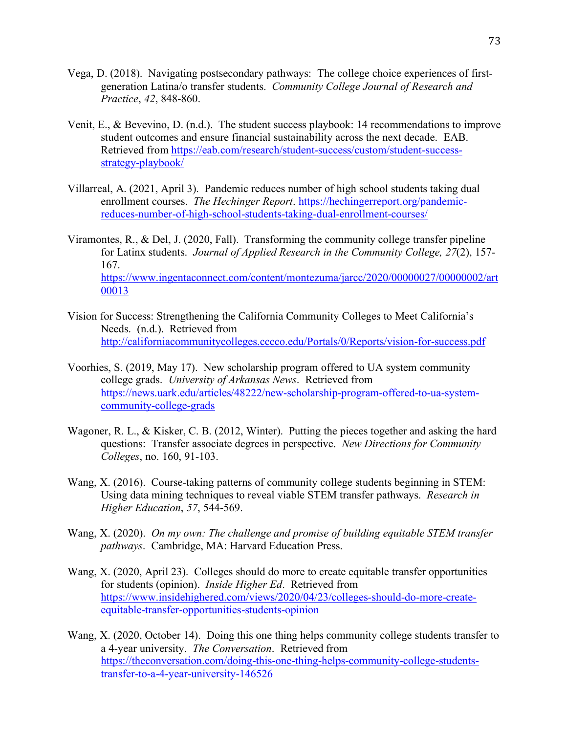Vega, D. (2018). Navigating postsecondary pathways: The college choice experiences of first-generation Latina/o transfer students. *Community College Journal of Research and Practice*, *42*, 848-860.

Venit, E., & Bevevino, D. (n.d.). The student success playbook: 14 recommendations to improve student outcomes and ensure financial sustainability across the next decade. EAB. Retrieved from https://eab.com/research/student-success/custom/student-success-strategy-playbook/

Villarreal, A. (2021, April 3). Pandemic reduces number of high school students taking dual enrollment courses. *The Hechinger Report*. https://hechingerreport.org/pandemic-reduces-number-of-high-school-students-taking-dual-enrollment-courses/

Viramontes, R., & Del, J. (2020, Fall). Transforming the community college transfer pipeline for Latinx students. *Journal of Applied Research in the Community College, 27*(2), 157-167. https://www.ingentaconnect.com/content/montezuma/jarcc/2020/00000027/00000002/art00013

Vision for Success: Strengthening the California Community Colleges to Meet California's Needs. (n.d.). Retrieved from http://californiacommunitycolleges.cccco.edu/Portals/0/Reports/vision-for-success.pdf

Voorhies, S. (2019, May 17). New scholarship program offered to UA system community college grads. *University of Arkansas News*. Retrieved from https://news.uark.edu/articles/48222/new-scholarship-program-offered-to-ua-system-community-college-grads

Wagoner, R. L., & Kisker, C. B. (2012, Winter). Putting the pieces together and asking the hard questions: Transfer associate degrees in perspective. *New Directions for Community Colleges*, no. 160, 91-103.

Wang, X. (2016). Course-taking patterns of community college students beginning in STEM: Using data mining techniques to reveal viable STEM transfer pathways. *Research in Higher Education*, *57*, 544-569.

Wang, X. (2020). *On my own: The challenge and promise of building equitable STEM transfer pathways*. Cambridge, MA: Harvard Education Press.

Wang, X. (2020, April 23). Colleges should do more to create equitable transfer opportunities for students (opinion). *Inside Higher Ed*. Retrieved from https://www.insidehighered.com/views/2020/04/23/colleges-should-do-more-create-equitable-transfer-opportunities-students-opinion

Wang, X. (2020, October 14). Doing this one thing helps community college students transfer to a 4-year university. *The Conversation*. Retrieved from https://theconversation.com/doing-this-one-thing-helps-community-college-students-transfer-to-a-4-year-university-146526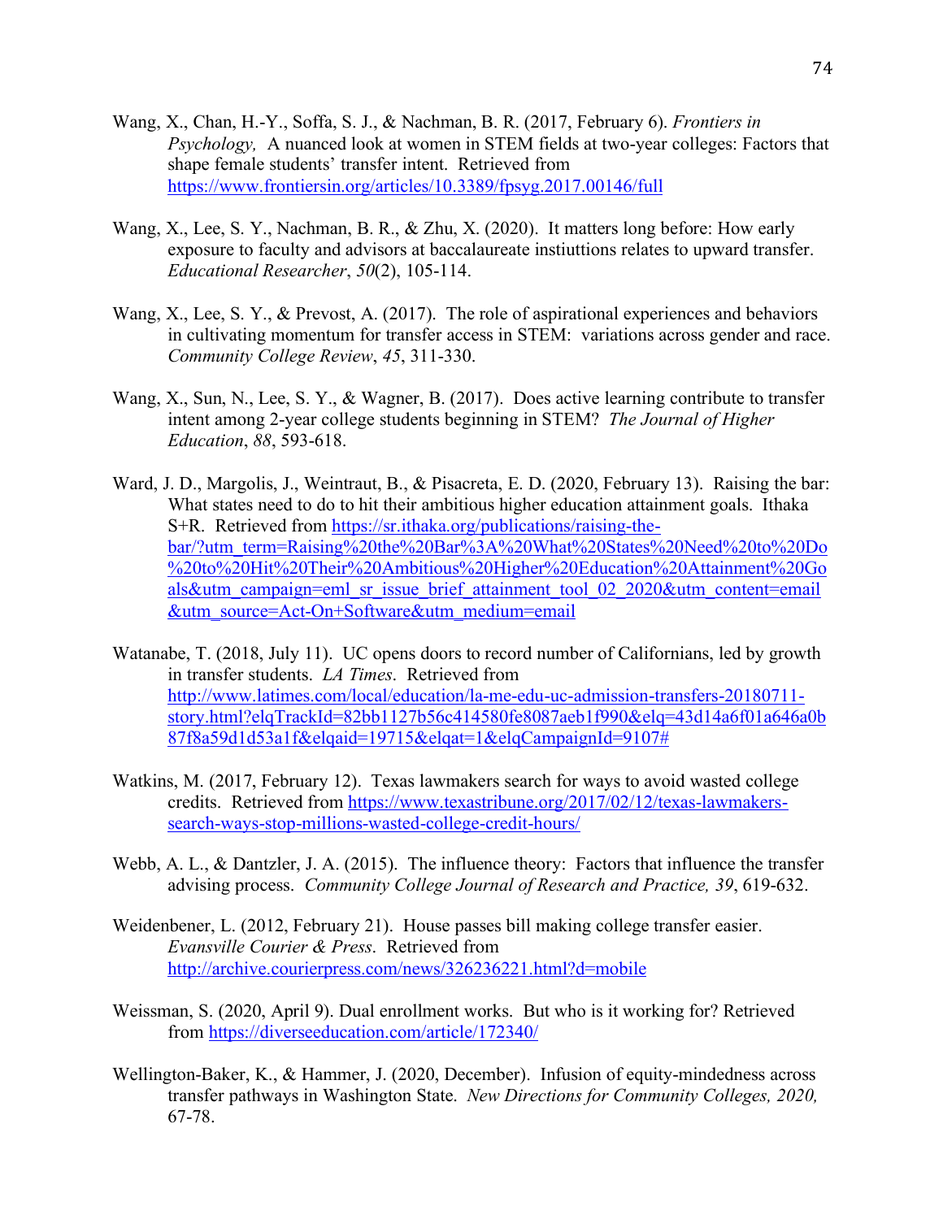Wang, X., Chan, H.-Y., Soffa, S. J., & Nachman, B. R. (2017, February 6). *Frontiers in Psychology,* A nuanced look at women in STEM fields at two-year colleges: Factors that shape female students' transfer intent. Retrieved from https://www.frontiersin.org/articles/10.3389/fpsyg.2017.00146/full

Wang, X., Lee, S. Y., Nachman, B. R., & Zhu, X. (2020). It matters long before: How early exposure to faculty and advisors at baccalaureate instiuttions relates to upward transfer. *Educational Researcher*, *50*(2), 105-114.

Wang, X., Lee, S. Y., & Prevost, A. (2017). The role of aspirational experiences and behaviors in cultivating momentum for transfer access in STEM: variations across gender and race. *Community College Review*, *45*, 311-330.

Wang, X., Sun, N., Lee, S. Y., & Wagner, B. (2017). Does active learning contribute to transfer intent among 2-year college students beginning in STEM? *The Journal of Higher Education*, *88*, 593-618.

Ward, J. D., Margolis, J., Weintraut, B., & Pisacreta, E. D. (2020, February 13). Raising the bar: What states need to do to hit their ambitious higher education attainment goals. Ithaka S+R. Retrieved from https://sr.ithaka.org/publications/raising-the-bar/?utm_term=Raising%20the%20Bar%3A%20What%20States%20Need%20to%20Do%20to%20Hit%20Their%20Ambitious%20Higher%20Education%20Attainment%20Goals&utm_campaign=eml_sr_issue_brief_attainment_tool_02_2020&utm_content=email&utm_source=Act-On+Software&utm_medium=email

Watanabe, T. (2018, July 11). UC opens doors to record number of Californians, led by growth in transfer students. *LA Times*. Retrieved from http://www.latimes.com/local/education/la-me-edu-uc-admission-transfers-20180711-story.html?elqTrackId=82bb1127b56c414580fe8087aeb1f990&elq=43d14a6f01a646a0b87f8a59d1d53a1f&elqaid=19715&elqat=1&elqCampaignId=9107#

Watkins, M. (2017, February 12). Texas lawmakers search for ways to avoid wasted college credits. Retrieved from https://www.texastribune.org/2017/02/12/texas-lawmakers-search-ways-stop-millions-wasted-college-credit-hours/

Webb, A. L., & Dantzler, J. A. (2015). The influence theory: Factors that influence the transfer advising process. *Community College Journal of Research and Practice, 39*, 619-632.

Weidenbener, L. (2012, February 21). House passes bill making college transfer easier. *Evansville Courier & Press*. Retrieved from http://archive.courierpress.com/news/326236221.html?d=mobile

Weissman, S. (2020, April 9). Dual enrollment works. But who is it working for? Retrieved from https://diverseeducation.com/article/172340/

Wellington-Baker, K., & Hammer, J. (2020, December). Infusion of equity-mindedness across transfer pathways in Washington State. *New Directions for Community Colleges, 2020,* 67-78.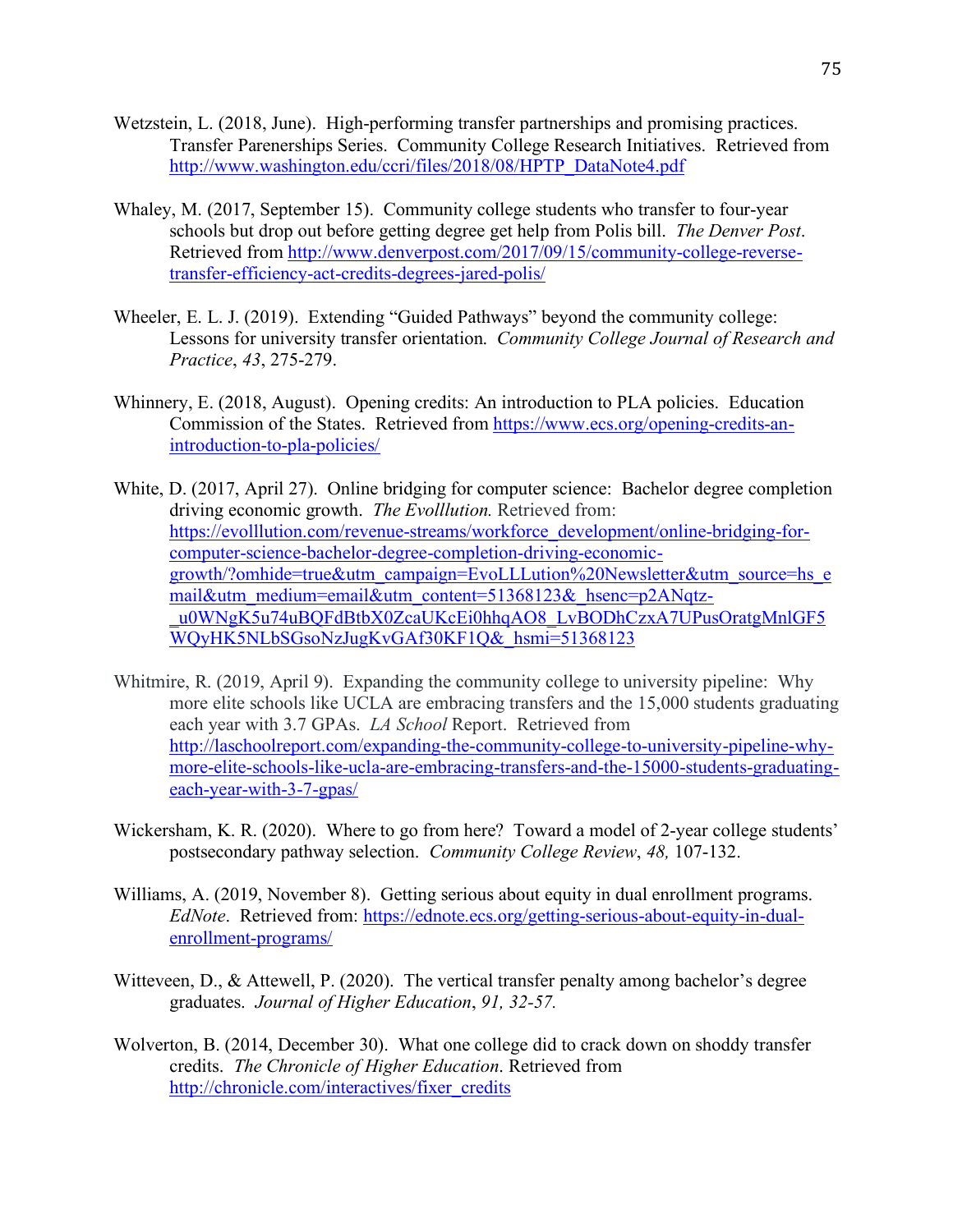Wetzstein, L. (2018, June). High-performing transfer partnerships and promising practices. Transfer Parenerships Series. Community College Research Initiatives. Retrieved from http://www.washington.edu/ccri/files/2018/08/HPTP_DataNote4.pdf

Whaley, M. (2017, September 15). Community college students who transfer to four-year schools but drop out before getting degree get help from Polis bill. *The Denver Post*. Retrieved from http://www.denverpost.com/2017/09/15/community-college-reverse-transfer-efficiency-act-credits-degrees-jared-polis/

Wheeler, E. L. J. (2019). Extending "Guided Pathways" beyond the community college: Lessons for university transfer orientation. *Community College Journal of Research and Practice*, *43*, 275-279.

Whinnery, E. (2018, August). Opening credits: An introduction to PLA policies. Education Commission of the States. Retrieved from https://www.ecs.org/opening-credits-an-introduction-to-pla-policies/

White, D. (2017, April 27). Online bridging for computer science: Bachelor degree completion driving economic growth. *The Evolllution.* Retrieved from: https://evolllution.com/revenue-streams/workforce_development/online-bridging-for-computer-science-bachelor-degree-completion-driving-economic-growth/?omhide=true&utm_campaign=EvoLLLution%20Newsletter&utm_source=hs_email&utm_medium=email&utm_content=51368123&_hsenc=p2ANqtz-_u0WNgK5u74uBQFdBtbX0ZcaUKcEi0hhqAO8_LvBODhCzxA7UPusOratgMnlGF5WQyHK5NLbSGsoNzJugKvGAf30KF1Q&_hsmi=51368123

Whitmire, R. (2019, April 9). Expanding the community college to university pipeline: Why more elite schools like UCLA are embracing transfers and the 15,000 students graduating each year with 3.7 GPAs. *LA School* Report. Retrieved from http://laschoolreport.com/expanding-the-community-college-to-university-pipeline-why-more-elite-schools-like-ucla-are-embracing-transfers-and-the-15000-students-graduating-each-year-with-3-7-gpas/

Wickersham, K. R. (2020). Where to go from here? Toward a model of 2-year college students' postsecondary pathway selection. *Community College Review*, *48,* 107-132.

Williams, A. (2019, November 8). Getting serious about equity in dual enrollment programs. *EdNote*. Retrieved from: https://ednote.ecs.org/getting-serious-about-equity-in-dual-enrollment-programs/

Witteveen, D., & Attewell, P. (2020). The vertical transfer penalty among bachelor's degree graduates. *Journal of Higher Education*, *91, 32-57.*

Wolverton, B. (2014, December 30). What one college did to crack down on shoddy transfer credits. *The Chronicle of Higher Education*. Retrieved from http://chronicle.com/interactives/fixer_credits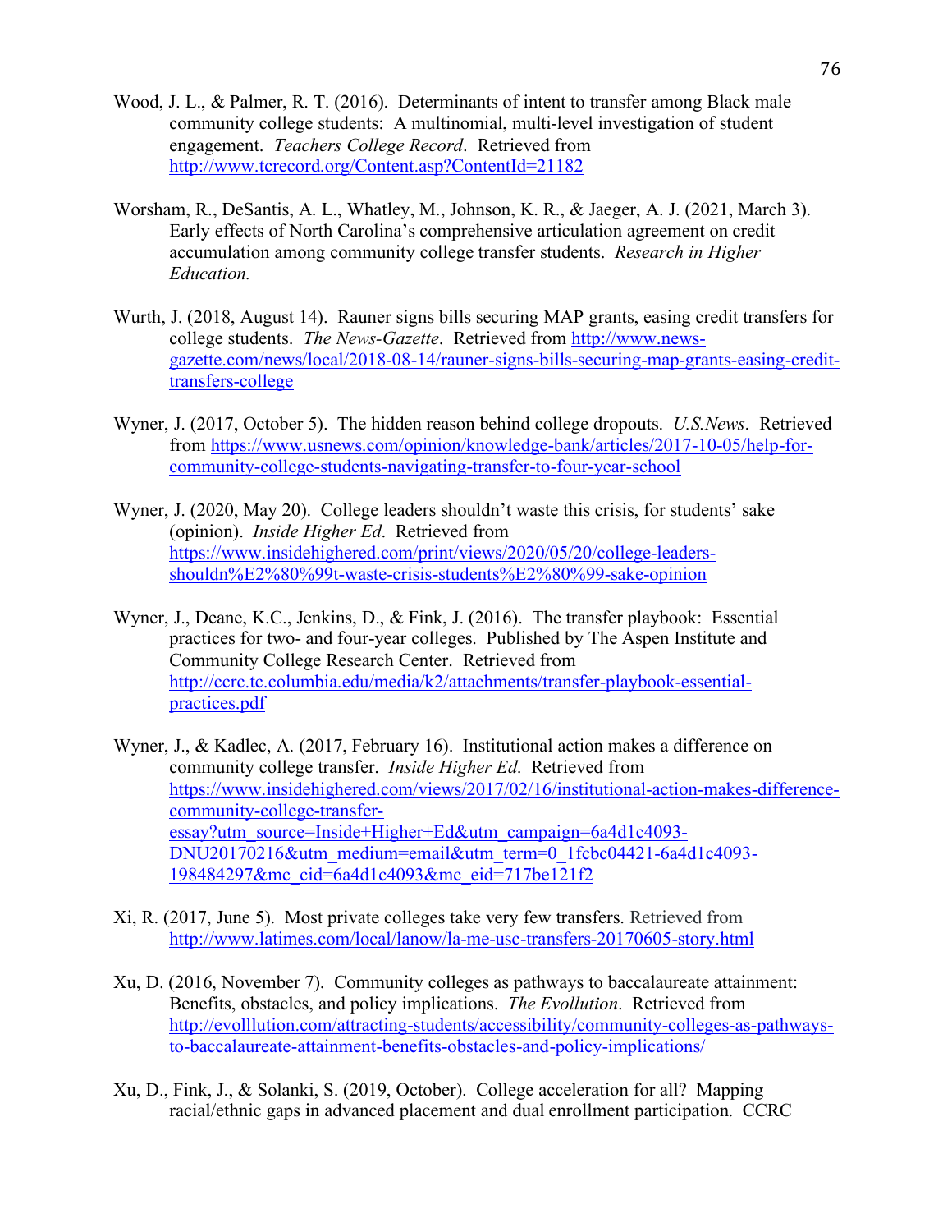Wood, J. L., & Palmer, R. T. (2016). Determinants of intent to transfer among Black male community college students: A multinomial, multi-level investigation of student engagement. *Teachers College Record*. Retrieved from http://www.tcrecord.org/Content.asp?ContentId=21182

Worsham, R., DeSantis, A. L., Whatley, M., Johnson, K. R., & Jaeger, A. J. (2021, March 3). Early effects of North Carolina's comprehensive articulation agreement on credit accumulation among community college transfer students. *Research in Higher Education.*

Wurth, J. (2018, August 14). Rauner signs bills securing MAP grants, easing credit transfers for college students. *The News-Gazette*. Retrieved from http://www.news-gazette.com/news/local/2018-08-14/rauner-signs-bills-securing-map-grants-easing-credit-transfers-college

Wyner, J. (2017, October 5). The hidden reason behind college dropouts. *U.S.News*. Retrieved from https://www.usnews.com/opinion/knowledge-bank/articles/2017-10-05/help-for-community-college-students-navigating-transfer-to-four-year-school

Wyner, J. (2020, May 20). College leaders shouldn't waste this crisis, for students' sake (opinion). *Inside Higher Ed*. Retrieved from https://www.insidehighered.com/print/views/2020/05/20/college-leaders-shouldn%E2%80%99t-waste-crisis-students%E2%80%99-sake-opinion

Wyner, J., Deane, K.C., Jenkins, D., & Fink, J. (2016). The transfer playbook: Essential practices for two- and four-year colleges. Published by The Aspen Institute and Community College Research Center. Retrieved from http://ccrc.tc.columbia.edu/media/k2/attachments/transfer-playbook-essential-practices.pdf

Wyner, J., & Kadlec, A. (2017, February 16). Institutional action makes a difference on community college transfer. *Inside Higher Ed*. Retrieved from https://www.insidehighered.com/views/2017/02/16/institutional-action-makes-difference-community-college-transfer-essay?utm_source=Inside+Higher+Ed&utm_campaign=6a4d1c4093-DNU20170216&utm_medium=email&utm_term=0_1fcbc04421-6a4d1c4093-198484297&mc_cid=6a4d1c4093&mc_eid=717be121f2

Xi, R. (2017, June 5). Most private colleges take very few transfers. Retrieved from http://www.latimes.com/local/lanow/la-me-usc-transfers-20170605-story.html

Xu, D. (2016, November 7). Community colleges as pathways to baccalaureate attainment: Benefits, obstacles, and policy implications. *The Evollution*. Retrieved from http://evolllution.com/attracting-students/accessibility/community-colleges-as-pathways-to-baccalaureate-attainment-benefits-obstacles-and-policy-implications/

Xu, D., Fink, J., & Solanki, S. (2019, October). College acceleration for all? Mapping racial/ethnic gaps in advanced placement and dual enrollment participation. CCRC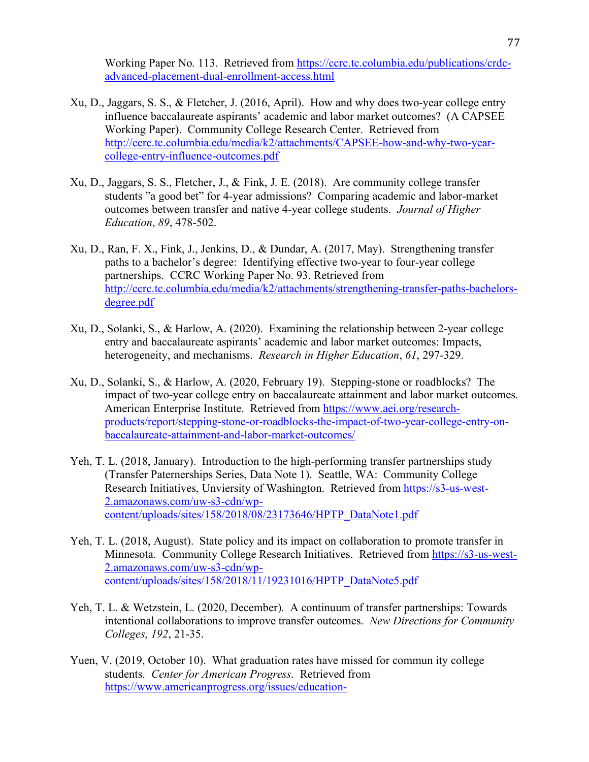Working Paper No. 113. Retrieved from https://ccrc.tc.columbia.edu/publications/crdc-advanced-placement-dual-enrollment-access.html

Xu, D., Jaggars, S. S., & Fletcher, J. (2016, April). How and why does two-year college entry influence baccalaureate aspirants' academic and labor market outcomes? (A CAPSEE Working Paper). Community College Research Center. Retrieved from http://ccrc.tc.columbia.edu/media/k2/attachments/CAPSEE-how-and-why-two-year-college-entry-influence-outcomes.pdf

Xu, D., Jaggars, S. S., Fletcher, J., & Fink, J. E. (2018). Are community college transfer students "a good bet" for 4-year admissions? Comparing academic and labor-market outcomes between transfer and native 4-year college students. *Journal of Higher Education*, *89*, 478-502.

Xu, D., Ran, F. X., Fink, J., Jenkins, D., & Dundar, A. (2017, May). Strengthening transfer paths to a bachelor's degree: Identifying effective two-year to four-year college partnerships. CCRC Working Paper No. 93. Retrieved from http://ccrc.tc.columbia.edu/media/k2/attachments/strengthening-transfer-paths-bachelors-degree.pdf

Xu, D., Solanki, S., & Harlow, A. (2020). Examining the relationship between 2-year college entry and baccalaureate aspirants' academic and labor market outcomes: Impacts, heterogeneity, and mechanisms. *Research in Higher Education*, *61*, 297-329.

Xu, D., Solanki, S., & Harlow, A. (2020, February 19). Stepping-stone or roadblocks? The impact of two-year college entry on baccalaureate attainment and labor market outcomes. American Enterprise Institute. Retrieved from https://www.aei.org/research-products/report/stepping-stone-or-roadblocks-the-impact-of-two-year-college-entry-on-baccalaureate-attainment-and-labor-market-outcomes/

Yeh, T. L. (2018, January). Introduction to the high-performing transfer partnerships study (Transfer Paternerships Series, Data Note 1). Seattle, WA: Community College Research Initiatives, Unviersity of Washington. Retrieved from https://s3-us-west-2.amazonaws.com/uw-s3-cdn/wp-content/uploads/sites/158/2018/08/23173646/HPTP_DataNote1.pdf

Yeh, T. L. (2018, August). State policy and its impact on collaboration to promote transfer in Minnesota. Community College Research Initiatives. Retrieved from https://s3-us-west-2.amazonaws.com/uw-s3-cdn/wp-content/uploads/sites/158/2018/11/19231016/HPTP_DataNote5.pdf

Yeh, T. L. & Wetzstein, L. (2020, December). A continuum of transfer partnerships: Towards intentional collaborations to improve transfer outcomes. *New Directions for Community Colleges*, *192*, 21-35.

Yuen, V. (2019, October 10). What graduation rates have missed for commun ity college students. *Center for American Progress*. Retrieved from https://www.americanprogress.org/issues/education-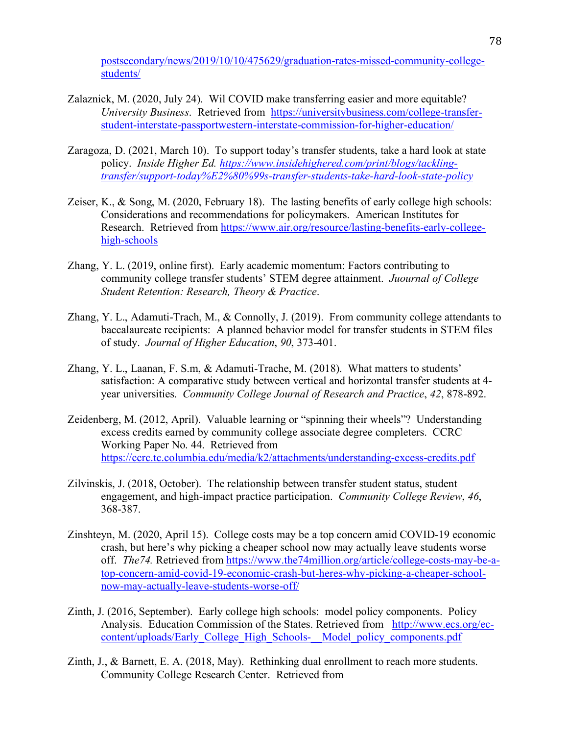postsecondary/news/2019/10/10/475629/graduation-rates-missed-community-college-students/

Zalaznick, M. (2020, July 24). Wil COVID make transferring easier and more equitable? *University Business*. Retrieved from https://universitybusiness.com/college-transfer-student-interstate-passportwestern-interstate-commission-for-higher-education/

Zaragoza, D. (2021, March 10). To support today's transfer students, take a hard look at state policy. *Inside Higher Ed. https://www.insidehighered.com/print/blogs/tackling-transfer/support-today%E2%80%99s-transfer-students-take-hard-look-state-policy*

Zeiser, K., & Song, M. (2020, February 18). The lasting benefits of early college high schools: Considerations and recommendations for policymakers. American Institutes for Research. Retrieved from https://www.air.org/resource/lasting-benefits-early-college-high-schools

Zhang, Y. L. (2019, online first). Early academic momentum: Factors contributing to community college transfer students' STEM degree attainment. *Juournal of College Student Retention: Research, Theory & Practice*.

Zhang, Y. L., Adamuti-Trach, M., & Connolly, J. (2019). From community college attendants to baccalaureate recipients: A planned behavior model for transfer students in STEM files of study. *Journal of Higher Education*, *90*, 373-401.

Zhang, Y. L., Laanan, F. S.m, & Adamuti-Trache, M. (2018). What matters to students' satisfaction: A comparative study between vertical and horizontal transfer students at 4-year universities. *Community College Journal of Research and Practice*, *42*, 878-892.

Zeidenberg, M. (2012, April). Valuable learning or "spinning their wheels"? Understanding excess credits earned by community college associate degree completers. CCRC Working Paper No. 44. Retrieved from https://ccrc.tc.columbia.edu/media/k2/attachments/understanding-excess-credits.pdf

Zilvinskis, J. (2018, October). The relationship between transfer student status, student engagement, and high-impact practice participation. *Community College Review*, *46*, 368-387.

Zinshteyn, M. (2020, April 15). College costs may be a top concern amid COVID-19 economic crash, but here's why picking a cheaper school now may actually leave students worse off. *The74.* Retrieved from https://www.the74million.org/article/college-costs-may-be-a-top-concern-amid-covid-19-economic-crash-but-heres-why-picking-a-cheaper-school-now-may-actually-leave-students-worse-off/

Zinth, J. (2016, September). Early college high schools: model policy components. Policy Analysis. Education Commission of the States. Retrieved from http://www.ecs.org/ec-content/uploads/Early_College_High_Schools-__Model_policy_components.pdf

Zinth, J., & Barnett, E. A. (2018, May). Rethinking dual enrollment to reach more students. Community College Research Center. Retrieved from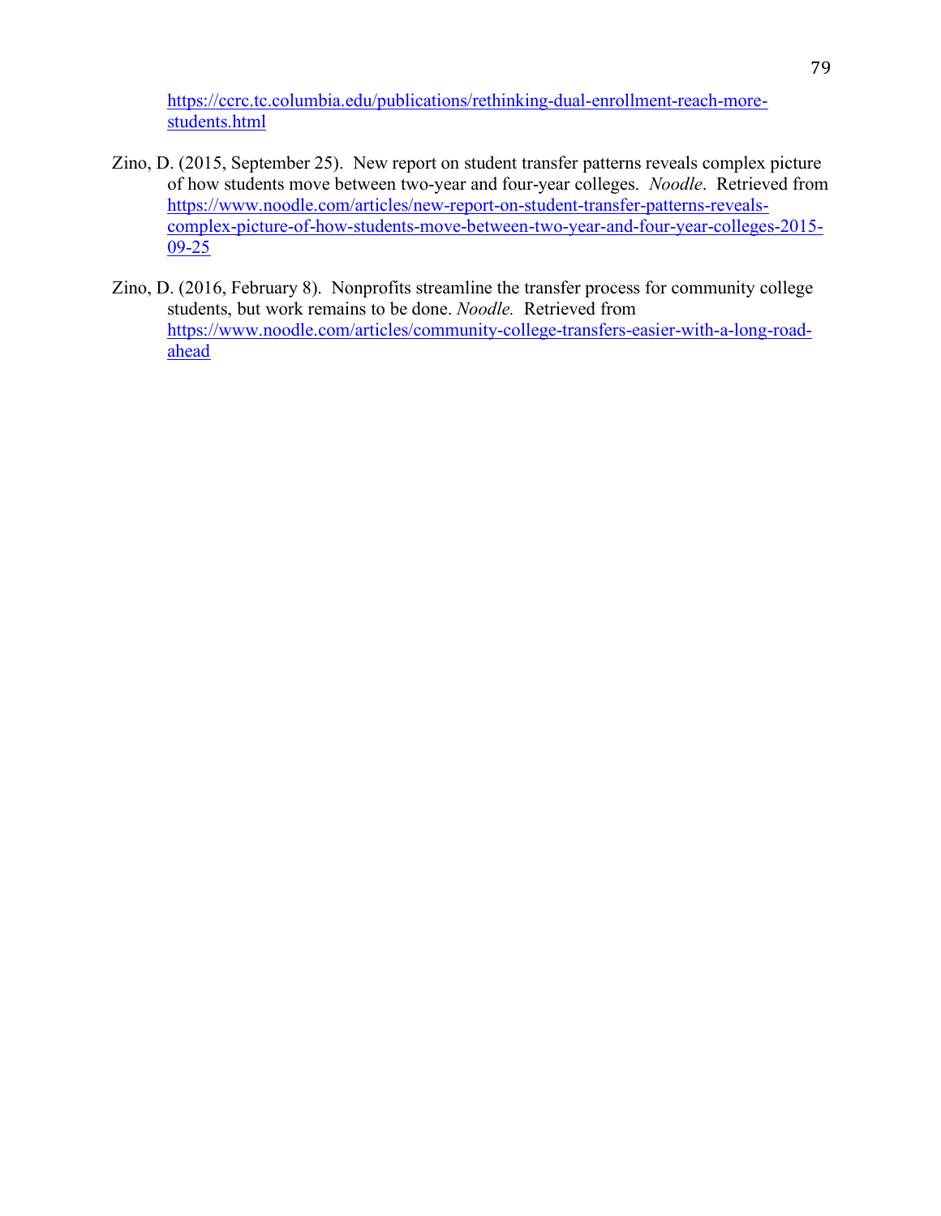https://ccrc.tc.columbia.edu/publications/rethinking-dual-enrollment-reach-more-students.html

Zino, D. (2015, September 25). New report on student transfer patterns reveals complex picture of how students move between two-year and four-year colleges. *Noodle*. Retrieved from https://www.noodle.com/articles/new-report-on-student-transfer-patterns-reveals-complex-picture-of-how-students-move-between-two-year-and-four-year-colleges-2015-09-25

Zino, D. (2016, February 8). Nonprofits streamline the transfer process for community college students, but work remains to be done. *Noodle.* Retrieved from https://www.noodle.com/articles/community-college-transfers-easier-with-a-long-road-ahead